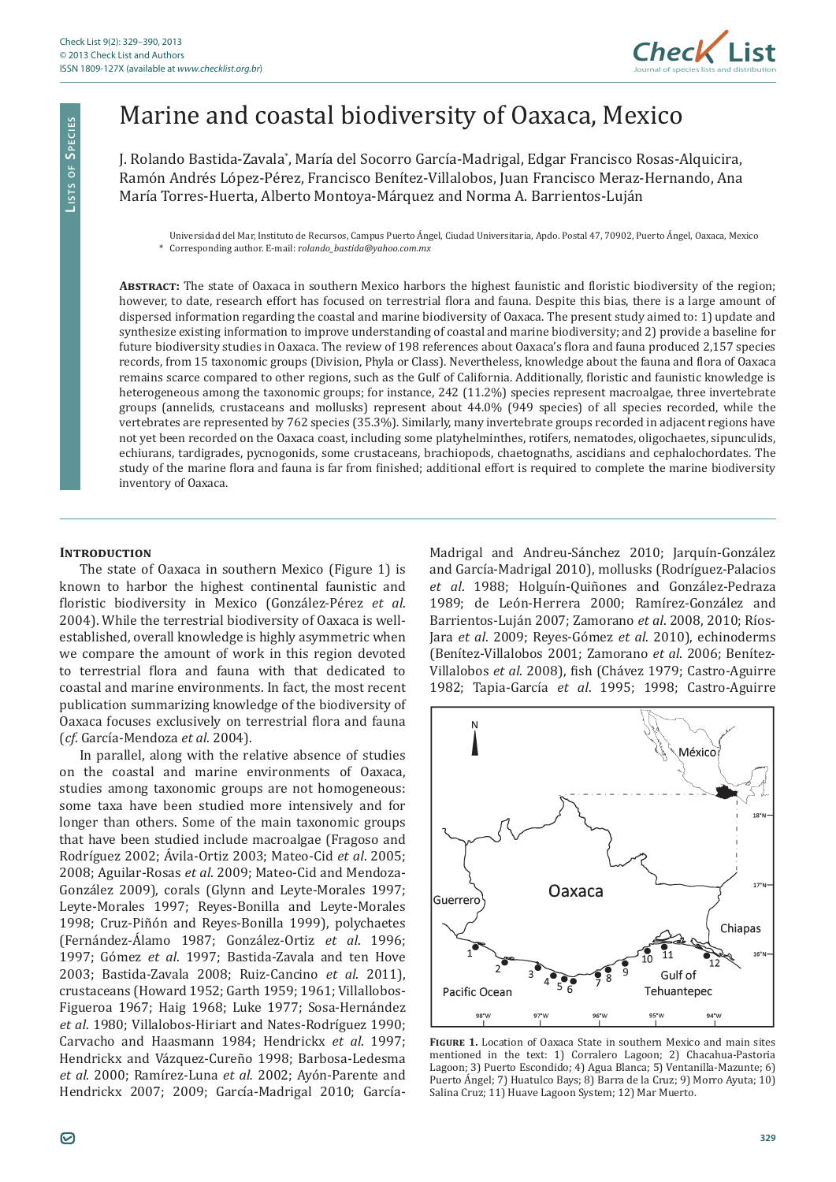# Marine and coastal biodiversity of Oaxaca, Mexico

J. Rolando Bastida-Zavala*, María del Socorro García-Madrigal, Edgar Francisco Rosas-Alquicira, Ramón Andrés López-Pérez, Francisco Benítez-Villalobos, Juan Francisco Meraz-Hernando, Ana María Torres-Huerta, Alberto Montoya-Márquez and Norma A. Barrientos-Luján

Universidad del Mar, Instituto de Recursos, Campus Puerto Ángel, Ciudad Universitaria, Apdo. Postal 47, 70902, Puerto Ángel, Oaxaca, Mexico
* Corresponding author. E-mail: *rolando_bastida@yahoo.com.mx*

**Abstract:** The state of Oaxaca in southern Mexico harbors the highest faunistic and floristic biodiversity of the region; however, to date, research effort has focused on terrestrial flora and fauna. Despite this bias, there is a large amount of dispersed information regarding the coastal and marine biodiversity of Oaxaca. The present study aimed to: 1) update and synthesize existing information to improve understanding of coastal and marine biodiversity; and 2) provide a baseline for future biodiversity studies in Oaxaca. The review of 198 references about Oaxaca's flora and fauna produced 2,157 species records, from 15 taxonomic groups (Division, Phyla or Class). Nevertheless, knowledge about the fauna and flora of Oaxaca remains scarce compared to other regions, such as the Gulf of California. Additionally, floristic and faunistic knowledge is heterogeneous among the taxonomic groups; for instance, 242 (11.2%) species represent macroalgae, three invertebrate groups (annelids, crustaceans and mollusks) represent about 44.0% (949 species) of all species recorded, while the vertebrates are represented by 762 species (35.3%). Similarly, many invertebrate groups recorded in adjacent regions have not yet been recorded on the Oaxaca coast, including some platyhelminthes, rotifers, nematodes, oligochaetes, sipunculids, echiurans, tardigrades, pycnogonids, some crustaceans, brachiopods, chaetognaths, ascidians and cephalochordates. The study of the marine flora and fauna is far from finished; additional effort is required to complete the marine biodiversity inventory of Oaxaca.

## Introduction

The state of Oaxaca in southern Mexico (Figure 1) is known to harbor the highest continental faunistic and floristic biodiversity in Mexico (González-Pérez *et al*. 2004). While the terrestrial biodiversity of Oaxaca is well-established, overall knowledge is highly asymmetric when we compare the amount of work in this region devoted to terrestrial flora and fauna with that dedicated to coastal and marine environments. In fact, the most recent publication summarizing knowledge of the biodiversity of Oaxaca focuses exclusively on terrestrial flora and fauna (*cf*. García-Mendoza *et al*. 2004).

In parallel, along with the relative absence of studies on the coastal and marine environments of Oaxaca, studies among taxonomic groups are not homogeneous: some taxa have been studied more intensively and for longer than others. Some of the main taxonomic groups that have been studied include macroalgae (Fragoso and Rodríguez 2002; Ávila-Ortiz 2003; Mateo-Cid *et al*. 2005; 2008; Aguilar-Rosas *et al*. 2009; Mateo-Cid and Mendoza-González 2009), corals (Glynn and Leyte-Morales 1997; Leyte-Morales 1997; Reyes-Bonilla and Leyte-Morales 1998; Cruz-Piñón and Reyes-Bonilla 1999), polychaetes (Fernández-Álamo 1987; González-Ortiz *et al*. 1996; 1997; Gómez *et al*. 1997; Bastida-Zavala and ten Hove 2003; Bastida-Zavala 2008; Ruiz-Cancino *et al*. 2011), crustaceans (Howard 1952; Garth 1959; 1961; Villalobos-Figueroa 1967; Haig 1968; Luke 1977; Sosa-Hernández *et al*. 1980; Villalobos-Hiriart and Nates-Rodríguez 1990; Carvacho and Haasmann 1984; Hendrickx *et al*. 1997; Hendrickx and Vázquez-Cureño 1998; Barbosa-Ledesma *et al*. 2000; Ramírez-Luna *et al*. 2002; Ayón-Parente and Hendrickx 2007; 2009; García-Madrigal 2010; García-Madrigal and Andreu-Sánchez 2010; Jarquín-González and García-Madrigal 2010), mollusks (Rodríguez-Palacios *et al*. 1988; Holguín-Quiñones and González-Pedraza 1989; de León-Herrera 2000; Ramírez-González and Barrientos-Luján 2007; Zamorano *et al*. 2008, 2010; Ríos-Jara *et al*. 2009; Reyes-Gómez *et al*. 2010), echinoderms (Benítez-Villalobos 2001; Zamorano *et al*. 2006; Benítez-Villalobos *et al*. 2008), fish (Chávez 1979; Castro-Aguirre 1982; Tapia-García *et al*. 1995; 1998; Castro-Aguirre

**Figure 1.** Location of Oaxaca State in southern Mexico and main sites mentioned in the text: 1) Corralero Lagoon; 2) Chacahua-Pastoria Lagoon; 3) Puerto Escondido; 4) Agua Blanca; 5) Ventanilla-Mazunte; 6) Puerto Ángel; 7) Huatulco Bays; 8) Barra de la Cruz; 9) Morro Ayuta; 10) Salina Cruz; 11) Huave Lagoon System; 12) Mar Muerto.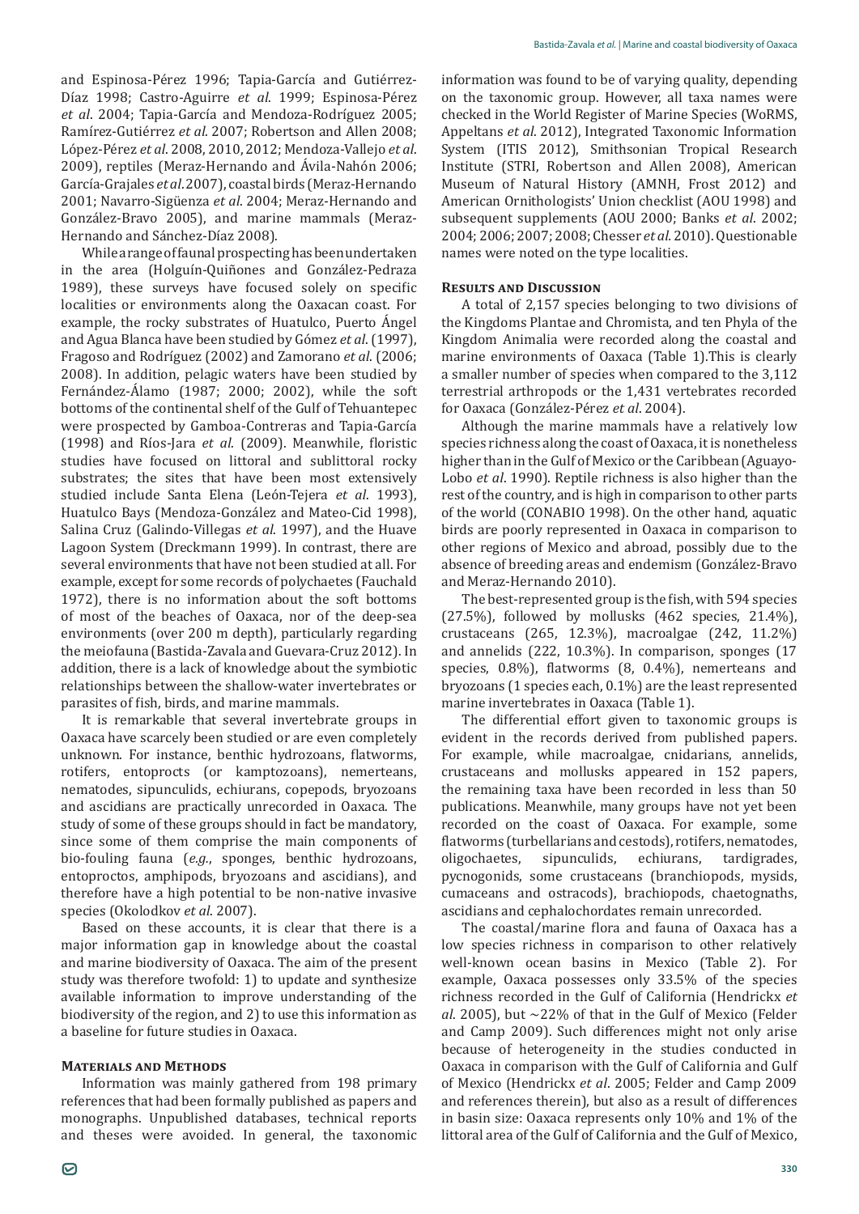and Espinosa-Pérez 1996; Tapia-García and Gutiérrez-Díaz 1998; Castro-Aguirre *et al*. 1999; Espinosa-Pérez *et al*. 2004; Tapia-García and Mendoza-Rodríguez 2005; Ramírez-Gutiérrez *et al*. 2007; Robertson and Allen 2008; López-Pérez *et al*. 2008, 2010, 2012; Mendoza-Vallejo *et al*. 2009), reptiles (Meraz-Hernando and Ávila-Nahón 2006; García-Grajales *et al*. 2007), coastal birds (Meraz-Hernando 2001; Navarro-Sigüenza *et al*. 2004; Meraz-Hernando and González-Bravo 2005), and marine mammals (Meraz-Hernando and Sánchez-Díaz 2008).

While a range of faunal prospecting has been undertaken in the area (Holguín-Quiñones and González-Pedraza 1989), these surveys have focused solely on specific localities or environments along the Oaxacan coast. For example, the rocky substrates of Huatulco, Puerto Ángel and Agua Blanca have been studied by Gómez *et al*. (1997), Fragoso and Rodríguez (2002) and Zamorano *et al*. (2006; 2008). In addition, pelagic waters have been studied by Fernández-Álamo (1987; 2000; 2002), while the soft bottoms of the continental shelf of the Gulf of Tehuantepec were prospected by Gamboa-Contreras and Tapia-García (1998) and Ríos-Jara *et al*. (2009). Meanwhile, floristic studies have focused on littoral and sublittoral rocky substrates; the sites that have been most extensively studied include Santa Elena (León-Tejera *et al*. 1993), Huatulco Bays (Mendoza-González and Mateo-Cid 1998), Salina Cruz (Galindo-Villegas *et al*. 1997), and the Huave Lagoon System (Dreckmann 1999). In contrast, there are several environments that have not been studied at all. For example, except for some records of polychaetes (Fauchald 1972), there is no information about the soft bottoms of most of the beaches of Oaxaca, nor of the deep-sea environments (over 200 m depth), particularly regarding the meiofauna (Bastida-Zavala and Guevara-Cruz 2012). In addition, there is a lack of knowledge about the symbiotic relationships between the shallow-water invertebrates or parasites of fish, birds, and marine mammals.

It is remarkable that several invertebrate groups in Oaxaca have scarcely been studied or are even completely unknown. For instance, benthic hydrozoans, flatworms, rotifers, entoprocts (or kamptozoans), nemerteans, nematodes, sipunculids, echiurans, copepods, bryozoans and ascidians are practically unrecorded in Oaxaca. The study of some of these groups should in fact be mandatory, since some of them comprise the main components of bio-fouling fauna (*e.g.*, sponges, benthic hydrozoans, entoproctos, amphipods, bryozoans and ascidians), and therefore have a high potential to be non-native invasive species (Okolodkov *et al*. 2007).

Based on these accounts, it is clear that there is a major information gap in knowledge about the coastal and marine biodiversity of Oaxaca. The aim of the present study was therefore twofold: 1) to update and synthesize available information to improve understanding of the biodiversity of the region, and 2) to use this information as a baseline for future studies in Oaxaca.

## Materials and Methods

Information was mainly gathered from 198 primary references that had been formally published as papers and monographs. Unpublished databases, technical reports and theses were avoided. In general, the taxonomic information was found to be of varying quality, depending on the taxonomic group. However, all taxa names were checked in the World Register of Marine Species (WoRMS, Appeltans *et al*. 2012), Integrated Taxonomic Information System (ITIS 2012), Smithsonian Tropical Research Institute (STRI, Robertson and Allen 2008), American Museum of Natural History (AMNH, Frost 2012) and American Ornithologists' Union checklist (AOU 1998) and subsequent supplements (AOU 2000; Banks *et al*. 2002; 2004; 2006; 2007; 2008; Chesser *et al*. 2010). Questionable names were noted on the type localities.

## Results and Discussion

A total of 2,157 species belonging to two divisions of the Kingdoms Plantae and Chromista, and ten Phyla of the Kingdom Animalia were recorded along the coastal and marine environments of Oaxaca (Table 1).This is clearly a smaller number of species when compared to the 3,112 terrestrial arthropods or the 1,431 vertebrates recorded for Oaxaca (González-Pérez *et al*. 2004).

Although the marine mammals have a relatively low species richness along the coast of Oaxaca, it is nonetheless higher than in the Gulf of Mexico or the Caribbean (Aguayo-Lobo *et al*. 1990). Reptile richness is also higher than the rest of the country, and is high in comparison to other parts of the world (CONABIO 1998). On the other hand, aquatic birds are poorly represented in Oaxaca in comparison to other regions of Mexico and abroad, possibly due to the absence of breeding areas and endemism (González-Bravo and Meraz-Hernando 2010).

The best-represented group is the fish, with 594 species (27.5%), followed by mollusks (462 species, 21.4%), crustaceans (265, 12.3%), macroalgae (242, 11.2%) and annelids (222, 10.3%). In comparison, sponges (17 species, 0.8%), flatworms (8, 0.4%), nemerteans and bryozoans (1 species each, 0.1%) are the least represented marine invertebrates in Oaxaca (Table 1).

The differential effort given to taxonomic groups is evident in the records derived from published papers. For example, while macroalgae, cnidarians, annelids, crustaceans and mollusks appeared in 152 papers, the remaining taxa have been recorded in less than 50 publications. Meanwhile, many groups have not yet been recorded on the coast of Oaxaca. For example, some flatworms (turbellarians and cestods), rotifers, nematodes, oligochaetes, sipunculids, echiurans, tardigrades, pycnogonids, some crustaceans (branchiopods, mysids, cumaceans and ostracods), brachiopods, chaetognaths, ascidians and cephalochordates remain unrecorded.

The coastal/marine flora and fauna of Oaxaca has a low species richness in comparison to other relatively well-known ocean basins in Mexico (Table 2). For example, Oaxaca possesses only 33.5% of the species richness recorded in the Gulf of California (Hendrickx *et al*. 2005), but ~22% of that in the Gulf of Mexico (Felder and Camp 2009). Such differences might not only arise because of heterogeneity in the studies conducted in Oaxaca in comparison with the Gulf of California and Gulf of Mexico (Hendrickx *et al*. 2005; Felder and Camp 2009 and references therein), but also as a result of differences in basin size: Oaxaca represents only 10% and 1% of the littoral area of the Gulf of California and the Gulf of Mexico,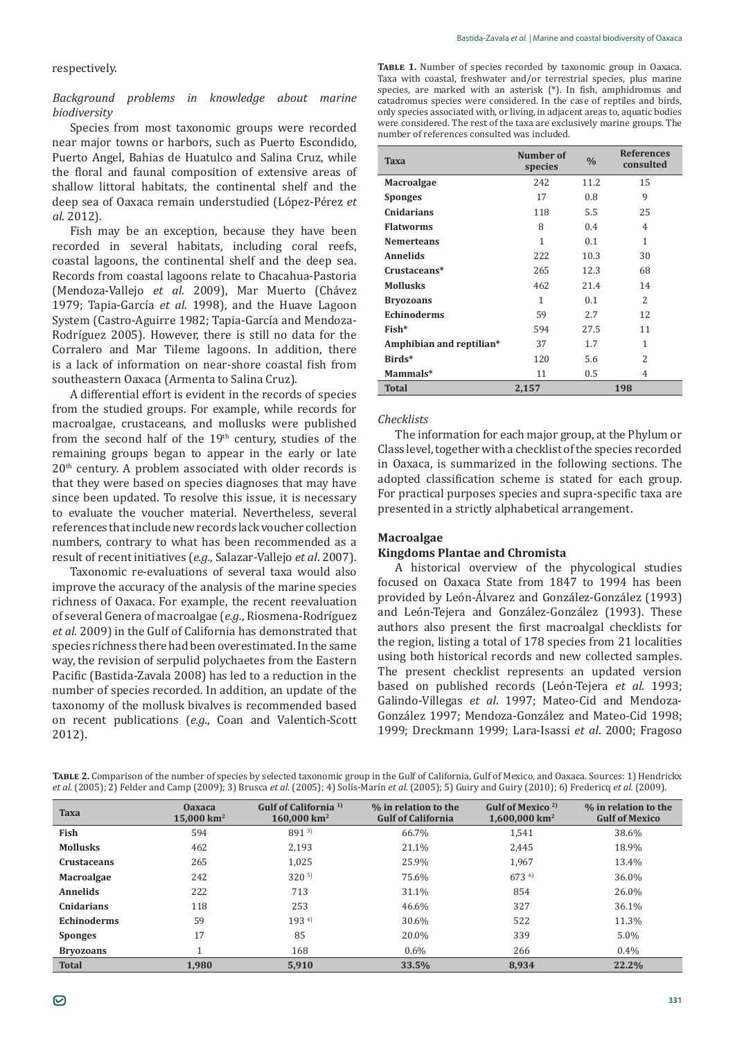respectively.

### *Background problems in knowledge about marine biodiversity*

Species from most taxonomic groups were recorded near major towns or harbors, such as Puerto Escondido, Puerto Angel, Bahias de Huatulco and Salina Cruz, while the floral and faunal composition of extensive areas of shallow littoral habitats, the continental shelf and the deep sea of Oaxaca remain understudied (López-Pérez *et al*. 2012).

Fish may be an exception, because they have been recorded in several habitats, including coral reefs, coastal lagoons, the continental shelf and the deep sea. Records from coastal lagoons relate to Chacahua-Pastoria (Mendoza-Vallejo *et al*. 2009), Mar Muerto (Chávez 1979; Tapia-García *et al*. 1998), and the Huave Lagoon System (Castro-Aguirre 1982; Tapia-García and Mendoza-Rodríguez 2005). However, there is still no data for the Corralero and Mar Tileme lagoons. In addition, there is a lack of information on near-shore coastal fish from southeastern Oaxaca (Armenta to Salina Cruz).

A differential effort is evident in the records of species from the studied groups. For example, while records for macroalgae, crustaceans, and mollusks were published from the second half of the 19th century, studies of the remaining groups began to appear in the early or late 20th century. A problem associated with older records is that they were based on species diagnoses that may have since been updated. To resolve this issue, it is necessary to evaluate the voucher material. Nevertheless, several references that include new records lack voucher collection numbers, contrary to what has been recommended as a result of recent initiatives (*e.g.*, Salazar-Vallejo *et al*. 2007).

Taxonomic re-evaluations of several taxa would also improve the accuracy of the analysis of the marine species richness of Oaxaca. For example, the recent reevaluation of several Genera of macroalgae (*e.g.*, Riosmena-Rodríguez *et al*. 2009) in the Gulf of California has demonstrated that species richness there had been overestimated. In the same way, the revision of serpulid polychaetes from the Eastern Pacific (Bastida-Zavala 2008) has led to a reduction in the number of species recorded. In addition, an update of the taxonomy of the mollusk bivalves is recommended based on recent publications (*e.g.*, Coan and Valentich-Scott 2012).

**Table 1.** Number of species recorded by taxonomic group in Oaxaca. Taxa with coastal, freshwater and/or terrestrial species, plus marine species, are marked with an asterisk (*). In fish, amphidromus and catadromus species were considered. In the case of reptiles and birds, only species associated with, or living, in adjacent areas to, aquatic bodies were considered. The rest of the taxa are exclusively marine groups. The number of references consulted was included.

| Taxa | Number of species | % | References consulted |
|---|---|---|---|
| **Macroalgae** | 242 | 11.2 | 15 |
| **Sponges** | 17 | 0.8 | 9 |
| **Cnidarians** | 118 | 5.5 | 25 |
| **Flatworms** | 8 | 0.4 | 4 |
| **Nemerteans** | 1 | 0.1 | 1 |
| **Annelids** | 222 | 10.3 | 30 |
| **Crustaceans*** | 265 | 12.3 | 68 |
| **Mollusks** | 462 | 21.4 | 14 |
| **Bryozoans** | 1 | 0.1 | 2 |
| **Echinoderms** | 59 | 2.7 | 12 |
| **Fish*** | 594 | 27.5 | 11 |
| **Amphibian and reptilian*** | 37 | 1.7 | 1 |
| **Birds*** | 120 | 5.6 | 2 |
| **Mammals*** | 11 | 0.5 | 4 |
| **Total** | **2,157** | | **198** |

### *Checklists*

The information for each major group, at the Phylum or Class level, together with a checklist of the species recorded in Oaxaca, is summarized in the following sections. The adopted classification scheme is stated for each group. For practical purposes species and supra-specific taxa are presented in a strictly alphabetical arrangement.

## Macroalgae

### Kingdoms Plantae and Chromista

A historical overview of the phycological studies focused on Oaxaca State from 1847 to 1994 has been provided by León-Álvarez and González-González (1993) and León-Tejera and González-González (1993). These authors also present the first macroalgal checklists for the region, listing a total of 178 species from 21 localities using both historical records and new collected samples. The present checklist represents an updated version based on published records (León-Tejera *et al*. 1993; Galindo-Villegas *et al*. 1997; Mateo-Cid and Mendoza-González 1997; Mendoza-González and Mateo-Cid 1998; 1999; Dreckmann 1999; Lara-Isassi *et al*. 2000; Fragoso

**Table 2.** Comparison of the number of species by selected taxonomic group in the Gulf of California, Gulf of Mexico, and Oaxaca. Sources: 1) Hendrickx *et al*. (2005); 2) Felder and Camp (2009); 3) Brusca *et al*. (2005); 4) Solís-Marín *et al*. (2005); 5) Guiry and Guiry (2010); 6) Fredericq *et al*. (2009).

| Taxa | Oaxaca 15,000 km² | Gulf of California [1] 160,000 km² | % in relation to the Gulf of California | Gulf of Mexico [2] 1,600,000 km² | % in relation to the Gulf of Mexico |
|---|---|---|---|---|---|
| **Fish** | 594 | 891 [3] | 66.7% | 1,541 | 38.6% |
| **Mollusks** | 462 | 2,193 | 21.1% | 2,445 | 18.9% |
| **Crustaceans** | 265 | 1,025 | 25.9% | 1,967 | 13.4% |
| **Macroalgae** | 242 | 320 [5] | 75.6% | 673 [6] | 36.0% |
| **Annelids** | 222 | 713 | 31.1% | 854 | 26.0% |
| **Cnidarians** | 118 | 253 | 46.6% | 327 | 36.1% |
| **Echinoderms** | 59 | 193 [4] | 30.6% | 522 | 11.3% |
| **Sponges** | 17 | 85 | 20.0% | 339 | 5.0% |
| **Bryozoans** | 1 | 168 | 0.6% | 266 | 0.4% |
| **Total** | **1,980** | **5,910** | **33.5%** | **8,934** | **22.2%** |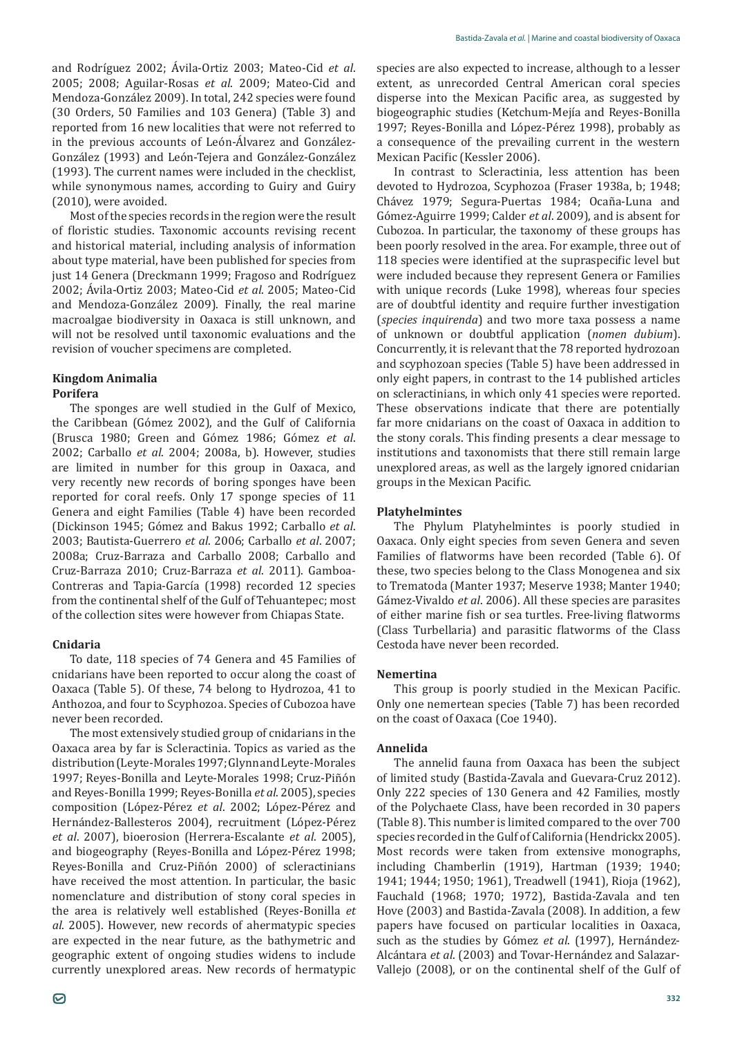and Rodríguez 2002; Ávila-Ortiz 2003; Mateo-Cid *et al*. 2005; 2008; Aguilar-Rosas *et al*. 2009; Mateo-Cid and Mendoza-González 2009). In total, 242 species were found (30 Orders, 50 Families and 103 Genera) (Table 3) and reported from 16 new localities that were not referred to in the previous accounts of León-Álvarez and González-González (1993) and León-Tejera and González-González (1993). The current names were included in the checklist, while synonymous names, according to Guiry and Guiry (2010), were avoided.

Most of the species records in the region were the result of floristic studies. Taxonomic accounts revising recent and historical material, including analysis of information about type material, have been published for species from just 14 Genera (Dreckmann 1999; Fragoso and Rodríguez 2002; Ávila-Ortiz 2003; Mateo-Cid *et al*. 2005; Mateo-Cid and Mendoza-González 2009). Finally, the real marine macroalgae biodiversity in Oaxaca is still unknown, and will not be resolved until taxonomic evaluations and the revision of voucher specimens are completed.

## Kingdom Animalia

### Porifera

The sponges are well studied in the Gulf of Mexico, the Caribbean (Gómez 2002), and the Gulf of California (Brusca 1980; Green and Gómez 1986; Gómez *et al*. 2002; Carballo *et al*. 2004; 2008a, b). However, studies are limited in number for this group in Oaxaca, and very recently new records of boring sponges have been reported for coral reefs. Only 17 sponge species of 11 Genera and eight Families (Table 4) have been recorded (Dickinson 1945; Gómez and Bakus 1992; Carballo *et al*. 2003; Bautista-Guerrero *et al*. 2006; Carballo *et al*. 2007; 2008a; Cruz-Barraza and Carballo 2008; Carballo and Cruz-Barraza 2010; Cruz-Barraza *et al*. 2011). Gamboa-Contreras and Tapia-García (1998) recorded 12 species from the continental shelf of the Gulf of Tehuantepec; most of the collection sites were however from Chiapas State.

### Cnidaria

To date, 118 species of 74 Genera and 45 Families of cnidarians have been reported to occur along the coast of Oaxaca (Table 5). Of these, 74 belong to Hydrozoa, 41 to Anthozoa, and four to Scyphozoa. Species of Cubozoa have never been recorded.

The most extensively studied group of cnidarians in the Oaxaca area by far is Scleractinia. Topics as varied as the distribution (Leyte-Morales 1997; Glynn and Leyte-Morales 1997; Reyes-Bonilla and Leyte-Morales 1998; Cruz-Piñón and Reyes-Bonilla 1999; Reyes-Bonilla *et al*. 2005), species composition (López-Pérez *et al*. 2002; López-Pérez and Hernández-Ballesteros 2004), recruitment (López-Pérez *et al*. 2007), bioerosion (Herrera-Escalante *et al*. 2005), and biogeography (Reyes-Bonilla and López-Pérez 1998; Reyes-Bonilla and Cruz-Piñón 2000) of scleractinians have received the most attention. In particular, the basic nomenclature and distribution of stony coral species in the area is relatively well established (Reyes-Bonilla *et al*. 2005). However, new records of ahermatypic species are expected in the near future, as the bathymetric and geographic extent of ongoing studies widens to include currently unexplored areas. New records of hermatypic species are also expected to increase, although to a lesser extent, as unrecorded Central American coral species disperse into the Mexican Pacific area, as suggested by biogeographic studies (Ketchum-Mejía and Reyes-Bonilla 1997; Reyes-Bonilla and López-Pérez 1998), probably as a consequence of the prevailing current in the western Mexican Pacific (Kessler 2006).

In contrast to Scleractinia, less attention has been devoted to Hydrozoa, Scyphozoa (Fraser 1938a, b; 1948; Chávez 1979; Segura-Puertas 1984; Ocaña-Luna and Gómez-Aguirre 1999; Calder *et al*. 2009), and is absent for Cubozoa. In particular, the taxonomy of these groups has been poorly resolved in the area. For example, three out of 118 species were identified at the supraspecific level but were included because they represent Genera or Families with unique records (Luke 1998), whereas four species are of doubtful identity and require further investigation (*species inquirenda*) and two more taxa possess a name of unknown or doubtful application (*nomen dubium*). Concurrently, it is relevant that the 78 reported hydrozoan and scyphozoan species (Table 5) have been addressed in only eight papers, in contrast to the 14 published articles on scleractinians, in which only 41 species were reported. These observations indicate that there are potentially far more cnidarians on the coast of Oaxaca in addition to the stony corals. This finding presents a clear message to institutions and taxonomists that there still remain large unexplored areas, as well as the largely ignored cnidarian groups in the Mexican Pacific.

### Platyhelmintes

The Phylum Platyhelmintes is poorly studied in Oaxaca. Only eight species from seven Genera and seven Families of flatworms have been recorded (Table 6). Of these, two species belong to the Class Monogenea and six to Trematoda (Manter 1937; Meserve 1938; Manter 1940; Gámez-Vivaldo *et al*. 2006). All these species are parasites of either marine fish or sea turtles. Free-living flatworms (Class Turbellaria) and parasitic flatworms of the Class Cestoda have never been recorded.

### Nemertina

This group is poorly studied in the Mexican Pacific. Only one nemertean species (Table 7) has been recorded on the coast of Oaxaca (Coe 1940).

### Annelida

The annelid fauna from Oaxaca has been the subject of limited study (Bastida-Zavala and Guevara-Cruz 2012). Only 222 species of 130 Genera and 42 Families, mostly of the Polychaete Class, have been recorded in 30 papers (Table 8). This number is limited compared to the over 700 species recorded in the Gulf of California (Hendrickx 2005). Most records were taken from extensive monographs, including Chamberlin (1919), Hartman (1939; 1940; 1941; 1944; 1950; 1961), Treadwell (1941), Rioja (1962), Fauchald (1968; 1970; 1972), Bastida-Zavala and ten Hove (2003) and Bastida-Zavala (2008). In addition, a few papers have focused on particular localities in Oaxaca, such as the studies by Gómez *et al*. (1997), Hernández-Alcántara *et al*. (2003) and Tovar-Hernández and Salazar-Vallejo (2008), or on the continental shelf of the Gulf of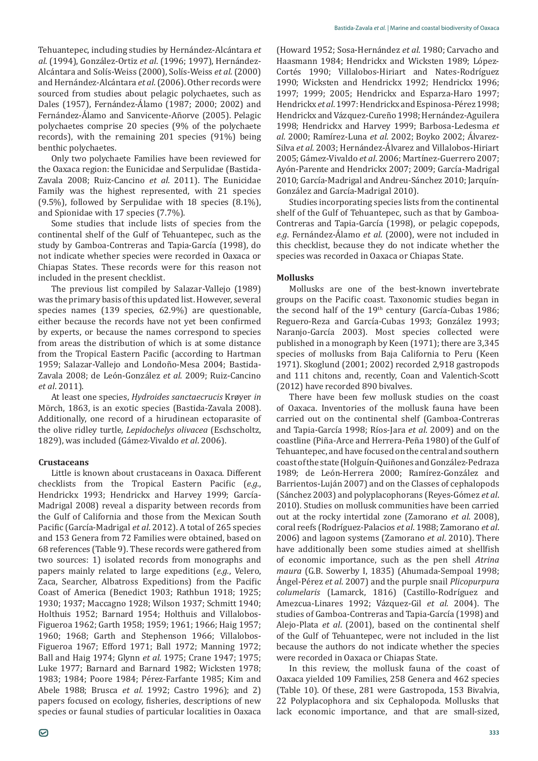Tehuantepec, including studies by Hernández-Alcántara *et al*. (1994), González-Ortiz *et al*. (1996; 1997), Hernández-Alcántara and Solís-Weiss (2000), Solís-Weiss *et al*. (2000) and Hernández-Alcántara *et al*. (2006). Other records were sourced from studies about pelagic polychaetes, such as Dales (1957), Fernández-Álamo (1987; 2000; 2002) and Fernández-Álamo and Sanvicente-Añorve (2005). Pelagic polychaetes comprise 20 species (9% of the polychaete records), with the remaining 201 species (91%) being benthic polychaetes.

Only two polychaete Families have been reviewed for the Oaxaca region: the Eunicidae and Serpulidae (Bastida-Zavala 2008; Ruiz-Cancino *et al*. 2011). The Eunicidae Family was the highest represented, with 21 species (9.5%), followed by Serpulidae with 18 species (8.1%), and Spionidae with 17 species (7.7%).

Some studies that include lists of species from the continental shelf of the Gulf of Tehuantepec, such as the study by Gamboa-Contreras and Tapia-García (1998), do not indicate whether species were recorded in Oaxaca or Chiapas States. These records were for this reason not included in the present checklist.

The previous list compiled by Salazar-Vallejo (1989) was the primary basis of this updated list. However, several species names (139 species, 62.9%) are questionable, either because the records have not yet been confirmed by experts, or because the names correspond to species from areas the distribution of which is at some distance from the Tropical Eastern Pacific (according to Hartman 1959; Salazar-Vallejo and Londoño-Mesa 2004; Bastida-Zavala 2008; de León-González *et al*. 2009; Ruiz-Cancino *et al*. 2011).

At least one species, *Hydroides sanctaecrucis* Krøyer *in* Mörch, 1863, is an exotic species (Bastida-Zavala 2008). Additionally, one record of a hirudinean ectoparasite of the olive ridley turtle, *Lepidochelys olivacea* (Eschscholtz, 1829), was included (Gámez-Vivaldo *et al*. 2006).

**Crustaceans**

Little is known about crustaceans in Oaxaca. Different checklists from the Tropical Eastern Pacific (*e.g.*, Hendrickx 1993; Hendrickx and Harvey 1999; García-Madrigal 2008) reveal a disparity between records from the Gulf of California and those from the Mexican South Pacific (García-Madrigal *et al*. 2012). A total of 265 species and 153 Genera from 72 Families were obtained, based on 68 references (Table 9). These records were gathered from two sources: 1) isolated records from monographs and papers mainly related to large expeditions (*e.g.*, Velero, Zaca, Searcher, Albatross Expeditions) from the Pacific Coast of America (Benedict 1903; Rathbun 1918; 1925; 1930; 1937; Maccagno 1928; Wilson 1937; Schmitt 1940; Holthuis 1952; Barnard 1954; Holthuis and Villalobos-Figueroa 1962; Garth 1958; 1959; 1961; 1966; Haig 1957; 1960; 1968; Garth and Stephenson 1966; Villalobos-Figueroa 1967; Efford 1971; Ball 1972; Manning 1972; Ball and Haig 1974; Glynn *et al*. 1975; Crane 1947; 1975; Luke 1977; Barnard and Barnard 1982; Wicksten 1978; 1983; 1984; Poore 1984; Pérez-Farfante 1985; Kim and Abele 1988; Brusca *et al*. 1992; Castro 1996); and 2) papers focused on ecology, fisheries, descriptions of new species or faunal studies of particular localities in Oaxaca (Howard 1952; Sosa-Hernández *et al*. 1980; Carvacho and Haasmann 1984; Hendrickx and Wicksten 1989; López-Cortés 1990; Villalobos-Hiriart and Nates-Rodríguez 1990; Wicksten and Hendrickx 1992; Hendrickx 1996; 1997; 1999; 2005; Hendrickx and Esparza-Haro 1997; Hendrickx *et al*. 1997: Hendrickx and Espinosa-Pérez 1998; Hendrickx and Vázquez-Cureño 1998; Hernández-Aguilera 1998; Hendrickx and Harvey 1999; Barbosa-Ledesma *et al*. 2000; Ramírez-Luna *et al*. 2002; Boyko 2002; Álvarez-Silva *et al*. 2003; Hernández-Álvarez and Villalobos-Hiriart 2005; Gámez-Vivaldo *et al*. 2006; Martínez-Guerrero 2007; Ayón-Parente and Hendrickx 2007; 2009; García-Madrigal 2010; García-Madrigal and Andreu-Sánchez 2010; Jarquín-González and García-Madrigal 2010).

Studies incorporating species lists from the continental shelf of the Gulf of Tehuantepec, such as that by Gamboa-Contreras and Tapia-García (1998), or pelagic copepods, *e.g*. Fernández-Álamo *et al*. (2000), were not included in this checklist, because they do not indicate whether the species was recorded in Oaxaca or Chiapas State.

**Mollusks**

Mollusks are one of the best-known invertebrate groups on the Pacific coast. Taxonomic studies began in the second half of the 19th century (García-Cubas 1986; Reguero-Reza and García-Cubas 1993; González 1993; Naranjo-García 2003). Most species collected were published in a monograph by Keen (1971); there are 3,345 species of mollusks from Baja California to Peru (Keen 1971). Skoglund (2001; 2002) recorded 2,918 gastropods and 111 chitons and, recently, Coan and Valentich-Scott (2012) have recorded 890 bivalves.

There have been few mollusk studies on the coast of Oaxaca. Inventories of the mollusk fauna have been carried out on the continental shelf (Gamboa-Contreras and Tapia-García 1998; Ríos-Jara *et al*. 2009) and on the coastline (Piña-Arce and Herrera-Peña 1980) of the Gulf of Tehuantepec, and have focused on the central and southern coast of the state (Holguín-Quiñones and González-Pedraza 1989; de León-Herrera 2000; Ramírez-González and Barrientos-Luján 2007) and on the Classes of cephalopods (Sánchez 2003) and polyplacophorans (Reyes-Gómez *et al*. 2010). Studies on mollusk communities have been carried out at the rocky intertidal zone (Zamorano *et al*. 2008), coral reefs (Rodríguez-Palacios *et al*. 1988; Zamorano *et al*. 2006) and lagoon systems (Zamorano *et al*. 2010). There have additionally been some studies aimed at shellfish of economic importance, such as the pen shell *Atrina maura* (G.B. Sowerby I, 1835) (Ahumada-Sempoal 1998; Ángel-Pérez *et al*. 2007) and the purple snail *Plicopurpura columelaris* (Lamarck, 1816) (Castillo-Rodríguez and Amezcua-Linares 1992; Vázquez-Gil *et al*. 2004). The studies of Gamboa-Contreras and Tapia-García (1998) and Alejo-Plata *et al*. (2001), based on the continental shelf of the Gulf of Tehuantepec, were not included in the list because the authors do not indicate whether the species were recorded in Oaxaca or Chiapas State.

In this review, the mollusk fauna of the coast of Oaxaca yielded 109 Families, 258 Genera and 462 species (Table 10). Of these, 281 were Gastropoda, 153 Bivalvia, 22 Polyplacophora and six Cephalopoda. Mollusks that lack economic importance, and that are small-sized,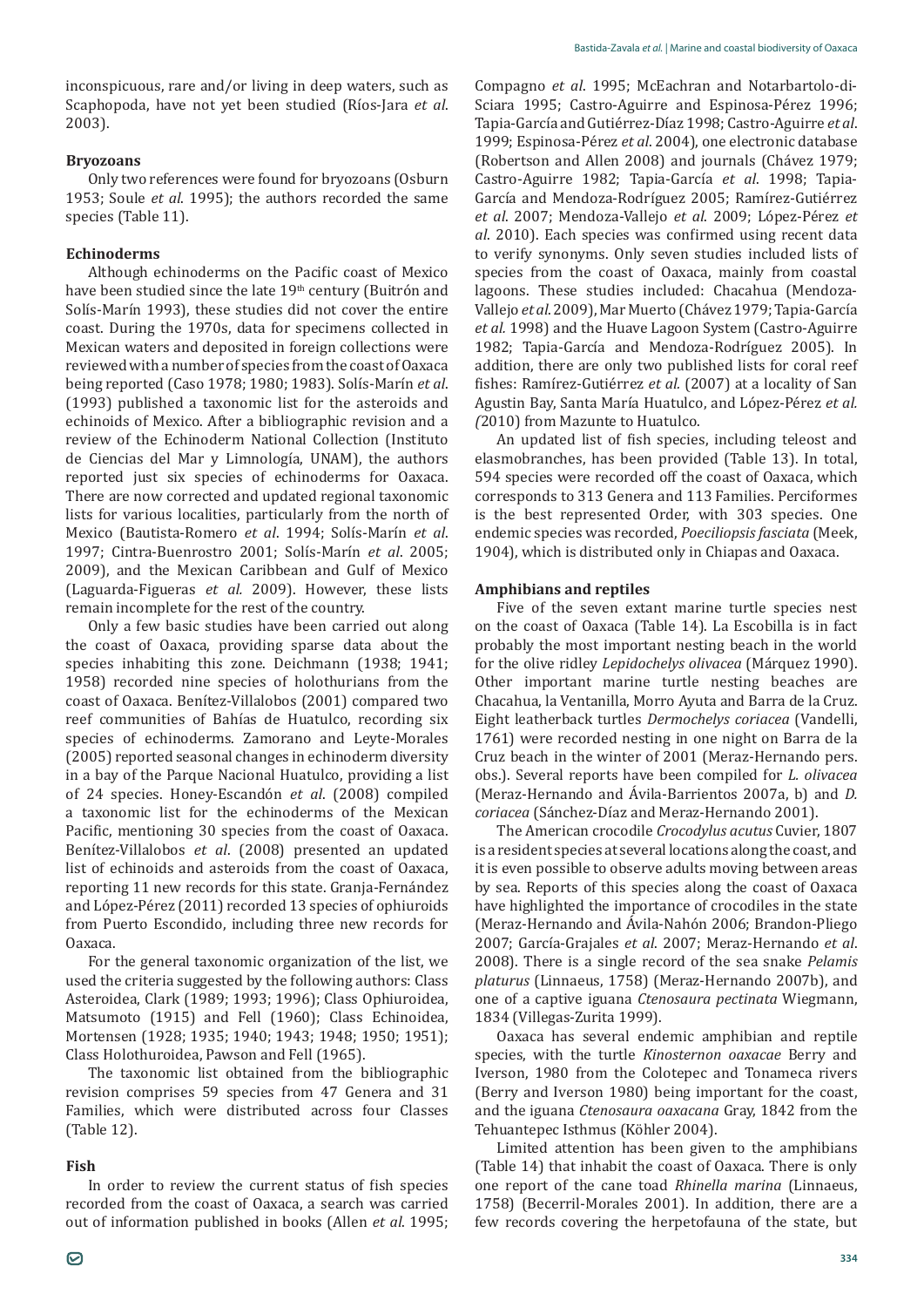inconspicuous, rare and/or living in deep waters, such as Scaphopoda, have not yet been studied (Ríos-Jara *et al*. 2003).

**Bryozoans**

Only two references were found for bryozoans (Osburn 1953; Soule *et al*. 1995); the authors recorded the same species (Table 11).

**Echinoderms**

Although echinoderms on the Pacific coast of Mexico have been studied since the late 19th century (Buitrón and Solís-Marín 1993), these studies did not cover the entire coast. During the 1970s, data for specimens collected in Mexican waters and deposited in foreign collections were reviewed with a number of species from the coast of Oaxaca being reported (Caso 1978; 1980; 1983). Solís-Marín *et al*. (1993) published a taxonomic list for the asteroids and echinoids of Mexico. After a bibliographic revision and a review of the Echinoderm National Collection (Instituto de Ciencias del Mar y Limnología, UNAM), the authors reported just six species of echinoderms for Oaxaca. There are now corrected and updated regional taxonomic lists for various localities, particularly from the north of Mexico (Bautista-Romero *et al*. 1994; Solís-Marín *et al*. 1997; Cintra-Buenrostro 2001; Solís-Marín *et al*. 2005; 2009), and the Mexican Caribbean and Gulf of Mexico (Laguarda-Figueras *et al.* 2009). However, these lists remain incomplete for the rest of the country.

Only a few basic studies have been carried out along the coast of Oaxaca, providing sparse data about the species inhabiting this zone. Deichmann (1938; 1941; 1958) recorded nine species of holothurians from the coast of Oaxaca. Benítez-Villalobos (2001) compared two reef communities of Bahías de Huatulco, recording six species of echinoderms. Zamorano and Leyte-Morales (2005) reported seasonal changes in echinoderm diversity in a bay of the Parque Nacional Huatulco, providing a list of 24 species. Honey-Escandón *et al*. (2008) compiled a taxonomic list for the echinoderms of the Mexican Pacific, mentioning 30 species from the coast of Oaxaca. Benítez-Villalobos *et al*. (2008) presented an updated list of echinoids and asteroids from the coast of Oaxaca, reporting 11 new records for this state. Granja-Fernández and López-Pérez (2011) recorded 13 species of ophiuroids from Puerto Escondido, including three new records for Oaxaca.

For the general taxonomic organization of the list, we used the criteria suggested by the following authors: Class Asteroidea, Clark (1989; 1993; 1996); Class Ophiuroidea, Matsumoto (1915) and Fell (1960); Class Echinoidea, Mortensen (1928; 1935; 1940; 1943; 1948; 1950; 1951); Class Holothuroidea, Pawson and Fell (1965).

The taxonomic list obtained from the bibliographic revision comprises 59 species from 47 Genera and 31 Families, which were distributed across four Classes (Table 12).

**Fish**

In order to review the current status of fish species recorded from the coast of Oaxaca, a search was carried out of information published in books (Allen *et al*. 1995; Compagno *et al*. 1995; McEachran and Notarbartolo-di-Sciara 1995; Castro-Aguirre and Espinosa-Pérez 1996; Tapia-García and Gutiérrez-Díaz 1998; Castro-Aguirre *et al*. 1999; Espinosa-Pérez *et al*. 2004), one electronic database (Robertson and Allen 2008) and journals (Chávez 1979; Castro-Aguirre 1982; Tapia-García *et al*. 1998; Tapia-García and Mendoza-Rodríguez 2005; Ramírez-Gutiérrez *et al*. 2007; Mendoza-Vallejo *et al*. 2009; López-Pérez *et al*. 2010). Each species was confirmed using recent data to verify synonyms. Only seven studies included lists of species from the coast of Oaxaca, mainly from coastal lagoons. These studies included: Chacahua (Mendoza-Vallejo *et al.* 2009), Mar Muerto (Chávez 1979; Tapia-García *et al.* 1998) and the Huave Lagoon System (Castro-Aguirre 1982; Tapia-García and Mendoza-Rodríguez 2005). In addition, there are only two published lists for coral reef fishes: Ramírez-Gutiérrez *et al.* (2007) at a locality of San Agustin Bay, Santa María Huatulco, and López-Pérez *et al. (*2010) from Mazunte to Huatulco.

An updated list of fish species, including teleost and elasmobranches, has been provided (Table 13). In total, 594 species were recorded off the coast of Oaxaca, which corresponds to 313 Genera and 113 Families. Perciformes is the best represented Order, with 303 species. One endemic species was recorded, *Poeciliopsis fasciata* (Meek, 1904), which is distributed only in Chiapas and Oaxaca.

**Amphibians and reptiles**

Five of the seven extant marine turtle species nest on the coast of Oaxaca (Table 14). La Escobilla is in fact probably the most important nesting beach in the world for the olive ridley *Lepidochelys olivacea* (Márquez 1990). Other important marine turtle nesting beaches are Chacahua, la Ventanilla, Morro Ayuta and Barra de la Cruz. Eight leatherback turtles *Dermochelys coriacea* (Vandelli, 1761) were recorded nesting in one night on Barra de la Cruz beach in the winter of 2001 (Meraz-Hernando pers. obs.). Several reports have been compiled for *L. olivacea* (Meraz-Hernando and Ávila-Barrientos 2007a, b) and *D. coriacea* (Sánchez-Díaz and Meraz-Hernando 2001).

The American crocodile *Crocodylus acutus* Cuvier, 1807 is a resident species at several locations along the coast, and it is even possible to observe adults moving between areas by sea. Reports of this species along the coast of Oaxaca have highlighted the importance of crocodiles in the state (Meraz-Hernando and Ávila-Nahón 2006; Brandon-Pliego 2007; García-Grajales *et al*. 2007; Meraz-Hernando *et al*. 2008). There is a single record of the sea snake *Pelamis platurus* (Linnaeus, 1758) (Meraz-Hernando 2007b), and one of a captive iguana *Ctenosaura pectinata* Wiegmann, 1834 (Villegas-Zurita 1999).

Oaxaca has several endemic amphibian and reptile species, with the turtle *Kinosternon oaxacae* Berry and Iverson, 1980 from the Colotepec and Tonameca rivers (Berry and Iverson 1980) being important for the coast, and the iguana *Ctenosaura oaxacana* Gray, 1842 from the Tehuantepec Isthmus (Köhler 2004).

Limited attention has been given to the amphibians (Table 14) that inhabit the coast of Oaxaca. There is only one report of the cane toad *Rhinella marina* (Linnaeus, 1758) (Becerril-Morales 2001). In addition, there are a few records covering the herpetofauna of the state, but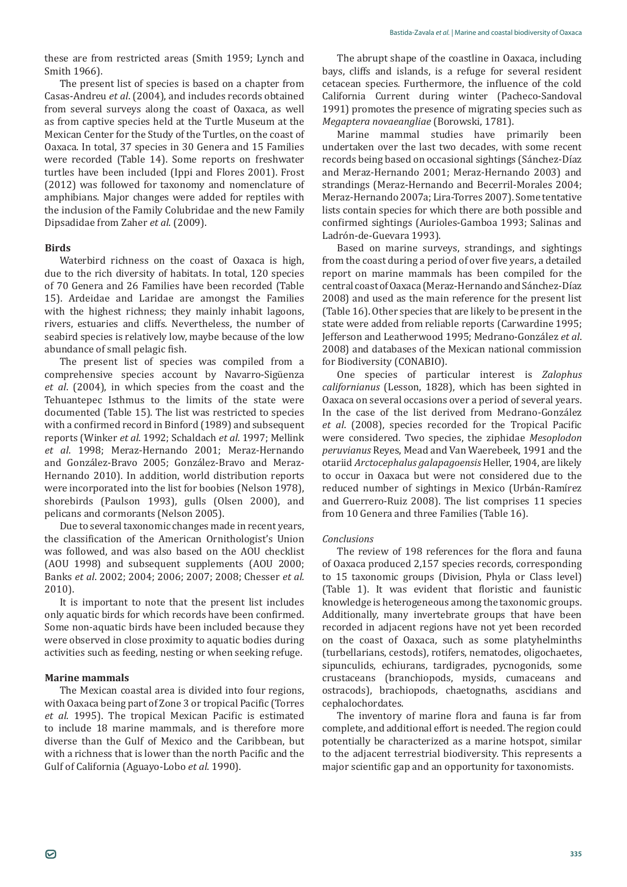these are from restricted areas (Smith 1959; Lynch and Smith 1966).

The present list of species is based on a chapter from Casas-Andreu *et al*. (2004), and includes records obtained from several surveys along the coast of Oaxaca, as well as from captive species held at the Turtle Museum at the Mexican Center for the Study of the Turtles, on the coast of Oaxaca. In total, 37 species in 30 Genera and 15 Families were recorded (Table 14). Some reports on freshwater turtles have been included (Ippi and Flores 2001). Frost (2012) was followed for taxonomy and nomenclature of amphibians. Major changes were added for reptiles with the inclusion of the Family Colubridae and the new Family Dipsadidae from Zaher *et al*. (2009).

### Birds

Waterbird richness on the coast of Oaxaca is high, due to the rich diversity of habitats. In total, 120 species of 70 Genera and 26 Families have been recorded (Table 15). Ardeidae and Laridae are amongst the Families with the highest richness; they mainly inhabit lagoons, rivers, estuaries and cliffs. Nevertheless, the number of seabird species is relatively low, maybe because of the low abundance of small pelagic fish.

The present list of species was compiled from a comprehensive species account by Navarro-Sigüenza *et al*. (2004), in which species from the coast and the Tehuantepec Isthmus to the limits of the state were documented (Table 15). The list was restricted to species with a confirmed record in Binford (1989) and subsequent reports (Winker *et al*. 1992; Schaldach *et al*. 1997; Mellink *et al*. 1998; Meraz-Hernando 2001; Meraz-Hernando and González-Bravo 2005; González-Bravo and Meraz-Hernando 2010). In addition, world distribution reports were incorporated into the list for boobies (Nelson 1978), shorebirds (Paulson 1993), gulls (Olsen 2000), and pelicans and cormorants (Nelson 2005).

Due to several taxonomic changes made in recent years, the classification of the American Ornithologist's Union was followed, and was also based on the AOU checklist (AOU 1998) and subsequent supplements (AOU 2000; Banks *et al*. 2002; 2004; 2006; 2007; 2008; Chesser *et al.* 2010).

It is important to note that the present list includes only aquatic birds for which records have been confirmed. Some non-aquatic birds have been included because they were observed in close proximity to aquatic bodies during activities such as feeding, nesting or when seeking refuge.

### Marine mammals

The Mexican coastal area is divided into four regions, with Oaxaca being part of Zone 3 or tropical Pacific (Torres *et al.* 1995). The tropical Mexican Pacific is estimated to include 18 marine mammals, and is therefore more diverse than the Gulf of Mexico and the Caribbean, but with a richness that is lower than the north Pacific and the Gulf of California (Aguayo-Lobo *et al*. 1990).

The abrupt shape of the coastline in Oaxaca, including bays, cliffs and islands, is a refuge for several resident cetacean species. Furthermore, the influence of the cold California Current during winter (Pacheco-Sandoval 1991) promotes the presence of migrating species such as *Megaptera novaeangliae* (Borowski, 1781).

Marine mammal studies have primarily been undertaken over the last two decades, with some recent records being based on occasional sightings (Sánchez-Díaz and Meraz-Hernando 2001; Meraz-Hernando 2003) and strandings (Meraz-Hernando and Becerril-Morales 2004; Meraz-Hernando 2007a; Lira-Torres 2007). Some tentative lists contain species for which there are both possible and confirmed sightings (Aurioles-Gamboa 1993; Salinas and Ladrón-de-Guevara 1993).

Based on marine surveys, strandings, and sightings from the coast during a period of over five years, a detailed report on marine mammals has been compiled for the central coast of Oaxaca (Meraz-Hernando and Sánchez-Díaz 2008) and used as the main reference for the present list (Table 16). Other species that are likely to be present in the state were added from reliable reports (Carwardine 1995; Jefferson and Leatherwood 1995; Medrano-González *et al*. 2008) and databases of the Mexican national commission for Biodiversity (CONABIO).

One species of particular interest is *Zalophus californianus* (Lesson, 1828), which has been sighted in Oaxaca on several occasions over a period of several years. In the case of the list derived from Medrano-González *et al*. (2008), species recorded for the Tropical Pacific were considered. Two species, the ziphidae *Mesoplodon peruvianus* Reyes, Mead and Van Waerebeek, 1991 and the otariid *Arctocephalus galapagoensis* Heller, 1904, are likely to occur in Oaxaca but were not considered due to the reduced number of sightings in Mexico (Urbán-Ramírez and Guerrero-Ruiz 2008). The list comprises 11 species from 10 Genera and three Families (Table 16).

#### *Conclusions*

The review of 198 references for the flora and fauna of Oaxaca produced 2,157 species records, corresponding to 15 taxonomic groups (Division, Phyla or Class level) (Table 1). It was evident that floristic and faunistic knowledge is heterogeneous among the taxonomic groups. Additionally, many invertebrate groups that have been recorded in adjacent regions have not yet been recorded on the coast of Oaxaca, such as some platyhelminths (turbellarians, cestods), rotifers, nematodes, oligochaetes, sipunculids, echiurans, tardigrades, pycnogonids, some crustaceans (branchiopods, mysids, cumaceans and ostracods), brachiopods, chaetognaths, ascidians and cephalochordates.

The inventory of marine flora and fauna is far from complete, and additional effort is needed. The region could potentially be characterized as a marine hotspot, similar to the adjacent terrestrial biodiversity. This represents a major scientific gap and an opportunity for taxonomists.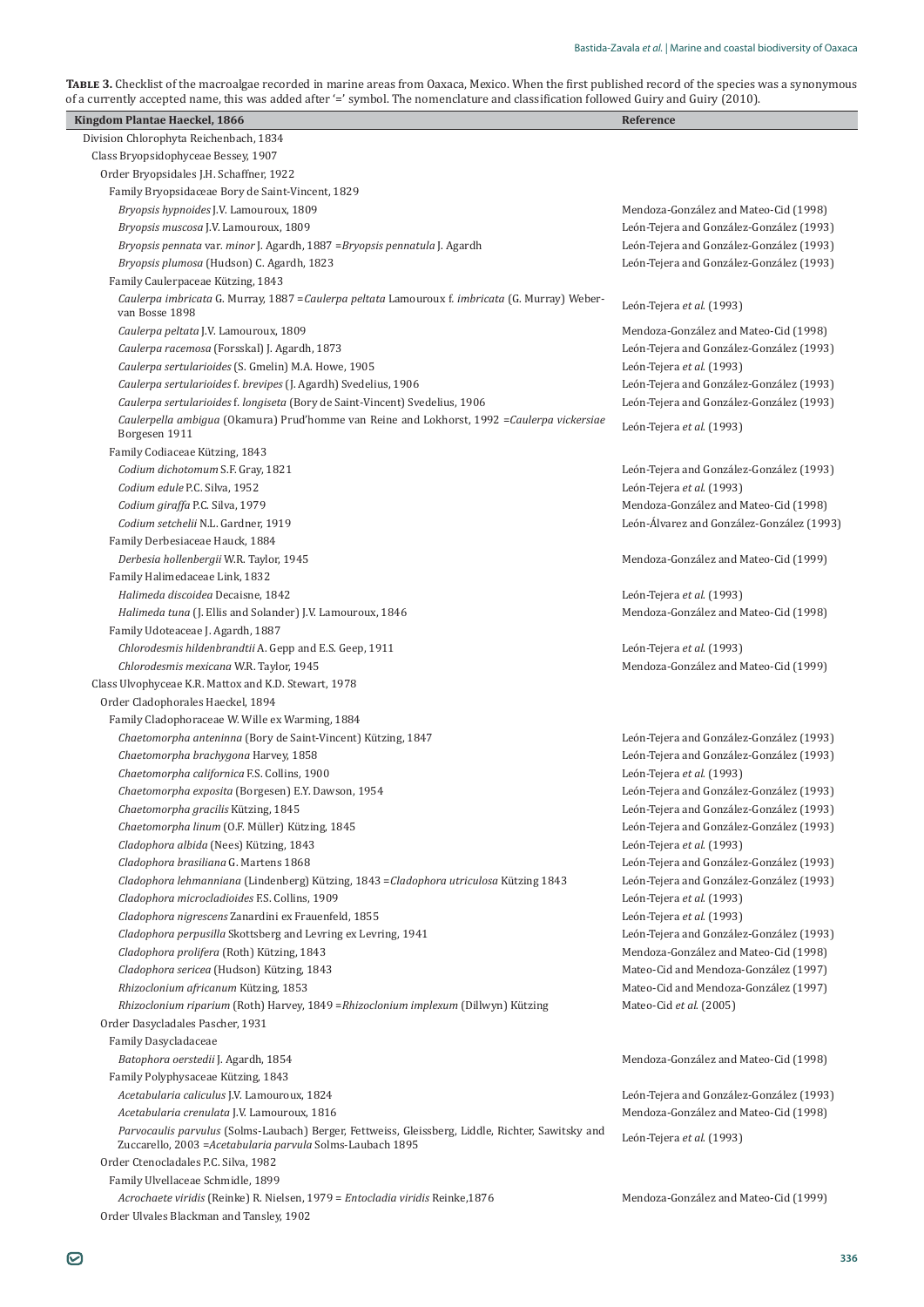**Table 3.** Checklist of the macroalgae recorded in marine areas from Oaxaca, Mexico. When the first published record of the species was a synonymous of a currently accepted name, this was added after '=' symbol. The nomenclature and classification followed Guiry and Guiry (2010).

| Kingdom Plantae Haeckel, 1866 | Reference |
|---|---|
| Division Chlorophyta Reichenbach, 1834 | |
| Class Bryopsidophyceae Bessey, 1907 | |
| Order Bryopsidales J.H. Schaffner, 1922 | |
| Family Bryopsidaceae Bory de Saint-Vincent, 1829 | |
| *Bryopsis hypnoides* J.V. Lamouroux, 1809 | Mendoza-González and Mateo-Cid (1998) |
| *Bryopsis muscosa* J.V. Lamouroux, 1809 | León-Tejera and González-González (1993) |
| *Bryopsis pennata* var. *minor* J. Agardh, 1887 =*Bryopsis pennatula* J. Agardh | León-Tejera and González-González (1993) |
| *Bryopsis plumosa* (Hudson) C. Agardh, 1823 | León-Tejera and González-González (1993) |
| Family Caulerpaceae Kützing, 1843 | |
| *Caulerpa imbricata* G. Murray, 1887 =*Caulerpa peltata* Lamouroux f. *imbricata* (G. Murray) Weber-van Bosse 1898 | León-Tejera *et al.* (1993) |
| *Caulerpa peltata* J.V. Lamouroux, 1809 | Mendoza-González and Mateo-Cid (1998) |
| *Caulerpa racemosa* (Forsskal) J. Agardh, 1873 | León-Tejera and González-González (1993) |
| *Caulerpa sertularioides* (S. Gmelin) M.A. Howe, 1905 | León-Tejera *et al.* (1993) |
| *Caulerpa sertularioides* f. *brevipes* (J. Agardh) Svedelius, 1906 | León-Tejera and González-González (1993) |
| *Caulerpa sertularioides* f. *longiseta* (Bory de Saint-Vincent) Svedelius, 1906 | León-Tejera and González-González (1993) |
| *Caulerpella ambigua* (Okamura) Prud'homme van Reine and Lokhorst, 1992 =*Caulerpa vickersiae* Borgesen 1911 | León-Tejera *et al.* (1993) |
| Family Codiaceae Kützing, 1843 | |
| *Codium dichotomum* S.F. Gray, 1821 | León-Tejera and González-González (1993) |
| *Codium edule* P.C. Silva, 1952 | León-Tejera *et al.* (1993) |
| *Codium giraffa* P.C. Silva, 1979 | Mendoza-González and Mateo-Cid (1998) |
| *Codium setchelii* N.L. Gardner, 1919 | León-Álvarez and González-González (1993) |
| Family Derbesiaceae Hauck, 1884 | |
| *Derbesia hollenbergii* W.R. Taylor, 1945 | Mendoza-González and Mateo-Cid (1999) |
| Family Halimedaceae Link, 1832 | |
| *Halimeda discoidea* Decaisne, 1842 | León-Tejera *et al.* (1993) |
| *Halimeda tuna* (J. Ellis and Solander) J.V. Lamouroux, 1846 | Mendoza-González and Mateo-Cid (1998) |
| Family Udoteaceae J. Agardh, 1887 | |
| *Chlorodesmis hildenbrandtii* A. Gepp and E.S. Geep, 1911 | León-Tejera *et al.* (1993) |
| *Chlorodesmis mexicana* W.R. Taylor, 1945 | Mendoza-González and Mateo-Cid (1999) |
| Class Ulvophyceae K.R. Mattox and K.D. Stewart, 1978 | |
| Order Cladophorales Haeckel, 1894 | |
| Family Cladophoraceae W. Wille ex Warming, 1884 | |
| *Chaetomorpha anteninna* (Bory de Saint-Vincent) Kützing, 1847 | León-Tejera and González-González (1993) |
| *Chaetomorpha brachygona* Harvey, 1858 | León-Tejera and González-González (1993) |
| *Chaetomorpha californica* F.S. Collins, 1900 | León-Tejera *et al.* (1993) |
| *Chaetomorpha exposita* (Borgesen) E.Y. Dawson, 1954 | León-Tejera and González-González (1993) |
| *Chaetomorpha gracilis* Kützing, 1845 | León-Tejera and González-González (1993) |
| *Chaetomorpha linum* (O.F. Müller) Kützing, 1845 | León-Tejera and González-González (1993) |
| *Cladophora albida* (Nees) Kützing, 1843 | León-Tejera *et al.* (1993) |
| *Cladophora brasiliana* G. Martens 1868 | León-Tejera and González-González (1993) |
| *Cladophora lehmanniana* (Lindenberg) Kützing, 1843 =*Cladophora utriculosa* Kützing 1843 | León-Tejera and González-González (1993) |
| *Cladophora microcladioides* F.S. Collins, 1909 | León-Tejera *et al.* (1993) |
| *Cladophora nigrescens* Zanardini ex Frauenfeld, 1855 | León-Tejera *et al.* (1993) |
| *Cladophora perpusilla* Skottsberg and Levring ex Levring, 1941 | León-Tejera and González-González (1993) |
| *Cladophora prolifera* (Roth) Kützing, 1843 | Mendoza-González and Mateo-Cid (1998) |
| *Cladophora sericea* (Hudson) Kützing, 1843 | Mateo-Cid and Mendoza-González (1997) |
| *Rhizoclonium africanum* Kützing, 1853 | Mateo-Cid and Mendoza-González (1997) |
| *Rhizoclonium riparium* (Roth) Harvey, 1849 =*Rhizoclonium implexum* (Dillwyn) Kützing | Mateo-Cid *et al.* (2005) |
| Order Dasycladales Pascher, 1931 | |
| Family Dasycladaceae | |
| *Batophora oerstedii* J. Agardh, 1854 | Mendoza-González and Mateo-Cid (1998) |
| Family Polyphysaceae Kützing, 1843 | |
| *Acetabularia caliculus* J.V. Lamouroux, 1824 | León-Tejera and González-González (1993) |
| *Acetabularia crenulata* J.V. Lamouroux, 1816 | Mendoza-González and Mateo-Cid (1998) |
| *Parvocaulis parvulus* (Solms-Laubach) Berger, Fettweiss, Gleissberg, Liddle, Richter, Sawitsky and Zuccarello, 2003 =*Acetabularia parvula* Solms-Laubach 1895 | León-Tejera *et al.* (1993) |
| Order Ctenocladales P.C. Silva, 1982 | |
| Family Ulvellaceae Schmidle, 1899 | |
| *Acrochaete viridis* (Reinke) R. Nielsen, 1979 = *Entocladia viridis* Reinke,1876 | Mendoza-González and Mateo-Cid (1999) |
| Order Ulvales Blackman and Tansley, 1902 | |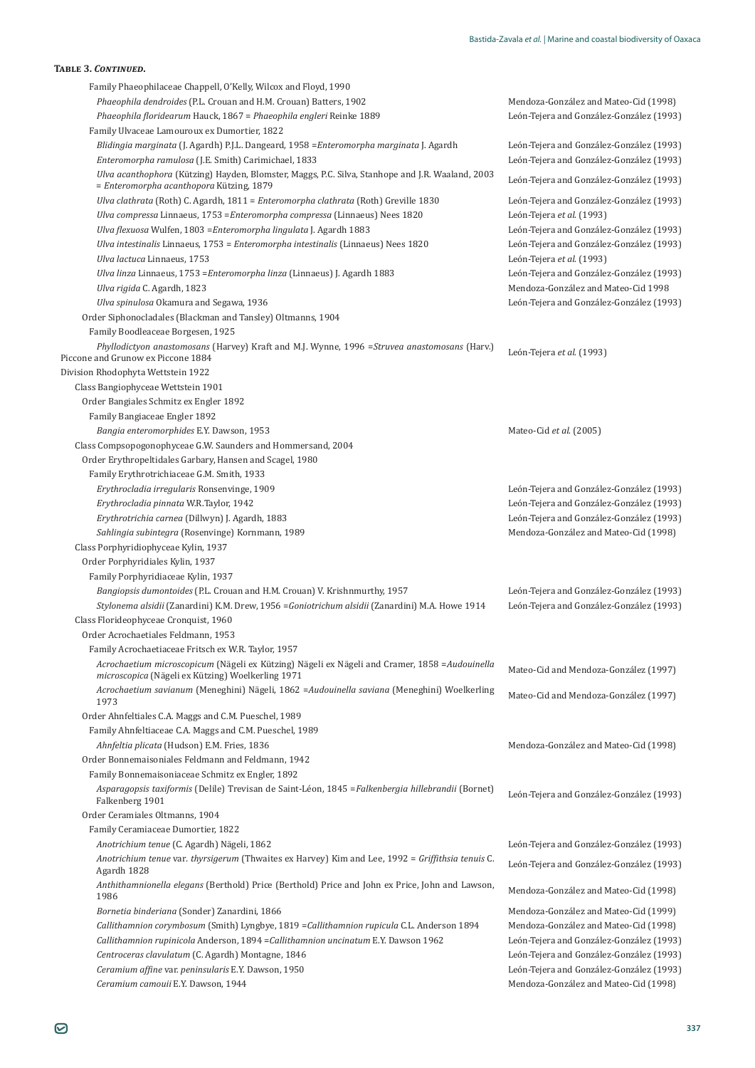**Table 3. *Continued*.**

| | |
|---|---|
| Family Phaeophilaceae Chappell, O'Kelly, Wilcox and Floyd, 1990 | |
| *Phaeophila dendroides* (P.L. Crouan and H.M. Crouan) Batters, 1902 | Mendoza-González and Mateo-Cid (1998) |
| *Phaeophila floridearum* Hauck, 1867 = *Phaeophila engleri* Reinke 1889 | León-Tejera and González-González (1993) |
| Family Ulvaceae Lamouroux ex Dumortier, 1822 | |
| *Blidingia marginata* (J. Agardh) P.J.L. Dangeard, 1958 =*Enteromorpha marginata* J. Agardh | León-Tejera and González-González (1993) |
| *Enteromorpha ramulosa* (J.E. Smith) Carimichael, 1833 | León-Tejera and González-González (1993) |
| *Ulva acanthophora* (Kützing) Hayden, Blomster, Maggs, P.C. Silva, Stanhope and J.R. Waaland, 2003 = *Enteromorpha acanthopora* Kützing, 1879 | León-Tejera and González-González (1993) |
| *Ulva clathrata* (Roth) C. Agardh, 1811 = *Enteromorpha clathrata* (Roth) Greville 1830 | León-Tejera and González-González (1993) |
| *Ulva compressa* Linnaeus, 1753 =*Enteromorpha compressa* (Linnaeus) Nees 1820 | León-Tejera *et al*. (1993) |
| *Ulva flexuosa* Wulfen, 1803 =*Enteromorpha lingulata* J. Agardh 1883 | León-Tejera and González-González (1993) |
| *Ulva intestinalis* Linnaeus, 1753 = *Enteromorpha intestinalis* (Linnaeus) Nees 1820 | León-Tejera and González-González (1993) |
| *Ulva lactuca* Linnaeus, 1753 | León-Tejera *et al*. (1993) |
| *Ulva linza* Linnaeus, 1753 =*Enteromorpha linza* (Linnaeus) J. Agardh 1883 | León-Tejera and González-González (1993) |
| *Ulva rigida* C. Agardh, 1823 | Mendoza-González and Mateo-Cid 1998 |
| *Ulva spinulosa* Okamura and Segawa, 1936 | León-Tejera and González-González (1993) |
| Order Siphonocladales (Blackman and Tansley) Oltmanns, 1904 | |
| Family Boodleaceae Borgesen, 1925 | |
| *Phyllodictyon anastomosans* (Harvey) Kraft and M.J. Wynne, 1996 =*Struvea anastomosans* (Harv.) Piccone and Grunow ex Piccone 1884 | León-Tejera *et al*. (1993) |
| Division Rhodophyta Wettstein 1922 | |
| Class Bangiophyceae Wettstein 1901 | |
| Order Bangiales Schmitz ex Engler 1892 | |
| Family Bangiaceae Engler 1892 | |
| *Bangia enteromorphides* E.Y. Dawson, 1953 | Mateo-Cid *et al*. (2005) |
| Class Compsopogonophyceae G.W. Saunders and Hommersand, 2004 | |
| Order Erythropeltidales Garbary, Hansen and Scagel, 1980 | |
| Family Erythrotrichiaceae G.M. Smith, 1933 | |
| *Erythrocladia irregularis* Ronsenvinge, 1909 | León-Tejera and González-González (1993) |
| *Erythrocladia pinnata* W.R.Taylor, 1942 | León-Tejera and González-González (1993) |
| *Erythrotrichia carnea* (Dillwyn) J. Agardh, 1883 | León-Tejera and González-González (1993) |
| *Sahlingia subintegra* (Rosenvinge) Kornmann, 1989 | Mendoza-González and Mateo-Cid (1998) |
| Class Porphyridiophyceae Kylin, 1937 | |
| Order Porphyridiales Kylin, 1937 | |
| Family Porphyridiaceae Kylin, 1937 | |
| *Bangiopsis dumontoides* (P.L. Crouan and H.M. Crouan) V. Krishnmurthy, 1957 | León-Tejera and González-González (1993) |
| *Stylonema alsidii* (Zanardini) K.M. Drew, 1956 =*Goniotrichum alsidii* (Zanardini) M.A. Howe 1914 | León-Tejera and González-González (1993) |
| Class Florideophyceae Cronquist, 1960 | |
| Order Acrochaetiales Feldmann, 1953 | |
| Family Acrochaetiaceae Fritsch ex W.R. Taylor, 1957 | |
| *Acrochaetium microscopicum* (Nägeli ex Kützing) Nägeli ex Nägeli and Cramer, 1858 =*Audouinella microscopica* (Nägeli ex Kützing) Woelkerling 1971 | Mateo-Cid and Mendoza-González (1997) |
| *Acrochaetium savianum* (Meneghini) Nägeli, 1862 =*Audouinella saviana* (Meneghini) Woelkerling 1973 | Mateo-Cid and Mendoza-González (1997) |
| Order Ahnfeltiales C.A. Maggs and C.M. Pueschel, 1989 | |
| Family Ahnfeltiaceae C.A. Maggs and C.M. Pueschel, 1989 | |
| *Ahnfeltia plicata* (Hudson) E.M. Fries, 1836 | Mendoza-González and Mateo-Cid (1998) |
| Order Bonnemaisoniales Feldmann and Feldmann, 1942 | |
| Family Bonnemaisoniaceae Schmitz ex Engler, 1892 | |
| *Asparagopsis taxiformis* (Delile) Trevisan de Saint-Léon, 1845 =*Falkenbergia hillebrandii* (Bornet) Falkenberg 1901 | León-Tejera and González-González (1993) |
| Order Ceramiales Oltmanns, 1904 | |
| Family Ceramiaceae Dumortier, 1822 | |
| *Anotrichium tenue* (C. Agardh) Nägeli, 1862 | León-Tejera and González-González (1993) |
| *Anotrichium tenue* var. *thyrsigerum* (Thwaites ex Harvey) Kim and Lee, 1992 = *Griffithsia tenuis* C. Agardh 1828 | León-Tejera and González-González (1993) |
| *Anthithamnionella elegans* (Berthold) Price (Berthold) Price and John ex Price, John and Lawson, 1986 | Mendoza-González and Mateo-Cid (1998) |
| *Bornetia binderiana* (Sonder) Zanardini, 1866 | Mendoza-González and Mateo-Cid (1999) |
| *Callithamnion corymbosum* (Smith) Lyngbye, 1819 =*Callithamnion rupicula* C.L. Anderson 1894 | Mendoza-González and Mateo-Cid (1998) |
| *Callithamnion rupinicola* Anderson, 1894 =*Callithamnion uncinatum* E.Y. Dawson 1962 | León-Tejera and González-González (1993) |
| *Centroceras clavulatum* (C. Agardh) Montagne, 1846 | León-Tejera and González-González (1993) |
| *Ceramium affine* var. *peninsularis* E.Y. Dawson, 1950 | León-Tejera and González-González (1993) |
| *Ceramium camouii* E.Y. Dawson, 1944 | Mendoza-González and Mateo-Cid (1998) |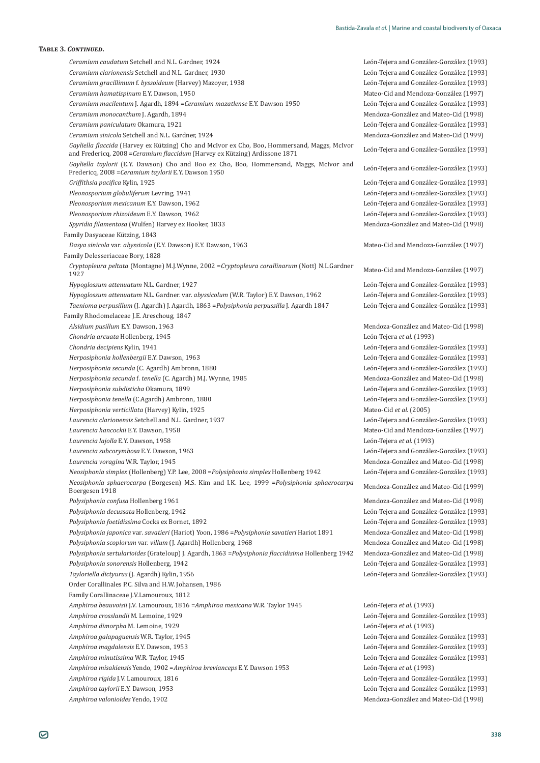**Table 3. *Continued.***

| | |
|---|---|
| *Ceramium caudatum* Setchell and N.L. Gardner, 1924 | León-Tejera and González-González (1993) |
| *Ceramium clarionensis* Setchell and N.L. Gardner, 1930 | León-Tejera and González-González (1993) |
| *Ceramium gracillimum* f. *byssoideum* (Harvey) Mazoyer, 1938 | León-Tejera and González-González (1993) |
| *Ceramium hamatispinum* E.Y. Dawson, 1950 | Mateo-Cid and Mendoza-González (1997) |
| *Ceramium macilentum* J. Agardh, 1894 =*Ceramium mazatlense* E.Y. Dawson 1950 | León-Tejera and González-González (1993) |
| *Ceramium monocanthum* J. Agardh, 1894 | Mendoza-González and Mateo-Cid (1998) |
| *Ceramium paniculatum* Okamura, 1921 | León-Tejera and González-González (1993) |
| *Ceramium sinicola* Setchell and N.L. Gardner, 1924 | Mendoza-González and Mateo-Cid (1999) |
| *Gayliella flaccida* (Harvey ex Kützing) Cho and McIvor ex Cho, Boo, Hommersand, Maggs, McIvor and Fredericq, 2008 =*Ceramium flaccidum* (Harvey ex Kützing) Ardissone 1871 | León-Tejera and González-González (1993) |
| *Gayliella taylorii* (E.Y. Dawson) Cho and Boo ex Cho, Boo, Hommersand, Maggs, McIvor and Fredericq, 2008 =*Ceramium taylorii* E.Y. Dawson 1950 | León-Tejera and González-González (1993) |
| *Griffithsia pacifica* Kylin, 1925 | León-Tejera and González-González (1993) |
| *Pleonosporium globuliferum* Levring, 1941 | León-Tejera and González-González (1993) |
| *Pleonosporium mexicanum* E.Y. Dawson, 1962 | León-Tejera and González-González (1993) |
| *Pleonosporium rhizoideum* E.Y. Dawson, 1962 | León-Tejera and González-González (1993) |
| *Spyridia filamentosa* (Wulfen) Harvey ex Hooker, 1833 | Mendoza-González and Mateo-Cid (1998) |
| Family Dasyaceae Kützing, 1843 | |
| *Dasya sinicola* var. *abyssicola* (E.Y. Dawson) E.Y. Dawson, 1963 | Mateo-Cid and Mendoza-González (1997) |
| Family Delesseriaceae Bory, 1828 | |
| *Cryptopleura peltata* (Montagne) M.J.Wynne, 2002 =*Cryptopleura corallinarum* (Nott) N.L.Gardner 1927 | Mateo-Cid and Mendoza-González (1997) |
| *Hypoglossum attenuatum* N.L. Gardner, 1927 | León-Tejera and González-González (1993) |
| *Hypoglossum attenuatum* N.L. Gardner. var. *abyssicolum* (W.R. Taylor) E.Y. Dawson, 1962 | León-Tejera and González-González (1993) |
| *Taenioma perpusillum* (J. Agardh) J. Agardh, 1863 =*Polysiphonia perpussilla* J. Agardh 1847 | León-Tejera and González-González (1993) |
| Family Rhodomelaceae J.E. Areschoug, 1847 | |
| *Alsidium pusillum* E.Y. Dawson, 1963 | Mendoza-González and Mateo-Cid (1998) |
| *Chondria arcuata* Hollenberg, 1945 | León-Tejera *et al.* (1993) |
| *Chondria decipiens* Kylin, 1941 | León-Tejera and González-González (1993) |
| *Herposiphonia hollenbergii* E.Y. Dawson, 1963 | León-Tejera and González-González (1993) |
| *Herposiphonia secunda* (C. Agardh) Ambronn, 1880 | León-Tejera and González-González (1993) |
| *Herposiphonia secunda* f. *tenella* (C. Agardh) M.J. Wynne, 1985 | Mendoza-González and Mateo-Cid (1998) |
| *Herposiphonia subdisticha* Okamura, 1899 | León-Tejera and González-González (1993) |
| *Herposiphonia tenella* (C.Agardh) Ambronn, 1880 | León-Tejera and González-González (1993) |
| *Herposiphonia verticillata* (Harvey) Kylin, 1925 | Mateo-Cid *et al.* (2005) |
| *Laurencia clarionensis* Setchell and N.L. Gardner, 1937 | León-Tejera and González-González (1993) |
| *Laurencia hancockii* E.Y. Dawson, 1958 | Mateo-Cid and Mendoza-González (1997) |
| *Laurencia lajolla* E.Y. Dawson, 1958 | León-Tejera *et al.* (1993) |
| *Laurencia subcorymbosa* E.Y. Dawson, 1963 | León-Tejera and González-González (1993) |
| *Laurencia voragina* W.R. Taylor, 1945 | Mendoza-González and Mateo-Cid (1998) |
| *Neosiphonia simplex* (Hollenberg) Y.P. Lee, 2008 =*Polysiphonia simplex* Hollenberg 1942 | León-Tejera and González-González (1993) |
| *Neosiphonia sphaerocarpa* (Borgesen) M.S. Kim and I.K. Lee, 1999 =*Polysiphonia sphaerocarpa* Boergesen 1918 | Mendoza-González and Mateo-Cid (1999) |
| *Polysiphonia confusa* Hollenberg 1961 | Mendoza-González and Mateo-Cid (1998) |
| *Polysiphonia decussata* Hollenberg, 1942 | León-Tejera and González-González (1993) |
| *Polysiphonia foetidissima* Cocks ex Bornet, 1892 | León-Tejera and González-González (1993) |
| *Polysiphonia japonica* var. *savatieri* (Hariot) Yoon, 1986 =*Polysiphonia savatieri* Hariot 1891 | Mendoza-González and Mateo-Cid (1998) |
| *Polysiphonia scoplorum* var. *villum* (J. Agardh) Hollenberg, 1968 | Mendoza-González and Mateo-Cid (1998) |
| *Polysiphonia sertularioides* (Grateloup) J. Agardh, 1863 =*Polysiphonia flaccidisima* Hollenberg 1942 | Mendoza-González and Mateo-Cid (1998) |
| *Polysiphonia sonorensis* Hollenberg, 1942 | León-Tejera and González-González (1993) |
| *Tayloriella dictyurus* (J. Agardh) Kylin, 1956 | León-Tejera and González-González (1993) |
| Order Corallinales P.C. Silva and H.W. Johansen, 1986 | |
| Family Corallinaceae J.V.Lamouroux, 1812 | |
| *Amphiroa beauvoisii* J.V. Lamouroux, 1816 =*Amphiroa mexicana* W.R. Taylor 1945 | León-Tejera *et al.* (1993) |
| *Amphiroa crosslandii* M. Lemoine, 1929 | León-Tejera and González-González (1993) |
| *Amphiroa dimorpha* M. Lemoine, 1929 | León-Tejera *et al.* (1993) |
| *Amphiroa galapaguensis* W.R. Taylor, 1945 | León-Tejera and González-González (1993) |
| *Amphiroa magdalensis* E.Y. Dawson, 1953 | León-Tejera and González-González (1993) |
| *Amphiroa minutissima* W.R. Taylor, 1945 | León-Tejera and González-González (1993) |
| *Amphiroa misakiensis* Yendo, 1902 =*Amphiroa brevianceps* E.Y. Dawson 1953 | León-Tejera *et al.* (1993) |
| *Amphiroa rigida* J.V. Lamouroux, 1816 | León-Tejera and González-González (1993) |
| *Amphiroa taylorii* E.Y. Dawson, 1953 | León-Tejera and González-González (1993) |
| *Amphiroa valonioides* Yendo, 1902 | Mendoza-González and Mateo-Cid (1998) |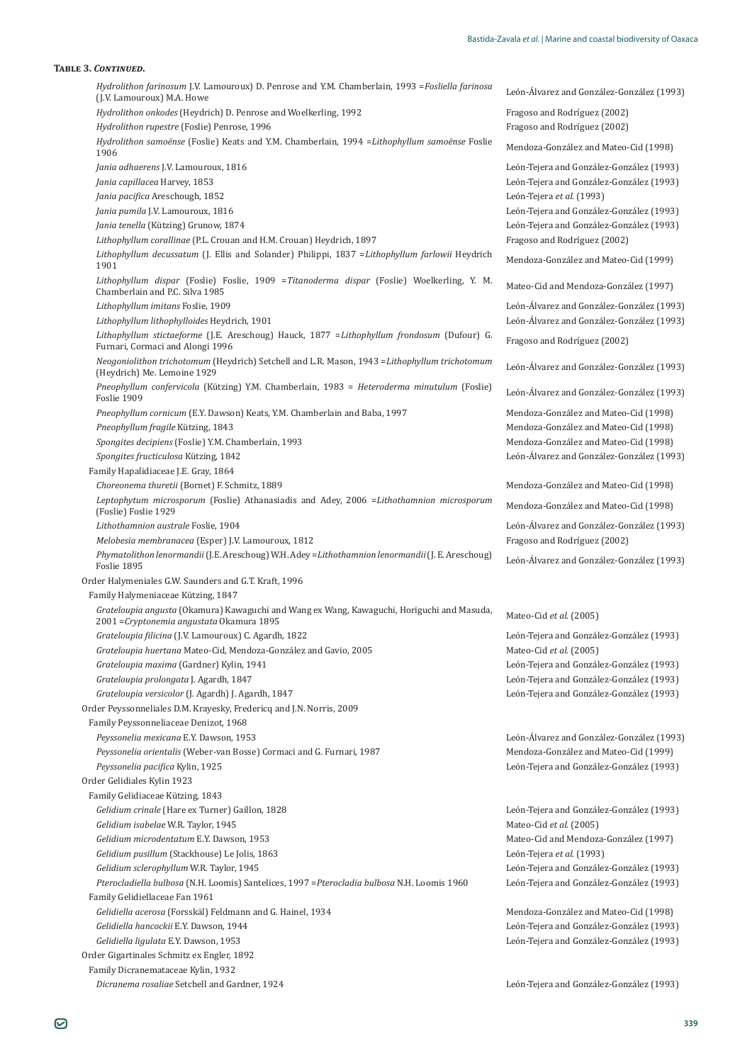**Table 3. *Continued.***

| | |
|---|---|
| *Hydrolithon farinosum* J.V. Lamouroux) D. Penrose and Y.M. Chamberlain, 1993 =*Fosliella farinosa* (J.V. Lamouroux) M.A. Howe | León-Álvarez and González-González (1993) |
| *Hydrolithon onkodes* (Heydrich) D. Penrose and Woelkerling, 1992 | Fragoso and Rodríguez (2002) |
| *Hydrolithon rupestre* (Foslie) Penrose, 1996 | Fragoso and Rodríguez (2002) |
| *Hydrolithon samoënse* (Foslie) Keats and Y.M. Chamberlain, 1994 =*Lithophyllum samoënse* Foslie 1906 | Mendoza-González and Mateo-Cid (1998) |
| *Jania adhaerens* J.V. Lamouroux, 1816 | León-Tejera and González-González (1993) |
| *Jania capillacea* Harvey, 1853 | León-Tejera and González-González (1993) |
| *Jania pacifica* Areschough, 1852 | León-Tejera *et al.* (1993) |
| *Jania pumila* J.V. Lamouroux, 1816 | León-Tejera and González-González (1993) |
| *Jania tenella* (Kützing) Grunow, 1874 | León-Tejera and González-González (1993) |
| *Lithophyllum corallinae* (P.L. Crouan and H.M. Crouan) Heydrich, 1897 | Fragoso and Rodríguez (2002) |
| *Lithophyllum decussatum* (J. Ellis and Solander) Philippi, 1837 =*Lithophyllum farlowii* Heydrich 1901 | Mendoza-González and Mateo-Cid (1999) |
| *Lithophyllum dispar* (Foslie) Foslie, 1909 =*Titanoderma dispar* (Foslie) Woelkerling, Y. M. Chamberlain and P.C. Silva 1985 | Mateo-Cid and Mendoza-González (1997) |
| *Lithophyllum imitans* Foslie, 1909 | León-Álvarez and González-González (1993) |
| *Lithophyllum lithophylloides* Heydrich, 1901 | León-Álvarez and González-González (1993) |
| *Lithophyllum stictaeforme* (J.E. Areschoug) Hauck, 1877 =*Lithophyllum frondosum* (Dufour) G. Furnari, Cormaci and Alongi 1996 | Fragoso and Rodríguez (2002) |
| *Neogoniolithon trichotomum* (Heydrich) Setchell and L.R. Mason, 1943 =*Lithophyllum trichotomum* (Heydrich) Me. Lemoine 1929 | León-Álvarez and González-González (1993) |
| *Pneophyllum confervicola* (Kützing) Y.M. Chamberlain, 1983 = *Heteroderma minutulum* (Foslie) Foslie 1909 | León-Álvarez and González-González (1993) |
| *Pneophyllum cornicum* (E.Y. Dawson) Keats, Y.M. Chamberlain and Baba, 1997 | Mendoza-González and Mateo-Cid (1998) |
| *Pneophyllum fragile* Kützing, 1843 | Mendoza-González and Mateo-Cid (1998) |
| *Spongites decipiens* (Foslie) Y.M. Chamberlain, 1993 | Mendoza-González and Mateo-Cid (1998) |
| *Spongites fructiculosa* Kützing, 1842 | León-Álvarez and González-González (1993) |
| Family Hapalidiaceae J.E. Gray, 1864 | |
| *Choreonema thuretii* (Bornet) F. Schmitz, 1889 | Mendoza-González and Mateo-Cid (1998) |
| *Leptophytum microsporum* (Foslie) Athanasiadis and Adey, 2006 =*Lithothamnion microsporum* (Foslie) Foslie 1929 | Mendoza-González and Mateo-Cid (1998) |
| *Lithothamnion australe* Foslie, 1904 | León-Álvarez and González-González (1993) |
| *Melobesia membranacea* (Esper) J.V. Lamouroux, 1812 | Fragoso and Rodríguez (2002) |
| *Phymatolithon lenormandii* (J.E. Areschoug) W.H. Adey =*Lithothamnion lenormandii* (J. E. Areschoug) Foslie 1895 | León-Álvarez and González-González (1993) |
| Order Halymeniales G.W. Saunders and G.T. Kraft, 1996 | |
| Family Halymeniaceae Kützing, 1847 | |
| *Grateloupia angusta* (Okamura) Kawaguchi and Wang ex Wang, Kawaguchi, Horiguchi and Masuda, 2001 =*Cryptonemia angustata* Okamura 1895 | Mateo-Cid *et al.* (2005) |
| *Grateloupia filicina* (J.V. Lamouroux) C. Agardh, 1822 | León-Tejera and González-González (1993) |
| *Grateloupia huertana* Mateo-Cid, Mendoza-González and Gavio, 2005 | Mateo-Cid *et al.* (2005) |
| *Grateloupia maxima* (Gardner) Kylin, 1941 | León-Tejera and González-González (1993) |
| *Grateloupia prolongata* J. Agardh, 1847 | León-Tejera and González-González (1993) |
| *Grateloupia versicolor* (J. Agardh) J. Agardh, 1847 | León-Tejera and González-González (1993) |
| Order Peyssonneliales D.M. Krayesky, Fredericq and J.N. Norris, 2009 | |
| Family Peyssonneliaceae Denizot, 1968 | |
| *Peyssonelia mexicana* E.Y. Dawson, 1953 | León-Álvarez and González-González (1993) |
| *Peyssonelia orientalis* (Weber-van Bosse) Cormaci and G. Furnari, 1987 | Mendoza-González and Mateo-Cid (1999) |
| *Peyssonelia pacifica* Kylin, 1925 | León-Tejera and González-González (1993) |
| Order Gelidiales Kylin 1923 | |
| Family Gelidiaceae Kützing, 1843 | |
| *Gelidium crinale* (Hare ex Turner) Gaillon, 1828 | León-Tejera and González-González (1993) |
| *Gelidium isabelae* W.R. Taylor, 1945 | Mateo-Cid *et al.* (2005) |
| *Gelidium microdentatum* E.Y. Dawson, 1953 | Mateo-Cid and Mendoza-González (1997) |
| *Gelidium pusillum* (Stackhouse) Le Jolis, 1863 | León-Tejera *et al.* (1993) |
| *Gelidium sclerophyllum* W.R. Taylor, 1945 | León-Tejera and González-González (1993) |
| *Pterocladiella bulbosa* (N.H. Loomis) Santelices, 1997 =*Pterocladia bulbosa* N.H. Loomis 1960 | León-Tejera and González-González (1993) |
| Family Gelidiellaceae Fan 1961 | |
| *Gelidiella acerosa* (Forsskäl) Feldmann and G. Hainel, 1934 | Mendoza-González and Mateo-Cid (1998) |
| *Gelidiella hancockii* E.Y. Dawson, 1944 | León-Tejera and González-González (1993) |
| *Gelidiella ligulata* E.Y. Dawson, 1953 | León-Tejera and González-González (1993) |
| Order Gigartinales Schmitz ex Engler, 1892 | |
| Family Dicranemataceae Kylin, 1932 | |
| *Dicranema rosaliae* Setchell and Gardner, 1924 | León-Tejera and González-González (1993) |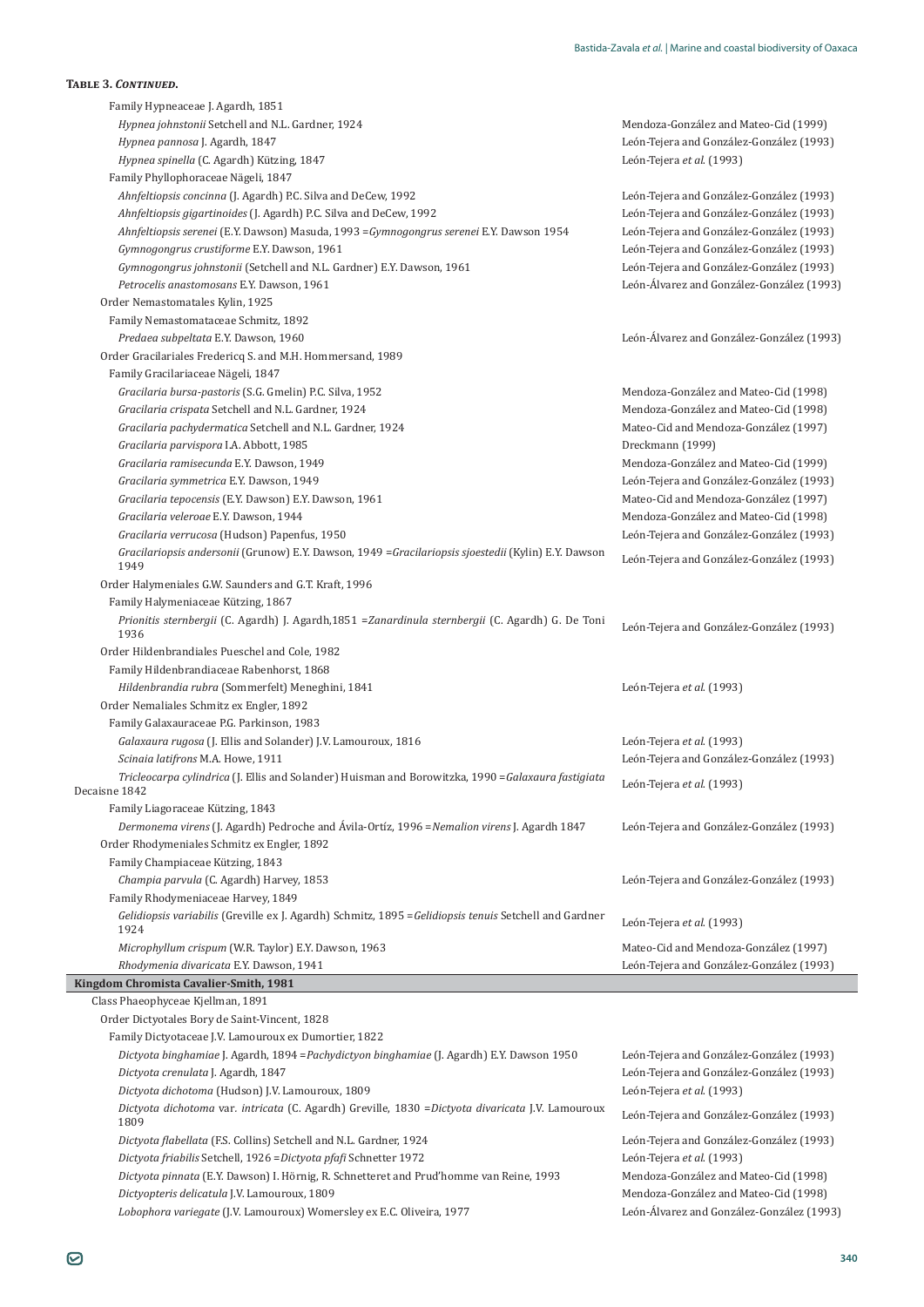**TABLE 3. *CONTINUED.***

| Taxon | Reference |
|---|---|
| Family Hypneaceae J. Agardh, 1851 | |
| *Hypnea johnstonii* Setchell and N.L. Gardner, 1924 | Mendoza-González and Mateo-Cid (1999) |
| *Hypnea pannosa* J. Agardh, 1847 | León-Tejera and González-González (1993) |
| *Hypnea spinella* (C. Agardh) Kützing, 1847 | León-Tejera *et al.* (1993) |
| Family Phyllophoraceae Nägeli, 1847 | |
| *Ahnfeltiopsis concinna* (J. Agardh) P.C. Silva and DeCew, 1992 | León-Tejera and González-González (1993) |
| *Ahnfeltiopsis gigartinoides* (J. Agardh) P.C. Silva and DeCew, 1992 | León-Tejera and González-González (1993) |
| *Ahnfeltiopsis serenei* (E.Y. Dawson) Masuda, 1993 =*Gymnogongrus serenei* E.Y. Dawson 1954 | León-Tejera and González-González (1993) |
| *Gymnogongrus crustiforme* E.Y. Dawson, 1961 | León-Tejera and González-González (1993) |
| *Gymnogongrus johnstonii* (Setchell and N.L. Gardner) E.Y. Dawson, 1961 | León-Tejera and González-González (1993) |
| *Petrocelis anastomosans* E.Y. Dawson, 1961 | León-Álvarez and González-González (1993) |
| Order Nemastomatales Kylin, 1925 | |
| Family Nemastomataceae Schmitz, 1892 | |
| *Predaea subpeltata* E.Y. Dawson, 1960 | León-Álvarez and González-González (1993) |
| Order Gracilariales Fredericq S. and M.H. Hommersand, 1989 | |
| Family Gracilariaceae Nägeli, 1847 | |
| *Gracilaria bursa-pastoris* (S.G. Gmelin) P.C. Silva, 1952 | Mendoza-González and Mateo-Cid (1998) |
| *Gracilaria crispata* Setchell and N.L. Gardner, 1924 | Mendoza-González and Mateo-Cid (1998) |
| *Gracilaria pachydermatica* Setchell and N.L. Gardner, 1924 | Mateo-Cid and Mendoza-González (1997) |
| *Gracilaria parvispora* I.A. Abbott, 1985 | Dreckmann (1999) |
| *Gracilaria ramisecunda* E.Y. Dawson, 1949 | Mendoza-González and Mateo-Cid (1999) |
| *Gracilaria symmetrica* E.Y. Dawson, 1949 | León-Tejera and González-González (1993) |
| *Gracilaria tepocensis* (E.Y. Dawson) E.Y. Dawson, 1961 | Mateo-Cid and Mendoza-González (1997) |
| *Gracilaria veleroae* E.Y. Dawson, 1944 | Mendoza-González and Mateo-Cid (1998) |
| *Gracilaria verrucosa* (Hudson) Papenfus, 1950 | León-Tejera and González-González (1993) |
| *Gracilariopsis andersonii* (Grunow) E.Y. Dawson, 1949 =*Gracilariopsis sjoestedii* (Kylin) E.Y. Dawson 1949 | León-Tejera and González-González (1993) |
| Order Halymeniales G.W. Saunders and G.T. Kraft, 1996 | |
| Family Halymeniaceae Kützing, 1867 | |
| *Prionitis sternbergii* (C. Agardh) J. Agardh,1851 =*Zanardinula sternbergii* (C. Agardh) G. De Toni 1936 | León-Tejera and González-González (1993) |
| Order Hildenbrandiales Pueschel and Cole, 1982 | |
| Family Hildenbrandiaceae Rabenhorst, 1868 | |
| *Hildenbrandia rubra* (Sommerfelt) Meneghini, 1841 | León-Tejera *et al.* (1993) |
| Order Nemaliales Schmitz ex Engler, 1892 | |
| Family Galaxauraceae P.G. Parkinson, 1983 | |
| *Galaxaura rugosa* (J. Ellis and Solander) J.V. Lamouroux, 1816 | León-Tejera *et al.* (1993) |
| *Scinaia latifrons* M.A. Howe, 1911 | León-Tejera and González-González (1993) |
| *Tricleocarpa cylindrica* (J. Ellis and Solander) Huisman and Borowitzka, 1990 =*Galaxaura fastigiata* Decaisne 1842 | León-Tejera *et al.* (1993) |
| Family Liagoraceae Kützing, 1843 | |
| *Dermonema virens* (J. Agardh) Pedroche and Ávila-Ortíz, 1996 =*Nemalion virens* J. Agardh 1847 | León-Tejera and González-González (1993) |
| Order Rhodymeniales Schmitz ex Engler, 1892 | |
| Family Champiaceae Kützing, 1843 | |
| *Champia parvula* (C. Agardh) Harvey, 1853 | León-Tejera and González-González (1993) |
| Family Rhodymeniaceae Harvey, 1849 | |
| *Gelidiopsis variabilis* (Greville ex J. Agardh) Schmitz, 1895 =*Gelidiopsis tenuis* Setchell and Gardner 1924 | León-Tejera *et al.* (1993) |
| *Microphyllum crispum* (W.R. Taylor) E.Y. Dawson, 1963 | Mateo-Cid and Mendoza-González (1997) |
| *Rhodymenia divaricata* E.Y. Dawson, 1941 | León-Tejera and González-González (1993) |
| **Kingdom Chromista Cavalier-Smith, 1981** | |
| Class Phaeophyceae Kjellman, 1891 | |
| Order Dictyotales Bory de Saint-Vincent, 1828 | |
| Family Dictyotaceae J.V. Lamouroux ex Dumortier, 1822 | |
| *Dictyota binghamiae* J. Agardh, 1894 =*Pachydictyon binghamiae* (J. Agardh) E.Y. Dawson 1950 | León-Tejera and González-González (1993) |
| *Dictyota crenulata* J. Agardh, 1847 | León-Tejera and González-González (1993) |
| *Dictyota dichotoma* (Hudson) J.V. Lamouroux, 1809 | León-Tejera *et al.* (1993) |
| *Dictyota dichotoma* var. *intricata* (C. Agardh) Greville, 1830 =*Dictyota divaricata* J.V. Lamouroux 1809 | León-Tejera and González-González (1993) |
| *Dictyota flabellata* (F.S. Collins) Setchell and N.L. Gardner, 1924 | León-Tejera and González-González (1993) |
| *Dictyota friabilis* Setchell, 1926 =*Dictyota pfafi* Schnetter 1972 | León-Tejera *et al.* (1993) |
| *Dictyota pinnata* (E.Y. Dawson) I. Hörnig, R. Schnetteret and Prud'homme van Reine, 1993 | Mendoza-González and Mateo-Cid (1998) |
| *Dictyopteris delicatula* J.V. Lamouroux, 1809 | Mendoza-González and Mateo-Cid (1998) |
| *Lobophora variegate* (J.V. Lamouroux) Womersley ex E.C. Oliveira, 1977 | León-Álvarez and González-González (1993) |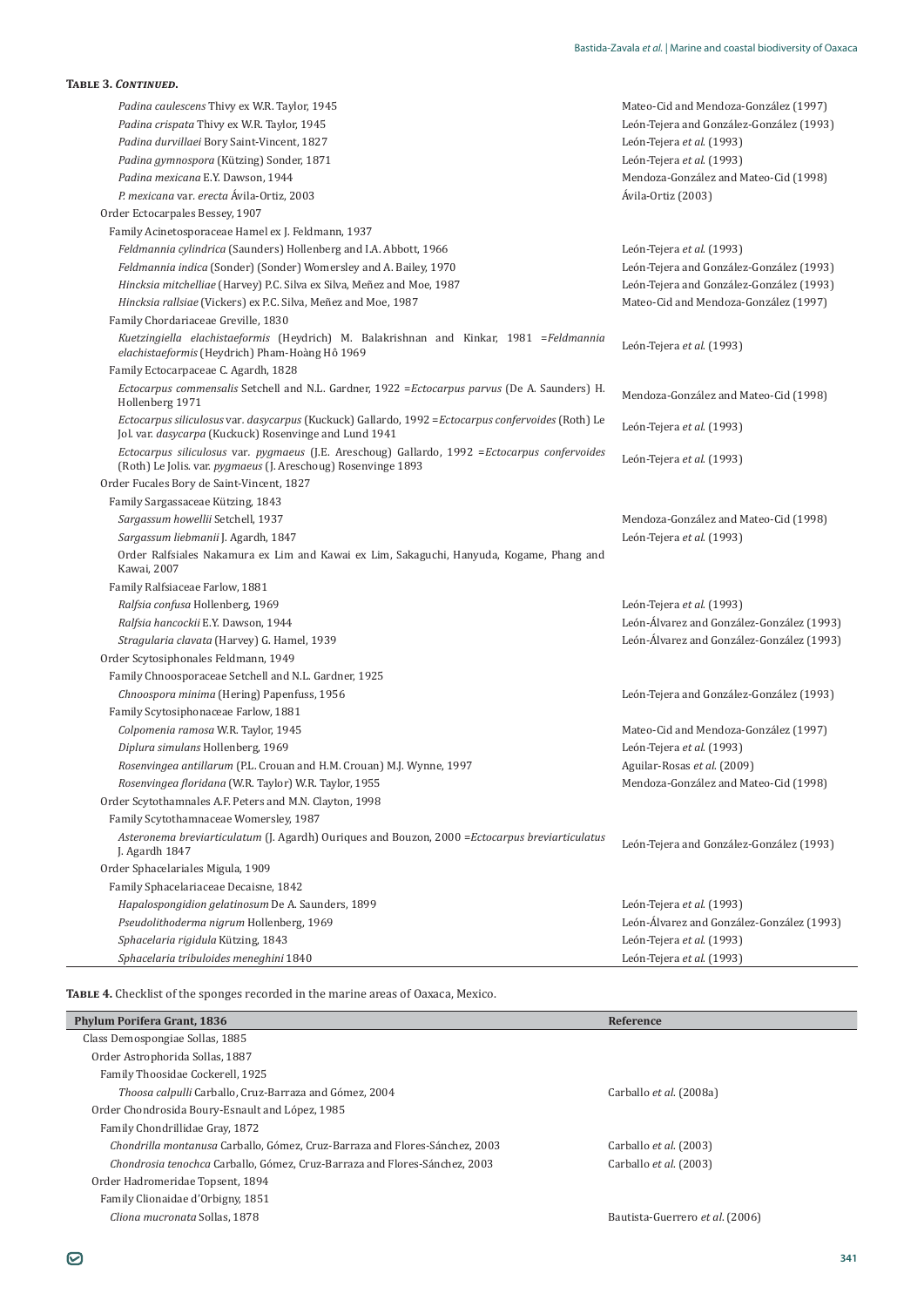**Table 3. *Continued.***

| | |
|---|---|
| *Padina caulescens* Thivy ex W.R. Taylor, 1945 | Mateo-Cid and Mendoza-González (1997) |
| *Padina crispata* Thivy ex W.R. Taylor, 1945 | León-Tejera and González-González (1993) |
| *Padina durvillaei* Bory Saint-Vincent, 1827 | León-Tejera *et al.* (1993) |
| *Padina gymnospora* (Kützing) Sonder, 1871 | León-Tejera *et al.* (1993) |
| *Padina mexicana* E.Y. Dawson, 1944 | Mendoza-González and Mateo-Cid (1998) |
| *P. mexicana* var. *erecta* Ávila-Ortiz, 2003 | Ávila-Ortiz (2003) |
| Order Ectocarpales Bessey, 1907 | |
| Family Acinetosporaceae Hamel ex J. Feldmann, 1937 | |
| *Feldmannia cylindrica* (Saunders) Hollenberg and I.A. Abbott, 1966 | León-Tejera *et al.* (1993) |
| *Feldmannia indica* (Sonder) (Sonder) Womersley and A. Bailey, 1970 | León-Tejera and González-González (1993) |
| *Hincksia mitchelliae* (Harvey) P.C. Silva ex Silva, Meñez and Moe, 1987 | León-Tejera and González-González (1993) |
| *Hincksia rallsiae* (Vickers) ex P.C. Silva, Meñez and Moe, 1987 | Mateo-Cid and Mendoza-González (1997) |
| Family Chordariaceae Greville, 1830 | |
| *Kuetzingiella elachistaeformis* (Heydrich) M. Balakrishnan and Kinkar, 1981 =*Feldmannia elachistaeformis* (Heydrich) Pham-Hoàng Hô 1969 | León-Tejera *et al.* (1993) |
| Family Ectocarpaceae C. Agardh, 1828 | |
| *Ectocarpus commensalis* Setchell and N.L. Gardner, 1922 =*Ectocarpus parvus* (De A. Saunders) H. Hollenberg 1971 | Mendoza-González and Mateo-Cid (1998) |
| *Ectocarpus siliculosus* var. *dasycarpus* (Kuckuck) Gallardo, 1992 =*Ectocarpus confervoides* (Roth) Le Jol. var. *dasycarpa* (Kuckuck) Rosenvinge and Lund 1941 | León-Tejera *et al.* (1993) |
| *Ectocarpus siliculosus* var. *pygmaeus* (J.E. Areschoug) Gallardo, 1992 =*Ectocarpus confervoides* (Roth) Le Jolis. var. *pygmaeus* (J. Areschoug) Rosenvinge 1893 | León-Tejera *et al.* (1993) |
| Order Fucales Bory de Saint-Vincent, 1827 | |
| Family Sargassaceae Kützing, 1843 | |
| *Sargassum howellii* Setchell, 1937 | Mendoza-González and Mateo-Cid (1998) |
| *Sargassum liebmanii* J. Agardh, 1847 | León-Tejera *et al.* (1993) |
| Order Ralfsiales Nakamura ex Lim and Kawai ex Lim, Sakaguchi, Hanyuda, Kogame, Phang and Kawai, 2007 | |
| Family Ralfsiaceae Farlow, 1881 | |
| *Ralfsia confusa* Hollenberg, 1969 | León-Tejera *et al.* (1993) |
| *Ralfsia hancockii* E.Y. Dawson, 1944 | León-Álvarez and González-González (1993) |
| *Stragularia clavata* (Harvey) G. Hamel, 1939 | León-Álvarez and González-González (1993) |
| Order Scytosiphonales Feldmann, 1949 | |
| Family Chnoosporaceae Setchell and N.L. Gardner, 1925 | |
| *Chnoospora minima* (Hering) Papenfuss, 1956 | León-Tejera and González-González (1993) |
| Family Scytosiphonaceae Farlow, 1881 | |
| *Colpomenia ramosa* W.R. Taylor, 1945 | Mateo-Cid and Mendoza-González (1997) |
| *Diplura simulans* Hollenberg, 1969 | León-Tejera *et al.* (1993) |
| *Rosenvingea antillarum* (P.L. Crouan and H.M. Crouan) M.J. Wynne, 1997 | Aguilar-Rosas *et al.* (2009) |
| *Rosenvingea floridana* (W.R. Taylor) W.R. Taylor, 1955 | Mendoza-González and Mateo-Cid (1998) |
| Order Scytothamnales A.F. Peters and M.N. Clayton, 1998 | |
| Family Scytothamnaceae Womersley, 1987 | |
| *Asteronema breviarticulatum* (J. Agardh) Ouriques and Bouzon, 2000 =*Ectocarpus breviarticulatus* J. Agardh 1847 | León-Tejera and González-González (1993) |
| Order Sphacelariales Migula, 1909 | |
| Family Sphacelariaceae Decaisne, 1842 | |
| *Hapalospongidion gelatinosum* De A. Saunders, 1899 | León-Tejera *et al.* (1993) |
| *Pseudolithoderma nigrum* Hollenberg, 1969 | León-Álvarez and González-González (1993) |
| *Sphacelaria rigidula* Kützing, 1843 | León-Tejera *et al.* (1993) |
| *Sphacelaria tribuloides meneghini* 1840 | León-Tejera *et al.* (1993) |

**Table 4.** Checklist of the sponges recorded in the marine areas of Oaxaca, Mexico.

| Phylum Porifera Grant, 1836 | Reference |
|---|---|
| Class Demospongiae Sollas, 1885 | |
| Order Astrophorida Sollas, 1887 | |
| Family Thoosidae Cockerell, 1925 | |
| *Thoosa calpulli* Carballo, Cruz-Barraza and Gómez, 2004 | Carballo *et al.* (2008a) |
| Order Chondrosida Boury-Esnault and López, 1985 | |
| Family Chondrillidae Gray, 1872 | |
| *Chondrilla montanusa* Carballo, Gómez, Cruz-Barraza and Flores-Sánchez, 2003 | Carballo *et al.* (2003) |
| *Chondrosia tenochca* Carballo, Gómez, Cruz-Barraza and Flores-Sánchez, 2003 | Carballo *et al.* (2003) |
| Order Hadromeridae Topsent, 1894 | |
| Family Clionaidae d'Orbigny, 1851 | |
| *Cliona mucronata* Sollas, 1878 | Bautista-Guerrero *et al.* (2006) |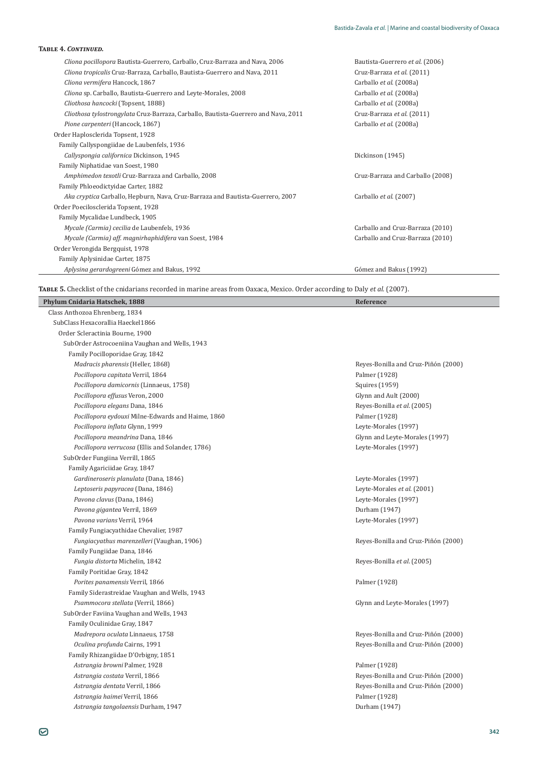**Table 4. *Continued.***

| | |
|---|---|
| *Cliona pocillopora* Bautista-Guerrero, Carballo, Cruz-Barraza and Nava, 2006 | Bautista-Guerrero *et al.* (2006) |
| *Cliona tropicalis* Cruz-Barraza, Carballo, Bautista-Guerrero and Nava, 2011 | Cruz-Barraza *et al.* (2011) |
| *Cliona vermifera* Hancock, 1867 | Carballo *et al.* (2008a) |
| *Cliona* sp. Carballo, Bautista-Guerrero and Leyte-Morales, 2008 | Carballo *et al.* (2008a) |
| *Cliothosa hancocki* (Topsent, 1888) | Carballo *et al.* (2008a) |
| *Cliothosa tylostrongylata* Cruz-Barraza, Carballo, Bautista-Guerrero and Nava, 2011 | Cruz-Barraza *et al.* (2011) |
| *Pione carpenteri* (Hancock, 1867) | Carballo *et al.* (2008a) |
| Order Haplosclerida Topsent, 1928 | |
| Family Callyspongiidae de Laubenfels, 1936 | |
| *Callyspongia californica* Dickinson, 1945 | Dickinson (1945) |
| Family Niphatidae van Soest, 1980 | |
| *Amphimedon texotli* Cruz-Barraza and Carballo, 2008 | Cruz-Barraza and Carballo (2008) |
| Family Phloeodictyidae Carter, 1882 | |
| *Aka cryptica* Carballo, Hepburn, Nava, Cruz-Barraza and Bautista-Guerrero, 2007 | Carballo *et al.* (2007) |
| Order Poecilosclerida Topsent, 1928 | |
| Family Mycalidae Lundbeck, 1905 | |
| *Mycale (Carmia) cecilia* de Laubenfels, 1936 | Carballo and Cruz-Barraza (2010) |
| *Mycale (Carmia) aff. magnirhaphidifera* van Soest, 1984 | Carballo and Cruz-Barraza (2010) |
| Order Verongida Bergquist, 1978 | |
| Family Aplysinidae Carter, 1875 | |
| *Aplysina gerardogreeni* Gómez and Bakus, 1992 | Gómez and Bakus (1992) |

**Table 5.** Checklist of the cnidarians recorded in marine areas from Oaxaca, Mexico. Order according to Daly *et al.* (2007).

| Phylum Cnidaria Hatschek, 1888 | Reference |
|---|---|
| Class Anthozoa Ehrenberg, 1834 | |
| SubClass Hexacorallia Haeckel1866 | |
| Order Scleractinia Bourne, 1900 | |
| SubOrder Astrocoeniina Vaughan and Wells, 1943 | |
| Family Pocilloporidae Gray, 1842 | |
| *Madracis pharensis* (Heller, 1868) | Reyes-Bonilla and Cruz-Piñón (2000) |
| *Pocillopora capitata* Verril, 1864 | Palmer (1928) |
| *Pocillopora damicornis* (Linnaeus, 1758) | Squires (1959) |
| *Pocillopora effusus* Veron, 2000 | Glynn and Ault (2000) |
| *Pocillopora elegans* Dana, 1846 | Reyes-Bonilla *et al.* (2005) |
| *Pocillopora eydouxi* Milne-Edwards and Haime, 1860 | Palmer (1928) |
| *Pocillopora inflata* Glynn, 1999 | Leyte-Morales (1997) |
| *Pocillopora meandrina* Dana, 1846 | Glynn and Leyte-Morales (1997) |
| *Pocillopora verrucosa* (Ellis and Solander, 1786) | Leyte-Morales (1997) |
| SubOrder Fungiina Verrill, 1865 | |
| Family Agariciidae Gray, 1847 | |
| *Gardineroseris planulata* (Dana, 1846) | Leyte-Morales (1997) |
| *Leptoseris papyracea* (Dana, 1846) | Leyte-Morales *et al.* (2001) |
| *Pavona clavus* (Dana, 1846) | Leyte-Morales (1997) |
| *Pavona gigantea* Verril, 1869 | Durham (1947) |
| *Pavona varians* Verril, 1964 | Leyte-Morales (1997) |
| Family Fungiacyathidae Chevalier, 1987 | |
| *Fungiacyathus marenzelleri* (Vaughan, 1906) | Reyes-Bonilla and Cruz-Piñón (2000) |
| Family Fungiidae Dana, 1846 | |
| *Fungia distorta* Michelin, 1842 | Reyes-Bonilla *et al.* (2005) |
| Family Poritidae Gray, 1842 | |
| *Porites panamensis* Verril, 1866 | Palmer (1928) |
| Family Siderastreidae Vaughan and Wells, 1943 | |
| *Psammocora stellata* (Verril, 1866) | Glynn and Leyte-Morales (1997) |
| SubOrder Faviina Vaughan and Wells, 1943 | |
| Family Oculinidae Gray, 1847 | |
| *Madrepora oculata* Linnaeus, 1758 | Reyes-Bonilla and Cruz-Piñón (2000) |
| *Oculina profunda* Cairns, 1991 | Reyes-Bonilla and Cruz-Piñón (2000) |
| Family Rhizangiidae D'Orbigny, 1851 | |
| *Astrangia browni* Palmer, 1928 | Palmer (1928) |
| *Astrangia costata* Verril, 1866 | Reyes-Bonilla and Cruz-Piñón (2000) |
| *Astrangia dentata* Verril, 1866 | Reyes-Bonilla and Cruz-Piñón (2000) |
| *Astrangia haimei* Verril, 1866 | Palmer (1928) |
| *Astrangia tangolaensis* Durham, 1947 | Durham (1947) |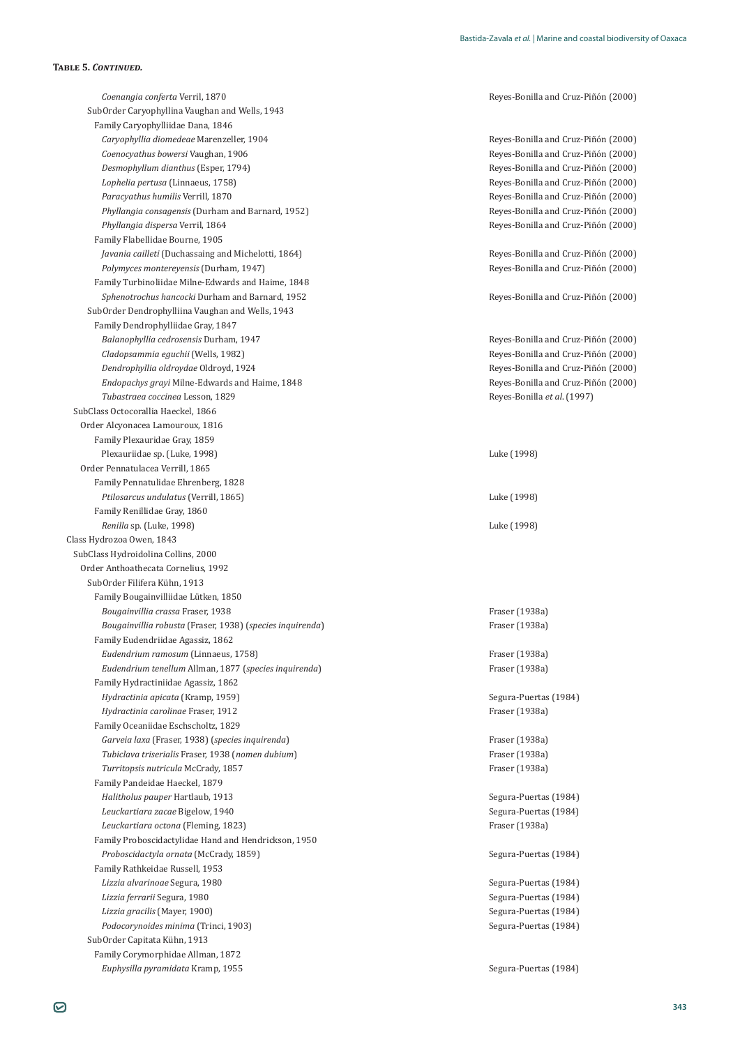**Table 5. *Continued.***

| | |
|---|---|
| *Coenangia conferta* Verril, 1870 | Reyes-Bonilla and Cruz-Piñón (2000) |
| SubOrder Caryophyllina Vaughan and Wells, 1943 | |
| Family Caryophylliidae Dana, 1846 | |
| *Caryophyllia diomedeae* Marenzeller, 1904 | Reyes-Bonilla and Cruz-Piñón (2000) |
| *Coenocyathus bowersi* Vaughan, 1906 | Reyes-Bonilla and Cruz-Piñón (2000) |
| *Desmophyllum dianthus* (Esper, 1794) | Reyes-Bonilla and Cruz-Piñón (2000) |
| *Lophelia pertusa* (Linnaeus, 1758) | Reyes-Bonilla and Cruz-Piñón (2000) |
| *Paracyathus humilis* Verrill, 1870 | Reyes-Bonilla and Cruz-Piñón (2000) |
| *Phyllangia consagensis* (Durham and Barnard, 1952) | Reyes-Bonilla and Cruz-Piñón (2000) |
| *Phyllangia dispersa* Verril, 1864 | Reyes-Bonilla and Cruz-Piñón (2000) |
| Family Flabellidae Bourne, 1905 | |
| *Javania cailleti* (Duchassaing and Michelotti, 1864) | Reyes-Bonilla and Cruz-Piñón (2000) |
| *Polymyces montereyensis* (Durham, 1947) | Reyes-Bonilla and Cruz-Piñón (2000) |
| Family Turbinoliidae Milne-Edwards and Haime, 1848 | |
| *Sphenotrochus hancocki* Durham and Barnard, 1952 | Reyes-Bonilla and Cruz-Piñón (2000) |
| SubOrder Dendrophylliina Vaughan and Wells, 1943 | |
| Family Dendrophylliidae Gray, 1847 | |
| *Balanophyllia cedrosensis* Durham, 1947 | Reyes-Bonilla and Cruz-Piñón (2000) |
| *Cladopsammia eguchii* (Wells, 1982) | Reyes-Bonilla and Cruz-Piñón (2000) |
| *Dendrophyllia oldroydae* Oldroyd, 1924 | Reyes-Bonilla and Cruz-Piñón (2000) |
| *Endopachys grayi* Milne-Edwards and Haime, 1848 | Reyes-Bonilla and Cruz-Piñón (2000) |
| *Tubastraea coccinea* Lesson, 1829 | Reyes-Bonilla *et al.* (1997) |
| SubClass Octocorallia Haeckel, 1866 | |
| Order Alcyonacea Lamouroux, 1816 | |
| Family Plexauridae Gray, 1859 | |
| Plexauriidae sp. (Luke, 1998) | Luke (1998) |
| Order Pennatulacea Verrill, 1865 | |
| Family Pennatulidae Ehrenberg, 1828 | |
| *Ptilosarcus undulatus* (Verrill, 1865) | Luke (1998) |
| Family Renillidae Gray, 1860 | |
| *Renilla* sp. (Luke, 1998) | Luke (1998) |
| Class Hydrozoa Owen, 1843 | |
| SubClass Hydroidolina Collins, 2000 | |
| Order Anthoathecata Cornelius, 1992 | |
| SubOrder Filifera Kühn, 1913 | |
| Family Bougainvilliidae Lütken, 1850 | |
| *Bougainvillia crassa* Fraser, 1938 | Fraser (1938a) |
| *Bougainvillia robusta* (Fraser, 1938) (*species inquirenda*) | Fraser (1938a) |
| Family Eudendriidae Agassiz, 1862 | |
| *Eudendrium ramosum* (Linnaeus, 1758) | Fraser (1938a) |
| *Eudendrium tenellum* Allman, 1877 (*species inquirenda*) | Fraser (1938a) |
| Family Hydractiniidae Agassiz, 1862 | |
| *Hydractinia apicata* (Kramp, 1959) | Segura-Puertas (1984) |
| *Hydractinia carolinae* Fraser, 1912 | Fraser (1938a) |
| Family Oceaniidae Eschscholtz, 1829 | |
| *Garveia laxa* (Fraser, 1938) (*species inquirenda*) | Fraser (1938a) |
| *Tubiclava triserialis* Fraser, 1938 (*nomen dubium*) | Fraser (1938a) |
| *Turritopsis nutricula* McCrady, 1857 | Fraser (1938a) |
| Family Pandeidae Haeckel, 1879 | |
| *Halitholus pauper* Hartlaub, 1913 | Segura-Puertas (1984) |
| *Leuckartiara zacae* Bigelow, 1940 | Segura-Puertas (1984) |
| *Leuckartiara octona* (Fleming, 1823) | Fraser (1938a) |
| Family Proboscidactylidae Hand and Hendrickson, 1950 | |
| *Proboscidactyla ornata* (McCrady, 1859) | Segura-Puertas (1984) |
| Family Rathkeidae Russell, 1953 | |
| *Lizzia alvarinoae* Segura, 1980 | Segura-Puertas (1984) |
| *Lizzia ferrarii* Segura, 1980 | Segura-Puertas (1984) |
| *Lizzia gracilis* (Mayer, 1900) | Segura-Puertas (1984) |
| *Podocorynoides minima* (Trinci, 1903) | Segura-Puertas (1984) |
| SubOrder Capitata Kühn, 1913 | |
| Family Corymorphidae Allman, 1872 | |
| *Euphysilla pyramidata* Kramp, 1955 | Segura-Puertas (1984) |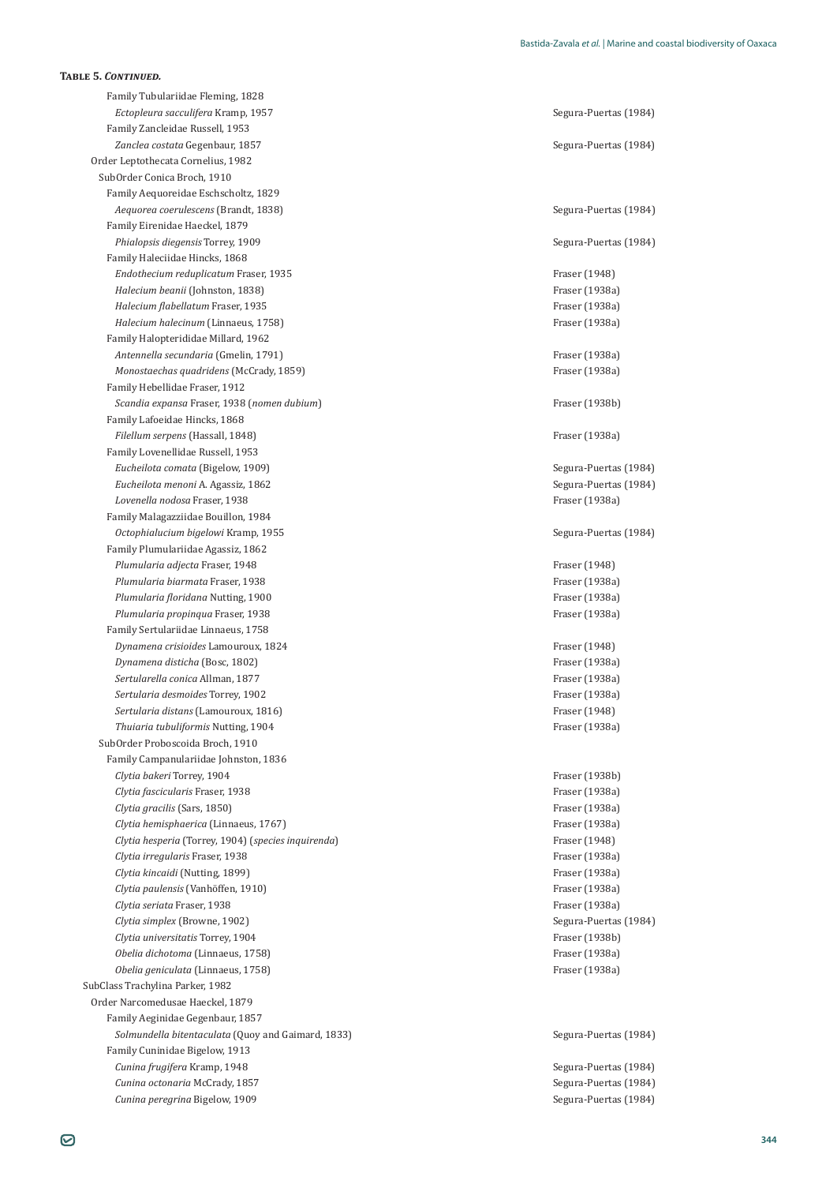**Table 5. *Continued.***

| Taxon | Reference |
|---|---|
| Family Tubulariidae Fleming, 1828 | |
| *Ectopleura sacculifera* Kramp, 1957 | Segura-Puertas (1984) |
| Family Zancleidae Russell, 1953 | |
| *Zanclea costata* Gegenbaur, 1857 | Segura-Puertas (1984) |
| Order Leptothecata Cornelius, 1982 | |
| SubOrder Conica Broch, 1910 | |
| Family Aequoreidae Eschscholtz, 1829 | |
| *Aequorea coerulescens* (Brandt, 1838) | Segura-Puertas (1984) |
| Family Eirenidae Haeckel, 1879 | |
| *Phialopsis diegensis* Torrey, 1909 | Segura-Puertas (1984) |
| Family Haleciidae Hincks, 1868 | |
| *Endothecium reduplicatum* Fraser, 1935 | Fraser (1948) |
| *Halecium beanii* (Johnston, 1838) | Fraser (1938a) |
| *Halecium flabellatum* Fraser, 1935 | Fraser (1938a) |
| *Halecium halecinum* (Linnaeus, 1758) | Fraser (1938a) |
| Family Halopterididae Millard, 1962 | |
| *Antennella secundaria* (Gmelin, 1791) | Fraser (1938a) |
| *Monostaechas quadridens* (McCrady, 1859) | Fraser (1938a) |
| Family Hebellidae Fraser, 1912 | |
| *Scandia expansa* Fraser, 1938 (*nomen dubium*) | Fraser (1938b) |
| Family Lafoeidae Hincks, 1868 | |
| *Filellum serpens* (Hassall, 1848) | Fraser (1938a) |
| Family Lovenellidae Russell, 1953 | |
| *Eucheilota comata* (Bigelow, 1909) | Segura-Puertas (1984) |
| *Eucheilota menoni* A. Agassiz, 1862 | Segura-Puertas (1984) |
| *Lovenella nodosa* Fraser, 1938 | Fraser (1938a) |
| Family Malagazziidae Bouillon, 1984 | |
| *Octophialucium bigelowi* Kramp, 1955 | Segura-Puertas (1984) |
| Family Plumulariidae Agassiz, 1862 | |
| *Plumularia adjecta* Fraser, 1948 | Fraser (1948) |
| *Plumularia biarmata* Fraser, 1938 | Fraser (1938a) |
| *Plumularia floridana* Nutting, 1900 | Fraser (1938a) |
| *Plumularia propinqua* Fraser, 1938 | Fraser (1938a) |
| Family Sertulariidae Linnaeus, 1758 | |
| *Dynamena crisioides* Lamouroux, 1824 | Fraser (1948) |
| *Dynamena disticha* (Bosc, 1802) | Fraser (1938a) |
| *Sertularella conica* Allman, 1877 | Fraser (1938a) |
| *Sertularia desmoides* Torrey, 1902 | Fraser (1938a) |
| *Sertularia distans* (Lamouroux, 1816) | Fraser (1948) |
| *Thuiaria tubuliformis* Nutting, 1904 | Fraser (1938a) |
| SubOrder Proboscoida Broch, 1910 | |
| Family Campanulariidae Johnston, 1836 | |
| *Clytia bakeri* Torrey, 1904 | Fraser (1938b) |
| *Clytia fascicularis* Fraser, 1938 | Fraser (1938a) |
| *Clytia gracilis* (Sars, 1850) | Fraser (1938a) |
| *Clytia hemisphaerica* (Linnaeus, 1767) | Fraser (1938a) |
| *Clytia hesperia* (Torrey, 1904) (*species inquirenda*) | Fraser (1948) |
| *Clytia irregularis* Fraser, 1938 | Fraser (1938a) |
| *Clytia kincaidi* (Nutting, 1899) | Fraser (1938a) |
| *Clytia paulensis* (Vanhöffen, 1910) | Fraser (1938a) |
| *Clytia seriata* Fraser, 1938 | Fraser (1938a) |
| *Clytia simplex* (Browne, 1902) | Segura-Puertas (1984) |
| *Clytia universitatis* Torrey, 1904 | Fraser (1938b) |
| *Obelia dichotoma* (Linnaeus, 1758) | Fraser (1938a) |
| *Obelia geniculata* (Linnaeus, 1758) | Fraser (1938a) |
| SubClass Trachylina Parker, 1982 | |
| Order Narcomedusae Haeckel, 1879 | |
| Family Aeginidae Gegenbaur, 1857 | |
| *Solmundella bitentaculata* (Quoy and Gaimard, 1833) | Segura-Puertas (1984) |
| Family Cuninidae Bigelow, 1913 | |
| *Cunina frugifera* Kramp, 1948 | Segura-Puertas (1984) |
| *Cunina octonaria* McCrady, 1857 | Segura-Puertas (1984) |
| *Cunina peregrina* Bigelow, 1909 | Segura-Puertas (1984) |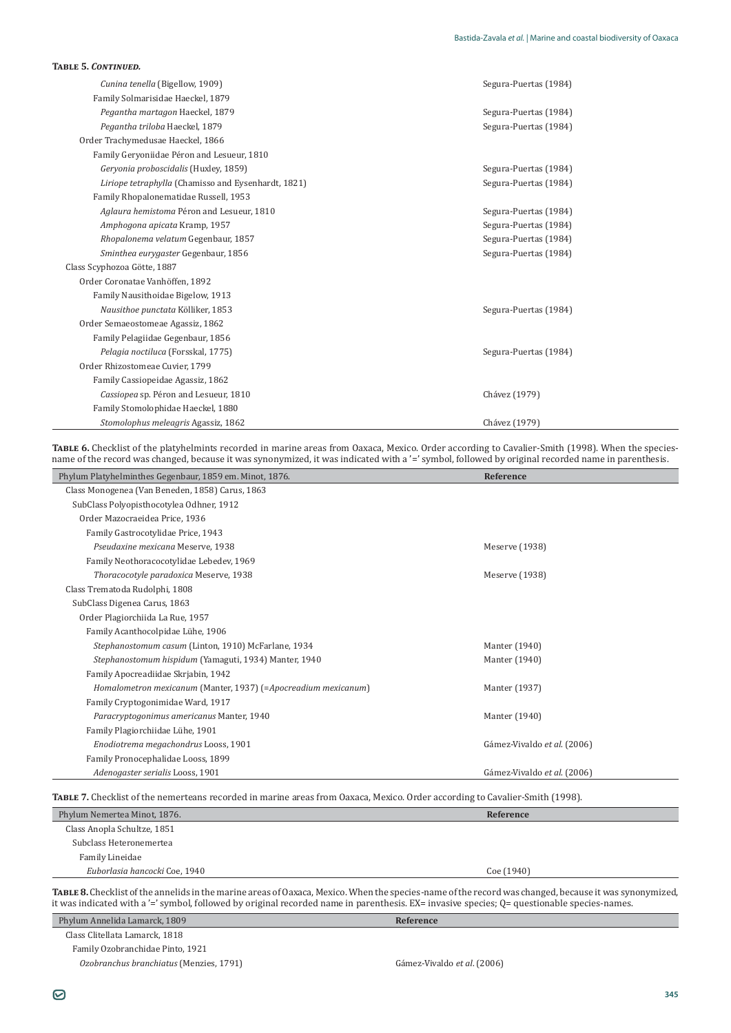**Table 5. *Continued.***

| | |
|---|---|
| *Cunina tenella* (Bigellow, 1909) | Segura-Puertas (1984) |
| Family Solmarisidae Haeckel, 1879 | |
| *Pegantha martagon* Haeckel, 1879 | Segura-Puertas (1984) |
| *Pegantha triloba* Haeckel, 1879 | Segura-Puertas (1984) |
| Order Trachymedusae Haeckel, 1866 | |
| Family Geryoniidae Péron and Lesueur, 1810 | |
| *Geryonia proboscidalis* (Huxley, 1859) | Segura-Puertas (1984) |
| *Liriope tetraphylla* (Chamisso and Eysenhardt, 1821) | Segura-Puertas (1984) |
| Family Rhopalonematidae Russell, 1953 | |
| *Aglaura hemistoma* Péron and Lesueur, 1810 | Segura-Puertas (1984) |
| *Amphogona apicata* Kramp, 1957 | Segura-Puertas (1984) |
| *Rhopalonema velatum* Gegenbaur, 1857 | Segura-Puertas (1984) |
| *Sminthea eurygaster* Gegenbaur, 1856 | Segura-Puertas (1984) |
| Class Scyphozoa Götte, 1887 | |
| Order Coronatae Vanhöffen, 1892 | |
| Family Nausithoidae Bigelow, 1913 | |
| *Nausithoe punctata* Kölliker, 1853 | Segura-Puertas (1984) |
| Order Semaeostomeae Agassiz, 1862 | |
| Family Pelagiidae Gegenbaur, 1856 | |
| *Pelagia noctiluca* (Forsskal, 1775) | Segura-Puertas (1984) |
| Order Rhizostomeae Cuvier, 1799 | |
| Family Cassiopeidae Agassiz, 1862 | |
| *Cassiopea* sp. Péron and Lesueur, 1810 | Chávez (1979) |
| Family Stomolophidae Haeckel, 1880 | |
| *Stomolophus meleagris* Agassiz, 1862 | Chávez (1979) |

**Table 6.** Checklist of the platyhelmints recorded in marine areas from Oaxaca, Mexico. Order according to Cavalier-Smith (1998). When the species-name of the record was changed, because it was synonymized, it was indicated with a '=' symbol, followed by original recorded name in parenthesis.

| Phylum Platyhelminthes Gegenbaur, 1859 em. Minot, 1876. | Reference |
|---|---|
| Class Monogenea (Van Beneden, 1858) Carus, 1863 | |
| SubClass Polyopisthocotylea Odhner, 1912 | |
| Order Mazocraeidea Price, 1936 | |
| Family Gastrocotylidae Price, 1943 | |
| *Pseudaxine mexicana* Meserve, 1938 | Meserve (1938) |
| Family Neothoracocotylidae Lebedev, 1969 | |
| *Thoracocotyle paradoxica* Meserve, 1938 | Meserve (1938) |
| Class Trematoda Rudolphi, 1808 | |
| SubClass Digenea Carus, 1863 | |
| Order Plagiorchiida La Rue, 1957 | |
| Family Acanthocolpidae Lühe, 1906 | |
| *Stephanostomum casum* (Linton, 1910) McFarlane, 1934 | Manter (1940) |
| *Stephanostomum hispidum* (Yamaguti, 1934) Manter, 1940 | Manter (1940) |
| Family Apocreadiidae Skrjabin, 1942 | |
| *Homalometron mexicanum* (Manter, 1937) (=*Apocreadium mexicanum*) | Manter (1937) |
| Family Cryptogonimidae Ward, 1917 | |
| *Paracryptogonimus americanus* Manter, 1940 | Manter (1940) |
| Family Plagiorchiidae Lühe, 1901 | |
| *Enodiotrema megachondrus* Looss, 1901 | Gámez-Vivaldo *et al.* (2006) |
| Family Pronocephalidae Looss, 1899 | |
| *Adenogaster serialis* Looss, 1901 | Gámez-Vivaldo *et al.* (2006) |

**Table 7.** Checklist of the nemerteans recorded in marine areas from Oaxaca, Mexico. Order according to Cavalier-Smith (1998).

| Phylum Nemertea Minot, 1876. | Reference |
|---|---|
| Class Anopla Schultze, 1851 | |
| Subclass Heteronemertea | |
| Family Lineidae | |
| *Euborlasia hancocki* Coe, 1940 | Coe (1940) |

**Table 8.** Checklist of the annelids in the marine areas of Oaxaca, Mexico. When the species-name of the record was changed, because it was synonymized, it was indicated with a '=' symbol, followed by original recorded name in parenthesis. EX= invasive species; Q= questionable species-names.

| Phylum Annelida Lamarck, 1809 | Reference |
|---|---|
| Class Clitellata Lamarck, 1818 | |
| Family Ozobranchidae Pinto, 1921 | |
| *Ozobranchus branchiatus* (Menzies, 1791) | Gámez-Vivaldo *et al.* (2006) |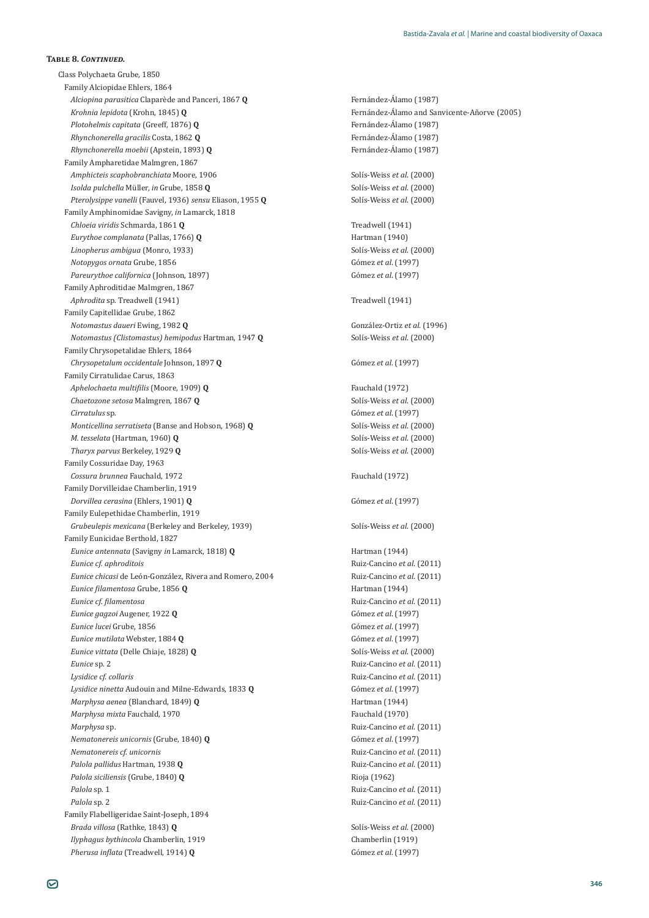**Table 8. *Continued.***

| Taxon | Reference |
|---|---|
| Class Polychaeta Grube, 1850 | |
| Family Alciopidae Ehlers, 1864 | |
| *Alciopina parasitica* Claparède and Panceri, 1867 **Q** | Fernández-Álamo (1987) |
| *Krohnia lepidota* (Krohn, 1845) **Q** | Fernández-Álamo and Sanvicente-Añorve (2005) |
| *Plotohelmis capitata* (Greeff, 1876) **Q** | Fernández-Álamo (1987) |
| *Rhynchonerella gracilis* Costa, 1862 **Q** | Fernández-Álamo (1987) |
| *Rhynchonerella moebii* (Apstein, 1893) **Q** | Fernández-Álamo (1987) |
| Family Ampharetidae Malmgren, 1867 | |
| *Amphicteis scaphobranchiata* Moore, 1906 | Solís-Weiss *et al.* (2000) |
| *Isolda pulchella* Müller, *in* Grube, 1858 **Q** | Solís-Weiss *et al.* (2000) |
| *Pterolysippe vanelli* (Fauvel, 1936) *sensu* Eliason, 1955 **Q** | Solís-Weiss *et al.* (2000) |
| Family Amphinomidae Savigny, *in* Lamarck, 1818 | |
| *Chloeia viridis* Schmarda, 1861 **Q** | Treadwell (1941) |
| *Eurythoe complanata* (Pallas, 1766) **Q** | Hartman (1940) |
| *Linopherus ambigua* (Monro, 1933) | Solís-Weiss *et al.* (2000) |
| *Notopygos ornata* Grube, 1856 | Gómez *et al.* (1997) |
| *Pareurythoe californica* (Johnson, 1897) | Gómez *et al.* (1997) |
| Family Aphroditidae Malmgren, 1867 | |
| *Aphrodita* sp. Treadwell (1941) | Treadwell (1941) |
| Family Capitellidae Grube, 1862 | |
| *Notomastus daueri* Ewing, 1982 **Q** | González-Ortiz *et al.* (1996) |
| *Notomastus (Clistomastus) hemipodus* Hartman, 1947 **Q** | Solís-Weiss *et al.* (2000) |
| Family Chrysopetalidae Ehlers, 1864 | |
| *Chrysopetalum occidentale* Johnson, 1897 **Q** | Gómez *et al.* (1997) |
| Family Cirratulidae Carus, 1863 | |
| *Aphelochaeta multifilis* (Moore, 1909) **Q** | Fauchald (1972) |
| *Chaetozone setosa* Malmgren, 1867 **Q** | Solís-Weiss *et al.* (2000) |
| *Cirratulus* sp. | Gómez *et al.* (1997) |
| *Monticellina serratiseta* (Banse and Hobson, 1968) **Q** | Solís-Weiss *et al.* (2000) |
| *M. tesselata* (Hartman, 1960) **Q** | Solís-Weiss *et al.* (2000) |
| *Tharyx parvus* Berkeley, 1929 **Q** | Solís-Weiss *et al.* (2000) |
| Family Cossuridae Day, 1963 | |
| *Cossura brunnea* Fauchald, 1972 | Fauchald (1972) |
| Family Dorvilleidae Chamberlin, 1919 | |
| *Dorvillea cerasina* (Ehlers, 1901) **Q** | Gómez *et al.* (1997) |
| Family Eulepethidae Chamberlin, 1919 | |
| *Grubeulepis mexicana* (Berkeley and Berkeley, 1939) | Solís-Weiss *et al.* (2000) |
| Family Eunicidae Berthold, 1827 | |
| *Eunice antennata* (Savigny *in* Lamarck, 1818) **Q** | Hartman (1944) |
| *Eunice cf. aphroditois* | Ruiz-Cancino *et al.* (2011) |
| *Eunice chicasi* de León-González, Rivera and Romero, 2004 | Ruiz-Cancino *et al.* (2011) |
| *Eunice filamentosa* Grube, 1856 **Q** | Hartman (1944) |
| *Eunice cf. filamentosa* | Ruiz-Cancino *et al.* (2011) |
| *Eunice gagzoi* Augener, 1922 **Q** | Gómez *et al.* (1997) |
| *Eunice lucei* Grube, 1856 | Gómez *et al.* (1997) |
| *Eunice mutilata* Webster, 1884 **Q** | Gómez *et al.* (1997) |
| *Eunice vittata* (Delle Chiaje, 1828) **Q** | Solís-Weiss *et al.* (2000) |
| *Eunice* sp. 2 | Ruiz-Cancino *et al.* (2011) |
| *Lysidice cf. collaris* | Ruiz-Cancino *et al.* (2011) |
| *Lysidice ninetta* Audouin and Milne-Edwards, 1833 **Q** | Gómez *et al.* (1997) |
| *Marphysa aenea* (Blanchard, 1849) **Q** | Hartman (1944) |
| *Marphysa mixta* Fauchald, 1970 | Fauchald (1970) |
| *Marphysa* sp. | Ruiz-Cancino *et al.* (2011) |
| *Nematonereis unicornis* (Grube, 1840) **Q** | Gómez *et al.* (1997) |
| *Nematonereis cf. unicornis* | Ruiz-Cancino *et al.* (2011) |
| *Palola pallidus* Hartman, 1938 **Q** | Ruiz-Cancino *et al.* (2011) |
| *Palola siciliensis* (Grube, 1840) **Q** | Rioja (1962) |
| *Palola* sp. 1 | Ruiz-Cancino *et al.* (2011) |
| *Palola* sp. 2 | Ruiz-Cancino *et al.* (2011) |
| Family Flabelligeridae Saint-Joseph, 1894 | |
| *Brada villosa* (Rathke, 1843) **Q** | Solís-Weiss *et al.* (2000) |
| *Ilyphagus bythincola* Chamberlin, 1919 | Chamberlin (1919) |
| *Pherusa inflata* (Treadwell, 1914) **Q** | Gómez *et al.* (1997) |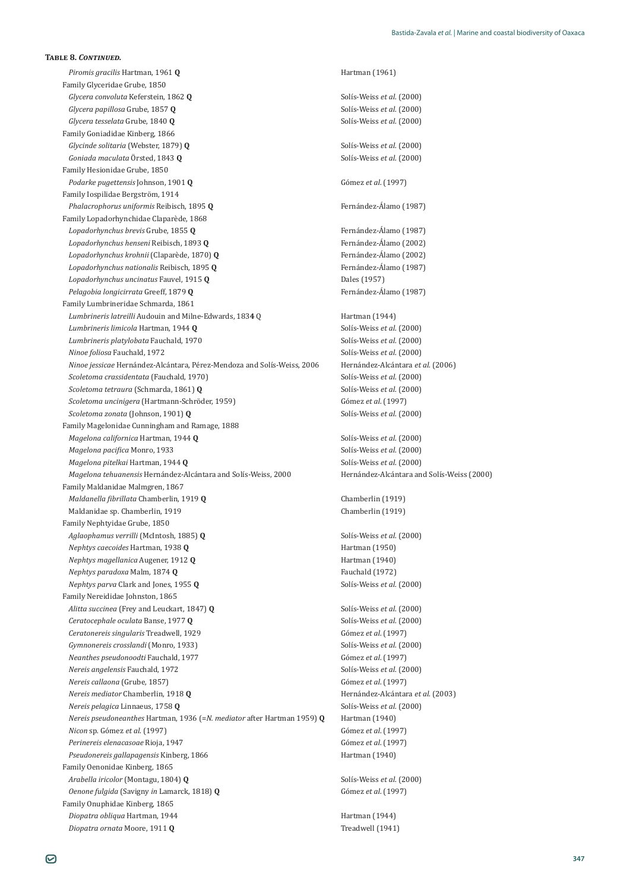**Table 8. *Continued.***

| | |
|---|---|
| *Piromis gracilis* Hartman, 1961 **Q** | Hartman (1961) |
| Family Glyceridae Grube, 1850 | |
| *Glycera convoluta* Keferstein, 1862 **Q** | Solís-Weiss *et al.* (2000) |
| *Glycera papillosa* Grube, 1857 **Q** | Solís-Weiss *et al.* (2000) |
| *Glycera tesselata* Grube, 1840 **Q** | Solís-Weiss *et al.* (2000) |
| Family Goniadidae Kinberg, 1866 | |
| *Glycinde solitaria* (Webster, 1879) **Q** | Solís-Weiss *et al.* (2000) |
| *Goniada maculata* Örsted, 1843 **Q** | Solís-Weiss *et al.* (2000) |
| Family Hesionidae Grube, 1850 | |
| *Podarke pugettensis* Johnson, 1901 **Q** | Gómez *et al.* (1997) |
| Family Iospilidae Bergström, 1914 | |
| *Phalacrophorus uniformis* Reibisch, 1895 **Q** | Fernández-Álamo (1987) |
| Family Lopadorhynchidae Claparède, 1868 | |
| *Lopadorhynchus brevis* Grube, 1855 **Q** | Fernández-Álamo (1987) |
| *Lopadorhynchus henseni* Reibisch, 1893 **Q** | Fernández-Álamo (2002) |
| *Lopadorhynchus krohnii* (Claparède, 1870) **Q** | Fernández-Álamo (2002) |
| *Lopadorhynchus nationalis* Reibisch, 1895 **Q** | Fernández-Álamo (1987) |
| *Lopadorhynchus uncinatus* Fauvel, 1915 **Q** | Dales (1957) |
| *Pelagobia longicirrata* Greeff, 1879 **Q** | Fernández-Álamo (1987) |
| Family Lumbrineridae Schmarda, 1861 | |
| *Lumbrineris latreilli* Audouin and Milne-Edwards, 183**4** Q | Hartman (1944) |
| *Lumbrineris limicola* Hartman, 1944 **Q** | Solís-Weiss *et al.* (2000) |
| *Lumbrineris platylobata* Fauchald, 1970 | Solís-Weiss *et al.* (2000) |
| *Ninoe foliosa* Fauchald, 1972 | Solís-Weiss *et al.* (2000) |
| *Ninoe jessicae* Hernández-Alcántara, Pérez-Mendoza and Solís-Weiss, 2006 | Hernández-Alcántara *et al.* (2006) |
| *Scoletoma crassidentata* (Fauchald, 1970) | Solís-Weiss *et al.* (2000) |
| *Scoletoma tetraura* (Schmarda, 1861) **Q** | Solís-Weiss *et al.* (2000) |
| *Scoletoma uncinigera* (Hartmann-Schröder, 1959) | Gómez *et al.* (1997) |
| *Scoletoma zonata* (Johnson, 1901) **Q** | Solís-Weiss *et al.* (2000) |
| Family Magelonidae Cunningham and Ramage, 1888 | |
| *Magelona californica* Hartman, 1944 **Q** | Solís-Weiss *et al.* (2000) |
| *Magelona pacifica* Monro, 1933 | Solís-Weiss *et al.* (2000) |
| *Magelona pitelkai* Hartman, 1944 **Q** | Solís-Weiss *et al.* (2000) |
| *Magelona tehuanensis* Hernández-Alcántara and Solís-Weiss, 2000 | Hernández-Alcántara and Solís-Weiss (2000) |
| Family Maldanidae Malmgren, 1867 | |
| *Maldanella fibrillata* Chamberlin, 1919 **Q** | Chamberlin (1919) |
| Maldanidae sp. Chamberlin, 1919 | Chamberlin (1919) |
| Family Nephtyidae Grube, 1850 | |
| *Aglaophamus verrilli* (McIntosh, 1885) **Q** | Solís-Weiss *et al.* (2000) |
| *Nephtys caecoides* Hartman, 1938 **Q** | Hartman (1950) |
| *Nephtys magellanica* Augener, 1912 **Q** | Hartman (1940) |
| *Nephtys paradoxa* Malm, 1874 **Q** | Fauchald (1972) |
| *Nephtys parva* Clark and Jones, 1955 **Q** | Solís-Weiss *et al.* (2000) |
| Family Nereididae Johnston, 1865 | |
| *Alitta succinea* (Frey and Leuckart, 1847) **Q** | Solís-Weiss *et al.* (2000) |
| *Ceratocephale oculata* Banse, 1977 **Q** | Solís-Weiss *et al.* (2000) |
| *Ceratonereis singularis* Treadwell, 1929 | Gómez *et al.* (1997) |
| *Gymnonereis crosslandi* (Monro, 1933) | Solís-Weiss *et al.* (2000) |
| *Neanthes pseudonoodti* Fauchald, 1977 | Gómez *et al.* (1997) |
| *Nereis angelensis* Fauchald, 1972 | Solís-Weiss *et al.* (2000) |
| *Nereis callaona* (Grube, 1857) | Gómez *et al.* (1997) |
| *Nereis mediator* Chamberlin, 1918 **Q** | Hernández-Alcántara *et al.* (2003) |
| *Nereis pelagica* Linnaeus, 1758 **Q** | Solís-Weiss *et al.* (2000) |
| *Nereis pseudoneanthes* Hartman, 1936 (=*N. mediator* after Hartman 1959) **Q** | Hartman (1940) |
| *Nicon* sp. Gómez *et al.* (1997) | Gómez *et al.* (1997) |
| *Perinereis elenacasoae* Rioja, 1947 | Gómez *et al.* (1997) |
| *Pseudonereis gallapagensis* Kinberg, 1866 | Hartman (1940) |
| Family Oenonidae Kinberg, 1865 | |
| *Arabella iricolor* (Montagu, 1804) **Q** | Solís-Weiss *et al.* (2000) |
| *Oenone fulgida* (Savigny *in* Lamarck, 1818) **Q** | Gómez *et al.* (1997) |
| Family Onuphidae Kinberg, 1865 | |
| *Diopatra obliqua* Hartman, 1944 | Hartman (1944) |
| *Diopatra ornata* Moore, 1911 **Q** | Treadwell (1941) |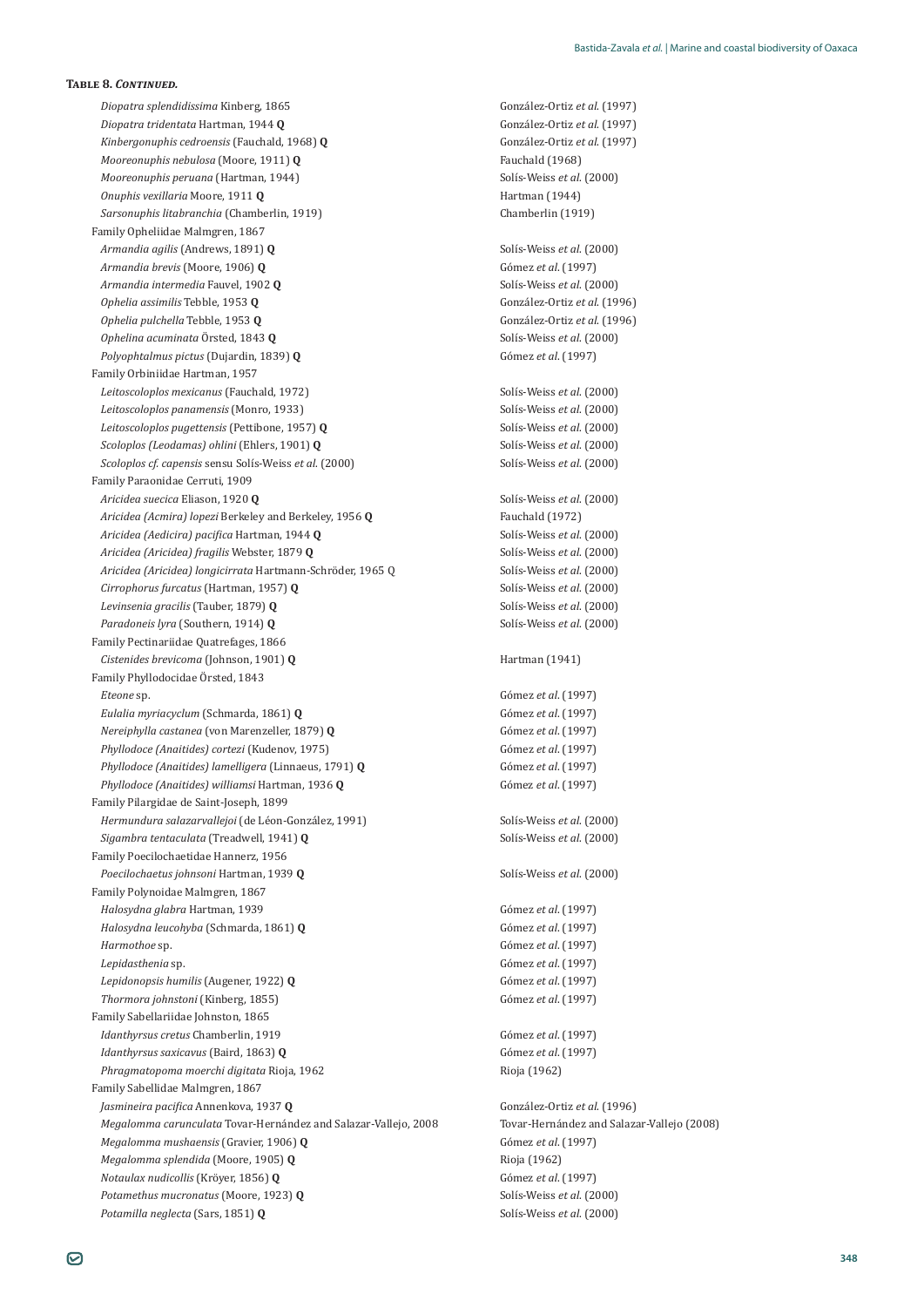**Table 8. *Continued.***

| Taxon | Reference |
|---|---|
| *Diopatra splendidissima* Kinberg, 1865 | González-Ortiz *et al.* (1997) |
| *Diopatra tridentata* Hartman, 1944 **Q** | González-Ortiz *et al.* (1997) |
| *Kinbergonuphis cedroensis* (Fauchald, 1968) **Q** | González-Ortiz *et al.* (1997) |
| *Mooreonuphis nebulosa* (Moore, 1911) **Q** | Fauchald (1968) |
| *Mooreonuphis peruana* (Hartman, 1944) | Solís-Weiss *et al.* (2000) |
| *Onuphis vexillaria* Moore, 1911 **Q** | Hartman (1944) |
| *Sarsonuphis litabranchia* (Chamberlin, 1919) | Chamberlin (1919) |
| Family Opheliidae Malmgren, 1867 | |
| *Armandia agilis* (Andrews, 1891) **Q** | Solís-Weiss *et al.* (2000) |
| *Armandia brevis* (Moore, 1906) **Q** | Gómez *et al.* (1997) |
| *Armandia intermedia* Fauvel, 1902 **Q** | Solís-Weiss *et al.* (2000) |
| *Ophelia assimilis* Tebble, 1953 **Q** | González-Ortiz *et al.* (1996) |
| *Ophelia pulchella* Tebble, 1953 **Q** | González-Ortiz *et al.* (1996) |
| *Ophelina acuminata* Örsted, 1843 **Q** | Solís-Weiss *et al.* (2000) |
| *Polyophtalmus pictus* (Dujardin, 1839) **Q** | Gómez *et al.* (1997) |
| Family Orbiniidae Hartman, 1957 | |
| *Leitoscoloplos mexicanus* (Fauchald, 1972) | Solís-Weiss *et al.* (2000) |
| *Leitoscoloplos panamensis* (Monro, 1933) | Solís-Weiss *et al.* (2000) |
| *Leitoscoloplos pugettensis* (Pettibone, 1957) **Q** | Solís-Weiss *et al.* (2000) |
| *Scoloplos (Leodamas) ohlini* (Ehlers, 1901) **Q** | Solís-Weiss *et al.* (2000) |
| *Scoloplos cf. capensis* sensu Solís-Weiss *et al.* (2000) | Solís-Weiss *et al.* (2000) |
| Family Paraonidae Cerruti, 1909 | |
| *Aricidea suecica* Eliason, 1920 **Q** | Solís-Weiss *et al.* (2000) |
| *Aricidea (Acmira) lopezi* Berkeley and Berkeley, 1956 **Q** | Fauchald (1972) |
| *Aricidea (Aedicira) pacifica* Hartman, 1944 **Q** | Solís-Weiss *et al.* (2000) |
| *Aricidea (Aricidea) fragilis* Webster, 1879 **Q** | Solís-Weiss *et al.* (2000) |
| *Aricidea (Aricidea) longicirrata* Hartmann-Schröder, 1965 Q | Solís-Weiss *et al.* (2000) |
| *Cirrophorus furcatus* (Hartman, 1957) **Q** | Solís-Weiss *et al.* (2000) |
| *Levinsenia gracilis* (Tauber, 1879) **Q** | Solís-Weiss *et al.* (2000) |
| *Paradoneis lyra* (Southern, 1914) **Q** | Solís-Weiss *et al.* (2000) |
| Family Pectinariidae Quatrefages, 1866 | |
| *Cistenides brevicoma* (Johnson, 1901) **Q** | Hartman (1941) |
| Family Phyllodocidae Örsted, 1843 | |
| *Eteone* sp. | Gómez *et al.* (1997) |
| *Eulalia myriacyclum* (Schmarda, 1861) **Q** | Gómez *et al.* (1997) |
| *Nereiphylla castanea* (von Marenzeller, 1879) **Q** | Gómez *et al.* (1997) |
| *Phyllodoce (Anaitides) cortezi* (Kudenov, 1975) | Gómez *et al.* (1997) |
| *Phyllodoce (Anaitides) lamelligera* (Linnaeus, 1791) **Q** | Gómez *et al.* (1997) |
| *Phyllodoce (Anaitides) williamsi* Hartman, 1936 **Q** | Gómez *et al.* (1997) |
| Family Pilargidae de Saint-Joseph, 1899 | |
| *Hermundura salazarvallejoi* (de Léon-González, 1991) | Solís-Weiss *et al.* (2000) |
| *Sigambra tentaculata* (Treadwell, 1941) **Q** | Solís-Weiss *et al.* (2000) |
| Family Poecilochaetidae Hannerz, 1956 | |
| *Poecilochaetus johnsoni* Hartman, 1939 **Q** | Solís-Weiss *et al.* (2000) |
| Family Polynoidae Malmgren, 1867 | |
| *Halosydna glabra* Hartman, 1939 | Gómez *et al.* (1997) |
| *Halosydna leucohyba* (Schmarda, 1861) **Q** | Gómez *et al.* (1997) |
| *Harmothoe* sp. | Gómez *et al.* (1997) |
| *Lepidasthenia* sp. | Gómez *et al.* (1997) |
| *Lepidonopsis humilis* (Augener, 1922) **Q** | Gómez *et al.* (1997) |
| *Thormora johnstoni* (Kinberg, 1855) | Gómez *et al.* (1997) |
| Family Sabellariidae Johnston, 1865 | |
| *Idanthyrsus cretus* Chamberlin, 1919 | Gómez *et al.* (1997) |
| *Idanthyrsus saxicavus* (Baird, 1863) **Q** | Gómez *et al.* (1997) |
| *Phragmatopoma moerchi digitata* Rioja, 1962 | Rioja (1962) |
| Family Sabellidae Malmgren, 1867 | |
| *Jasmineira pacifica* Annenkova, 1937 **Q** | González-Ortiz *et al.* (1996) |
| *Megalomma carunculata* Tovar-Hernández and Salazar-Vallejo, 2008 | Tovar-Hernández and Salazar-Vallejo (2008) |
| *Megalomma mushaensis* (Gravier, 1906) **Q** | Gómez *et al.* (1997) |
| *Megalomma splendida* (Moore, 1905) **Q** | Rioja (1962) |
| *Notaulax nudicollis* (Kröyer, 1856) **Q** | Gómez *et al.* (1997) |
| *Potamethus mucronatus* (Moore, 1923) **Q** | Solís-Weiss *et al.* (2000) |
| *Potamilla neglecta* (Sars, 1851) **Q** | Solís-Weiss *et al.* (2000) |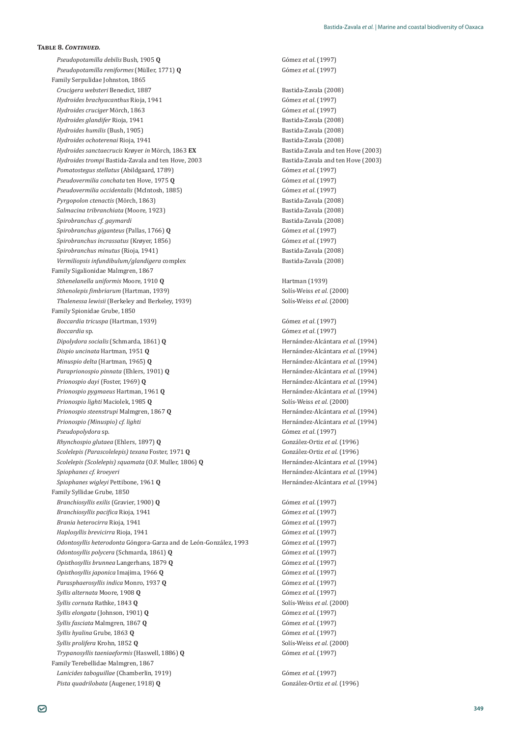**Table 8. *Continued.***

| Taxon | Reference |
|---|---|
| *Pseudopotamilla debilis* Bush, 1905 **Q** | Gómez *et al*. (1997) |
| *Pseudopotamilla reniformes* (Müller, 1771) **Q** | Gómez *et al*. (1997) |
| Family Serpulidae Johnston, 1865 | |
| *Crucigera websteri* Benedict, 1887 | Bastida-Zavala (2008) |
| *Hydroides brachyacanthus* Rioja, 1941 | Gómez *et al*. (1997) |
| *Hydroides cruciger* Mörch, 1863 | Gómez *et al*. (1997) |
| *Hydroides glandifer* Rioja, 1941 | Bastida-Zavala (2008) |
| *Hydroides humilis* (Bush, 1905) | Bastida-Zavala (2008) |
| *Hydroides ochoterenai* Rioja, 1941 | Bastida-Zavala (2008) |
| *Hydroides sanctaecrucis* Krøyer *in* Mörch, 1863 **EX** | Bastida-Zavala and ten Hove (2003) |
| *Hydroides trompi* Bastida-Zavala and ten Hove, 2003 | Bastida-Zavala and ten Hove (2003) |
| *Pomatostegus stellatus* (Abildgaard, 1789) | Gómez *et al*. (1997) |
| *Pseudovermilia conchata* ten Hove, 1975 **Q** | Gómez *et al*. (1997) |
| *Pseudovermilia occidentalis* (McIntosh, 1885) | Gómez *et al*. (1997) |
| *Pyrgopolon ctenactis* (Mörch, 1863) | Bastida-Zavala (2008) |
| *Salmacina tribranchiata* (Moore, 1923) | Bastida-Zavala (2008) |
| *Spirobranchus cf. gaymardi* | Bastida-Zavala (2008) |
| *Spirobranchus giganteus* (Pallas, 1766) **Q** | Gómez *et al*. (1997) |
| *Spirobranchus incrassatus* (Krøyer, 1856) | Gómez *et al*. (1997) |
| *Spirobranchus minutus* (Rioja, 1941) | Bastida-Zavala (2008) |
| *Vermiliopsis infundibulum/glandigera* complex | Bastida-Zavala (2008) |
| Family Sigalionidae Malmgren, 1867 | |
| *Sthenelanella uniformis* Moore, 1910 **Q** | Hartman (1939) |
| *Sthenolepis fimbriarum* (Hartman, 1939) | Solís-Weiss *et al.* (2000) |
| *Thalenessa lewisii* (Berkeley and Berkeley, 1939) | Solís-Weiss *et al.* (2000) |
| Family Spionidae Grube, 1850 | |
| *Boccardia tricuspa* (Hartman, 1939) | Gómez *et al*. (1997) |
| *Boccardia* sp. | Gómez *et al*. (1997) |
| *Dipolydora socialis* (Schmarda, 1861) **Q** | Hernández-Alcántara *et al.* (1994) |
| *Dispio uncinata* Hartman, 1951 **Q** | Hernández-Alcántara *et al.* (1994) |
| *Minuspio delta* (Hartman, 1965) **Q** | Hernández-Alcántara *et al.* (1994) |
| *Paraprionospio pinnata* (Ehlers, 1901) **Q** | Hernández-Alcántara *et al.* (1994) |
| *Prionospio dayi* (Foster, 1969) **Q** | Hernández-Alcántara *et al.* (1994) |
| *Prionospio pygmaeus* Hartman, 1961 **Q** | Hernández-Alcántara *et al.* (1994) |
| *Prionospio lighti* Maciolek, 1985 **Q** | Solís-Weiss *et al.* (2000) |
| *Prionospio steenstrupi* Malmgren, 1867 **Q** | Hernández-Alcántara *et al.* (1994) |
| *Prionospio (Minuspio) cf. lighti* | Hernández-Alcántara *et al.* (1994) |
| *Pseudopolydora* sp. | Gómez *et al*. (1997) |
| *Rhynchospio glutaea* (Ehlers, 1897) **Q** | González-Ortiz *et al.* (1996) |
| *Scolelepis (Parascolelepis) texana* Foster, 1971 **Q** | González-Ortiz *et al.* (1996) |
| *Scolelepis (Scolelepis) squamata* (O.F. Muller, 1806) **Q** | Hernández-Alcántara *et al.* (1994) |
| *Spiophanes cf. kroeyeri* | Hernández-Alcántara *et al.* (1994) |
| *Spiophanes wigleyi* Pettibone, 1961 **Q** | Hernández-Alcántara *et al.* (1994) |
| Family Syllidae Grube, 1850 | |
| *Branchiosyllis exilis* (Gravier, 1900) **Q** | Gómez *et al*. (1997) |
| *Branchiosyllis pacifica* Rioja, 1941 | Gómez *et al*. (1997) |
| *Brania heterocirra* Rioja, 1941 | Gómez *et al*. (1997) |
| *Haplosyllis brevicirra* Rioja, 1941 | Gómez *et al*. (1997) |
| *Odontosyllis heterodonta* Góngora-Garza and de León-González, 1993 | Gómez *et al*. (1997) |
| *Odontosyllis polycera* (Schmarda, 1861) **Q** | Gómez *et al*. (1997) |
| *Opisthosyllis brunnea* Langerhans, 1879 **Q** | Gómez *et al*. (1997) |
| *Opisthosyllis japonica* Imajima, 1966 **Q** | Gómez *et al*. (1997) |
| *Parasphaerosyllis indica* Monro, 1937 **Q** | Gómez *et al*. (1997) |
| *Syllis alternata* Moore, 1908 **Q** | Gómez *et al*. (1997) |
| *Syllis cornuta* Rathke, 1843 **Q** | Solís-Weiss *et al.* (2000) |
| *Syllis elongata* (Johnson, 1901) **Q** | Gómez *et al*. (1997) |
| *Syllis fasciata* Malmgren, 1867 **Q** | Gómez *et al*. (1997) |
| *Syllis hyalina* Grube, 1863 **Q** | Gómez *et al*. (1997) |
| *Syllis prolifera* Krohn, 1852 **Q** | Solís-Weiss *et al.* (2000) |
| *Trypanosyllis taeniaeformis* (Haswell, 1886) **Q** | Gómez *et al*. (1997) |
| Family Terebellidae Malmgren, 1867 | |
| *Lanicides taboguillae* (Chamberlin, 1919) | Gómez *et al*. (1997) |
| *Pista quadrilobata* (Augener, 1918) **Q** | González-Ortiz *et al.* (1996) |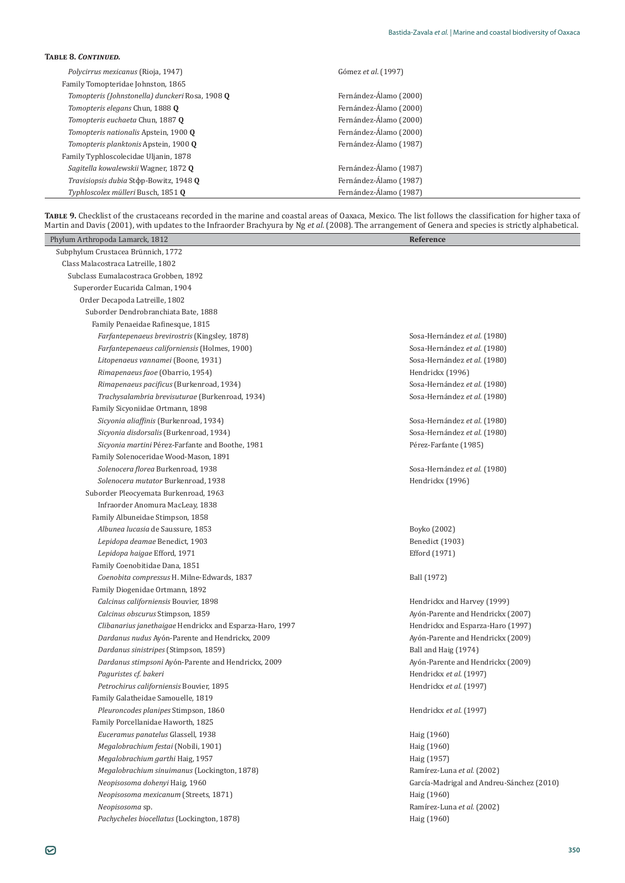**Table 8. *Continued.***

| | |
|---|---|
| *Polycirrus mexicanus* (Rioja, 1947) | Gómez *et al*. (1997) |
| Family Tomopteridae Johnston, 1865 | |
| *Tomopteris (Johnstonella) dunckeri* Rosa, 1908 **Q** | Fernández-Álamo (2000) |
| *Tomopteris elegans* Chun, 1888 **Q** | Fernández-Álamo (2000) |
| *Tomopteris euchaeta* Chun, 1887 **Q** | Fernández-Álamo (2000) |
| *Tomopteris nationalis* Apstein, 1900 **Q** | Fernández-Álamo (2000) |
| *Tomopteris planktonis* Apstein, 1900 **Q** | Fernández-Álamo (1987) |
| Family Typhloscolecidae Uljanin, 1878 | |
| *Sagitella kowalewskii* Wagner, 1872 **Q** | Fernández-Álamo (1987) |
| *Travisiopsis dubia* Stφp-Bowitz, 1948 **Q** | Fernández-Álamo (1987) |
| *Typhloscolex mülleri* Busch, 1851 **Q** | Fernández-Álamo (1987) |

**Table 9.** Checklist of the crustaceans recorded in the marine and coastal areas of Oaxaca, Mexico. The list follows the classification for higher taxa of Martin and Davis (2001), with updates to the Infraorder Brachyura by Ng *et al.* (2008). The arrangement of Genera and species is strictly alphabetical.

| Phylum Arthropoda Lamarck, 1812 | Reference |
|---|---|
| Subphylum Crustacea Brünnich, 1772 | |
| Class Malacostraca Latreille, 1802 | |
| Subclass Eumalacostraca Grobben, 1892 | |
| Superorder Eucarida Calman, 1904 | |
| Order Decapoda Latreille, 1802 | |
| Suborder Dendrobranchiata Bate, 1888 | |
| Family Penaeidae Rafinesque, 1815 | |
| *Farfantepenaeus brevirostris* (Kingsley, 1878) | Sosa-Hernández *et al.* (1980) |
| *Farfantepenaeus californiensis* (Holmes, 1900) | Sosa-Hernández *et al.* (1980) |
| *Litopenaeus vannamei* (Boone, 1931) | Sosa-Hernández *et al.* (1980) |
| *Rimapenaeus faoe* (Obarrio, 1954) | Hendrickx (1996) |
| *Rimapenaeus pacificus* (Burkenroad, 1934) | Sosa-Hernández *et al.* (1980) |
| *Trachysalambria brevisuturae* (Burkenroad, 1934) | Sosa-Hernández *et al.* (1980) |
| Family Sicyoniidae Ortmann, 1898 | |
| *Sicyonia aliaffinis* (Burkenroad, 1934) | Sosa-Hernández *et al.* (1980) |
| *Sicyonia disdorsalis* (Burkenroad, 1934) | Sosa-Hernández *et al.* (1980) |
| *Sicyonia martini* Pérez-Farfante and Boothe, 1981 | Pérez-Farfante (1985) |
| Family Solenoceridae Wood-Mason, 1891 | |
| *Solenocera florea* Burkenroad, 1938 | Sosa-Hernández *et al.* (1980) |
| *Solenocera mutator* Burkenroad, 1938 | Hendrickx (1996) |
| Suborder Pleocyemata Burkenroad, 1963 | |
| Infraorder Anomura MacLeay, 1838 | |
| Family Albuneidae Stimpson, 1858 | |
| *Albunea lucasia* de Saussure, 1853 | Boyko (2002) |
| *Lepidopa deamae* Benedict, 1903 | Benedict (1903) |
| *Lepidopa haigae* Efford, 1971 | Efford (1971) |
| Family Coenobitidae Dana, 1851 | |
| *Coenobita compressus* H. Milne-Edwards, 1837 | Ball (1972) |
| Family Diogenidae Ortmann, 1892 | |
| *Calcinus californiensis* Bouvier, 1898 | Hendrickx and Harvey (1999) |
| *Calcinus obscurus* Stimpson, 1859 | Ayón-Parente and Hendrickx (2007) |
| *Clibanarius janethaigae* Hendrickx and Esparza-Haro, 1997 | Hendrickx and Esparza-Haro (1997) |
| *Dardanus nudus* Ayón-Parente and Hendrickx, 2009 | Ayón-Parente and Hendrickx (2009) |
| *Dardanus sinistripes* (Stimpson, 1859) | Ball and Haig (1974) |
| *Dardanus stimpsoni* Ayón-Parente and Hendrickx, 2009 | Ayón-Parente and Hendrickx (2009) |
| *Paguristes cf. bakeri* | Hendrickx *et al.* (1997) |
| *Petrochirus californiensis* Bouvier, 1895 | Hendrickx *et al.* (1997) |
| Family Galatheidae Samouelle, 1819 | |
| *Pleuroncodes planipes* Stimpson, 1860 | Hendrickx *et al.* (1997) |
| Family Porcellanidae Haworth, 1825 | |
| *Euceramus panatelus* Glassell, 1938 | Haig (1960) |
| *Megalobrachium festai* (Nobili, 1901) | Haig (1960) |
| *Megalobrachium garthi* Haig, 1957 | Haig (1957) |
| *Megalobrachium sinuimanus* (Lockington, 1878) | Ramírez-Luna *et al.* (2002) |
| *Neopisosoma dohenyi* Haig, 1960 | García-Madrigal and Andreu-Sánchez (2010) |
| *Neopisosoma mexicanum* (Streets, 1871) | Haig (1960) |
| *Neopisosoma* sp. | Ramírez-Luna *et al.* (2002) |
| *Pachycheles biocellatus* (Lockington, 1878) | Haig (1960) |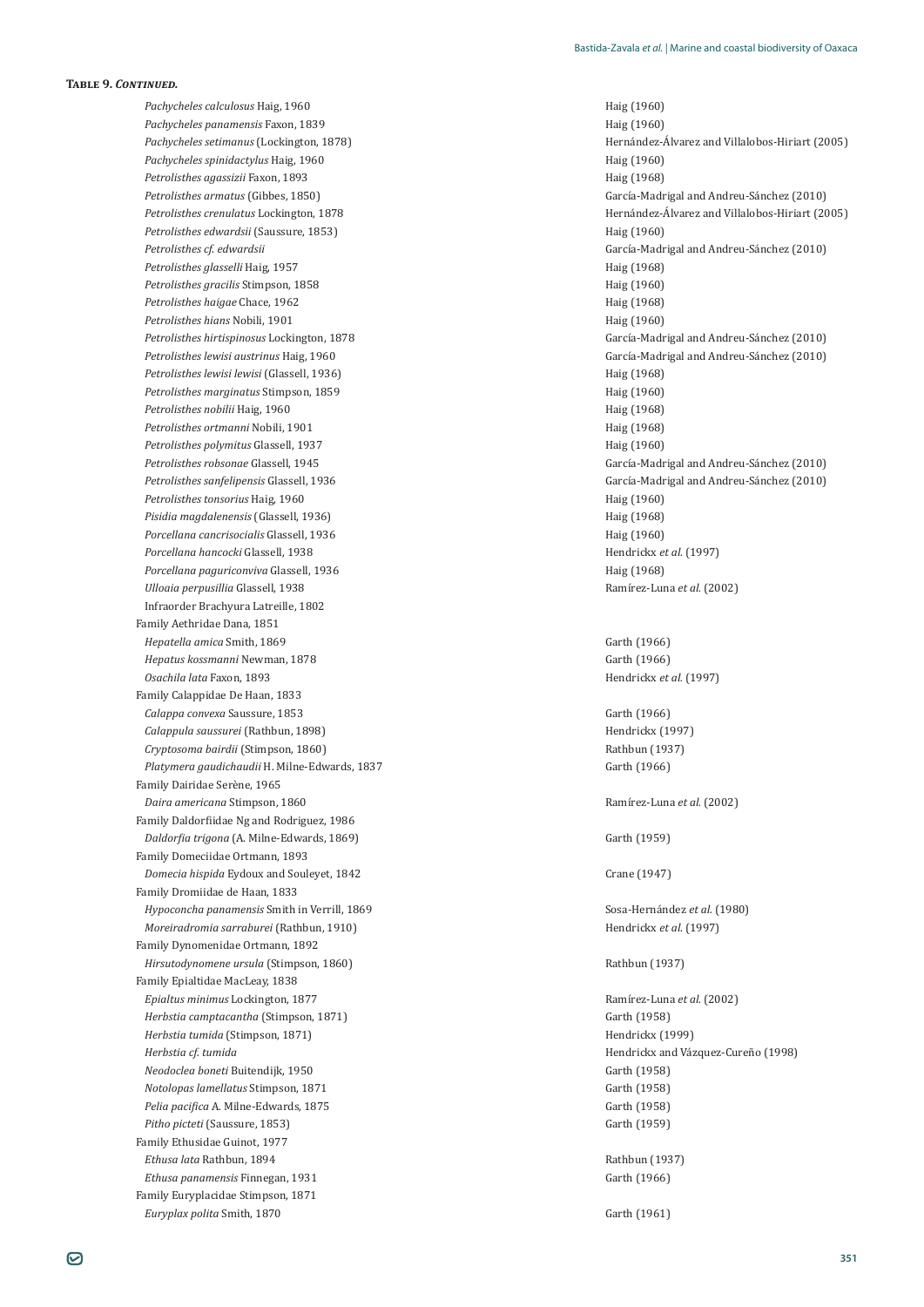**Table 9. *Continued.***

| | |
|---|---|
| *Pachycheles calculosus* Haig, 1960 | Haig (1960) |
| *Pachycheles panamensis* Faxon, 1839 | Haig (1960) |
| *Pachycheles setimanus* (Lockington, 1878) | Hernández-Álvarez and Villalobos-Hiriart (2005) |
| *Pachycheles spinidactylus* Haig, 1960 | Haig (1960) |
| *Petrolisthes agassizii* Faxon, 1893 | Haig (1968) |
| *Petrolisthes armatus* (Gibbes, 1850) | García-Madrigal and Andreu-Sánchez (2010) |
| *Petrolisthes crenulatus* Lockington, 1878 | Hernández-Álvarez and Villalobos-Hiriart (2005) |
| *Petrolisthes edwardsii* (Saussure, 1853) | Haig (1960) |
| *Petrolisthes cf. edwardsii* | García-Madrigal and Andreu-Sánchez (2010) |
| *Petrolisthes glasselli* Haig, 1957 | Haig (1968) |
| *Petrolisthes gracilis* Stimpson, 1858 | Haig (1960) |
| *Petrolisthes haigae* Chace, 1962 | Haig (1968) |
| *Petrolisthes hians* Nobili, 1901 | Haig (1960) |
| *Petrolisthes hirtispinosus* Lockington, 1878 | García-Madrigal and Andreu-Sánchez (2010) |
| *Petrolisthes lewisi austrinus* Haig, 1960 | García-Madrigal and Andreu-Sánchez (2010) |
| *Petrolisthes lewisi lewisi* (Glassell, 1936) | Haig (1968) |
| *Petrolisthes marginatus* Stimpson, 1859 | Haig (1960) |
| *Petrolisthes nobilii* Haig, 1960 | Haig (1968) |
| *Petrolisthes ortmanni* Nobili, 1901 | Haig (1968) |
| *Petrolisthes polymitus* Glassell, 1937 | Haig (1960) |
| *Petrolisthes robsonae* Glassell, 1945 | García-Madrigal and Andreu-Sánchez (2010) |
| *Petrolisthes sanfelipensis* Glassell, 1936 | García-Madrigal and Andreu-Sánchez (2010) |
| *Petrolisthes tonsorius* Haig, 1960 | Haig (1960) |
| *Pisidia magdalenensis* (Glassell, 1936) | Haig (1968) |
| *Porcellana cancrisocialis* Glassell, 1936 | Haig (1960) |
| *Porcellana hancocki* Glassell, 1938 | Hendrickx *et al.* (1997) |
| *Porcellana paguriconviva* Glassell, 1936 | Haig (1968) |
| *Ulloaia perpusillia* Glassell, 1938 | Ramírez-Luna *et al.* (2002) |
| Infraorder Brachyura Latreille, 1802 | |
| Family Aethridae Dana, 1851 | |
| *Hepatella amica* Smith, 1869 | Garth (1966) |
| *Hepatus kossmanni* Newman, 1878 | Garth (1966) |
| *Osachila lata* Faxon, 1893 | Hendrickx *et al.* (1997) |
| Family Calappidae De Haan, 1833 | |
| *Calappa convexa* Saussure, 1853 | Garth (1966) |
| *Calappula saussurei* (Rathbun, 1898) | Hendrickx (1997) |
| *Cryptosoma bairdii* (Stimpson, 1860) | Rathbun (1937) |
| *Platymera gaudichaudii* H. Milne-Edwards, 1837 | Garth (1966) |
| Family Dairidae Serène, 1965 | |
| *Daira americana* Stimpson, 1860 | Ramírez-Luna *et al.* (2002) |
| Family Daldorfiidae Ng and Rodriguez, 1986 | |
| *Daldorfia trigona* (A. Milne-Edwards, 1869) | Garth (1959) |
| Family Domeciidae Ortmann, 1893 | |
| *Domecia hispida* Eydoux and Souleyet, 1842 | Crane (1947) |
| Family Dromiidae de Haan, 1833 | |
| *Hypoconcha panamensis* Smith in Verrill, 1869 | Sosa-Hernández *et al.* (1980) |
| *Moreiradromia sarraburei* (Rathbun, 1910) | Hendrickx *et al.* (1997) |
| Family Dynomenidae Ortmann, 1892 | |
| *Hirsutodynomene ursula* (Stimpson, 1860) | Rathbun (1937) |
| Family Epialtidae MacLeay, 1838 | |
| *Epialtus minimus* Lockington, 1877 | Ramírez-Luna *et al.* (2002) |
| *Herbstia camptacantha* (Stimpson, 1871) | Garth (1958) |
| *Herbstia tumida* (Stimpson, 1871) | Hendrickx (1999) |
| *Herbstia cf. tumida* | Hendrickx and Vázquez-Cureño (1998) |
| *Neodoclea boneti* Buitendijk, 1950 | Garth (1958) |
| *Notolopas lamellatus* Stimpson, 1871 | Garth (1958) |
| *Pelia pacifica* A. Milne-Edwards, 1875 | Garth (1958) |
| *Pitho picteti* (Saussure, 1853) | Garth (1959) |
| Family Ethusidae Guinot, 1977 | |
| *Ethusa lata* Rathbun, 1894 | Rathbun (1937) |
| *Ethusa panamensis* Finnegan, 1931 | Garth (1966) |
| Family Euryplacidae Stimpson, 1871 | |
| *Euryplax polita* Smith, 1870 | Garth (1961) |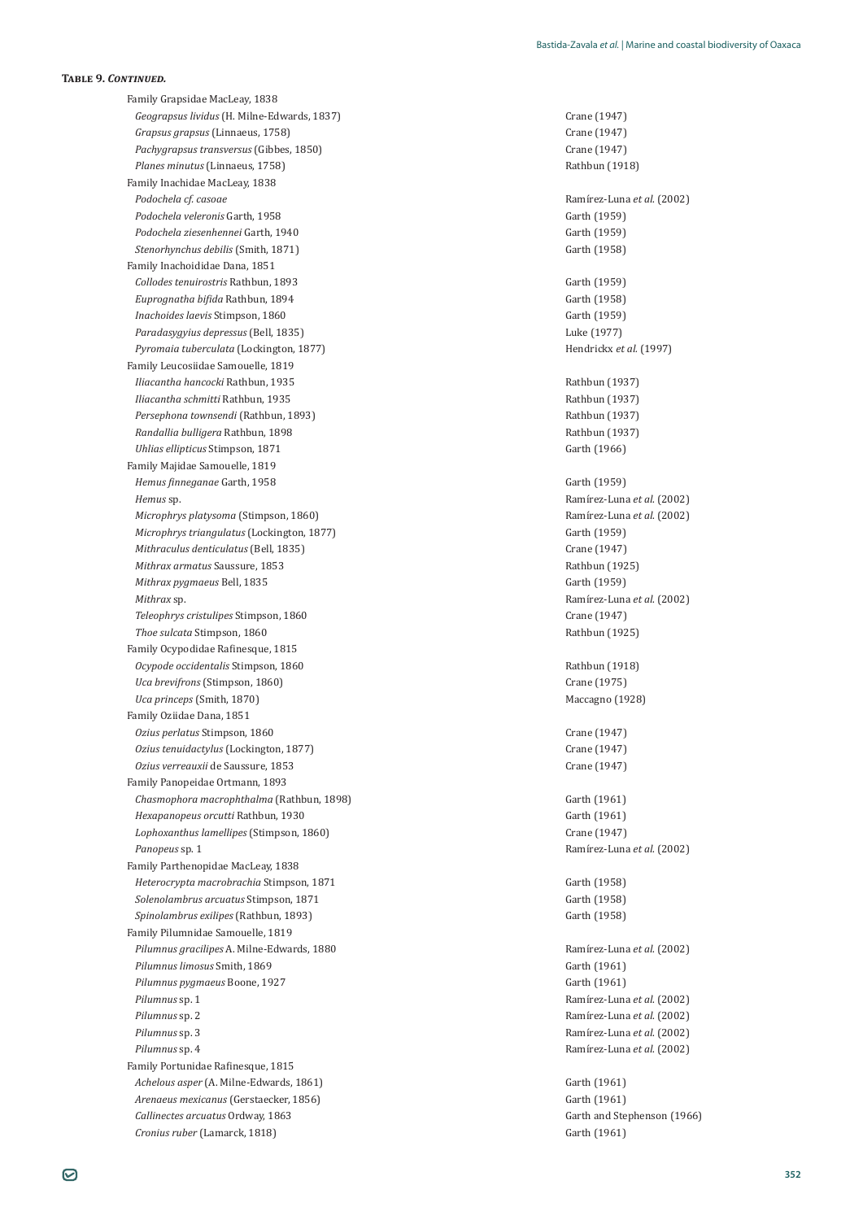**Table 9. *Continued.***

| Taxon | Reference |
|---|---|
| Family Grapsidae MacLeay, 1838 | |
| *Geograpsus lividus* (H. Milne-Edwards, 1837) | Crane (1947) |
| *Grapsus grapsus* (Linnaeus, 1758) | Crane (1947) |
| *Pachygrapsus transversus* (Gibbes, 1850) | Crane (1947) |
| *Planes minutus* (Linnaeus, 1758) | Rathbun (1918) |
| Family Inachidae MacLeay, 1838 | |
| *Podochela cf. casoae* | Ramírez-Luna *et al.* (2002) |
| *Podochela veleronis* Garth, 1958 | Garth (1959) |
| *Podochela ziesenhennei* Garth, 1940 | Garth (1959) |
| *Stenorhynchus debilis* (Smith, 1871) | Garth (1958) |
| Family Inachoididae Dana, 1851 | |
| *Collodes tenuirostris* Rathbun, 1893 | Garth (1959) |
| *Euprognatha bifida* Rathbun, 1894 | Garth (1958) |
| *Inachoides laevis* Stimpson, 1860 | Garth (1959) |
| *Paradasygyius depressus* (Bell, 1835) | Luke (1977) |
| *Pyromaia tuberculata* (Lockington, 1877) | Hendrickx *et al.* (1997) |
| Family Leucosiidae Samouelle, 1819 | |
| *Iliacantha hancocki* Rathbun, 1935 | Rathbun (1937) |
| *Iliacantha schmitti* Rathbun, 1935 | Rathbun (1937) |
| *Persephona townsendi* (Rathbun, 1893) | Rathbun (1937) |
| *Randallia bulligera* Rathbun, 1898 | Rathbun (1937) |
| *Uhlias ellipticus* Stimpson, 1871 | Garth (1966) |
| Family Majidae Samouelle, 1819 | |
| *Hemus finneganae* Garth, 1958 | Garth (1959) |
| *Hemus* sp. | Ramírez-Luna *et al.* (2002) |
| *Microphrys platysoma* (Stimpson, 1860) | Ramírez-Luna *et al.* (2002) |
| *Microphrys triangulatus* (Lockington, 1877) | Garth (1959) |
| *Mithraculus denticulatus* (Bell, 1835) | Crane (1947) |
| *Mithrax armatus* Saussure, 1853 | Rathbun (1925) |
| *Mithrax pygmaeus* Bell, 1835 | Garth (1959) |
| *Mithrax* sp. | Ramírez-Luna *et al.* (2002) |
| *Teleophrys cristulipes* Stimpson, 1860 | Crane (1947) |
| *Thoe sulcata* Stimpson, 1860 | Rathbun (1925) |
| Family Ocypodidae Rafinesque, 1815 | |
| *Ocypode occidentalis* Stimpson, 1860 | Rathbun (1918) |
| *Uca brevifrons* (Stimpson, 1860) | Crane (1975) |
| *Uca princeps* (Smith, 1870) | Maccagno (1928) |
| Family Oziidae Dana, 1851 | |
| *Ozius perlatus* Stimpson, 1860 | Crane (1947) |
| *Ozius tenuidactylus* (Lockington, 1877) | Crane (1947) |
| *Ozius verreauxii* de Saussure, 1853 | Crane (1947) |
| Family Panopeidae Ortmann, 1893 | |
| *Chasmophora macrophthalma* (Rathbun, 1898) | Garth (1961) |
| *Hexapanopeus orcutti* Rathbun, 1930 | Garth (1961) |
| *Lophoxanthus lamellipes* (Stimpson, 1860) | Crane (1947) |
| *Panopeus* sp. 1 | Ramírez-Luna *et al.* (2002) |
| Family Parthenopidae MacLeay, 1838 | |
| *Heterocrypta macrobrachia* Stimpson, 1871 | Garth (1958) |
| *Solenolambrus arcuatus* Stimpson, 1871 | Garth (1958) |
| *Spinolambrus exilipes* (Rathbun, 1893) | Garth (1958) |
| Family Pilumnidae Samouelle, 1819 | |
| *Pilumnus gracilipes* A. Milne-Edwards, 1880 | Ramírez-Luna *et al.* (2002) |
| *Pilumnus limosus* Smith, 1869 | Garth (1961) |
| *Pilumnus pygmaeus* Boone, 1927 | Garth (1961) |
| *Pilumnus* sp. 1 | Ramírez-Luna *et al.* (2002) |
| *Pilumnus* sp. 2 | Ramírez-Luna *et al.* (2002) |
| *Pilumnus* sp. 3 | Ramírez-Luna *et al.* (2002) |
| *Pilumnus* sp. 4 | Ramírez-Luna *et al.* (2002) |
| Family Portunidae Rafinesque, 1815 | |
| *Achelous asper* (A. Milne-Edwards, 1861) | Garth (1961) |
| *Arenaeus mexicanus* (Gerstaecker, 1856) | Garth (1961) |
| *Callinectes arcuatus* Ordway, 1863 | Garth and Stephenson (1966) |
| *Cronius ruber* (Lamarck, 1818) | Garth (1961) |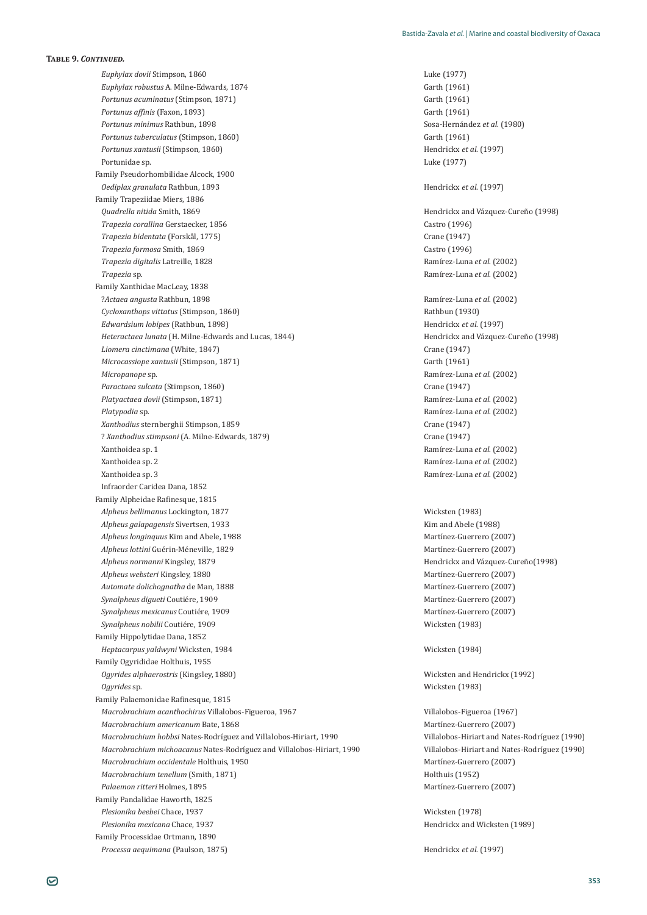**Table 9. *Continued.***

| Taxon | Reference |
|---|---|
| *Euphylax dovii* Stimpson, 1860 | Luke (1977) |
| *Euphylax robustus* A. Milne-Edwards, 1874 | Garth (1961) |
| *Portunus acuminatus* (Stimpson, 1871) | Garth (1961) |
| *Portunus affinis* (Faxon, 1893) | Garth (1961) |
| *Portunus minimus* Rathbun, 1898 | Sosa-Hernández *et al.* (1980) |
| *Portunus tuberculatus* (Stimpson, 1860) | Garth (1961) |
| *Portunus xantusii* (Stimpson, 1860) | Hendrickx *et al.* (1997) |
| Portunidae sp. | Luke (1977) |
| Family Pseudorhombilidae Alcock, 1900 | |
| *Oediplax granulata* Rathbun, 1893 | Hendrickx *et al.* (1997) |
| Family Trapeziidae Miers, 1886 | |
| *Quadrella nitida* Smith, 1869 | Hendrickx and Vázquez-Cureño (1998) |
| *Trapezia corallina* Gerstaecker, 1856 | Castro (1996) |
| *Trapezia bidentata* (Forskål, 1775) | Crane (1947) |
| *Trapezia formosa* Smith, 1869 | Castro (1996) |
| *Trapezia digitalis* Latreille, 1828 | Ramírez-Luna *et al.* (2002) |
| *Trapezia* sp. | Ramírez-Luna *et al.* (2002) |
| Family Xanthidae MacLeay, 1838 | |
| ?*Actaea angusta* Rathbun, 1898 | Ramírez-Luna *et al.* (2002) |
| *Cycloxanthops vittatus* (Stimpson, 1860) | Rathbun (1930) |
| *Edwardsium lobipes* (Rathbun, 1898) | Hendrickx *et al.* (1997) |
| *Heteractaea lunata* (H. Milne-Edwards and Lucas, 1844) | Hendrickx and Vázquez-Cureño (1998) |
| *Liomera cinctimana* (White, 1847) | Crane (1947) |
| *Microcassiope xantusii* (Stimpson, 1871) | Garth (1961) |
| *Micropanope* sp. | Ramírez-Luna *et al.* (2002) |
| *Paractaea sulcata* (Stimpson, 1860) | Crane (1947) |
| *Platyactaea dovii* (Stimpson, 1871) | Ramírez-Luna *et al.* (2002) |
| *Platypodia* sp. | Ramírez-Luna *et al.* (2002) |
| *Xanthodius* sternberghii Stimpson, 1859 | Crane (1947) |
| ? *Xanthodius stimpsoni* (A. Milne-Edwards, 1879) | Crane (1947) |
| Xanthoidea sp. 1 | Ramírez-Luna *et al.* (2002) |
| Xanthoidea sp. 2 | Ramírez-Luna *et al.* (2002) |
| Xanthoidea sp. 3 | Ramírez-Luna *et al.* (2002) |
| Infraorder Caridea Dana, 1852 | |
| Family Alpheidae Rafinesque, 1815 | |
| *Alpheus bellimanus* Lockington, 1877 | Wicksten (1983) |
| *Alpheus galapagensis* Sivertsen, 1933 | Kim and Abele (1988) |
| *Alpheus longinquus* Kim and Abele, 1988 | Martínez-Guerrero (2007) |
| *Alpheus lottini* Guérin-Méneville, 1829 | Martínez-Guerrero (2007) |
| *Alpheus normanni* Kingsley, 1879 | Hendrickx and Vázquez-Cureño(1998) |
| *Alpheus websteri* Kingsley, 1880 | Martínez-Guerrero (2007) |
| *Automate dolichognatha* de Man, 1888 | Martínez-Guerrero (2007) |
| *Synalpheus digueti* Coutiére, 1909 | Martínez-Guerrero (2007) |
| *Synalpheus mexicanus* Coutiére, 1909 | Martínez-Guerrero (2007) |
| *Synalpheus nobilii* Coutiére, 1909 | Wicksten (1983) |
| Family Hippolytidae Dana, 1852 | |
| *Heptacarpus yaldwyni* Wicksten, 1984 | Wicksten (1984) |
| Family Ogyrididae Holthuis, 1955 | |
| *Ogyrides alphaerostris* (Kingsley, 1880) | Wicksten and Hendrickx (1992) |
| *Ogyrides* sp. | Wicksten (1983) |
| Family Palaemonidae Rafinesque, 1815 | |
| *Macrobrachium acanthochirus* Villalobos-Figueroa, 1967 | Villalobos-Figueroa (1967) |
| *Macrobrachium americanum* Bate, 1868 | Martínez-Guerrero (2007) |
| *Macrobrachium hobbsi* Nates-Rodríguez and Villalobos-Hiriart, 1990 | Villalobos-Hiriart and Nates-Rodríguez (1990) |
| *Macrobrachium michoacanus* Nates-Rodríguez and Villalobos-Hiriart, 1990 | Villalobos-Hiriart and Nates-Rodríguez (1990) |
| *Macrobrachium occidentale* Holthuis, 1950 | Martínez-Guerrero (2007) |
| *Macrobrachium tenellum* (Smith, 1871) | Holthuis (1952) |
| *Palaemon ritteri* Holmes, 1895 | Martínez-Guerrero (2007) |
| Family Pandalidae Haworth, 1825 | |
| *Plesionika beebei* Chace, 1937 | Wicksten (1978) |
| *Plesionika mexicana* Chace, 1937 | Hendrickx and Wicksten (1989) |
| Family Processidae Ortmann, 1890 | |
| *Processa aequimana* (Paulson, 1875) | Hendrickx *et al.* (1997) |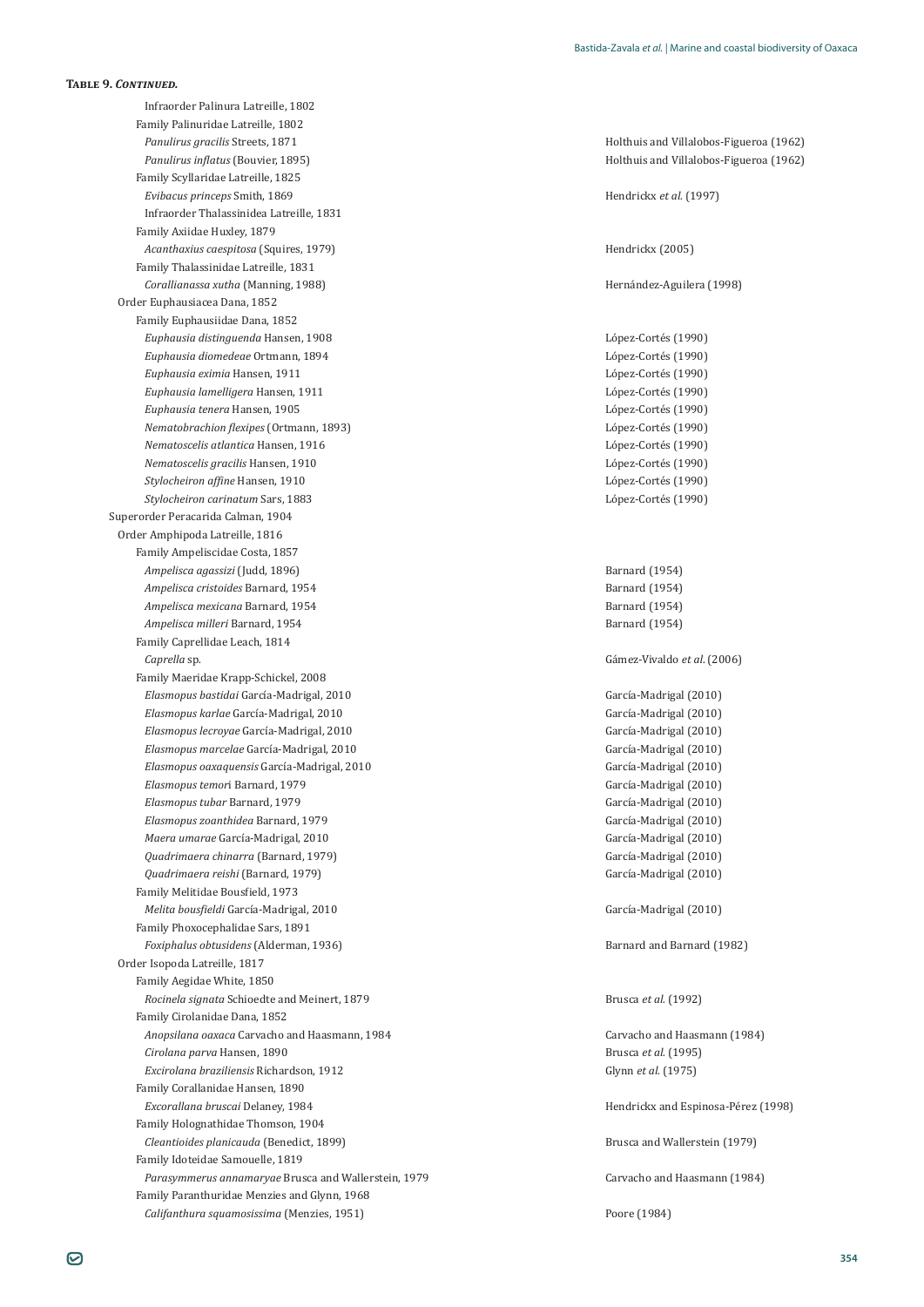**Table 9. *Continued.***

| Taxon | Reference |
|---|---|
| Infraorder Palinura Latreille, 1802 | |
| Family Palinuridae Latreille, 1802 | |
| *Panulirus gracilis* Streets, 1871 | Holthuis and Villalobos-Figueroa (1962) |
| *Panulirus inflatus* (Bouvier, 1895) | Holthuis and Villalobos-Figueroa (1962) |
| Family Scyllaridae Latreille, 1825 | |
| *Evibacus princeps* Smith, 1869 | Hendrickx *et al.* (1997) |
| Infraorder Thalassinidea Latreille, 1831 | |
| Family Axiidae Huxley, 1879 | |
| *Acanthaxius caespitosa* (Squires, 1979) | Hendrickx (2005) |
| Family Thalassinidae Latreille, 1831 | |
| *Corallianassa xutha* (Manning, 1988) | Hernández-Aguilera (1998) |
| Order Euphausiacea Dana, 1852 | |
| Family Euphausiidae Dana, 1852 | |
| *Euphausia distinguenda* Hansen, 1908 | López-Cortés (1990) |
| *Euphausia diomedeae* Ortmann, 1894 | López-Cortés (1990) |
| *Euphausia eximia* Hansen, 1911 | López-Cortés (1990) |
| *Euphausia lamelligera* Hansen, 1911 | López-Cortés (1990) |
| *Euphausia tenera* Hansen, 1905 | López-Cortés (1990) |
| *Nematobrachion flexipes* (Ortmann, 1893) | López-Cortés (1990) |
| *Nematoscelis atlantica* Hansen, 1916 | López-Cortés (1990) |
| *Nematoscelis gracilis* Hansen, 1910 | López-Cortés (1990) |
| *Stylocheiron affine* Hansen, 1910 | López-Cortés (1990) |
| *Stylocheiron carinatum* Sars, 1883 | López-Cortés (1990) |
| Superorder Peracarida Calman, 1904 | |
| Order Amphipoda Latreille, 1816 | |
| Family Ampeliscidae Costa, 1857 | |
| *Ampelisca agassizi* (Judd, 1896) | Barnard (1954) |
| *Ampelisca cristoides* Barnard, 1954 | Barnard (1954) |
| *Ampelisca mexicana* Barnard, 1954 | Barnard (1954) |
| *Ampelisca milleri* Barnard, 1954 | Barnard (1954) |
| Family Caprellidae Leach, 1814 | |
| *Caprella* sp. | Gámez-Vivaldo *et al*. (2006) |
| Family Maeridae Krapp-Schickel, 2008 | |
| *Elasmopus bastidai* García-Madrigal, 2010 | García-Madrigal (2010) |
| *Elasmopus karlae* García-Madrigal, 2010 | García-Madrigal (2010) |
| *Elasmopus lecroyae* García-Madrigal, 2010 | García-Madrigal (2010) |
| *Elasmopus marcelae* García-Madrigal, 2010 | García-Madrigal (2010) |
| *Elasmopus oaxaquensis* García-Madrigal, 2010 | García-Madrigal (2010) |
| *Elasmopus temori* Barnard, 1979 | García-Madrigal (2010) |
| *Elasmopus tubar* Barnard, 1979 | García-Madrigal (2010) |
| *Elasmopus zoanthidea* Barnard, 1979 | García-Madrigal (2010) |
| *Maera umarae* García-Madrigal, 2010 | García-Madrigal (2010) |
| *Quadrimaera chinarra* (Barnard, 1979) | García-Madrigal (2010) |
| *Quadrimaera reishi* (Barnard, 1979) | García-Madrigal (2010) |
| Family Melitidae Bousfield, 1973 | |
| *Melita bousfieldi* García-Madrigal, 2010 | García-Madrigal (2010) |
| Family Phoxocephalidae Sars, 1891 | |
| *Foxiphalus obtusidens* (Alderman, 1936) | Barnard and Barnard (1982) |
| Order Isopoda Latreille, 1817 | |
| Family Aegidae White, 1850 | |
| *Rocinela signata* Schioedte and Meinert, 1879 | Brusca *et al.* (1992) |
| Family Cirolanidae Dana, 1852 | |
| *Anopsilana oaxaca* Carvacho and Haasmann, 1984 | Carvacho and Haasmann (1984) |
| *Cirolana parva* Hansen, 1890 | Brusca *et al.* (1995) |
| *Excirolana braziliensis* Richardson, 1912 | Glynn *et al.* (1975) |
| Family Corallanidae Hansen, 1890 | |
| *Excorallana bruscai* Delaney, 1984 | Hendrickx and Espinosa-Pérez (1998) |
| Family Holognathidae Thomson, 1904 | |
| *Cleantioides planicauda* (Benedict, 1899) | Brusca and Wallerstein (1979) |
| Family Idoteidae Samouelle, 1819 | |
| *Parasymmerus annamaryae* Brusca and Wallerstein, 1979 | Carvacho and Haasmann (1984) |
| Family Paranthuridae Menzies and Glynn, 1968 | |
| *Califanthura squamosissima* (Menzies, 1951) | Poore (1984) |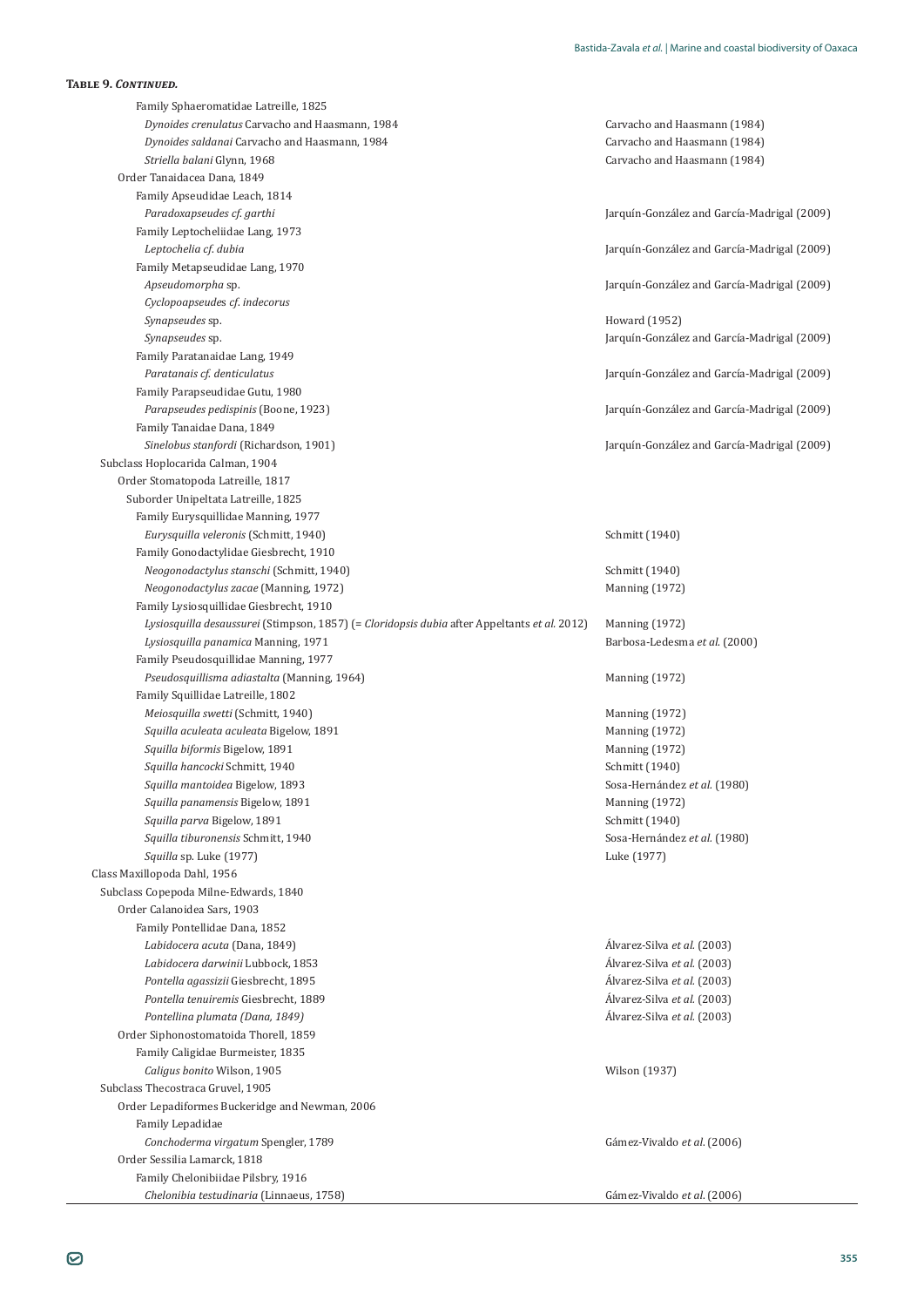**Table 9. *Continued.***

| Taxon | Reference |
|---|---|
| Family Sphaeromatidae Latreille, 1825 | |
| *Dynoides crenulatus* Carvacho and Haasmann, 1984 | Carvacho and Haasmann (1984) |
| *Dynoides saldanai* Carvacho and Haasmann, 1984 | Carvacho and Haasmann (1984) |
| *Striella balani* Glynn, 1968 | Carvacho and Haasmann (1984) |
| Order Tanaidacea Dana, 1849 | |
| Family Apseudidae Leach, 1814 | |
| *Paradoxapseudes cf. garthi* | Jarquín-González and García-Madrigal (2009) |
| Family Leptocheliidae Lang, 1973 | |
| *Leptochelia cf. dubia* | Jarquín-González and García-Madrigal (2009) |
| Family Metapseudidae Lang, 1970 | |
| *Apseudomorpha* sp. | Jarquín-González and García-Madrigal (2009) |
| *Cyclopoapseudes cf. indecorus* | |
| *Synapseudes* sp. | Howard (1952) |
| *Synapseudes* sp. | Jarquín-González and García-Madrigal (2009) |
| Family Paratanaidae Lang, 1949 | |
| *Paratanais cf. denticulatus* | Jarquín-González and García-Madrigal (2009) |
| Family Parapseudidae Gutu, 1980 | |
| *Parapseudes pedispinis* (Boone, 1923) | Jarquín-González and García-Madrigal (2009) |
| Family Tanaidae Dana, 1849 | |
| *Sinelobus stanfordi* (Richardson, 1901) | Jarquín-González and García-Madrigal (2009) |
| Subclass Hoplocarida Calman, 1904 | |
| Order Stomatopoda Latreille, 1817 | |
| Suborder Unipeltata Latreille, 1825 | |
| Family Eurysquillidae Manning, 1977 | |
| *Eurysquilla veleronis* (Schmitt, 1940) | Schmitt (1940) |
| Family Gonodactylidae Giesbrecht, 1910 | |
| *Neogonodactylus stanschi* (Schmitt, 1940) | Schmitt (1940) |
| *Neogonodactylus zacae* (Manning, 1972) | Manning (1972) |
| Family Lysiosquillidae Giesbrecht, 1910 | |
| *Lysiosquilla desaussurei* (Stimpson, 1857) (= *Cloridopsis dubia* after Appeltants *et al.* 2012) | Manning (1972) |
| *Lysiosquilla panamica* Manning, 1971 | Barbosa-Ledesma *et al.* (2000) |
| Family Pseudosquillidae Manning, 1977 | |
| *Pseudosquillisma adiastalta* (Manning, 1964) | Manning (1972) |
| Family Squillidae Latreille, 1802 | |
| *Meiosquilla swetti* (Schmitt, 1940) | Manning (1972) |
| *Squilla aculeata aculeata* Bigelow, 1891 | Manning (1972) |
| *Squilla biformis* Bigelow, 1891 | Manning (1972) |
| *Squilla hancocki* Schmitt, 1940 | Schmitt (1940) |
| *Squilla mantoidea* Bigelow, 1893 | Sosa-Hernández *et al.* (1980) |
| *Squilla panamensis* Bigelow, 1891 | Manning (1972) |
| *Squilla parva* Bigelow, 1891 | Schmitt (1940) |
| *Squilla tiburonensis* Schmitt, 1940 | Sosa-Hernández *et al.* (1980) |
| *Squilla* sp. Luke (1977) | Luke (1977) |
| Class Maxillopoda Dahl, 1956 | |
| Subclass Copepoda Milne-Edwards, 1840 | |
| Order Calanoidea Sars, 1903 | |
| Family Pontellidae Dana, 1852 | |
| *Labidocera acuta* (Dana, 1849) | Álvarez-Silva *et al.* (2003) |
| *Labidocera darwinii* Lubbock, 1853 | Álvarez-Silva *et al.* (2003) |
| *Pontella agassizii* Giesbrecht, 1895 | Álvarez-Silva *et al.* (2003) |
| *Pontella tenuiremis* Giesbrecht, 1889 | Álvarez-Silva *et al.* (2003) |
| *Pontellina plumata (Dana, 1849)* | Álvarez-Silva *et al.* (2003) |
| Order Siphonostomatoida Thorell, 1859 | |
| Family Caligidae Burmeister, 1835 | |
| *Caligus bonito* Wilson, 1905 | Wilson (1937) |
| Subclass Thecostraca Gruvel, 1905 | |
| Order Lepadiformes Buckeridge and Newman, 2006 | |
| Family Lepadidae | |
| *Conchoderma virgatum* Spengler, 1789 | Gámez-Vivaldo *et al.* (2006) |
| Order Sessilia Lamarck, 1818 | |
| Family Chelonibiidae Pilsbry, 1916 | |
| *Chelonibia testudinaria* (Linnaeus, 1758) | Gámez-Vivaldo *et al.* (2006) |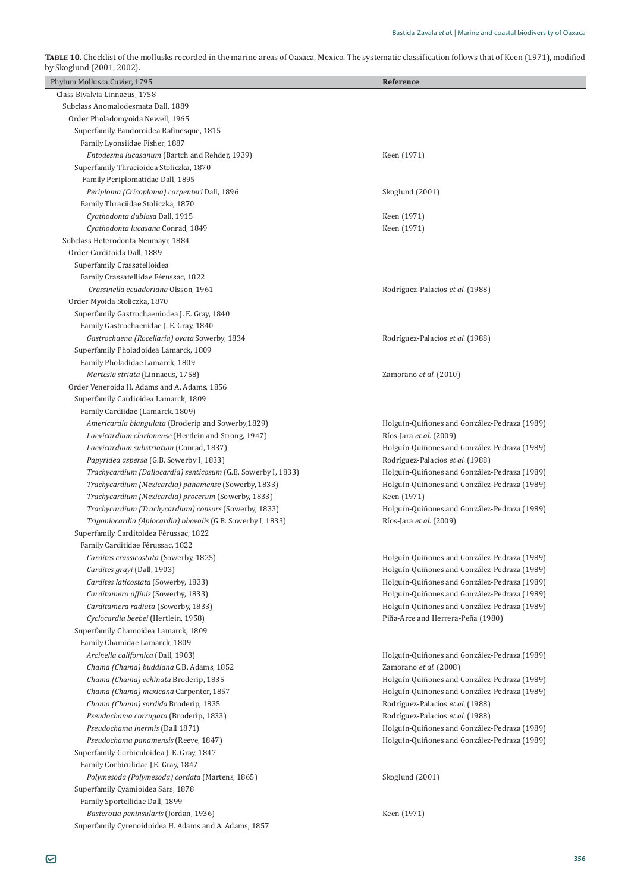**Table 10.** Checklist of the mollusks recorded in the marine areas of Oaxaca, Mexico. The systematic classification follows that of Keen (1971), modified by Skoglund (2001, 2002).

| Phylum Mollusca Cuvier, 1795 | Reference |
|---|---|
| Class Bivalvia Linnaeus, 1758 | |
| Subclass Anomalodesmata Dall, 1889 | |
| Order Pholadomyoida Newell, 1965 | |
| Superfamily Pandoroidea Rafinesque, 1815 | |
| Family Lyonsiidae Fisher, 1887 | |
| *Entodesma lucasanum* (Bartch and Rehder, 1939) | Keen (1971) |
| Superfamily Thracioidea Stoliczka, 1870 | |
| Family Periplomatidae Dall, 1895 | |
| *Periploma (Cricopoloma) carpenteri* Dall, 1896 | Skoglund (2001) |
| Family Thraciidae Stoliczka, 1870 | |
| *Cyathodonta dubiosa* Dall, 1915 | Keen (1971) |
| *Cyathodonta lucasana* Conrad, 1849 | Keen (1971) |
| Subclass Heterodonta Neumayr, 1884 | |
| Order Carditoida Dall, 1889 | |
| Superfamily Crassatelloidea | |
| Family Crassatellidae Férussac, 1822 | |
| *Crassinella ecuadoriana* Olsson, 1961 | Rodríguez-Palacios *et al.* (1988) |
| Order Myoida Stoliczka, 1870 | |
| Superfamily Gastrochaeniodea J. E. Gray, 1840 | |
| Family Gastrochaenidae J. E. Gray, 1840 | |
| *Gastrochaena (Rocellaria) ovata* Sowerby, 1834 | Rodríguez-Palacios *et al.* (1988) |
| Superfamily Pholadoidea Lamarck, 1809 | |
| Family Pholadidae Lamarck, 1809 | |
| *Martesia striata* (Linnaeus, 1758) | Zamorano *et al.* (2010) |
| Order Veneroida H. Adams and A. Adams, 1856 | |
| Superfamily Cardioidea Lamarck, 1809 | |
| Family Cardiidae (Lamarck, 1809) | |
| *Americardia biangulata* (Broderip and Sowerby,1829) | Holguín-Quiñones and González-Pedraza (1989) |
| *Laevicardium clarionense* (Hertlein and Strong, 1947) | Ríos-Jara *et al.* (2009) |
| *Laevicardium substriatum* (Conrad, 1837) | Holguín-Quiñones and González-Pedraza (1989) |
| *Papyridea aspersa* (G.B. Sowerby I, 1833) | Rodríguez-Palacios *et al.* (1988) |
| *Trachycardium (Dallocardia) senticosum* (G.B. Sowerby I, 1833) | Holguín-Quiñones and González-Pedraza (1989) |
| *Trachycardium (Mexicardia) panamense* (Sowerby, 1833) | Holguín-Quiñones and González-Pedraza (1989) |
| *Trachycardium (Mexicardia) procerum* (Sowerby, 1833) | Keen (1971) |
| *Trachycardium (Trachycardium) consors* (Sowerby, 1833) | Holguín-Quiñones and González-Pedraza (1989) |
| *Trigoniocardia (Apiocardia) obovalis* (G.B. Sowerby I, 1833) | Ríos-Jara *et al.* (2009) |
| Superfamily Carditoidea Férussac, 1822 | |
| Family Carditidae Férussac, 1822 | |
| *Cardites crassicostata* (Sowerby, 1825) | Holguín-Quiñones and González-Pedraza (1989) |
| *Cardites grayi* (Dall, 1903) | Holguín-Quiñones and González-Pedraza (1989) |
| *Cardites laticostata* (Sowerby, 1833) | Holguín-Quiñones and González-Pedraza (1989) |
| *Carditamera affinis* (Sowerby, 1833) | Holguín-Quiñones and González-Pedraza (1989) |
| *Carditamera radiata* (Sowerby, 1833) | Holguín-Quiñones and González-Pedraza (1989) |
| *Cyclocardia beebei* (Hertlein, 1958) | Piña-Arce and Herrera-Peña (1980) |
| Superfamily Chamoidea Lamarck, 1809 | |
| Family Chamidae Lamarck, 1809 | |
| *Arcinella californica* (Dall, 1903) | Holguín-Quiñones and González-Pedraza (1989) |
| *Chama (Chama) buddiana* C.B. Adams, 1852 | Zamorano *et al.* (2008) |
| *Chama (Chama) echinata* Broderip, 1835 | Holguín-Quiñones and González-Pedraza (1989) |
| *Chama (Chama) mexicana* Carpenter, 1857 | Holguín-Quiñones and González-Pedraza (1989) |
| *Chama (Chama) sordida* Broderip, 1835 | Rodríguez-Palacios *et al.* (1988) |
| *Pseudochama corrugata* (Broderip, 1833) | Rodríguez-Palacios *et al.* (1988) |
| *Pseudochama inermis* (Dall 1871) | Holguín-Quiñones and González-Pedraza (1989) |
| *Pseudochama panamensis* (Reeve, 1847) | Holguín-Quiñones and González-Pedraza (1989) |
| Superfamily Corbiculoidea J. E. Gray, 1847 | |
| Family Corbiculidae J.E. Gray, 1847 | |
| *Polymesoda (Polymesoda) cordata* (Martens, 1865) | Skoglund (2001) |
| Superfamily Cyamioidea Sars, 1878 | |
| Family Sportellidae Dall, 1899 | |
| *Basterotia peninsularis* (Jordan, 1936) | Keen (1971) |
| Superfamily Cyrenoidoidea H. Adams and A. Adams, 1857 | |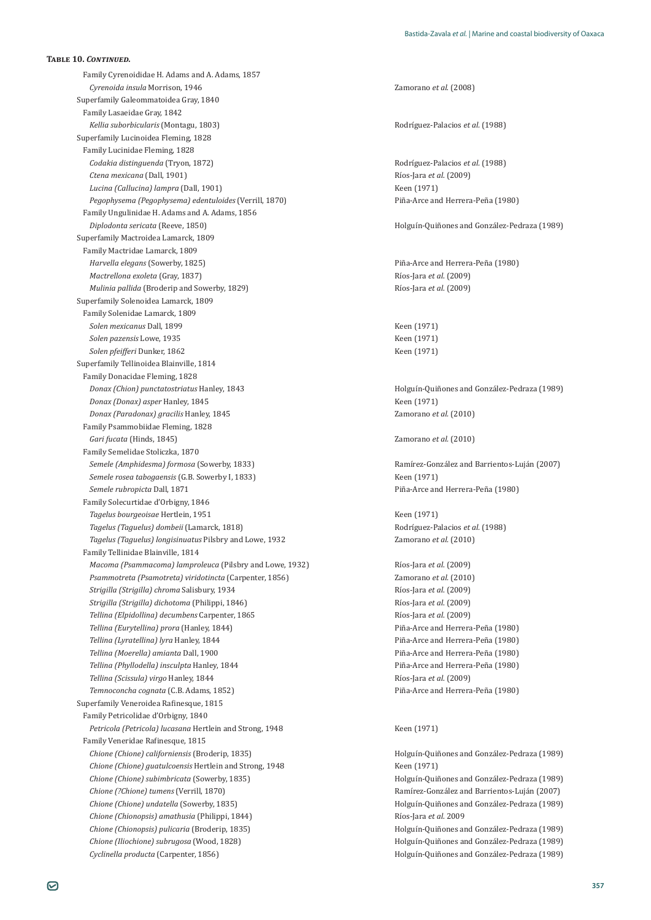**Table 10. *Continued.***

| Taxon | Reference |
|---|---|
| Family Cyrenoididae H. Adams and A. Adams, 1857 | |
| *Cyrenoida insula* Morrison, 1946 | Zamorano *et al.* (2008) |
| Superfamily Galeommatoidea Gray, 1840 | |
| Family Lasaeidae Gray, 1842 | |
| *Kellia suborbicularis* (Montagu, 1803) | Rodríguez-Palacios *et al.* (1988) |
| Superfamily Lucinoidea Fleming, 1828 | |
| Family Lucinidae Fleming, 1828 | |
| *Codakia distinguenda* (Tryon, 1872) | Rodríguez-Palacios *et al.* (1988) |
| *Ctena mexicana* (Dall, 1901) | Ríos-Jara *et al.* (2009) |
| *Lucina (Callucina) lampra* (Dall, 1901) | Keen (1971) |
| *Pegophysema (Pegophysema) edentuloides* (Verrill, 1870) | Piña-Arce and Herrera-Peña (1980) |
| Family Ungulinidae H. Adams and A. Adams, 1856 | |
| *Diplodonta sericata* (Reeve, 1850) | Holguín-Quiñones and González-Pedraza (1989) |
| Superfamily Mactroidea Lamarck, 1809 | |
| Family Mactridae Lamarck, 1809 | |
| *Harvella elegans* (Sowerby, 1825) | Piña-Arce and Herrera-Peña (1980) |
| *Mactrellona exoleta* (Gray, 1837) | Ríos-Jara *et al.* (2009) |
| *Mulinia pallida* (Broderip and Sowerby, 1829) | Ríos-Jara *et al.* (2009) |
| Superfamily Solenoidea Lamarck, 1809 | |
| Family Solenidae Lamarck, 1809 | |
| *Solen mexicanus* Dall, 1899 | Keen (1971) |
| *Solen pazensis* Lowe, 1935 | Keen (1971) |
| *Solen pfeifferi* Dunker, 1862 | Keen (1971) |
| Superfamily Tellinoidea Blainville, 1814 | |
| Family Donacidae Fleming, 1828 | |
| *Donax (Chion) punctatostriatus* Hanley, 1843 | Holguín-Quiñones and González-Pedraza (1989) |
| *Donax (Donax) asper* Hanley, 1845 | Keen (1971) |
| *Donax (Paradonax) gracilis* Hanley, 1845 | Zamorano *et al.* (2010) |
| Family Psammobiidae Fleming, 1828 | |
| *Gari fucata* (Hinds, 1845) | Zamorano *et al.* (2010) |
| Family Semelidae Stoliczka, 1870 | |
| *Semele (Amphidesma) formosa* (Sowerby, 1833) | Ramírez-González and Barrientos-Luján (2007) |
| *Semele rosea tabogaensis* (G.B. Sowerby I, 1833) | Keen (1971) |
| *Semele rubropicta* Dall, 1871 | Piña-Arce and Herrera-Peña (1980) |
| Family Solecurtidae d'Orbigny, 1846 | |
| *Tagelus bourgeoisae* Hertlein, 1951 | Keen (1971) |
| *Tagelus (Taguelus) dombeii* (Lamarck, 1818) | Rodríguez-Palacios *et al.* (1988) |
| *Tagelus (Taguelus) longisinuatus* Pilsbry and Lowe, 1932 | Zamorano *et al.* (2010) |
| Family Tellinidae Blainville, 1814 | |
| *Macoma (Psammacoma) lamproleuca* (Pilsbry and Lowe, 1932) | Ríos-Jara *et al.* (2009) |
| *Psammotreta (Psamotreta) viridotincta* (Carpenter, 1856) | Zamorano *et al.* (2010) |
| *Strigilla (Strigilla) chroma* Salisbury, 1934 | Ríos-Jara *et al.* (2009) |
| *Strigilla (Strigilla) dichotoma* (Philippi, 1846) | Ríos-Jara *et al.* (2009) |
| *Tellina (Elpidollina) decumbens* Carpenter, 1865 | Ríos-Jara *et al.* (2009) |
| *Tellina (Eurytellina) prora* (Hanley, 1844) | Piña-Arce and Herrera-Peña (1980) |
| *Tellina (Lyratellina) lyra* Hanley, 1844 | Piña-Arce and Herrera-Peña (1980) |
| *Tellina (Moerella) amianta* Dall, 1900 | Piña-Arce and Herrera-Peña (1980) |
| *Tellina (Phyllodella) insculpta* Hanley, 1844 | Piña-Arce and Herrera-Peña (1980) |
| *Tellina (Scissula) virgo* Hanley, 1844 | Ríos-Jara *et al.* (2009) |
| *Temnoconcha cognata* (C.B. Adams, 1852) | Piña-Arce and Herrera-Peña (1980) |
| Superfamily Veneroidea Rafinesque, 1815 | |
| Family Petricolidae d'Orbigny, 1840 | |
| *Petricola (Petricola) lucasana* Hertlein and Strong, 1948 | Keen (1971) |
| Family Veneridae Rafinesque, 1815 | |
| *Chione (Chione) californiensis* (Broderip, 1835) | Holguín-Quiñones and González-Pedraza (1989) |
| *Chione (Chione) guatulcoensis* Hertlein and Strong, 1948 | Keen (1971) |
| *Chione (Chione) subimbricata* (Sowerby, 1835) | Holguín-Quiñones and González-Pedraza (1989) |
| *Chione (?Chione) tumens* (Verrill, 1870) | Ramírez-González and Barrientos-Luján (2007) |
| *Chione (Chione) undatella* (Sowerby, 1835) | Holguín-Quiñones and González-Pedraza (1989) |
| *Chione (Chionopsis) amathusia* (Philippi, 1844) | Ríos-Jara *et al.* 2009 |
| *Chione (Chionopsis) pulicaria* (Broderip, 1835) | Holguín-Quiñones and González-Pedraza (1989) |
| *Chione (Iliochione) subrugosa* (Wood, 1828) | Holguín-Quiñones and González-Pedraza (1989) |
| *Cyclinella producta* (Carpenter, 1856) | Holguín-Quiñones and González-Pedraza (1989) |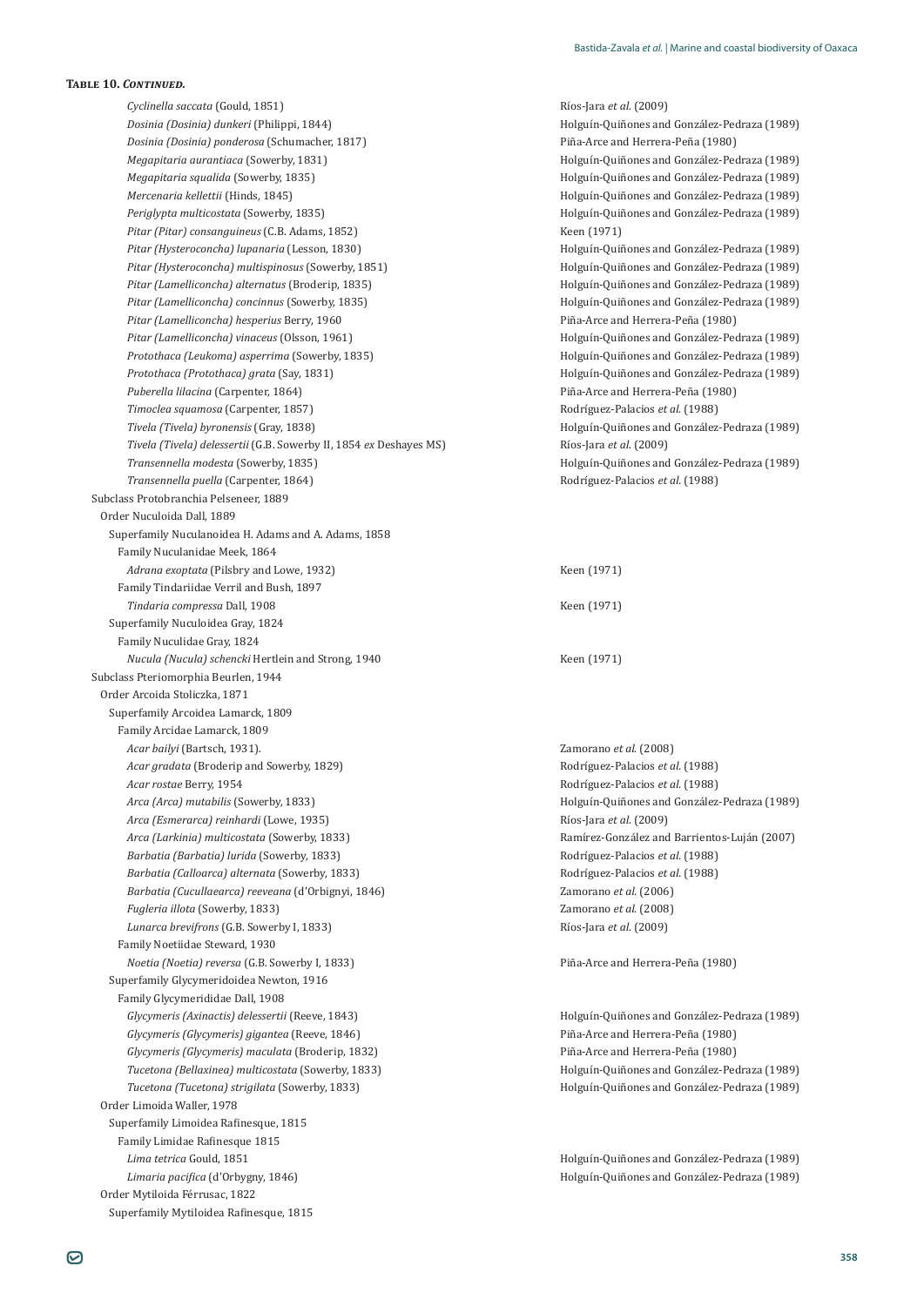**Table 10. *Continued.***

| Taxon | Reference |
|---|---|
| *Cyclinella saccata* (Gould, 1851) | Ríos-Jara *et al.* (2009) |
| *Dosinia (Dosinia) dunkeri* (Philippi, 1844) | Holguín-Quiñones and González-Pedraza (1989) |
| *Dosinia (Dosinia) ponderosa* (Schumacher, 1817) | Piña-Arce and Herrera-Peña (1980) |
| *Megapitaria aurantiaca* (Sowerby, 1831) | Holguín-Quiñones and González-Pedraza (1989) |
| *Megapitaria squalida* (Sowerby, 1835) | Holguín-Quiñones and González-Pedraza (1989) |
| *Mercenaria kellettii* (Hinds, 1845) | Holguín-Quiñones and González-Pedraza (1989) |
| *Periglypta multicostata* (Sowerby, 1835) | Holguín-Quiñones and González-Pedraza (1989) |
| *Pitar (Pitar) consanguineus* (C.B. Adams, 1852) | Keen (1971) |
| *Pitar (Hysteroconcha) lupanaria* (Lesson, 1830) | Holguín-Quiñones and González-Pedraza (1989) |
| *Pitar (Hysteroconcha) multispinosus* (Sowerby, 1851) | Holguín-Quiñones and González-Pedraza (1989) |
| *Pitar (Lamelliconcha) alternatus* (Broderip, 1835) | Holguín-Quiñones and González-Pedraza (1989) |
| *Pitar (Lamelliconcha) concinnus* (Sowerby, 1835) | Holguín-Quiñones and González-Pedraza (1989) |
| *Pitar (Lamelliconcha) hesperius* Berry, 1960 | Piña-Arce and Herrera-Peña (1980) |
| *Pitar (Lamelliconcha) vinaceus* (Olsson, 1961) | Holguín-Quiñones and González-Pedraza (1989) |
| *Protothaca (Leukoma) asperrima* (Sowerby, 1835) | Holguín-Quiñones and González-Pedraza (1989) |
| *Protothaca (Protothaca) grata* (Say, 1831) | Holguín-Quiñones and González-Pedraza (1989) |
| *Puberella lilacina* (Carpenter, 1864) | Piña-Arce and Herrera-Peña (1980) |
| *Timoclea squamosa* (Carpenter, 1857) | Rodríguez-Palacios *et al.* (1988) |
| *Tivela (Tivela) byronensis* (Gray, 1838) | Holguín-Quiñones and González-Pedraza (1989) |
| *Tivela (Tivela) delessertii* (G.B. Sowerby II, 1854 *ex* Deshayes MS) | Ríos-Jara *et al.* (2009) |
| *Transennella modesta* (Sowerby, 1835) | Holguín-Quiñones and González-Pedraza (1989) |
| *Transennella puella* (Carpenter, 1864) | Rodríguez-Palacios *et al.* (1988) |
| Subclass Protobranchia Pelseneer, 1889 | |
| Order Nuculoida Dall, 1889 | |
| Superfamily Nuculanoidea H. Adams and A. Adams, 1858 | |
| Family Nuculanidae Meek, 1864 | |
| *Adrana exoptata* (Pilsbry and Lowe, 1932) | Keen (1971) |
| Family Tindariidae Verril and Bush, 1897 | |
| *Tindaria compressa* Dall, 1908 | Keen (1971) |
| Superfamily Nuculoidea Gray, 1824 | |
| Family Nuculidae Gray, 1824 | |
| *Nucula (Nucula) schencki* Hertlein and Strong, 1940 | Keen (1971) |
| Subclass Pteriomorphia Beurlen, 1944 | |
| Order Arcoida Stoliczka, 1871 | |
| Superfamily Arcoidea Lamarck, 1809 | |
| Family Arcidae Lamarck, 1809 | |
| *Acar bailyi* (Bartsch, 1931). | Zamorano *et al.* (2008) |
| *Acar gradata* (Broderip and Sowerby, 1829) | Rodríguez-Palacios *et al.* (1988) |
| *Acar rostae* Berry, 1954 | Rodríguez-Palacios *et al.* (1988) |
| *Arca (Arca) mutabilis* (Sowerby, 1833) | Holguín-Quiñones and González-Pedraza (1989) |
| *Arca (Esmerarca) reinhardi* (Lowe, 1935) | Ríos-Jara *et al.* (2009) |
| *Arca (Larkinia) multicostata* (Sowerby, 1833) | Ramírez-González and Barrientos-Luján (2007) |
| *Barbatia (Barbatia) lurida* (Sowerby, 1833) | Rodríguez-Palacios *et al.* (1988) |
| *Barbatia (Calloarca) alternata* (Sowerby, 1833) | Rodríguez-Palacios *et al.* (1988) |
| *Barbatia (Cucullaearca) reeveana* (d'Orbignyi, 1846) | Zamorano *et al.* (2006) |
| *Fugleria illota* (Sowerby, 1833) | Zamorano *et al.* (2008) |
| *Lunarca brevifrons* (G.B. Sowerby I, 1833) | Ríos-Jara *et al.* (2009) |
| Family Noetiidae Steward, 1930 | |
| *Noetia (Noetia) reversa* (G.B. Sowerby I, 1833) | Piña-Arce and Herrera-Peña (1980) |
| Superfamily Glycymeridoidea Newton, 1916 | |
| Family Glycymerididae Dall, 1908 | |
| *Glycymeris (Axinactis) delessertii* (Reeve, 1843) | Holguín-Quiñones and González-Pedraza (1989) |
| *Glycymeris (Glycymeris) gigantea* (Reeve, 1846) | Piña-Arce and Herrera-Peña (1980) |
| *Glycymeris (Glycymeris) maculata* (Broderip, 1832) | Piña-Arce and Herrera-Peña (1980) |
| *Tucetona (Bellaxinea) multicostata* (Sowerby, 1833) | Holguín-Quiñones and González-Pedraza (1989) |
| *Tucetona (Tucetona) strigilata* (Sowerby, 1833) | Holguín-Quiñones and González-Pedraza (1989) |
| Order Limoida Waller, 1978 | |
| Superfamily Limoidea Rafinesque, 1815 | |
| Family Limidae Rafinesque 1815 | |
| *Lima tetrica* Gould, 1851 | Holguín-Quiñones and González-Pedraza (1989) |
| *Limaria pacifica* (d'Orbygny, 1846) | Holguín-Quiñones and González-Pedraza (1989) |
| Order Mytiloida Férrusac, 1822 | |
| Superfamily Mytiloidea Rafinesque, 1815 | |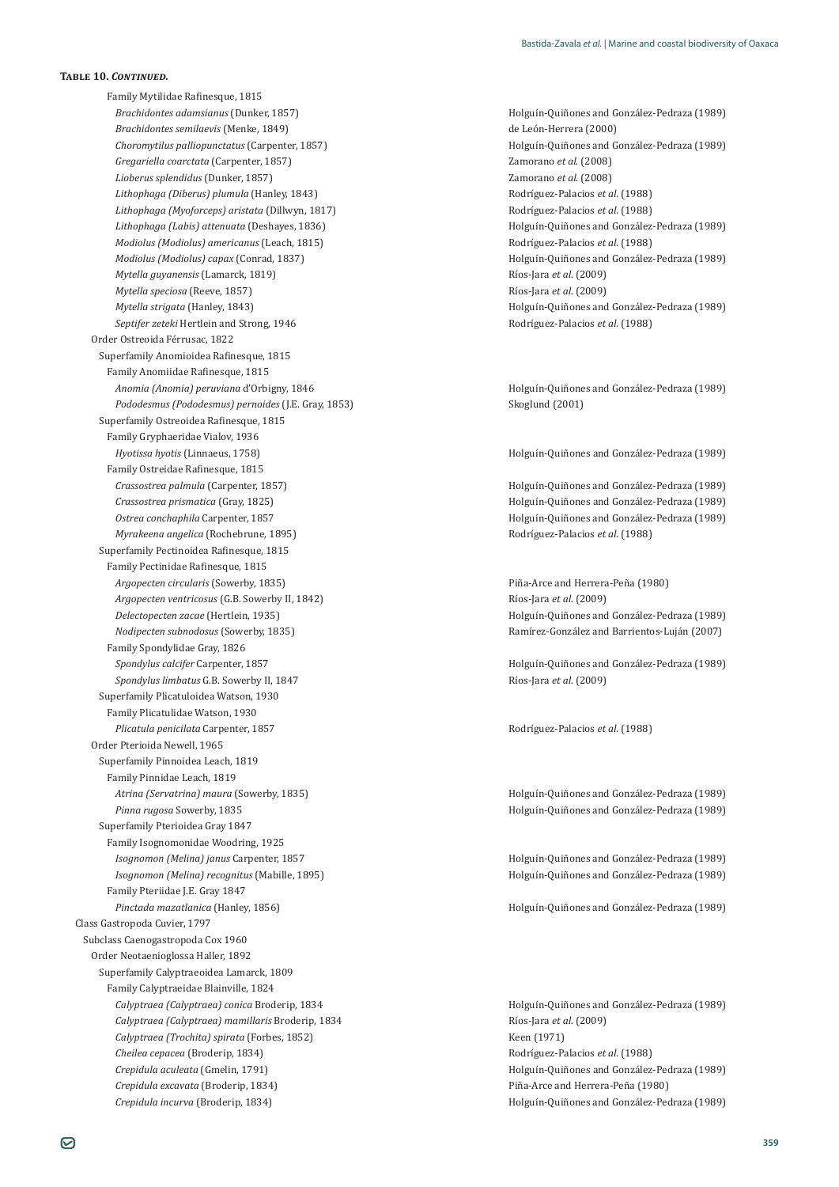**Table 10. *Continued.***

| Taxon | Reference |
|---|---|
| Family Mytilidae Rafinesque, 1815 | |
| *Brachidontes adamsianus* (Dunker, 1857) | Holguín-Quiñones and González-Pedraza (1989) |
| *Brachidontes semilaevis* (Menke, 1849) | de León-Herrera (2000) |
| *Choromytilus palliopunctatus* (Carpenter, 1857) | Holguín-Quiñones and González-Pedraza (1989) |
| *Gregariella coarctata* (Carpenter, 1857) | Zamorano *et al.* (2008) |
| *Lioberus splendidus* (Dunker, 1857) | Zamorano *et al.* (2008) |
| *Lithophaga (Diberus) plumula* (Hanley, 1843) | Rodríguez-Palacios *et al.* (1988) |
| *Lithophaga (Myoforceps) aristata* (Dillwyn, 1817) | Rodríguez-Palacios *et al.* (1988) |
| *Lithophaga (Labis) attenuata* (Deshayes, 1836) | Holguín-Quiñones and González-Pedraza (1989) |
| *Modiolus (Modiolus) americanus* (Leach, 1815) | Rodríguez-Palacios *et al.* (1988) |
| *Modiolus (Modiolus) capax* (Conrad, 1837) | Holguín-Quiñones and González-Pedraza (1989) |
| *Mytella guyanensis* (Lamarck, 1819) | Ríos-Jara *et al.* (2009) |
| *Mytella speciosa* (Reeve, 1857) | Ríos-Jara *et al.* (2009) |
| *Mytella strigata* (Hanley, 1843) | Holguín-Quiñones and González-Pedraza (1989) |
| *Septifer zeteki* Hertlein and Strong, 1946 | Rodríguez-Palacios *et al.* (1988) |
| Order Ostreoida Férrusac, 1822 | |
| Superfamily Anomioidea Rafinesque, 1815 | |
| Family Anomiidae Rafinesque, 1815 | |
| *Anomia (Anomia) peruviana* d'Orbigny, 1846 | Holguín-Quiñones and González-Pedraza (1989) |
| *Pododesmus (Pododesmus) pernoides* (J.E. Gray, 1853) | Skoglund (2001) |
| Superfamily Ostreoidea Rafinesque, 1815 | |
| Family Gryphaeridae Vialov, 1936 | |
| *Hyotissa hyotis* (Linnaeus, 1758) | Holguín-Quiñones and González-Pedraza (1989) |
| Family Ostreidae Rafinesque, 1815 | |
| *Crassostrea palmula* (Carpenter, 1857) | Holguín-Quiñones and González-Pedraza (1989) |
| *Crassostrea prismatica* (Gray, 1825) | Holguín-Quiñones and González-Pedraza (1989) |
| *Ostrea conchaphila* Carpenter, 1857 | Holguín-Quiñones and González-Pedraza (1989) |
| *Myrakeena angelica* (Rochebrune, 1895) | Rodríguez-Palacios *et al.* (1988) |
| Superfamily Pectinoidea Rafinesque, 1815 | |
| Family Pectinidae Rafinesque, 1815 | |
| *Argopecten circularis* (Sowerby, 1835) | Piña-Arce and Herrera-Peña (1980) |
| *Argopecten ventricosus* (G.B. Sowerby II, 1842) | Ríos-Jara *et al.* (2009) |
| *Delectopecten zacae* (Hertlein, 1935) | Holguín-Quiñones and González-Pedraza (1989) |
| *Nodipecten subnodosus* (Sowerby, 1835) | Ramírez-González and Barrientos-Luján (2007) |
| Family Spondylidae Gray, 1826 | |
| *Spondylus calcifer* Carpenter, 1857 | Holguín-Quiñones and González-Pedraza (1989) |
| *Spondylus limbatus* G.B. Sowerby II, 1847 | Ríos-Jara *et al.* (2009) |
| Superfamily Plicatuloidea Watson, 1930 | |
| Family Plicatulidae Watson, 1930 | |
| *Plicatula penicilata* Carpenter, 1857 | Rodríguez-Palacios *et al.* (1988) |
| Order Pterioida Newell, 1965 | |
| Superfamily Pinnoidea Leach, 1819 | |
| Family Pinnidae Leach, 1819 | |
| *Atrina (Servatrina) maura* (Sowerby, 1835) | Holguín-Quiñones and González-Pedraza (1989) |
| *Pinna rugosa* Sowerby, 1835 | Holguín-Quiñones and González-Pedraza (1989) |
| Superfamily Pterioidea Gray 1847 | |
| Family Isognomonidae Woodring, 1925 | |
| *Isognomon (Melina) janus* Carpenter, 1857 | Holguín-Quiñones and González-Pedraza (1989) |
| *Isognomon (Melina) recognitus* (Mabille, 1895) | Holguín-Quiñones and González-Pedraza (1989) |
| Family Pteriidae J.E. Gray 1847 | |
| *Pinctada mazatlanica* (Hanley, 1856) | Holguín-Quiñones and González-Pedraza (1989) |
| Class Gastropoda Cuvier, 1797 | |
| Subclass Caenogastropoda Cox 1960 | |
| Order Neotaenioglossa Haller, 1892 | |
| Superfamily Calyptraeoidea Lamarck, 1809 | |
| Family Calyptraeidae Blainville, 1824 | |
| *Calyptraea (Calyptraea) conica* Broderip, 1834 | Holguín-Quiñones and González-Pedraza (1989) |
| *Calyptraea (Calyptraea) mamillaris* Broderip, 1834 | Ríos-Jara *et al.* (2009) |
| *Calyptraea (Trochita) spirata* (Forbes, 1852) | Keen (1971) |
| *Cheilea cepacea* (Broderip, 1834) | Rodríguez-Palacios *et al.* (1988) |
| *Crepidula aculeata* (Gmelin, 1791) | Holguín-Quiñones and González-Pedraza (1989) |
| *Crepidula excavata* (Broderip, 1834) | Piña-Arce and Herrera-Peña (1980) |
| *Crepidula incurva* (Broderip, 1834) | Holguín-Quiñones and González-Pedraza (1989) |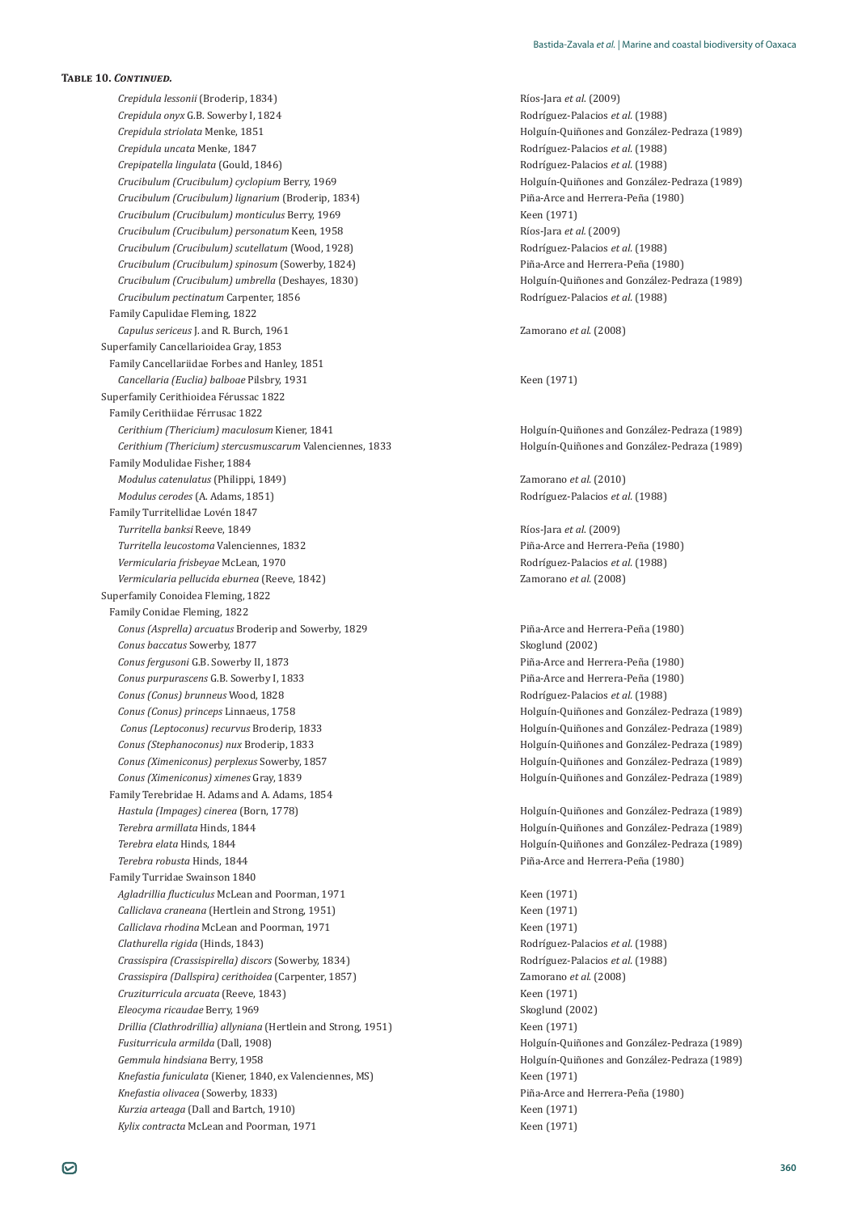**Table 10. *Continued.***

| Taxon | Reference |
|---|---|
| *Crepidula lessonii* (Broderip, 1834) | Ríos-Jara *et al.* (2009) |
| *Crepidula onyx* G.B. Sowerby I, 1824 | Rodríguez-Palacios *et al.* (1988) |
| *Crepidula striolata* Menke, 1851 | Holguín-Quiñones and González-Pedraza (1989) |
| *Crepidula uncata* Menke, 1847 | Rodríguez-Palacios *et al.* (1988) |
| *Crepipatella lingulata* (Gould, 1846) | Rodríguez-Palacios *et al.* (1988) |
| *Crucibulum (Crucibulum) cyclopium* Berry, 1969 | Holguín-Quiñones and González-Pedraza (1989) |
| *Crucibulum (Crucibulum) lignarium* (Broderip, 1834) | Piña-Arce and Herrera-Peña (1980) |
| *Crucibulum (Crucibulum) monticulus* Berry, 1969 | Keen (1971) |
| *Crucibulum (Crucibulum) personatum* Keen, 1958 | Ríos-Jara *et al.* (2009) |
| *Crucibulum (Crucibulum) scutellatum* (Wood, 1928) | Rodríguez-Palacios *et al.* (1988) |
| *Crucibulum (Crucibulum) spinosum* (Sowerby, 1824) | Piña-Arce and Herrera-Peña (1980) |
| *Crucibulum (Crucibulum) umbrella* (Deshayes, 1830) | Holguín-Quiñones and González-Pedraza (1989) |
| *Crucibulum pectinatum* Carpenter, 1856 | Rodríguez-Palacios *et al.* (1988) |
| Family Capulidae Fleming, 1822 | |
| *Capulus sericeus* J. and R. Burch, 1961 | Zamorano *et al.* (2008) |
| Superfamily Cancellarioidea Gray, 1853 | |
| Family Cancellariidae Forbes and Hanley, 1851 | |
| *Cancellaria (Euclia) balboae* Pilsbry, 1931 | Keen (1971) |
| Superfamily Cerithioidea Férussac 1822 | |
| Family Cerithiidae Férrusac 1822 | |
| *Cerithium (Thericium) maculosum* Kiener, 1841 | Holguín-Quiñones and González-Pedraza (1989) |
| *Cerithium (Thericium) stercusmuscarum* Valenciennes, 1833 | Holguín-Quiñones and González-Pedraza (1989) |
| Family Modulidae Fisher, 1884 | |
| *Modulus catenulatus* (Philippi, 1849) | Zamorano *et al.* (2010) |
| *Modulus cerodes* (A. Adams, 1851) | Rodríguez-Palacios *et al.* (1988) |
| Family Turritellidae Lovén 1847 | |
| *Turritella banksi* Reeve, 1849 | Ríos-Jara *et al.* (2009) |
| *Turritella leucostoma* Valenciennes, 1832 | Piña-Arce and Herrera-Peña (1980) |
| *Vermicularia frisbeyae* McLean, 1970 | Rodríguez-Palacios *et al.* (1988) |
| *Vermicularia pellucida eburnea* (Reeve, 1842) | Zamorano *et al.* (2008) |
| Superfamily Conoidea Fleming, 1822 | |
| Family Conidae Fleming, 1822 | |
| *Conus (Asprella) arcuatus* Broderip and Sowerby, 1829 | Piña-Arce and Herrera-Peña (1980) |
| *Conus baccatus* Sowerby, 1877 | Skoglund (2002) |
| *Conus fergusoni* G.B. Sowerby II, 1873 | Piña-Arce and Herrera-Peña (1980) |
| *Conus purpurascens* G.B. Sowerby I, 1833 | Piña-Arce and Herrera-Peña (1980) |
| *Conus (Conus) brunneus* Wood, 1828 | Rodríguez-Palacios *et al.* (1988) |
| *Conus (Conus) princeps* Linnaeus, 1758 | Holguín-Quiñones and González-Pedraza (1989) |
| *Conus (Leptoconus) recurvus* Broderip, 1833 | Holguín-Quiñones and González-Pedraza (1989) |
| *Conus (Stephanoconus) nux* Broderip, 1833 | Holguín-Quiñones and González-Pedraza (1989) |
| *Conus (Ximeniconus) perplexus* Sowerby, 1857 | Holguín-Quiñones and González-Pedraza (1989) |
| *Conus (Ximeniconus) ximenes* Gray, 1839 | Holguín-Quiñones and González-Pedraza (1989) |
| Family Terebridae H. Adams and A. Adams, 1854 | |
| *Hastula (Impages) cinerea* (Born, 1778) | Holguín-Quiñones and González-Pedraza (1989) |
| *Terebra armillata* Hinds, 1844 | Holguín-Quiñones and González-Pedraza (1989) |
| *Terebra elata* Hinds, 1844 | Holguín-Quiñones and González-Pedraza (1989) |
| *Terebra robusta* Hinds, 1844 | Piña-Arce and Herrera-Peña (1980) |
| Family Turridae Swainson 1840 | |
| *Agladrillia flucticulus* McLean and Poorman, 1971 | Keen (1971) |
| *Calliclava craneana* (Hertlein and Strong, 1951) | Keen (1971) |
| *Calliclava rhodina* McLean and Poorman, 1971 | Keen (1971) |
| *Clathurella rigida* (Hinds, 1843) | Rodríguez-Palacios *et al.* (1988) |
| *Crassispira (Crassispirella) discors* (Sowerby, 1834) | Rodríguez-Palacios *et al.* (1988) |
| *Crassispira (Dallspira) cerithoidea* (Carpenter, 1857) | Zamorano *et al.* (2008) |
| *Cruziturricula arcuata* (Reeve, 1843) | Keen (1971) |
| *Eleocyma ricaudae* Berry, 1969 | Skoglund (2002) |
| *Drillia (Clathrodrillia) allyniana* (Hertlein and Strong, 1951) | Keen (1971) |
| *Fusiturricula armilda* (Dall, 1908) | Holguín-Quiñones and González-Pedraza (1989) |
| *Gemmula hindsiana* Berry, 1958 | Holguín-Quiñones and González-Pedraza (1989) |
| *Knefastia funiculata* (Kiener, 1840, ex Valenciennes, MS) | Keen (1971) |
| *Knefastia olivacea* (Sowerby, 1833) | Piña-Arce and Herrera-Peña (1980) |
| *Kurzia arteaga* (Dall and Bartch, 1910) | Keen (1971) |
| *Kylix contracta* McLean and Poorman, 1971 | Keen (1971) |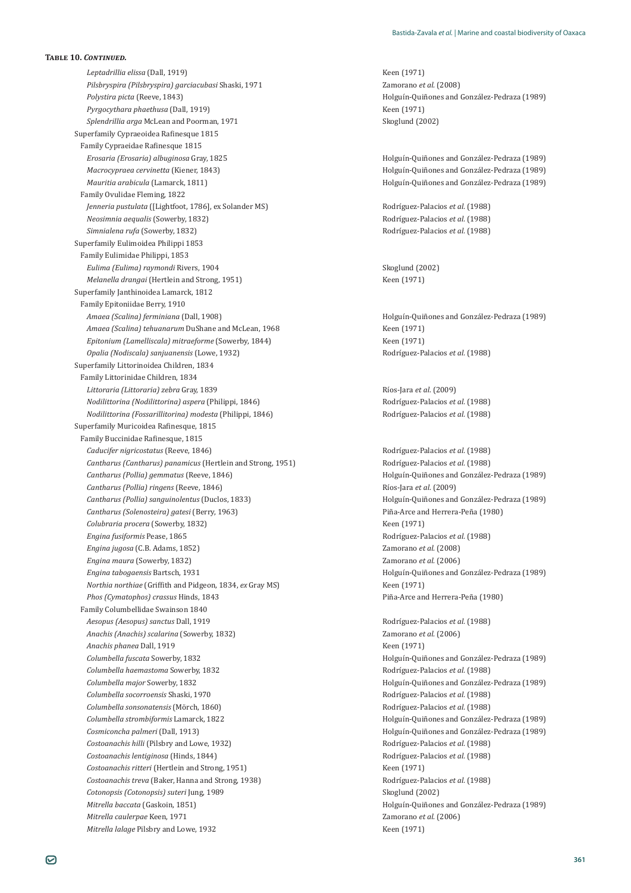**Table 10. *Continued.***

| | |
|---|---|
| *Leptadrillia elissa* (Dall, 1919) | Keen (1971) |
| *Pilsbryspira (Pilsbryspira) garciacubasi* Shaski, 1971 | Zamorano *et al.* (2008) |
| *Polystira picta* (Reeve, 1843) | Holguín-Quiñones and González-Pedraza (1989) |
| *Pyrgocythara phaethusa* (Dall, 1919) | Keen (1971) |
| *Splendrillia arga* McLean and Poorman, 1971 | Skoglund (2002) |
| Superfamily Cypraeoidea Rafinesque 1815 | |
| Family Cypraeidae Rafinesque 1815 | |
| *Erosaria (Erosaria) albuginosa* Gray, 1825 | Holguín-Quiñones and González-Pedraza (1989) |
| *Macrocypraea cervinetta* (Kiener, 1843) | Holguín-Quiñones and González-Pedraza (1989) |
| *Mauritia arabicula* (Lamarck, 1811) | Holguín-Quiñones and González-Pedraza (1989) |
| Family Ovulidae Fleming, 1822 | |
| *Jenneria pustulata* ([Lightfoot, 1786], ex Solander MS) | Rodríguez-Palacios *et al.* (1988) |
| *Neosimnia aequalis* (Sowerby, 1832) | Rodríguez-Palacios *et al.* (1988) |
| *Simnialena rufa* (Sowerby, 1832) | Rodríguez-Palacios *et al.* (1988) |
| Superfamily Eulimoidea Philippi 1853 | |
| Family Eulimidae Philippi, 1853 | |
| *Eulima (Eulima) raymondi* Rivers, 1904 | Skoglund (2002) |
| *Melanella drangai* (Hertlein and Strong, 1951) | Keen (1971) |
| Superfamily Janthinoidea Lamarck, 1812 | |
| Family Epitoniidae Berry, 1910 | |
| *Amaea (Scalina) ferminiana* (Dall, 1908) | Holguín-Quiñones and González-Pedraza (1989) |
| *Amaea (Scalina) tehuanarum* DuShane and McLean, 1968 | Keen (1971) |
| *Epitonium (Lamelliscala) mitraeforme* (Sowerby, 1844) | Keen (1971) |
| *Opalia (Nodiscala) sanjuanensis* (Lowe, 1932) | Rodríguez-Palacios *et al.* (1988) |
| Superfamily Littorinoidea Children, 1834 | |
| Family Littorinidae Children, 1834 | |
| *Littoraria (Littoraria) zebra* Gray, 1839 | Ríos-Jara *et al.* (2009) |
| *Nodilittorina (Nodilittorina) aspera* (Philippi, 1846) | Rodríguez-Palacios *et al.* (1988) |
| *Nodilittorina (Fossarillitorina) modesta* (Philippi, 1846) | Rodríguez-Palacios *et al.* (1988) |
| Superfamily Muricoidea Rafinesque, 1815 | |
| Family Buccinidae Rafinesque, 1815 | |
| *Caducifer nigricostatus* (Reeve, 1846) | Rodríguez-Palacios *et al.* (1988) |
| *Cantharus (Cantharus) panamicus* (Hertlein and Strong, 1951) | Rodríguez-Palacios *et al.* (1988) |
| *Cantharus (Pollia) gemmatus* (Reeve, 1846) | Holguín-Quiñones and González-Pedraza (1989) |
| *Cantharus (Pollia) ringens* (Reeve, 1846) | Ríos-Jara *et al.* (2009) |
| *Cantharus (Pollia) sanguinolentus* (Duclos, 1833) | Holguín-Quiñones and González-Pedraza (1989) |
| *Cantharus (Solenosteira) gatesi* (Berry, 1963) | Piña-Arce and Herrera-Peña (1980) |
| *Colubraria procera* (Sowerby, 1832) | Keen (1971) |
| *Engina fusiformis* Pease, 1865 | Rodríguez-Palacios *et al.* (1988) |
| *Engina jugosa* (C.B. Adams, 1852) | Zamorano *et al.* (2008) |
| *Engina maura* (Sowerby, 1832) | Zamorano *et al.* (2006) |
| *Engina tabogaensis* Bartsch, 1931 | Holguín-Quiñones and González-Pedraza (1989) |
| *Northia northiae* (Griffith and Pidgeon, 1834, *ex* Gray MS) | Keen (1971) |
| *Phos (Cymatophos) crassus* Hinds, 1843 | Piña-Arce and Herrera-Peña (1980) |
| Family Columbellidae Swainson 1840 | |
| *Aesopus (Aesopus) sanctus* Dall, 1919 | Rodríguez-Palacios *et al.* (1988) |
| *Anachis (Anachis) scalarina* (Sowerby, 1832) | Zamorano *et al.* (2006) |
| *Anachis phanea* Dall, 1919 | Keen (1971) |
| *Columbella fuscata* Sowerby, 1832 | Holguín-Quiñones and González-Pedraza (1989) |
| *Columbella haemastoma* Sowerby, 1832 | Rodríguez-Palacios *et al.* (1988) |
| *Columbella major* Sowerby, 1832 | Holguín-Quiñones and González-Pedraza (1989) |
| *Columbella socorroensis* Shaski, 1970 | Rodríguez-Palacios *et al.* (1988) |
| *Columbella sonsonatensis* (Mörch, 1860) | Rodríguez-Palacios *et al.* (1988) |
| *Columbella strombiformis* Lamarck, 1822 | Holguín-Quiñones and González-Pedraza (1989) |
| *Cosmiconcha palmeri* (Dall, 1913) | Holguín-Quiñones and González-Pedraza (1989) |
| *Costoanachis hilli* (Pilsbry and Lowe, 1932) | Rodríguez-Palacios *et al.* (1988) |
| *Costoanachis lentiginosa* (Hinds, 1844) | Rodríguez-Palacios *et al.* (1988) |
| *Costoanachis ritteri* (Hertlein and Strong, 1951) | Keen (1971) |
| *Costoanachis treva* (Baker, Hanna and Strong, 1938) | Rodríguez-Palacios *et al.* (1988) |
| *Cotonopsis (Cotonopsis) suteri* Jung, 1989 | Skoglund (2002) |
| *Mitrella baccata* (Gaskoin, 1851) | Holguín-Quiñones and González-Pedraza (1989) |
| *Mitrella caulerpae* Keen, 1971 | Zamorano *et al.* (2006) |
| *Mitrella lalage* Pilsbry and Lowe, 1932 | Keen (1971) |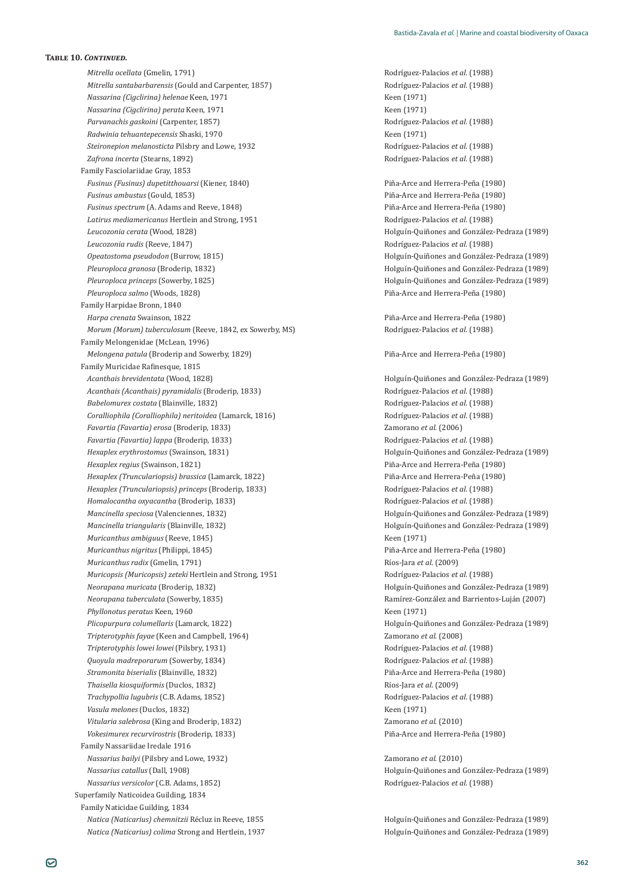**Table 10. *Continued.***

| | |
|---|---|
| *Mitrella ocellata* (Gmelin, 1791) | Rodríguez-Palacios *et al.* (1988) |
| *Mitrella santabarbarensis* (Gould and Carpenter, 1857) | Rodríguez-Palacios *et al.* (1988) |
| *Nassarina (Cigclirina) helenae* Keen, 1971 | Keen (1971) |
| *Nassarina (Cigclirina) perata* Keen, 1971 | Keen (1971) |
| *Parvanachis gaskoini* (Carpenter, 1857) | Rodríguez-Palacios *et al.* (1988) |
| *Radwinia tehuantepecensis* Shaski, 1970 | Keen (1971) |
| *Steironepion melanosticta* Pilsbry and Lowe, 1932 | Rodríguez-Palacios *et al.* (1988) |
| *Zafrona incerta* (Stearns, 1892) | Rodríguez-Palacios *et al.* (1988) |
| Family Fasciolariidae Gray, 1853 | |
| *Fusinus (Fusinus) dupetitthouarsi* (Kiener, 1840) | Piña-Arce and Herrera-Peña (1980) |
| *Fusinus ambustus* (Gould, 1853) | Piña-Arce and Herrera-Peña (1980) |
| *Fusinus spectrum* (A. Adams and Reeve, 1848) | Piña-Arce and Herrera-Peña (1980) |
| *Latirus mediamericanus* Hertlein and Strong, 1951 | Rodríguez-Palacios *et al.* (1988) |
| *Leucozonia cerata* (Wood, 1828) | Holguín-Quiñones and González-Pedraza (1989) |
| *Leucozonia rudis* (Reeve, 1847) | Rodríguez-Palacios *et al.* (1988) |
| *Opeatostoma pseudodon* (Burrow, 1815) | Holguín-Quiñones and González-Pedraza (1989) |
| *Pleuroploca granosa* (Broderip, 1832) | Holguín-Quiñones and González-Pedraza (1989) |
| *Pleuroploca princeps* (Sowerby, 1825) | Holguín-Quiñones and González-Pedraza (1989) |
| *Pleuroploca salmo* (Woods, 1828) | Piña-Arce and Herrera-Peña (1980) |
| Family Harpidae Bronn, 1840 | |
| *Harpa crenata* Swainson, 1822 | Piña-Arce and Herrera-Peña (1980) |
| *Morum (Morum) tuberculosum* (Reeve, 1842, ex Sowerby, MS) | Rodríguez-Palacios *et al.* (1988) |
| Family Melongenidae (McLean, 1996) | |
| *Melongena patula* (Broderip and Sowerby, 1829) | Piña-Arce and Herrera-Peña (1980) |
| Family Muricidae Rafinesque, 1815 | |
| *Acanthais brevidentata* (Wood, 1828) | Holguín-Quiñones and González-Pedraza (1989) |
| *Acanthais (Acanthais) pyramidalis* (Broderip, 1833) | Rodríguez-Palacios *et al.* (1988) |
| *Babelomurex costata* (Blainville, 1832) | Rodríguez-Palacios *et al.* (1988) |
| *Coralliophila (Coralliophila) neritoidea* (Lamarck, 1816) | Rodríguez-Palacios *et al.* (1988) |
| *Favartia (Favartia) erosa* (Broderip, 1833) | Zamorano *et al.* (2006) |
| *Favartia (Favartia) lappa* (Broderip, 1833) | Rodríguez-Palacios *et al.* (1988) |
| *Hexaplex erythrostomus* (Swainson, 1831) | Holguín-Quiñones and González-Pedraza (1989) |
| *Hexaplex regius* (Swainson, 1821) | Piña-Arce and Herrera-Peña (1980) |
| *Hexaplex (Trunculariopsis) brassica* (Lamarck, 1822) | Piña-Arce and Herrera-Peña (1980) |
| *Hexaplex (Trunculariopsis) princeps* (Broderip, 1833) | Rodríguez-Palacios *et al.* (1988) |
| *Homalocantha oxyacantha* (Broderip, 1833) | Rodríguez-Palacios *et al.* (1988) |
| *Mancinella speciosa* (Valenciennes, 1832) | Holguín-Quiñones and González-Pedraza (1989) |
| *Mancinella triangularis* (Blainville, 1832) | Holguín-Quiñones and González-Pedraza (1989) |
| *Muricanthus ambiguus* (Reeve, 1845) | Keen (1971) |
| *Muricanthus nigritus* (Philippi, 1845) | Piña-Arce and Herrera-Peña (1980) |
| *Muricanthus radix* (Gmelin, 1791) | Ríos-Jara *et al.* (2009) |
| *Muricopsis (Muricopsis) zeteki* Hertlein and Strong, 1951 | Rodríguez-Palacios *et al.* (1988) |
| *Neorapana muricata* (Broderip, 1832) | Holguín-Quiñones and González-Pedraza (1989) |
| *Neorapana tuberculata* (Sowerby, 1835) | Ramírez-González and Barrientos-Luján (2007) |
| *Phyllonotus peratus* Keen, 1960 | Keen (1971) |
| *Plicopurpura columellaris* (Lamarck, 1822) | Holguín-Quiñones and González-Pedraza (1989) |
| *Tripterotyphis fayae* (Keen and Campbell, 1964) | Zamorano *et al.* (2008) |
| *Tripterotyphis lowei lowei* (Pilsbry, 1931) | Rodríguez-Palacios *et al.* (1988) |
| *Quoyula madreporarum* (Sowerby, 1834) | Rodríguez-Palacios *et al.* (1988) |
| *Stramonita biserialis* (Blainville, 1832) | Piña-Arce and Herrera-Peña (1980) |
| *Thaisella kiosquiformis* (Duclos, 1832) | Ríos-Jara *et al.* (2009) |
| *Trachypollia lugubris* (C.B. Adams, 1852) | Rodríguez-Palacios *et al.* (1988) |
| *Vasula melones* (Duclos, 1832) | Keen (1971) |
| *Vitularia salebrosa* (King and Broderip, 1832) | Zamorano *et al.* (2010) |
| *Vokesimurex recurvirostris* (Broderip, 1833) | Piña-Arce and Herrera-Peña (1980) |
| Family Nassariidae Iredale 1916 | |
| *Nassarius bailyi* (Pilsbry and Lowe, 1932) | Zamorano *et al.* (2010) |
| *Nassarius catallus* (Dall, 1908) | Holguín-Quiñones and González-Pedraza (1989) |
| *Nassarius versicolor* (C.B. Adams, 1852) | Rodríguez-Palacios *et al.* (1988) |
| Superfamily Naticoidea Guilding, 1834 | |
| Family Naticidae Guilding, 1834 | |
| *Natica (Naticarius) chemnitzii* Récluz in Reeve, 1855 | Holguín-Quiñones and González-Pedraza (1989) |
| *Natica (Naticarius) colima* Strong and Hertlein, 1937 | Holguín-Quiñones and González-Pedraza (1989) |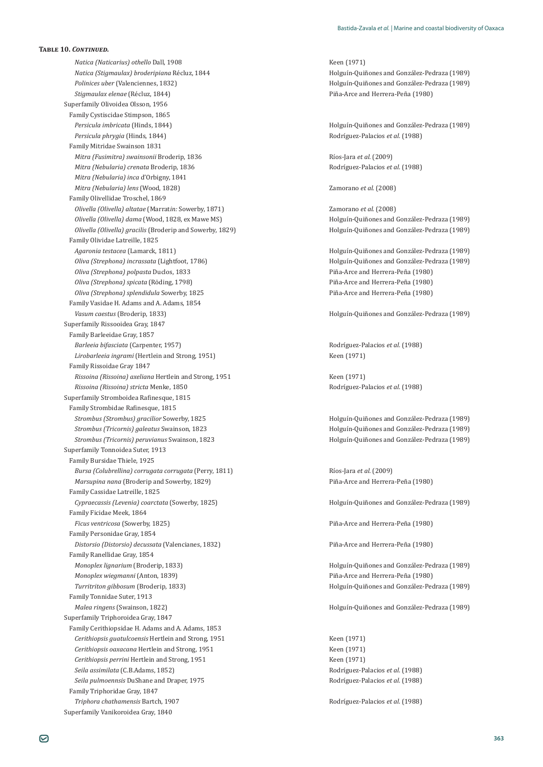**Table 10. *Continued.***

| Taxon | Reference |
|---|---|
| *Natica (Naticarius) othello* Dall, 1908 | Keen (1971) |
| *Natica (Stigmaulax) broderipiana* Récluz, 1844 | Holguín-Quiñones and González-Pedraza (1989) |
| *Polinices uber* (Valenciennes, 1832) | Holguín-Quiñones and González-Pedraza (1989) |
| *Stigmaulax elenae* (Récluz, 1844) | Piña-Arce and Herrera-Peña (1980) |
| Superfamily Olivoidea Olsson, 1956 | |
| Family Cystiscidae Stimpson, 1865 | |
| *Persicula imbricata* (Hinds, 1844) | Holguín-Quiñones and González-Pedraza (1989) |
| *Persicula phrygia* (Hinds, 1844) | Rodríguez-Palacios *et al.* (1988) |
| Family Mitridae Swainson 1831 | |
| *Mitra (Fusimitra) swainsonii* Broderip, 1836 | Ríos-Jara *et al.* (2009) |
| *Mitra (Nebularia) crenata* Broderip, 1836 | Rodríguez-Palacios *et al.* (1988) |
| *Mitra (Nebularia) inca* d'Orbigny, 1841 | |
| *Mitra (Nebularia) lens* (Wood, 1828) | Zamorano *et al.* (2008) |
| Family Olivellidae Troschel, 1869 | |
| *Olivella (Olivella) altatae* (Marrat*in:* Sowerby, 1871) | Zamorano *et al.* (2008) |
| *Olivella (Olivella) dama* (Wood, 1828, ex Mawe MS) | Holguín-Quiñones and González-Pedraza (1989) |
| *Olivella (Olivella) gracilis* (Broderip and Sowerby, 1829) | Holguín-Quiñones and González-Pedraza (1989) |
| Family Olividae Latreille, 1825 | |
| *Agaronia testacea* (Lamarck, 1811) | Holguín-Quiñones and González-Pedraza (1989) |
| *Oliva (Strephona) incrassata* (Lightfoot, 1786) | Holguín-Quiñones and González-Pedraza (1989) |
| *Oliva (Strephona) polpasta* Duclos, 1833 | Piña-Arce and Herrera-Peña (1980) |
| *Oliva (Strephona) spicata* (Röding, 1798) | Piña-Arce and Herrera-Peña (1980) |
| *Oliva (Strephona) splendidula* Sowerby, 1825 | Piña-Arce and Herrera-Peña (1980) |
| Family Vasidae H. Adams and A. Adams, 1854 | |
| *Vasum caestus* (Broderip, 1833) | Holguín-Quiñones and González-Pedraza (1989) |
| Superfamily Rissooidea Gray, 1847 | |
| Family Barleeidae Gray, 1857 | |
| *Barleeia bifasciata* (Carpenter, 1957) | Rodríguez-Palacios *et al.* (1988) |
| *Lirobarleeia ingrami* (Hertlein and Strong, 1951) | Keen (1971) |
| Family Rissoidae Gray 1847 | |
| *Rissoina (Rissoina) axeliana* Hertlein and Strong, 1951 | Keen (1971) |
| *Rissoina (Rissoina) stricta* Menke, 1850 | Rodríguez-Palacios *et al.* (1988) |
| Superfamily Stromboidea Rafinesque, 1815 | |
| Family Strombidae Rafinesque, 1815 | |
| *Strombus (Strombus) gracilior* Sowerby, 1825 | Holguín-Quiñones and González-Pedraza (1989) |
| *Strombus (Tricornis) galeatus* Swainson, 1823 | Holguín-Quiñones and González-Pedraza (1989) |
| *Strombus (Tricornis) peruvianus* Swainson, 1823 | Holguín-Quiñones and González-Pedraza (1989) |
| Superfamily Tonnoidea Suter, 1913 | |
| Family Bursidae Thiele, 1925 | |
| *Bursa (Colubrellina) corrugata corrugata* (Perry, 1811) | Ríos-Jara *et al.* (2009) |
| *Marsupina nana* (Broderip and Sowerby, 1829) | Piña-Arce and Herrera-Peña (1980) |
| Family Cassidae Latreille, 1825 | |
| *Cypraecassis (Levenia) coarctata* (Sowerby, 1825) | Holguín-Quiñones and González-Pedraza (1989) |
| Family Ficidae Meek, 1864 | |
| *Ficus ventricosa* (Sowerby, 1825) | Piña-Arce and Herrera-Peña (1980) |
| Family Personidae Gray, 1854 | |
| *Distorsio (Distorsio) decussata* (Valencianes, 1832) | Piña-Arce and Herrera-Peña (1980) |
| Family Ranellidae Gray, 1854 | |
| *Monoplex lignarium* (Broderip, 1833) | Holguín-Quiñones and González-Pedraza (1989) |
| *Monoplex wiegmanni* (Anton, 1839) | Piña-Arce and Herrera-Peña (1980) |
| *Turritriton gibbosum* (Broderip, 1833) | Holguín-Quiñones and González-Pedraza (1989) |
| Family Tonnidae Suter, 1913 | |
| *Malea ringens* (Swainson, 1822) | Holguín-Quiñones and González-Pedraza (1989) |
| Superfamily Triphoroidea Gray, 1847 | |
| Family Cerithiopsidae H. Adams and A. Adams, 1853 | |
| *Cerithiopsis guatulcoensis* Hertlein and Strong, 1951 | Keen (1971) |
| *Cerithiopsis oaxacana* Hertlein and Strong, 1951 | Keen (1971) |
| *Cerithiopsis perrini* Hertlein and Strong, 1951 | Keen (1971) |
| *Seila assimilata* (C.B.Adams, 1852) | Rodríguez-Palacios *et al.* (1988) |
| *Seila pulmoennsis* DuShane and Draper, 1975 | Rodríguez-Palacios *et al.* (1988) |
| Family Triphoridae Gray, 1847 | |
| *Triphora chathamensis* Bartch, 1907 | Rodríguez-Palacios *et al.* (1988) |
| Superfamily Vanikoroidea Gray, 1840 | |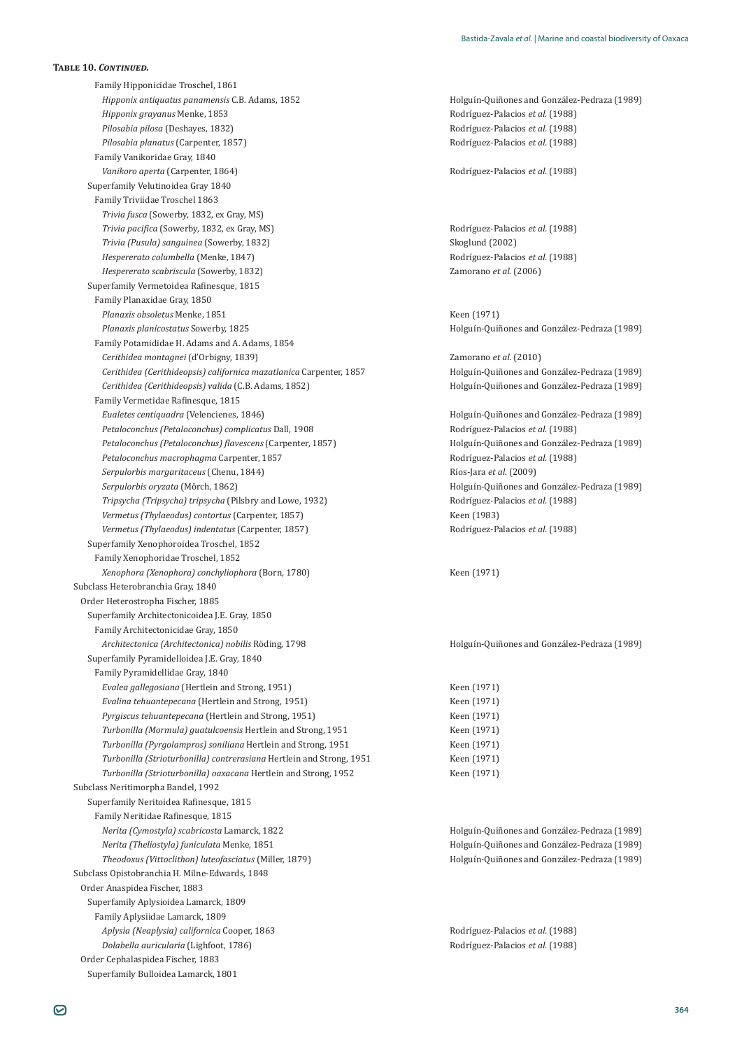**Table 10. *Continued.***

| Taxon | Reference |
|---|---|
| Family Hipponicidae Troschel, 1861 | |
| *Hipponix antiquatus panamensis* C.B. Adams, 1852 | Holguín-Quiñones and González-Pedraza (1989) |
| *Hipponix grayanus* Menke, 1853 | Rodríguez-Palacios *et al.* (1988) |
| *Pilosabia pilosa* (Deshayes, 1832) | Rodríguez-Palacios *et al.* (1988) |
| *Pilosabia planatus* (Carpenter, 1857) | Rodríguez-Palacios *et al.* (1988) |
| Family Vanikoridae Gray, 1840 | |
| *Vanikoro aperta* (Carpenter, 1864) | Rodríguez-Palacios *et al.* (1988) |
| Superfamily Velutinoidea Gray 1840 | |
| Family Triviidae Troschel 1863 | |
| *Trivia fusca* (Sowerby, 1832, ex Gray, MS) | |
| *Trivia pacifica* (Sowerby, 1832, ex Gray, MS) | Rodríguez-Palacios *et al.* (1988) |
| *Trivia (Pusula) sanguinea* (Sowerby, 1832) | Skoglund (2002) |
| *Hespererato columbella* (Menke, 1847) | Rodríguez-Palacios *et al.* (1988) |
| *Hespererato scabriscula* (Sowerby, 1832) | Zamorano *et al.* (2006) |
| Superfamily Vermetoidea Rafinesque, 1815 | |
| Family Planaxidae Gray, 1850 | |
| *Planaxis obsoletus* Menke, 1851 | Keen (1971) |
| *Planaxis planicostatus* Sowerby, 1825 | Holguín-Quiñones and González-Pedraza (1989) |
| Family Potamididae H. Adams and A. Adams, 1854 | |
| *Cerithidea montagnei* (d'Orbigny, 1839) | Zamorano *et al.* (2010) |
| *Cerithidea (Cerithideopsis) californica mazatlanica* Carpenter, 1857 | Holguín-Quiñones and González-Pedraza (1989) |
| *Cerithidea (Cerithideopsis) valida* (C.B. Adams, 1852) | Holguín-Quiñones and González-Pedraza (1989) |
| Family Vermetidae Rafinesque, 1815 | |
| *Eualetes centiquadra* (Velencienes, 1846) | Holguín-Quiñones and González-Pedraza (1989) |
| *Petaloconchus (Petaloconchus) complicatus* Dall, 1908 | Rodríguez-Palacios *et al.* (1988) |
| *Petaloconchus (Petaloconchus) flavescens* (Carpenter, 1857) | Holguín-Quiñones and González-Pedraza (1989) |
| *Petaloconchus macrophagma* Carpenter, 1857 | Rodríguez-Palacios *et al.* (1988) |
| *Serpulorbis margaritaceus* (Chenu, 1844) | Ríos-Jara *et al.* (2009) |
| *Serpulorbis oryzata* (Mörch, 1862) | Holguín-Quiñones and González-Pedraza (1989) |
| *Tripsycha (Tripsycha) tripsycha* (Pilsbry and Lowe, 1932) | Rodríguez-Palacios *et al.* (1988) |
| *Vermetus (Thylaeodus) contortus* (Carpenter, 1857) | Keen (1983) |
| *Vermetus (Thylaeodus) indentatus* (Carpenter, 1857) | Rodríguez-Palacios *et al.* (1988) |
| Superfamily Xenophoroidea Troschel, 1852 | |
| Family Xenophoridae Troschel, 1852 | |
| *Xenophora (Xenophora) conchyliophora* (Born, 1780) | Keen (1971) |
| Subclass Heterobranchia Gray, 1840 | |
| Order Heterostropha Fischer, 1885 | |
| Superfamily Architectonicoidea J.E. Gray, 1850 | |
| Family Architectonicidae Gray, 1850 | |
| *Architectonica (Architectonica) nobilis* Röding, 1798 | Holguín-Quiñones and González-Pedraza (1989) |
| Superfamily Pyramidelloidea J.E. Gray, 1840 | |
| Family Pyramidellidae Gray, 1840 | |
| *Evalea gallegosiana* (Hertlein and Strong, 1951) | Keen (1971) |
| *Evalina tehuantepecana* (Hertlein and Strong, 1951) | Keen (1971) |
| *Pyrgiscus tehuantepecana* (Hertlein and Strong, 1951) | Keen (1971) |
| *Turbonilla (Mormula) guatulcoensis* Hertlein and Strong, 1951 | Keen (1971) |
| *Turbonilla (Pyrgolampros) soniliana* Hertlein and Strong, 1951 | Keen (1971) |
| *Turbonilla (Strioturbonilla) contrerasiana* Hertlein and Strong, 1951 | Keen (1971) |
| *Turbonilla (Strioturbonilla) oaxacana* Hertlein and Strong, 1952 | Keen (1971) |
| Subclass Neritimorpha Bandel, 1992 | |
| Superfamily Neritoidea Rafinesque, 1815 | |
| Family Neritidae Rafinesque, 1815 | |
| *Nerita (Cymostyla) scabricosta* Lamarck, 1822 | Holguín-Quiñones and González-Pedraza (1989) |
| *Nerita (Theliostyla) funiculata* Menke, 1851 | Holguín-Quiñones and González-Pedraza (1989) |
| *Theodoxus (Vittoclithon) luteofasciatus* (Miller, 1879) | Holguín-Quiñones and González-Pedraza (1989) |
| Subclass Opistobranchia H. Milne-Edwards, 1848 | |
| Order Anaspidea Fischer, 1883 | |
| Superfamily Aplysioidea Lamarck, 1809 | |
| Family Aplysiidae Lamarck, 1809 | |
| *Aplysia (Neaplysia) californica* Cooper, 1863 | Rodríguez-Palacios *et al.* (1988) |
| *Dolabella auricularia* (Lighfoot, 1786) | Rodríguez-Palacios *et al.* (1988) |
| Order Cephalaspidea Fischer, 1883 | |
| Superfamily Bulloidea Lamarck, 1801 | |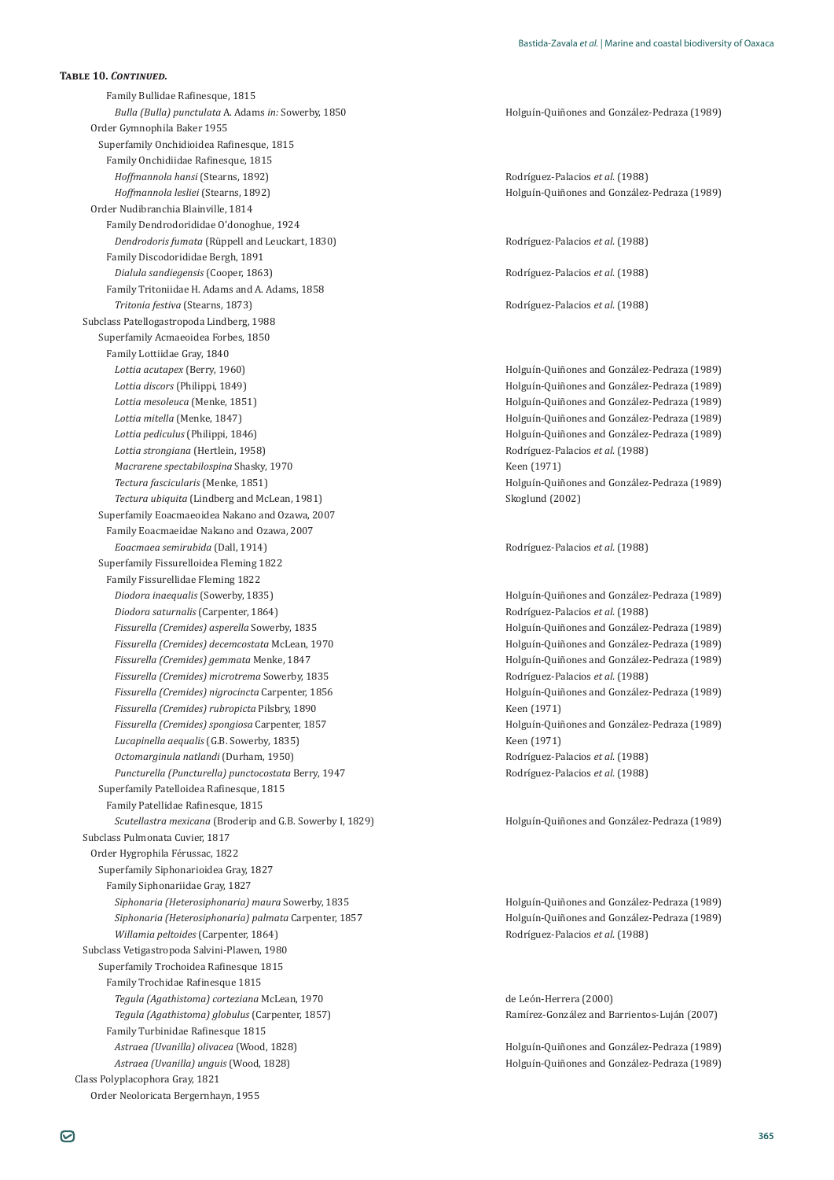**Table 10. *Continued.***

| | |
|---|---|
| Family Bullidae Rafinesque, 1815 | |
| *Bulla (Bulla) punctulata* A. Adams *in:* Sowerby, 1850 | Holguín-Quiñones and González-Pedraza (1989) |
| Order Gymnophila Baker 1955 | |
| Superfamily Onchidioidea Rafinesque, 1815 | |
| Family Onchidiidae Rafinesque, 1815 | |
| *Hoffmannola hansi* (Stearns, 1892) | Rodríguez-Palacios *et al.* (1988) |
| *Hoffmannola lesliei* (Stearns, 1892) | Holguín-Quiñones and González-Pedraza (1989) |
| Order Nudibranchia Blainville, 1814 | |
| Family Dendrodorididae O'donoghue, 1924 | |
| *Dendrodoris fumata* (Rüppell and Leuckart, 1830) | Rodríguez-Palacios *et al.* (1988) |
| Family Discodorididae Bergh, 1891 | |
| *Dialula sandiegensis* (Cooper, 1863) | Rodríguez-Palacios *et al.* (1988) |
| Family Tritoniidae H. Adams and A. Adams, 1858 | |
| *Tritonia festiva* (Stearns, 1873) | Rodríguez-Palacios *et al.* (1988) |
| Subclass Patellogastropoda Lindberg, 1988 | |
| Superfamily Acmaeoidea Forbes, 1850 | |
| Family Lottiidae Gray, 1840 | |
| *Lottia acutapex* (Berry, 1960) | Holguín-Quiñones and González-Pedraza (1989) |
| *Lottia discors* (Philippi, 1849) | Holguín-Quiñones and González-Pedraza (1989) |
| *Lottia mesoleuca* (Menke, 1851) | Holguín-Quiñones and González-Pedraza (1989) |
| *Lottia mitella* (Menke, 1847) | Holguín-Quiñones and González-Pedraza (1989) |
| *Lottia pediculus* (Philippi, 1846) | Holguín-Quiñones and González-Pedraza (1989) |
| *Lottia strongiana* (Hertlein, 1958) | Rodríguez-Palacios *et al.* (1988) |
| *Macrarene spectabilospina* Shasky, 1970 | Keen (1971) |
| *Tectura fascicularis* (Menke, 1851) | Holguín-Quiñones and González-Pedraza (1989) |
| *Tectura ubiquita* (Lindberg and McLean, 1981) | Skoglund (2002) |
| Superfamily Eoacmaeoidea Nakano and Ozawa, 2007 | |
| Family Eoacmaeidae Nakano and Ozawa, 2007 | |
| *Eoacmaea semirubida* (Dall, 1914) | Rodríguez-Palacios *et al.* (1988) |
| Superfamily Fissurelloidea Fleming 1822 | |
| Family Fissurellidae Fleming 1822 | |
| *Diodora inaequalis* (Sowerby, 1835) | Holguín-Quiñones and González-Pedraza (1989) |
| *Diodora saturnalis* (Carpenter, 1864) | Rodríguez-Palacios *et al.* (1988) |
| *Fissurella (Cremides) asperella* Sowerby, 1835 | Holguín-Quiñones and González-Pedraza (1989) |
| *Fissurella (Cremides) decemcostata* McLean, 1970 | Holguín-Quiñones and González-Pedraza (1989) |
| *Fissurella (Cremides) gemmata* Menke, 1847 | Holguín-Quiñones and González-Pedraza (1989) |
| *Fissurella (Cremides) microtrema* Sowerby, 1835 | Rodríguez-Palacios *et al.* (1988) |
| *Fissurella (Cremides) nigrocincta* Carpenter, 1856 | Holguín-Quiñones and González-Pedraza (1989) |
| *Fissurella (Cremides) rubropicta* Pilsbry, 1890 | Keen (1971) |
| *Fissurella (Cremides) spongiosa* Carpenter, 1857 | Holguín-Quiñones and González-Pedraza (1989) |
| *Lucapinella aequalis* (G.B. Sowerby, 1835) | Keen (1971) |
| *Octomarginula natlandi* (Durham, 1950) | Rodríguez-Palacios *et al.* (1988) |
| *Puncturella (Puncturella) punctocostata* Berry, 1947 | Rodríguez-Palacios *et al.* (1988) |
| Superfamily Patelloidea Rafinesque, 1815 | |
| Family Patellidae Rafinesque, 1815 | |
| *Scutellastra mexicana* (Broderip and G.B. Sowerby I, 1829) | Holguín-Quiñones and González-Pedraza (1989) |
| Subclass Pulmonata Cuvier, 1817 | |
| Order Hygrophila Férussac, 1822 | |
| Superfamily Siphonarioidea Gray, 1827 | |
| Family Siphonariidae Gray, 1827 | |
| *Siphonaria (Heterosiphonaria) maura* Sowerby, 1835 | Holguín-Quiñones and González-Pedraza (1989) |
| *Siphonaria (Heterosiphonaria) palmata* Carpenter, 1857 | Holguín-Quiñones and González-Pedraza (1989) |
| *Willamia peltoides* (Carpenter, 1864) | Rodríguez-Palacios *et al.* (1988) |
| Subclass Vetigastropoda Salvini-Plawen, 1980 | |
| Superfamily Trochoidea Rafinesque 1815 | |
| Family Trochidae Rafinesque 1815 | |
| *Tegula (Agathistoma) corteziana* McLean, 1970 | de León-Herrera (2000) |
| *Tegula (Agathistoma) globulus* (Carpenter, 1857) | Ramírez-González and Barrientos-Luján (2007) |
| Family Turbinidae Rafinesque 1815 | |
| *Astraea (Uvanilla) olivacea* (Wood, 1828) | Holguín-Quiñones and González-Pedraza (1989) |
| *Astraea (Uvanilla) unguis* (Wood, 1828) | Holguín-Quiñones and González-Pedraza (1989) |
| Class Polyplacophora Gray, 1821 | |
| Order Neoloricata Bergernhayn, 1955 | |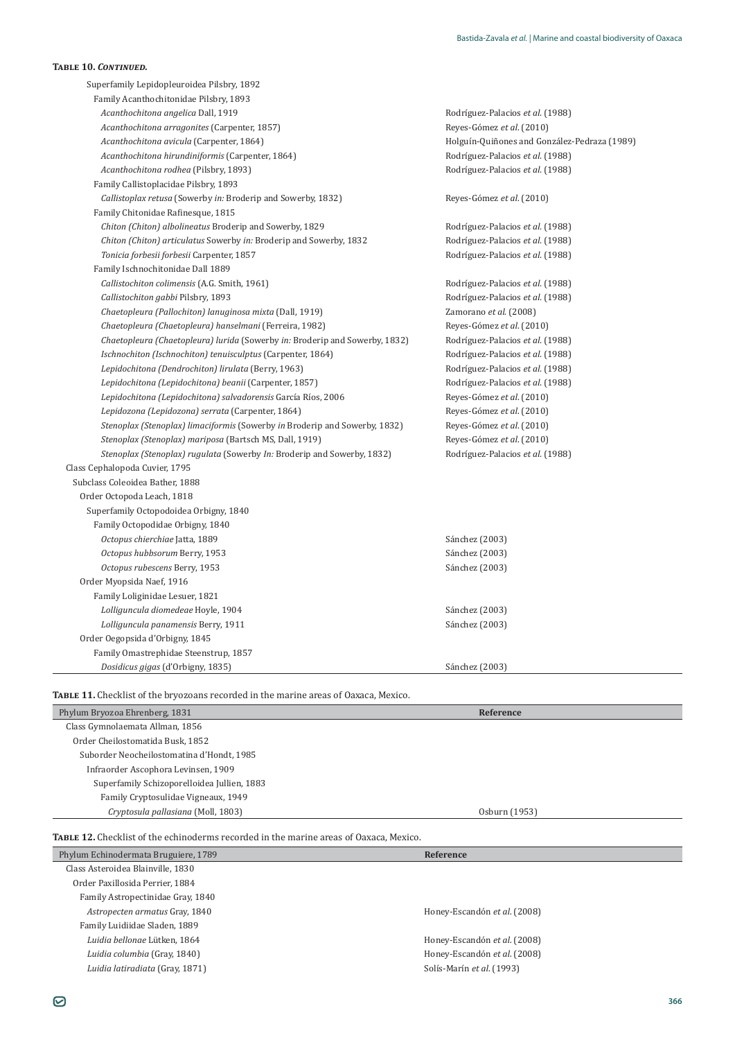**Table 10. *Continued.***

| | |
|---|---|
| Superfamily Lepidopleuroidea Pilsbry, 1892 | |
| Family Acanthochitonidae Pilsbry, 1893 | |
| *Acanthochitona angelica* Dall, 1919 | Rodríguez-Palacios *et al.* (1988) |
| *Acanthochitona arragonites* (Carpenter, 1857) | Reyes-Gómez *et al.* (2010) |
| *Acanthochitona avicula* (Carpenter, 1864) | Holguín-Quiñones and González-Pedraza (1989) |
| *Acanthochitona hirundiniformis* (Carpenter, 1864) | Rodríguez-Palacios *et al.* (1988) |
| *Acanthochitona rodhea* (Pilsbry, 1893) | Rodríguez-Palacios *et al.* (1988) |
| Family Callistoplacidae Pilsbry, 1893 | |
| *Callistoplax retusa* (Sowerby *in:* Broderip and Sowerby, 1832) | Reyes-Gómez *et al.* (2010) |
| Family Chitonidae Rafinesque, 1815 | |
| *Chiton (Chiton) albolineatus* Broderip and Sowerby, 1829 | Rodríguez-Palacios *et al.* (1988) |
| *Chiton (Chiton) articulatus* Sowerby *in:* Broderip and Sowerby, 1832 | Rodríguez-Palacios *et al.* (1988) |
| *Tonicia forbesii forbesii* Carpenter, 1857 | Rodríguez-Palacios *et al.* (1988) |
| Family Ischnochitonidae Dall 1889 | |
| *Callistochiton colimensis* (A.G. Smith, 1961) | Rodríguez-Palacios *et al.* (1988) |
| *Callistochiton gabbi* Pilsbry, 1893 | Rodríguez-Palacios *et al.* (1988) |
| *Chaetopleura (Pallochiton) lanuginosa mixta* (Dall, 1919) | Zamorano *et al.* (2008) |
| *Chaetopleura (Chaetopleura) hanselmani* (Ferreira, 1982) | Reyes-Gómez *et al.* (2010) |
| *Chaetopleura (Chaetopleura) lurida* (Sowerby *in:* Broderip and Sowerby, 1832) | Rodríguez-Palacios *et al.* (1988) |
| *Ischnochiton (Ischnochiton) tenuisculptus* (Carpenter, 1864) | Rodríguez-Palacios *et al.* (1988) |
| *Lepidochitona (Dendrochiton) lirulata* (Berry, 1963) | Rodríguez-Palacios *et al.* (1988) |
| *Lepidochitona (Lepidochitona) beanii* (Carpenter, 1857) | Rodríguez-Palacios *et al.* (1988) |
| *Lepidochitona (Lepidochitona) salvadorensis* García Ríos, 2006 | Reyes-Gómez *et al.* (2010) |
| *Lepidozona (Lepidozona) serrata* (Carpenter, 1864) | Reyes-Gómez *et al.* (2010) |
| *Stenoplax (Stenoplax) limaciformis* (Sowerby *in* Broderip and Sowerby, 1832) | Reyes-Gómez *et al.* (2010) |
| *Stenoplax (Stenoplax) mariposa* (Bartsch MS, Dall, 1919) | Reyes-Gómez *et al.* (2010) |
| *Stenoplax (Stenoplax) rugulata* (Sowerby *In:* Broderip and Sowerby, 1832) | Rodríguez-Palacios *et al.* (1988) |
| Class Cephalopoda Cuvier, 1795 | |
| Subclass Coleoidea Bather, 1888 | |
| Order Octopoda Leach, 1818 | |
| Superfamily Octopodoidea Orbigny, 1840 | |
| Family Octopodidae Orbigny, 1840 | |
| *Octopus chierchiae* Jatta, 1889 | Sánchez (2003) |
| *Octopus hubbsorum* Berry, 1953 | Sánchez (2003) |
| *Octopus rubescens* Berry, 1953 | Sánchez (2003) |
| Order Myopsida Naef, 1916 | |
| Family Loliginidae Lesuer, 1821 | |
| *Lolliguncula diomedeae* Hoyle, 1904 | Sánchez (2003) |
| *Lolliguncula panamensis* Berry, 1911 | Sánchez (2003) |
| Order Oegopsida d'Orbigny, 1845 | |
| Family Omastrephidae Steenstrup, 1857 | |
| *Dosidicus gigas* (d'Orbigny, 1835) | Sánchez (2003) |

**Table 11.** Checklist of the bryozoans recorded in the marine areas of Oaxaca, Mexico.

| Phylum Bryozoa Ehrenberg, 1831 | Reference |
|---|---|
| Class Gymnolaemata Allman, 1856 | |
| Order Cheilostomatida Busk, 1852 | |
| Suborder Neocheilostomatina d'Hondt, 1985 | |
| Infraorder Ascophora Levinsen, 1909 | |
| Superfamily Schizoporelloidea Jullien, 1883 | |
| Family Cryptosulidae Vigneaux, 1949 | |
| *Cryptosula pallasiana* (Moll, 1803) | Osburn (1953) |

**Table 12.** Checklist of the echinoderms recorded in the marine areas of Oaxaca, Mexico.

| Phylum Echinodermata Bruguiere, 1789 | Reference |
|---|---|
| Class Asteroidea Blainville, 1830 | |
| Order Paxillosida Perrier, 1884 | |
| Family Astropectinidae Gray, 1840 | |
| *Astropecten armatus* Gray, 1840 | Honey-Escandón *et al.* (2008) |
| Family Luidiidae Sladen, 1889 | |
| *Luidia bellonae* Lütken, 1864 | Honey-Escandón *et al.* (2008) |
| *Luidia columbia* (Gray, 1840) | Honey-Escandón *et al.* (2008) |
| *Luidia latiradiata* (Gray, 1871) | Solís-Marín *et al.* (1993) |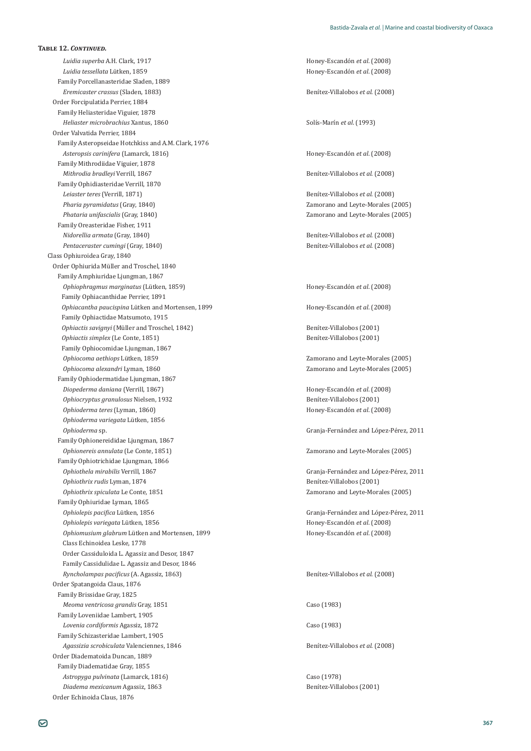**Table 12. *Continued.***

| Taxon | Reference |
|---|---|
| *Luidia superba* A.H. Clark, 1917 | Honey-Escandón *et al*. (2008) |
| *Luidia tessellata* Lütken, 1859 | Honey-Escandón *et al*. (2008) |
| Family Porcellanasteridae Sladen, 1889 | |
| *Eremicaster crassus* (Sladen, 1883) | Benítez-Villalobos *et al.* (2008) |
| Order Forcipulatida Perrier, 1884 | |
| Family Heliasteridae Viguier, 1878 | |
| *Heliaster microbrachius* Xantus, 1860 | Solís-Marín *et al*. (1993) |
| Order Valvatida Perrier, 1884 | |
| Family Asteropseidae Hotchkiss and A.M. Clark, 1976 | |
| *Asteropsis carinifera* (Lamarck, 1816) | Honey-Escandón *et al*. (2008) |
| Family Mithrodiidae Viguier, 1878 | |
| *Mithrodia bradleyi* Verrill, 1867 | Benítez-Villalobos *et al.* (2008) |
| Family Ophidiasteridae Verrill, 1870 | |
| *Leiaster teres* (Verrill, 1871) | Benítez-Villalobos *et al.* (2008) |
| *Pharia pyramidatus* (Gray, 1840) | Zamorano and Leyte-Morales (2005) |
| *Phataria unifascialis* (Gray, 1840) | Zamorano and Leyte-Morales (2005) |
| Family Oreasteridae Fisher, 1911 | |
| *Nidorellia armata* (Gray, 1840) | Benítez-Villalobos *et al.* (2008) |
| *Pentaceraster cumingi* (Gray, 1840) | Benítez-Villalobos *et al.* (2008) |
| Class Ophiuroidea Gray, 1840 | |
| Order Ophiurida Müller and Troschel, 1840 | |
| Family Amphiuridae Ljungman, 1867 | |
| *Ophiophragmus marginatus* (Lütken, 1859) | Honey-Escandón *et al*. (2008) |
| Family Ophiacanthidae Perrier, 1891 | |
| *Ophiacantha paucispina* Lütken and Mortensen, 1899 | Honey-Escandón *et al*. (2008) |
| Family Ophiactidae Matsumoto, 1915 | |
| *Ophiactis savignyi* (Müller and Troschel, 1842) | Benítez-Villalobos (2001) |
| *Ophiactis simplex* (Le Conte, 1851) | Benítez-Villalobos (2001) |
| Family Ophiocomidae Ljungman, 1867 | |
| *Ophiocoma aethiops* Lütken, 1859 | Zamorano and Leyte-Morales (2005) |
| *Ophiocoma alexandri* Lyman, 1860 | Zamorano and Leyte-Morales (2005) |
| Family Ophiodermatidae Ljungman, 1867 | |
| *Diopederma daniana* (Verrill, 1867) | Honey-Escandón *et al*. (2008) |
| *Ophiocryptus granulosus* Nielsen, 1932 | Benítez-Villalobos (2001) |
| *Ophioderma teres* (Lyman, 1860) | Honey-Escandón *et al*. (2008) |
| *Ophioderma variegata* Lütken, 1856 | |
| *Ophioderma* sp. | Granja-Fernández and López-Pérez, 2011 |
| Family Ophionereididae Ljungman, 1867 | |
| *Ophionereis annulata* (Le Conte, 1851) | Zamorano and Leyte-Morales (2005) |
| Family Ophiotrichidae Ljungman, 1866 | |
| *Ophiothela mirabilis* Verrill, 1867 | Granja-Fernández and López-Pérez, 2011 |
| *Ophiothrix rudis* Lyman, 1874 | Benítez-Villalobos (2001) |
| *Ophiothrix spiculata* Le Conte, 1851 | Zamorano and Leyte-Morales (2005) |
| Family Ophiuridae Lyman, 1865 | |
| *Ophiolepis pacifica* Lütken, 1856 | Granja-Fernández and López-Pérez, 2011 |
| *Ophiolepis variegata* Lütken, 1856 | Honey-Escandón *et al*. (2008) |
| *Ophiomusium glabrum* Lütken and Mortensen, 1899 | Honey-Escandón *et al*. (2008) |
| Class Echinoidea Leske, 1778 | |
| Order Cassiduloida L. Agassiz and Desor, 1847 | |
| Family Cassidulidae L. Agassiz and Desor, 1846 | |
| *Ryncholampas pacificus* (A. Agassiz, 1863) | Benítez-Villalobos *et al.* (2008) |
| Order Spatangoida Claus, 1876 | |
| Family Brissidae Gray, 1825 | |
| *Meoma ventricosa grandis* Gray, 1851 | Caso (1983) |
| Family Loveniidae Lambert, 1905 | |
| *Lovenia cordiformis* Agassiz, 1872 | Caso (1983) |
| Family Schizasteridae Lambert, 1905 | |
| *Agassizia scrobiculata* Valenciennes, 1846 | Benítez-Villalobos *et al.* (2008) |
| Order Diadematoida Duncan, 1889 | |
| Family Diadematidae Gray, 1855 | |
| *Astropyga pulvinata* (Lamarck, 1816) | Caso (1978) |
| *Diadema mexicanum* Agassiz, 1863 | Benítez-Villalobos (2001) |
| Order Echinoida Claus, 1876 | |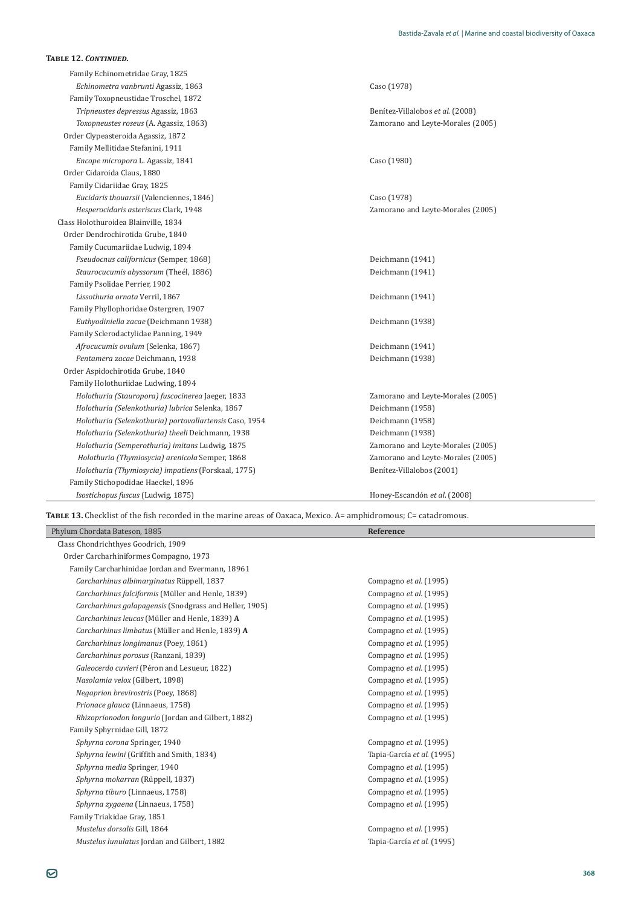**Table 12. *Continued.***

| | |
|---|---|
| Family Echinometridae Gray, 1825 | |
| *Echinometra vanbrunti* Agassiz, 1863 | Caso (1978) |
| Family Toxopneustidae Troschel, 1872 | |
| *Tripneustes depressus* Agassiz, 1863 | Benítez-Villalobos *et al.* (2008) |
| *Toxopneustes roseus* (A. Agassiz, 1863) | Zamorano and Leyte-Morales (2005) |
| Order Clypeasteroida Agassiz, 1872 | |
| Family Mellitidae Stefanini, 1911 | |
| *Encope micropora* L. Agassiz, 1841 | Caso (1980) |
| Order Cidaroida Claus, 1880 | |
| Family Cidariidae Gray, 1825 | |
| *Eucidaris thouarsii* (Valenciennes, 1846) | Caso (1978) |
| *Hesperocidaris asteriscus* Clark, 1948 | Zamorano and Leyte-Morales (2005) |
| Class Holothuroidea Blainville, 1834 | |
| Order Dendrochirotida Grube, 1840 | |
| Family Cucumariidae Ludwig, 1894 | |
| *Pseudocnus californicus* (Semper, 1868) | Deichmann (1941) |
| *Staurocucumis abyssorum* (Theél, 1886) | Deichmann (1941) |
| Family Psolidae Perrier, 1902 | |
| *Lissothuria ornata* Verril, 1867 | Deichmann (1941) |
| Family Phyllophoridae Östergren, 1907 | |
| *Euthyodiniella zacae* (Deichmann 1938) | Deichmann (1938) |
| Family Sclerodactylidae Panning, 1949 | |
| *Afrocucumis ovulum* (Selenka, 1867) | Deichmann (1941) |
| *Pentamera zacae* Deichmann, 1938 | Deichmann (1938) |
| Order Aspidochirotida Grube, 1840 | |
| Family Holothuriidae Ludwing, 1894 | |
| *Holothuria (Stauropora) fuscocinerea* Jaeger, 1833 | Zamorano and Leyte-Morales (2005) |
| *Holothuria (Selenkothuria) lubrica* Selenka, 1867 | Deichmann (1958) |
| *Holothuria (Selenkothuria) portovallartensis* Caso, 1954 | Deichmann (1958) |
| *Holothuria (Selenkothuria) theeli* Deichmann, 1938 | Deichmann (1938) |
| *Holothuria (Semperothuria) imitans* Ludwig, 1875 | Zamorano and Leyte-Morales (2005) |
| *Holothuria (Thymiosycia) arenicola* Semper, 1868 | Zamorano and Leyte-Morales (2005) |
| *Holothuria (Thymiosycia) impatiens* (Forskaal, 1775) | Benítez-Villalobos (2001) |
| Family Stichopodidae Haeckel, 1896 | |
| *Isostichopus fuscus* (Ludwig, 1875) | Honey-Escandón *et al.* (2008) |

**Table 13.** Checklist of the fish recorded in the marine areas of Oaxaca, Mexico. A= amphidromous; C= catadromous.

| Phylum Chordata Bateson, 1885 | Reference |
|---|---|
| Class Chondrichthyes Goodrich, 1909 | |
| Order Carcharhiniformes Compagno, 1973 | |
| Family Carcharhinidae Jordan and Evermann, 18961 | |
| *Carcharhinus albimarginatus* Rüppell, 1837 | Compagno *et al.* (1995) |
| *Carcharhinus falciformis* (Müller and Henle, 1839) | Compagno *et al.* (1995) |
| *Carcharhinus galapagensis* (Snodgrass and Heller, 1905) | Compagno *et al.* (1995) |
| *Carcharhinus leucas* (Müller and Henle, 1839) **A** | Compagno *et al.* (1995) |
| *Carcharhinus limbatus* (Müller and Henle, 1839) **A** | Compagno *et al.* (1995) |
| *Carcharhinus longimanus* (Poey, 1861) | Compagno *et al.* (1995) |
| *Carcharhinus porosus* (Ranzani, 1839) | Compagno *et al.* (1995) |
| *Galeocerdo cuvieri* (Péron and Lesueur, 1822) | Compagno *et al.* (1995) |
| *Nasolamia velox* (Gilbert, 1898) | Compagno *et al.* (1995) |
| *Negaprion brevirostris* (Poey, 1868) | Compagno *et al.* (1995) |
| *Prionace glauca* (Linnaeus, 1758) | Compagno *et al.* (1995) |
| *Rhizoprionodon longurio* (Jordan and Gilbert, 1882) | Compagno *et al.* (1995) |
| Family Sphyrnidae Gill, 1872 | |
| *Sphyrna corona* Springer, 1940 | Compagno *et al.* (1995) |
| *Sphyrna lewini* (Griffith and Smith, 1834) | Tapia-García *et al.* (1995) |
| *Sphyrna media* Springer, 1940 | Compagno *et al.* (1995) |
| *Sphyrna mokarran* (Rüppell, 1837) | Compagno *et al.* (1995) |
| *Sphyrna tiburo* (Linnaeus, 1758) | Compagno *et al.* (1995) |
| *Sphyrna zygaena* (Linnaeus, 1758) | Compagno *et al.* (1995) |
| Family Triakidae Gray, 1851 | |
| *Mustelus dorsalis* Gill, 1864 | Compagno *et al.* (1995) |
| *Mustelus lunulatus* Jordan and Gilbert, 1882 | Tapia-García *et al.* (1995) |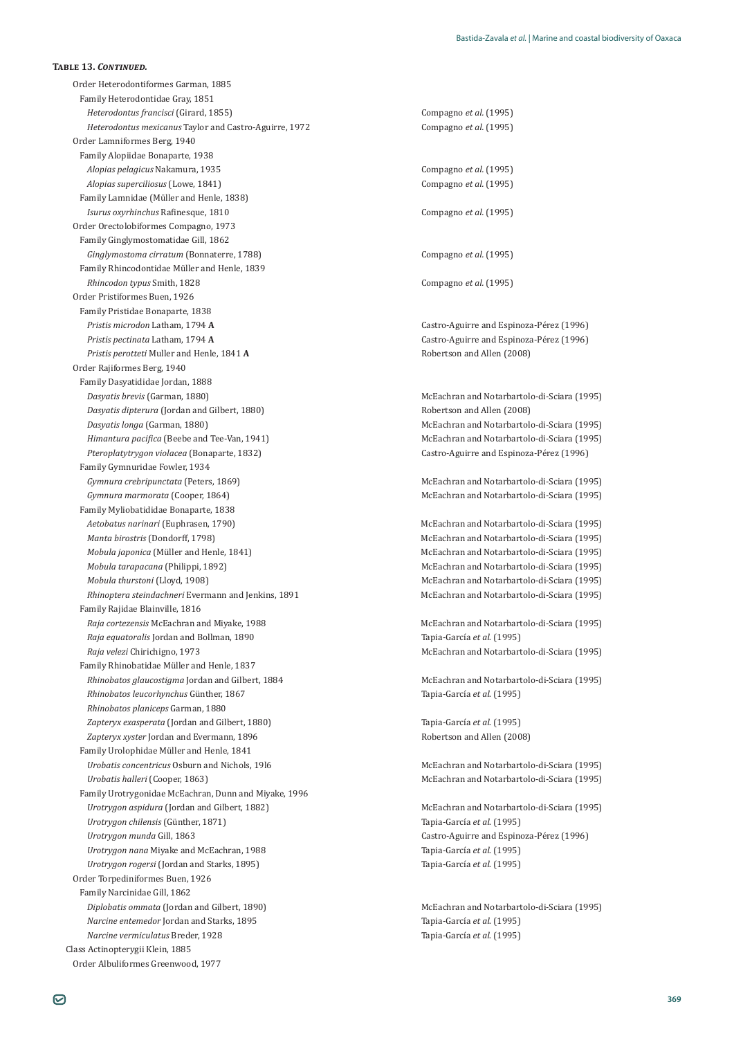**Table 13. *Continued.***

| Taxon | Reference |
|---|---|
| Order Heterodontiformes Garman, 1885 | |
| Family Heterodontidae Gray, 1851 | |
| *Heterodontus francisci* (Girard, 1855) | Compagno *et al.* (1995) |
| *Heterodontus mexicanus* Taylor and Castro-Aguirre, 1972 | Compagno *et al.* (1995) |
| Order Lamniformes Berg, 1940 | |
| Family Alopiidae Bonaparte, 1938 | |
| *Alopias pelagicus* Nakamura, 1935 | Compagno *et al.* (1995) |
| *Alopias superciliosus* (Lowe, 1841) | Compagno *et al.* (1995) |
| Family Lamnidae (Müller and Henle, 1838) | |
| *Isurus oxyrhinchus* Rafinesque, 1810 | Compagno *et al.* (1995) |
| Order Orectolobiformes Compagno, 1973 | |
| Family Ginglymostomatidae Gill, 1862 | |
| *Ginglymostoma cirratum* (Bonnaterre, 1788) | Compagno *et al.* (1995) |
| Family Rhincodontidae Müller and Henle, 1839 | |
| *Rhincodon typus* Smith, 1828 | Compagno *et al.* (1995) |
| Order Pristiformes Buen, 1926 | |
| Family Pristidae Bonaparte, 1838 | |
| *Pristis microdon* Latham, 1794 **A** | Castro-Aguirre and Espinoza-Pérez (1996) |
| *Pristis pectinata* Latham, 1794 **A** | Castro-Aguirre and Espinoza-Pérez (1996) |
| *Pristis perotteti* Muller and Henle, 1841 **A** | Robertson and Allen (2008) |
| Order Rajiformes Berg, 1940 | |
| Family Dasyatididae Jordan, 1888 | |
| *Dasyatis brevis* (Garman, 1880) | McEachran and Notarbartolo-di-Sciara (1995) |
| *Dasyatis dipterura* (Jordan and Gilbert, 1880) | Robertson and Allen (2008) |
| *Dasyatis longa* (Garman, 1880) | McEachran and Notarbartolo-di-Sciara (1995) |
| *Himantura pacifica* (Beebe and Tee-Van, 1941) | McEachran and Notarbartolo-di-Sciara (1995) |
| *Pteroplatytrygon violacea* (Bonaparte, 1832) | Castro-Aguirre and Espinoza-Pérez (1996) |
| Family Gymnuridae Fowler, 1934 | |
| *Gymnura crebripunctata* (Peters, 1869) | McEachran and Notarbartolo-di-Sciara (1995) |
| *Gymnura marmorata* (Cooper, 1864) | McEachran and Notarbartolo-di-Sciara (1995) |
| Family Myliobatididae Bonaparte, 1838 | |
| *Aetobatus narinari* (Euphrasen, 1790) | McEachran and Notarbartolo-di-Sciara (1995) |
| *Manta birostris* (Dondorff, 1798) | McEachran and Notarbartolo-di-Sciara (1995) |
| *Mobula japonica* (Müller and Henle, 1841) | McEachran and Notarbartolo-di-Sciara (1995) |
| *Mobula tarapacana* (Philippi, 1892) | McEachran and Notarbartolo-di-Sciara (1995) |
| *Mobula thurstoni* (Lloyd, 1908) | McEachran and Notarbartolo-di-Sciara (1995) |
| *Rhinoptera steindachneri* Evermann and Jenkins, 1891 | McEachran and Notarbartolo-di-Sciara (1995) |
| Family Rajidae Blainville, 1816 | |
| *Raja cortezensis* McEachran and Miyake, 1988 | McEachran and Notarbartolo-di-Sciara (1995) |
| *Raja equatoralis* Jordan and Bollman, 1890 | Tapia-García *et al.* (1995) |
| *Raja velezi* Chirichigno, 1973 | McEachran and Notarbartolo-di-Sciara (1995) |
| Family Rhinobatidae Müller and Henle, 1837 | |
| *Rhinobatos glaucostigma* Jordan and Gilbert, 1884 | McEachran and Notarbartolo-di-Sciara (1995) |
| *Rhinobatos leucorhynchus* Günther, 1867 | Tapia-García *et al.* (1995) |
| *Rhinobatos planiceps* Garman, 1880 | |
| *Zapteryx exasperata* (Jordan and Gilbert, 1880) | Tapia-García *et al.* (1995) |
| *Zapteryx xyster* Jordan and Evermann, 1896 | Robertson and Allen (2008) |
| Family Urolophidae Müller and Henle, 1841 | |
| *Urobatis concentricus* Osburn and Nichols, 19l6 | McEachran and Notarbartolo-di-Sciara (1995) |
| *Urobatis halleri* (Cooper, 1863) | McEachran and Notarbartolo-di-Sciara (1995) |
| Family Urotrygonidae McEachran, Dunn and Miyake, 1996 | |
| *Urotrygon aspidura* (Jordan and Gilbert, 1882) | McEachran and Notarbartolo-di-Sciara (1995) |
| *Urotrygon chilensis* (Günther, 1871) | Tapia-García *et al.* (1995) |
| *Urotrygon munda* Gill, 1863 | Castro-Aguirre and Espinoza-Pérez (1996) |
| *Urotrygon nana* Miyake and McEachran, 1988 | Tapia-García *et al.* (1995) |
| *Urotrygon rogersi* (Jordan and Starks, 1895) | Tapia-García *et al.* (1995) |
| Order Torpediniformes Buen, 1926 | |
| Family Narcinidae Gill, 1862 | |
| *Diplobatis ommata* (Jordan and Gilbert, 1890) | McEachran and Notarbartolo-di-Sciara (1995) |
| *Narcine entemedor* Jordan and Starks, 1895 | Tapia-García *et al.* (1995) |
| *Narcine vermiculatus* Breder, 1928 | Tapia-García *et al.* (1995) |
| Class Actinopterygii Klein, 1885 | |
| Order Albuliformes Greenwood, 1977 | |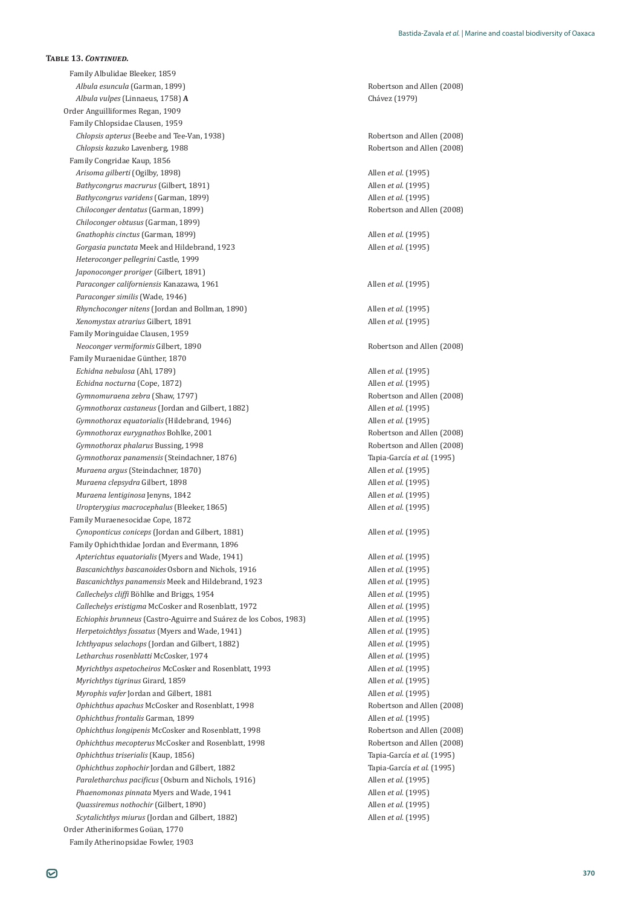**Table 13. *Continued.***

| Taxon | Reference |
|---|---|
| Family Albulidae Bleeker, 1859 | |
| *Albula esuncula* (Garman, 1899) | Robertson and Allen (2008) |
| *Albula vulpes* (Linnaeus, 1758) **A** | Chávez (1979) |
| Order Anguilliformes Regan, 1909 | |
| Family Chlopsidae Clausen, 1959 | |
| *Chlopsis apterus* (Beebe and Tee-Van, 1938) | Robertson and Allen (2008) |
| *Chlopsis kazuko* Lavenberg, 1988 | Robertson and Allen (2008) |
| Family Congridae Kaup, 1856 | |
| *Arisoma gilberti* (Ogilby, 1898) | Allen *et al.* (1995) |
| *Bathycongrus macrurus* (Gilbert, 1891) | Allen *et al.* (1995) |
| *Bathycongrus varidens* (Garman, 1899) | Allen *et al.* (1995) |
| *Chiloconger dentatus* (Garman, 1899) | Robertson and Allen (2008) |
| *Chiloconger obtusus* (Garman, 1899) | |
| *Gnathophis cinctus* (Garman, 1899) | Allen *et al.* (1995) |
| *Gorgasia punctata* Meek and Hildebrand, 1923 | Allen *et al.* (1995) |
| *Heteroconger pellegrini* Castle, 1999 | |
| *Japonoconger proriger* (Gilbert, 1891) | |
| *Paraconger californiensis* Kanazawa, 1961 | Allen *et al.* (1995) |
| *Paraconger similis* (Wade, 1946) | |
| *Rhynchoconger nitens* (Jordan and Bollman, 1890) | Allen *et al.* (1995) |
| *Xenomystax atrarius* Gilbert, 1891 | Allen *et al.* (1995) |
| Family Moringuidae Clausen, 1959 | |
| *Neoconger vermiformis* Gilbert, 1890 | Robertson and Allen (2008) |
| Family Muraenidae Günther, 1870 | |
| *Echidna nebulosa* (Ahl, 1789) | Allen *et al.* (1995) |
| *Echidna nocturna* (Cope, 1872) | Allen *et al.* (1995) |
| *Gymnomuraena zebra* (Shaw, 1797) | Robertson and Allen (2008) |
| *Gymnothorax castaneus* (Jordan and Gilbert, 1882) | Allen *et al.* (1995) |
| *Gymnothorax equatorialis* (Hildebrand, 1946) | Allen *et al.* (1995) |
| *Gymnothorax eurygnathos* Bohlke, 2001 | Robertson and Allen (2008) |
| *Gymnothorax phalarus* Bussing, 1998 | Robertson and Allen (2008) |
| *Gymnothorax panamensis* (Steindachner, 1876) | Tapia-García *et al.* (1995) |
| *Muraena argus* (Steindachner, 1870) | Allen *et al.* (1995) |
| *Muraena clepsydra* Gilbert, 1898 | Allen *et al.* (1995) |
| *Muraena lentiginosa* Jenyns, 1842 | Allen *et al.* (1995) |
| *Uropterygius macrocephalus* (Bleeker, 1865) | Allen *et al.* (1995) |
| Family Muraenesocidae Cope, 1872 | |
| *Cynoponticus coniceps* (Jordan and Gilbert, 1881) | Allen *et al.* (1995) |
| Family Ophichthidae Jordan and Evermann, 1896 | |
| *Apterichtus equatorialis* (Myers and Wade, 1941) | Allen *et al.* (1995) |
| *Bascanichthys bascanoides* Osborn and Nichols, 1916 | Allen *et al.* (1995) |
| *Bascanichthys panamensis* Meek and Hildebrand, 1923 | Allen *et al.* (1995) |
| *Callechelys cliffi* Böhlke and Briggs, 1954 | Allen *et al.* (1995) |
| *Callechelys eristigma* McCosker and Rosenblatt, 1972 | Allen *et al.* (1995) |
| *Echiophis brunneus* (Castro-Aguirre and Suárez de los Cobos, 1983) | Allen *et al.* (1995) |
| *Herpetoichthys fossatus* (Myers and Wade, 1941) | Allen *et al.* (1995) |
| *Ichthyapus selachops* (Jordan and Gilbert, 1882) | Allen *et al.* (1995) |
| *Letharchus rosenblatti* McCosker, 1974 | Allen *et al.* (1995) |
| *Myrichthys aspetocheiros* McCosker and Rosenblatt, 1993 | Allen *et al.* (1995) |
| *Myrichthys tigrinus* Girard, 1859 | Allen *et al.* (1995) |
| *Myrophis vafer* Jordan and Gilbert, 1881 | Allen *et al.* (1995) |
| *Ophichthus apachus* McCosker and Rosenblatt, 1998 | Robertson and Allen (2008) |
| *Ophichthus frontalis* Garman, 1899 | Allen *et al.* (1995) |
| *Ophichthus longipenis* McCosker and Rosenblatt, 1998 | Robertson and Allen (2008) |
| *Ophichthus mecopterus* McCosker and Rosenblatt, 1998 | Robertson and Allen (2008) |
| *Ophichthus triserialis* (Kaup, 1856) | Tapia-García *et al.* (1995) |
| *Ophichthus zophochir* Jordan and Gilbert, 1882 | Tapia-García *et al.* (1995) |
| *Paraletharchus pacificus* (Osburn and Nichols, 1916) | Allen *et al.* (1995) |
| *Phaenomonas pinnata* Myers and Wade, 1941 | Allen *et al.* (1995) |
| *Quassiremus nothochir* (Gilbert, 1890) | Allen *et al.* (1995) |
| *Scytalichthys miurus* (Jordan and Gilbert, 1882) | Allen *et al.* (1995) |
| Order Atheriniformes Goüan, 1770 | |
| Family Atherinopsidae Fowler, 1903 | |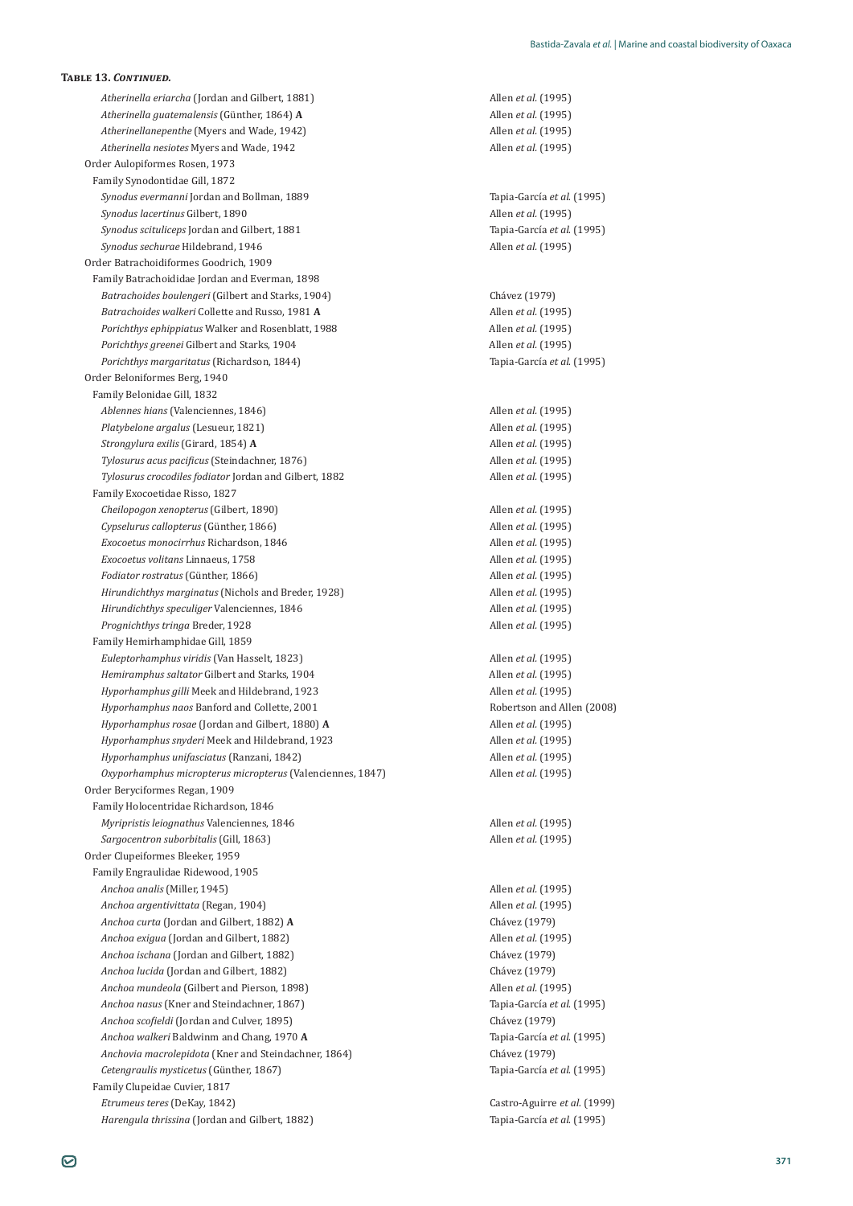**Table 13. *Continued.***

| | |
|---|---|
| *Atherinella eriarcha* (Jordan and Gilbert, 1881) | Allen *et al.* (1995) |
| *Atherinella guatemalensis* (Günther, 1864) **A** | Allen *et al.* (1995) |
| *Atherinellanepenthe* (Myers and Wade, 1942) | Allen *et al.* (1995) |
| *Atherinella nesiotes* Myers and Wade, 1942 | Allen *et al.* (1995) |
| Order Aulopiformes Rosen, 1973 | |
| Family Synodontidae Gill, 1872 | |
| *Synodus evermanni* Jordan and Bollman, 1889 | Tapia-García *et al.* (1995) |
| *Synodus lacertinus* Gilbert, 1890 | Allen *et al.* (1995) |
| *Synodus scituliceps* Jordan and Gilbert, 1881 | Tapia-García *et al.* (1995) |
| *Synodus sechurae* Hildebrand, 1946 | Allen *et al.* (1995) |
| Order Batrachoidiformes Goodrich, 1909 | |
| Family Batrachoididae Jordan and Everman, 1898 | |
| *Batrachoides boulengeri* (Gilbert and Starks, 1904) | Chávez (1979) |
| *Batrachoides walkeri* Collette and Russo, 1981 **A** | Allen *et al.* (1995) |
| *Porichthys ephippiatus* Walker and Rosenblatt, 1988 | Allen *et al.* (1995) |
| *Porichthys greenei* Gilbert and Starks, 1904 | Allen *et al.* (1995) |
| *Porichthys margaritatus* (Richardson, 1844) | Tapia-García *et al.* (1995) |
| Order Beloniformes Berg, 1940 | |
| Family Belonidae Gill, 1832 | |
| *Ablennes hians* (Valenciennes, 1846) | Allen *et al.* (1995) |
| *Platybelone argalus* (Lesueur, 1821) | Allen *et al.* (1995) |
| *Strongylura exilis* (Girard, 1854) **A** | Allen *et al.* (1995) |
| *Tylosurus acus pacificus* (Steindachner, 1876) | Allen *et al.* (1995) |
| *Tylosurus crocodiles fodiator* Jordan and Gilbert, 1882 | Allen *et al.* (1995) |
| Family Exocoetidae Risso, 1827 | |
| *Cheilopogon xenopterus* (Gilbert, 1890) | Allen *et al.* (1995) |
| *Cypselurus callopterus* (Günther, 1866) | Allen *et al.* (1995) |
| *Exocoetus monocirrhus* Richardson, 1846 | Allen *et al.* (1995) |
| *Exocoetus volitans* Linnaeus, 1758 | Allen *et al.* (1995) |
| *Fodiator rostratus* (Günther, 1866) | Allen *et al.* (1995) |
| *Hirundichthys marginatus* (Nichols and Breder, 1928) | Allen *et al.* (1995) |
| *Hirundichthys speculiger* Valenciennes, 1846 | Allen *et al.* (1995) |
| *Prognichthys tringa* Breder, 1928 | Allen *et al.* (1995) |
| Family Hemirhamphidae Gill, 1859 | |
| *Euleptorhamphus viridis* (Van Hasselt, 1823) | Allen *et al.* (1995) |
| *Hemiramphus saltator* Gilbert and Starks, 1904 | Allen *et al.* (1995) |
| *Hyporhamphus gilli* Meek and Hildebrand, 1923 | Allen *et al.* (1995) |
| *Hyporhamphus naos* Banford and Collette, 2001 | Robertson and Allen (2008) |
| *Hyporhamphus rosae* (Jordan and Gilbert, 1880) **A** | Allen *et al.* (1995) |
| *Hyporhamphus snyderi* Meek and Hildebrand, 1923 | Allen *et al.* (1995) |
| *Hyporhamphus unifasciatus* (Ranzani, 1842) | Allen *et al.* (1995) |
| *Oxyporhamphus micropterus micropterus* (Valenciennes, 1847) | Allen *et al.* (1995) |
| Order Beryciformes Regan, 1909 | |
| Family Holocentridae Richardson, 1846 | |
| *Myripristis leiognathus* Valenciennes, 1846 | Allen *et al.* (1995) |
| *Sargocentron suborbitalis* (Gill, 1863) | Allen *et al.* (1995) |
| Order Clupeiformes Bleeker, 1959 | |
| Family Engraulidae Ridewood, 1905 | |
| *Anchoa analis* (Miller, 1945) | Allen *et al.* (1995) |
| *Anchoa argentivittata* (Regan, 1904) | Allen *et al.* (1995) |
| *Anchoa curta* (Jordan and Gilbert, 1882) **A** | Chávez (1979) |
| *Anchoa exigua* (Jordan and Gilbert, 1882) | Allen *et al.* (1995) |
| *Anchoa ischana* (Jordan and Gilbert, 1882) | Chávez (1979) |
| *Anchoa lucida* (Jordan and Gilbert, 1882) | Chávez (1979) |
| *Anchoa mundeola* (Gilbert and Pierson, 1898) | Allen *et al.* (1995) |
| *Anchoa nasus* (Kner and Steindachner, 1867) | Tapia-García *et al.* (1995) |
| *Anchoa scofieldi* (Jordan and Culver, 1895) | Chávez (1979) |
| *Anchoa walkeri* Baldwinm and Chang, 1970 **A** | Tapia-García *et al.* (1995) |
| *Anchovia macrolepidota* (Kner and Steindachner, 1864) | Chávez (1979) |
| *Cetengraulis mysticetus* (Günther, 1867) | Tapia-García *et al.* (1995) |
| Family Clupeidae Cuvier, 1817 | |
| *Etrumeus teres* (DeKay, 1842) | Castro-Aguirre *et al.* (1999) |
| *Harengula thrissina* (Jordan and Gilbert, 1882) | Tapia-García *et al.* (1995) |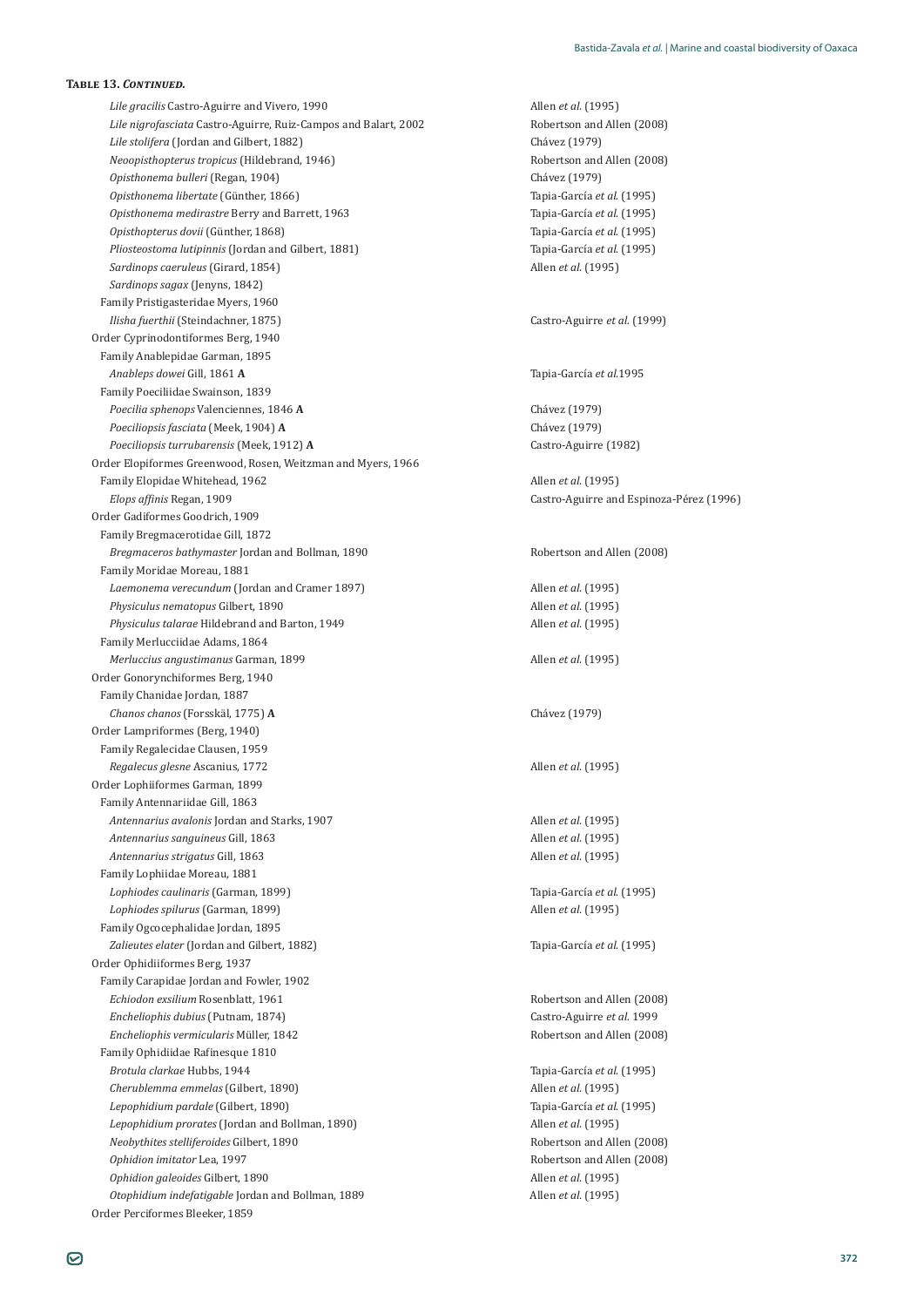**Table 13. *Continued.***

| Taxon | Reference |
|---|---|
| *Lile gracilis* Castro-Aguirre and Vivero, 1990 | Allen *et al.* (1995) |
| *Lile nigrofasciata* Castro-Aguirre, Ruiz-Campos and Balart, 2002 | Robertson and Allen (2008) |
| *Lile stolifera* (Jordan and Gilbert, 1882) | Chávez (1979) |
| *Neoopisthopterus tropicus* (Hildebrand, 1946) | Robertson and Allen (2008) |
| *Opisthonema bulleri* (Regan, 1904) | Chávez (1979) |
| *Opisthonema libertate* (Günther, 1866) | Tapia-García *et al.* (1995) |
| *Opisthonema medirastre* Berry and Barrett, 1963 | Tapia-García *et al.* (1995) |
| *Opisthopterus dovii* (Günther, 1868) | Tapia-García *et al.* (1995) |
| *Pliosteostoma lutipinnis* (Jordan and Gilbert, 1881) | Tapia-García *et al.* (1995) |
| *Sardinops caeruleus* (Girard, 1854) | Allen *et al.* (1995) |
| *Sardinops sagax* (Jenyns, 1842) | |
| Family Pristigasteridae Myers, 1960 | |
| *Ilisha fuerthii* (Steindachner, 1875) | Castro-Aguirre *et al.* (1999) |
| Order Cyprinodontiformes Berg, 1940 | |
| Family Anablepidae Garman, 1895 | |
| *Anableps dowei* Gill, 1861 **A** | Tapia-García *et al.*1995 |
| Family Poeciliidae Swainson, 1839 | |
| *Poecilia sphenops* Valenciennes, 1846 **A** | Chávez (1979) |
| *Poeciliopsis fasciata* (Meek, 1904) **A** | Chávez (1979) |
| *Poeciliopsis turrubarensis* (Meek, 1912) **A** | Castro-Aguirre (1982) |
| Order Elopiformes Greenwood, Rosen, Weitzman and Myers, 1966 | |
| Family Elopidae Whitehead, 1962 | Allen *et al.* (1995) |
| *Elops affinis* Regan, 1909 | Castro-Aguirre and Espinoza-Pérez (1996) |
| Order Gadiformes Goodrich, 1909 | |
| Family Bregmacerotidae Gill, 1872 | |
| *Bregmaceros bathymaster* Jordan and Bollman, 1890 | Robertson and Allen (2008) |
| Family Moridae Moreau, 1881 | |
| *Laemonema verecundum* (Jordan and Cramer 1897) | Allen *et al.* (1995) |
| *Physiculus nematopus* Gilbert, 1890 | Allen *et al.* (1995) |
| *Physiculus talarae* Hildebrand and Barton, 1949 | Allen *et al.* (1995) |
| Family Merlucciidae Adams, 1864 | |
| *Merluccius angustimanus* Garman, 1899 | Allen *et al.* (1995) |
| Order Gonorynchiformes Berg, 1940 | |
| Family Chanidae Jordan, 1887 | |
| *Chanos chanos* (Forsskål, 1775) **A** | Chávez (1979) |
| Order Lampriformes (Berg, 1940) | |
| Family Regalecidae Clausen, 1959 | |
| *Regalecus glesne* Ascanius, 1772 | Allen *et al.* (1995) |
| Order Lophiiformes Garman, 1899 | |
| Family Antennariidae Gill, 1863 | |
| *Antennarius avalonis* Jordan and Starks, 1907 | Allen *et al.* (1995) |
| *Antennarius sanguineus* Gill, 1863 | Allen *et al.* (1995) |
| *Antennarius strigatus* Gill, 1863 | Allen *et al.* (1995) |
| Family Lophiidae Moreau, 1881 | |
| *Lophiodes caulinaris* (Garman, 1899) | Tapia-García *et al.* (1995) |
| *Lophiodes spilurus* (Garman, 1899) | Allen *et al.* (1995) |
| Family Ogcocephalidae Jordan, 1895 | |
| *Zalieutes elater* (Jordan and Gilbert, 1882) | Tapia-García *et al.* (1995) |
| Order Ophidiiformes Berg, 1937 | |
| Family Carapidae Jordan and Fowler, 1902 | |
| *Echiodon exsilium* Rosenblatt, 1961 | Robertson and Allen (2008) |
| *Encheliophis dubius* (Putnam, 1874) | Castro-Aguirre *et al.* 1999 |
| *Encheliophis vermicularis* Müller, 1842 | Robertson and Allen (2008) |
| Family Ophidiidae Rafinesque 1810 | |
| *Brotula clarkae* Hubbs, 1944 | Tapia-García *et al.* (1995) |
| *Cherublemma emmelas* (Gilbert, 1890) | Allen *et al.* (1995) |
| *Lepophidium pardale* (Gilbert, 1890) | Tapia-García *et al.* (1995) |
| *Lepophidium prorates* (Jordan and Bollman, 1890) | Allen *et al.* (1995) |
| *Neobythites stelliferoides* Gilbert, 1890 | Robertson and Allen (2008) |
| *Ophidion imitator* Lea, 1997 | Robertson and Allen (2008) |
| *Ophidion galeoides* Gilbert, 1890 | Allen *et al.* (1995) |
| *Otophidium indefatigable* Jordan and Bollman, 1889 | Allen *et al.* (1995) |
| Order Perciformes Bleeker, 1859 | |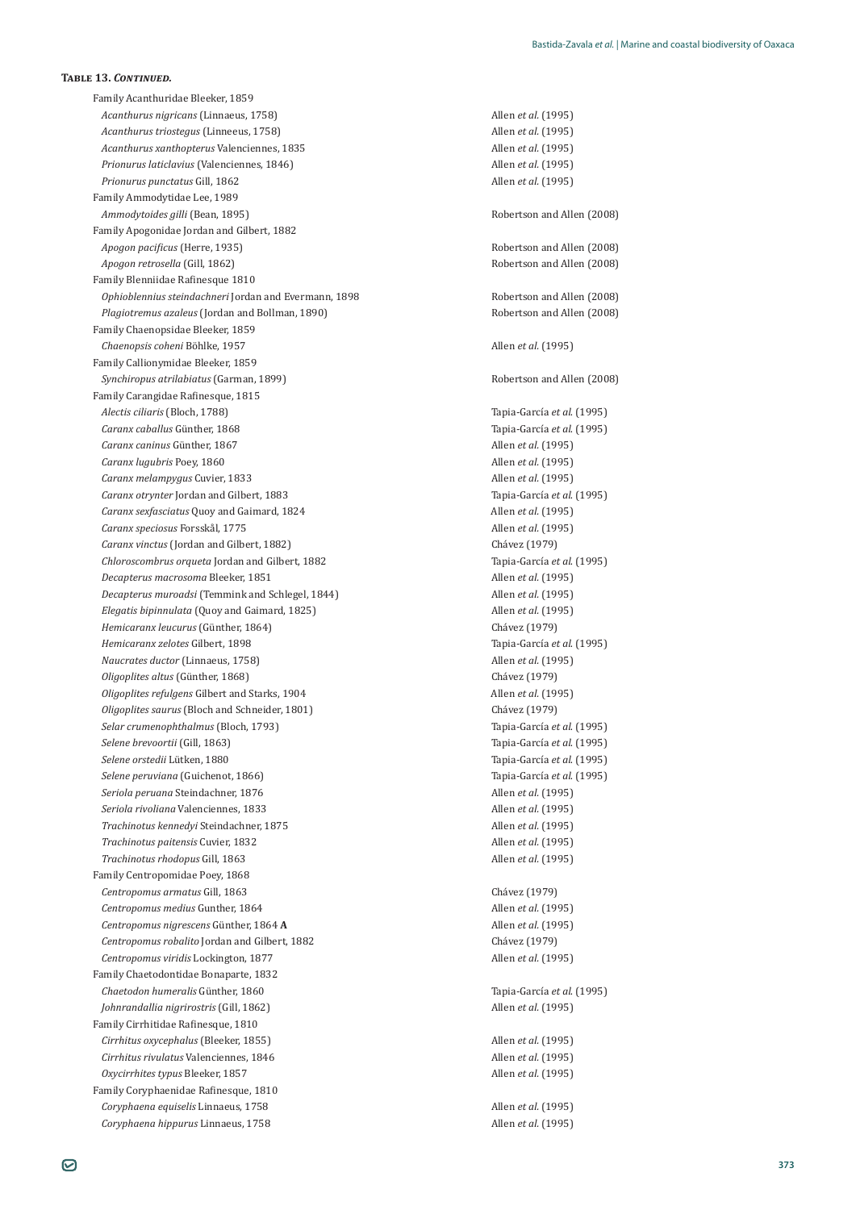**Table 13. *Continued.***

| | |
|---|---|
| Family Acanthuridae Bleeker, 1859 | |
| *Acanthurus nigricans* (Linnaeus, 1758) | Allen *et al.* (1995) |
| *Acanthurus triostegus* (Linneeus, 1758) | Allen *et al.* (1995) |
| *Acanthurus xanthopterus* Valenciennes, 1835 | Allen *et al.* (1995) |
| *Prionurus laticlavius* (Valenciennes, 1846) | Allen *et al.* (1995) |
| *Prionurus punctatus* Gill, 1862 | Allen *et al.* (1995) |
| Family Ammodytidae Lee, 1989 | |
| *Ammodytoides gilli* (Bean, 1895) | Robertson and Allen (2008) |
| Family Apogonidae Jordan and Gilbert, 1882 | |
| *Apogon pacificus* (Herre, 1935) | Robertson and Allen (2008) |
| *Apogon retrosella* (Gill, 1862) | Robertson and Allen (2008) |
| Family Blenniidae Rafinesque 1810 | |
| *Ophioblennius steindachneri* Jordan and Evermann, 1898 | Robertson and Allen (2008) |
| *Plagiotremus azaleus* (Jordan and Bollman, 1890) | Robertson and Allen (2008) |
| Family Chaenopsidae Bleeker, 1859 | |
| *Chaenopsis coheni* Böhlke, 1957 | Allen *et al.* (1995) |
| Family Callionymidae Bleeker, 1859 | |
| *Synchiropus atrilabiatus* (Garman, 1899) | Robertson and Allen (2008) |
| Family Carangidae Rafinesque, 1815 | |
| *Alectis ciliaris* (Bloch, 1788) | Tapia-García *et al.* (1995) |
| *Caranx caballus* Günther, 1868 | Tapia-García *et al.* (1995) |
| *Caranx caninus* Günther, 1867 | Allen *et al.* (1995) |
| *Caranx lugubris* Poey, 1860 | Allen *et al.* (1995) |
| *Caranx melampygus* Cuvier, 1833 | Allen *et al.* (1995) |
| *Caranx otrynter* Jordan and Gilbert, 1883 | Tapia-García *et al.* (1995) |
| *Caranx sexfasciatus* Quoy and Gaimard, 1824 | Allen *et al.* (1995) |
| *Caranx speciosus* Forsskål, 1775 | Allen *et al.* (1995) |
| *Caranx vinctus* (Jordan and Gilbert, 1882) | Chávez (1979) |
| *Chloroscombrus orqueta* Jordan and Gilbert, 1882 | Tapia-García *et al.* (1995) |
| *Decapterus macrosoma* Bleeker, 1851 | Allen *et al.* (1995) |
| *Decapterus muroadsi* (Temmink and Schlegel, 1844) | Allen *et al.* (1995) |
| *Elegatis bipinnulata* (Quoy and Gaimard, 1825) | Allen *et al.* (1995) |
| *Hemicaranx leucurus* (Günther, 1864) | Chávez (1979) |
| *Hemicaranx zelotes* Gilbert, 1898 | Tapia-García *et al.* (1995) |
| *Naucrates ductor* (Linnaeus, 1758) | Allen *et al.* (1995) |
| *Oligoplites altus* (Günther, 1868) | Chávez (1979) |
| *Oligoplites refulgens* Gilbert and Starks, 1904 | Allen *et al.* (1995) |
| *Oligoplites saurus* (Bloch and Schneider, 1801) | Chávez (1979) |
| *Selar crumenophthalmus* (Bloch, 1793) | Tapia-García *et al.* (1995) |
| *Selene brevoortii* (Gill, 1863) | Tapia-García *et al.* (1995) |
| *Selene orstedii* Lütken, 1880 | Tapia-García *et al.* (1995) |
| *Selene peruviana* (Guichenot, 1866) | Tapia-García *et al.* (1995) |
| *Seriola peruana* Steindachner, 1876 | Allen *et al.* (1995) |
| *Seriola rivoliana* Valenciennes, 1833 | Allen *et al.* (1995) |
| *Trachinotus kennedyi* Steindachner, 1875 | Allen *et al.* (1995) |
| *Trachinotus paitensis* Cuvier, 1832 | Allen *et al.* (1995) |
| *Trachinotus rhodopus* Gill, 1863 | Allen *et al.* (1995) |
| Family Centropomidae Poey, 1868 | |
| *Centropomus armatus* Gill, 1863 | Chávez (1979) |
| *Centropomus medius* Gunther, 1864 | Allen *et al.* (1995) |
| *Centropomus nigrescens* Günther, 1864 **A** | Allen *et al.* (1995) |
| *Centropomus robalito* Jordan and Gilbert, 1882 | Chávez (1979) |
| *Centropomus viridis* Lockington, 1877 | Allen *et al.* (1995) |
| Family Chaetodontidae Bonaparte, 1832 | |
| *Chaetodon humeralis* Günther, 1860 | Tapia-García *et al.* (1995) |
| *Johnrandallia nigrirostris* (Gill, 1862) | Allen *et al.* (1995) |
| Family Cirrhitidae Rafinesque, 1810 | |
| *Cirrhitus oxycephalus* (Bleeker, 1855) | Allen *et al.* (1995) |
| *Cirrhitus rivulatus* Valenciennes, 1846 | Allen *et al.* (1995) |
| *Oxycirrhites typus* Bleeker, 1857 | Allen *et al.* (1995) |
| Family Coryphaenidae Rafinesque, 1810 | |
| *Coryphaena equiselis* Linnaeus, 1758 | Allen *et al.* (1995) |
| *Coryphaena hippurus* Linnaeus, 1758 | Allen *et al.* (1995) |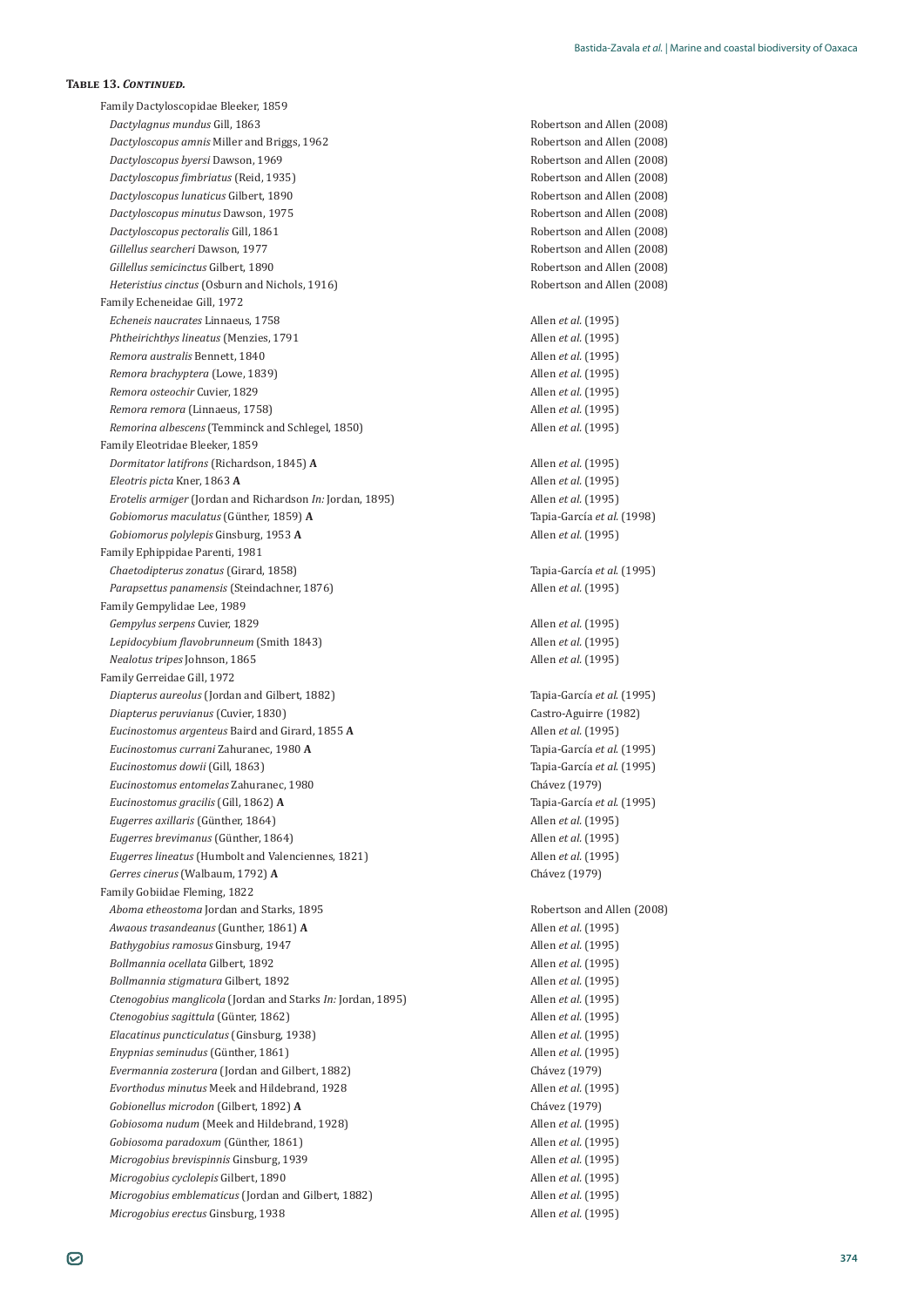**Table 13. *Continued.***

| Taxon | Reference |
|---|---|
| Family Dactyloscopidae Bleeker, 1859 | |
| *Dactylagnus mundus* Gill, 1863 | Robertson and Allen (2008) |
| *Dactyloscopus amnis* Miller and Briggs, 1962 | Robertson and Allen (2008) |
| *Dactyloscopus byersi* Dawson, 1969 | Robertson and Allen (2008) |
| *Dactyloscopus fimbriatus* (Reid, 1935) | Robertson and Allen (2008) |
| *Dactyloscopus lunaticus* Gilbert, 1890 | Robertson and Allen (2008) |
| *Dactyloscopus minutus* Dawson, 1975 | Robertson and Allen (2008) |
| *Dactyloscopus pectoralis* Gill, 1861 | Robertson and Allen (2008) |
| *Gillellus searcheri* Dawson, 1977 | Robertson and Allen (2008) |
| *Gillellus semicinctus* Gilbert, 1890 | Robertson and Allen (2008) |
| *Heteristius cinctus* (Osburn and Nichols, 1916) | Robertson and Allen (2008) |
| Family Echeneidae Gill, 1972 | |
| *Echeneis naucrates* Linnaeus, 1758 | Allen *et al.* (1995) |
| *Phtheirichthys lineatus* (Menzies, 1791 | Allen *et al.* (1995) |
| *Remora australis* Bennett, 1840 | Allen *et al.* (1995) |
| *Remora brachyptera* (Lowe, 1839) | Allen *et al.* (1995) |
| *Remora osteochir* Cuvier, 1829 | Allen *et al.* (1995) |
| *Remora remora* (Linnaeus, 1758) | Allen *et al.* (1995) |
| *Remorina albescens* (Temminck and Schlegel, 1850) | Allen *et al.* (1995) |
| Family Eleotridae Bleeker, 1859 | |
| *Dormitator latifrons* (Richardson, 1845) **A** | Allen *et al.* (1995) |
| *Eleotris picta* Kner, 1863 **A** | Allen *et al.* (1995) |
| *Erotelis armiger* (Jordan and Richardson *In:* Jordan, 1895) | Allen *et al.* (1995) |
| *Gobiomorus maculatus* (Günther, 1859) **A** | Tapia-García *et al.* (1998) |
| *Gobiomorus polylepis* Ginsburg, 1953 **A** | Allen *et al.* (1995) |
| Family Ephippidae Parenti, 1981 | |
| *Chaetodipterus zonatus* (Girard, 1858) | Tapia-García *et al.* (1995) |
| *Parapsettus panamensis* (Steindachner, 1876) | Allen *et al.* (1995) |
| Family Gempylidae Lee, 1989 | |
| *Gempylus serpens* Cuvier, 1829 | Allen *et al.* (1995) |
| *Lepidocybium flavobrunneum* (Smith 1843) | Allen *et al.* (1995) |
| *Nealotus tripes* Johnson, 1865 | Allen *et al.* (1995) |
| Family Gerreidae Gill, 1972 | |
| *Diapterus aureolus* (Jordan and Gilbert, 1882) | Tapia-García *et al.* (1995) |
| *Diapterus peruvianus* (Cuvier, 1830) | Castro-Aguirre (1982) |
| *Eucinostomus argenteus* Baird and Girard, 1855 **A** | Allen *et al.* (1995) |
| *Eucinostomus currani* Zahuranec, 1980 **A** | Tapia-García *et al.* (1995) |
| *Eucinostomus dowii* (Gill, 1863) | Tapia-García *et al.* (1995) |
| *Eucinostomus entomelas* Zahuranec, 1980 | Chávez (1979) |
| *Eucinostomus gracilis* (Gill, 1862) **A** | Tapia-García *et al.* (1995) |
| *Eugerres axillaris* (Günther, 1864) | Allen *et al.* (1995) |
| *Eugerres brevimanus* (Günther, 1864) | Allen *et al.* (1995) |
| *Eugerres lineatus* (Humbolt and Valenciennes, 1821) | Allen *et al.* (1995) |
| *Gerres cinerus* (Walbaum, 1792) **A** | Chávez (1979) |
| Family Gobiidae Fleming, 1822 | |
| *Aboma etheostoma* Jordan and Starks, 1895 | Robertson and Allen (2008) |
| *Awaous trasandeanus* (Gunther, 1861) **A** | Allen *et al.* (1995) |
| *Bathygobius ramosus* Ginsburg, 1947 | Allen *et al.* (1995) |
| *Bollmannia ocellata* Gilbert, 1892 | Allen *et al.* (1995) |
| *Bollmannia stigmatura* Gilbert, 1892 | Allen *et al.* (1995) |
| *Ctenogobius manglicola* (Jordan and Starks *In:* Jordan, 1895) | Allen *et al.* (1995) |
| *Ctenogobius sagittula* (Günter, 1862) | Allen *et al.* (1995) |
| *Elacatinus puncticulatus* (Ginsburg, 1938) | Allen *et al.* (1995) |
| *Enypnias seminudus* (Günther, 1861) | Allen *et al.* (1995) |
| *Evermannia zosterura* (Jordan and Gilbert, 1882) | Chávez (1979) |
| *Evorthodus minutus* Meek and Hildebrand, 1928 | Allen *et al.* (1995) |
| *Gobionellus microdon* (Gilbert, 1892) **A** | Chávez (1979) |
| *Gobiosoma nudum* (Meek and Hildebrand, 1928) | Allen *et al.* (1995) |
| *Gobiosoma paradoxum* (Günther, 1861) | Allen *et al.* (1995) |
| *Microgobius brevispinnis* Ginsburg, 1939 | Allen *et al.* (1995) |
| *Microgobius cyclolepis* Gilbert, 1890 | Allen *et al.* (1995) |
| *Microgobius emblematicus* (Jordan and Gilbert, 1882) | Allen *et al.* (1995) |
| *Microgobius erectus* Ginsburg, 1938 | Allen *et al.* (1995) |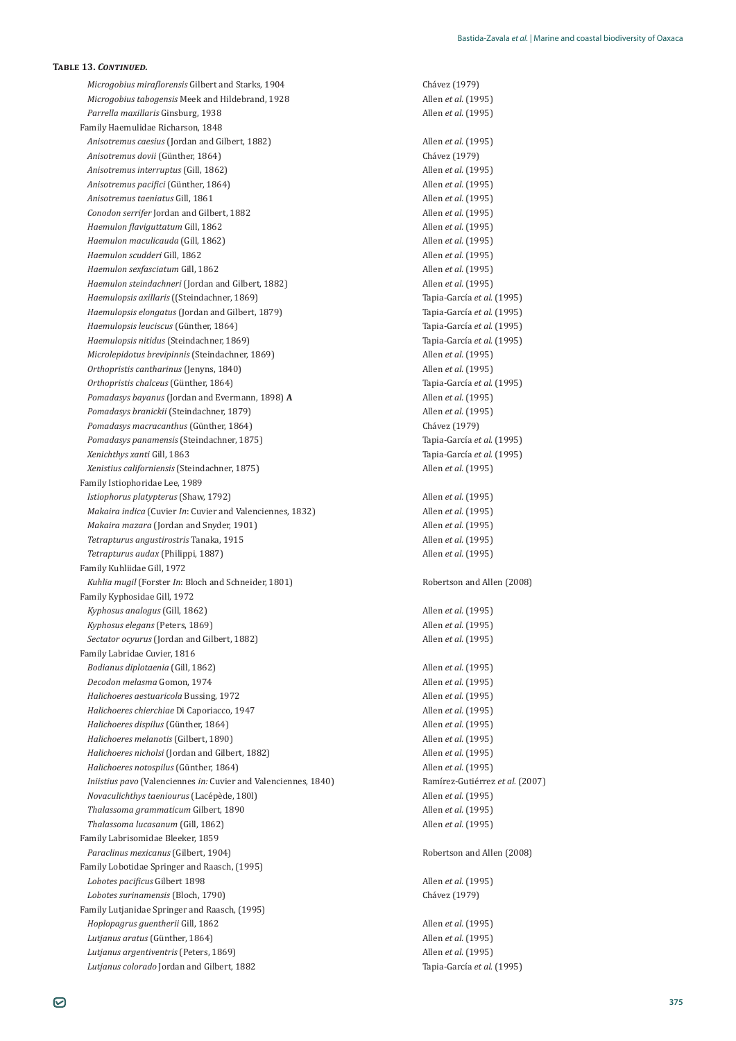**Table 13. *Continued.***

| Taxon | Reference |
|---|---|
| *Microgobius miraflorensis* Gilbert and Starks, 1904 | Chávez (1979) |
| *Microgobius tabogensis* Meek and Hildebrand, 1928 | Allen *et al.* (1995) |
| *Parrella maxillaris* Ginsburg, 1938 | Allen *et al.* (1995) |
| Family Haemulidae Richarson, 1848 | |
| *Anisotremus caesius* (Jordan and Gilbert, 1882) | Allen *et al.* (1995) |
| *Anisotremus dovii* (Günther, 1864) | Chávez (1979) |
| *Anisotremus interruptus* (Gill, 1862) | Allen *et al.* (1995) |
| *Anisotremus pacifici* (Günther, 1864) | Allen *et al.* (1995) |
| *Anisotremus taeniatus* Gill, 1861 | Allen *et al.* (1995) |
| *Conodon serrifer* Jordan and Gilbert, 1882 | Allen *et al.* (1995) |
| *Haemulon flaviguttatum* Gill, 1862 | Allen *et al.* (1995) |
| *Haemulon maculicauda* (Gill, 1862) | Allen *et al.* (1995) |
| *Haemulon scudderi* Gill, 1862 | Allen *et al.* (1995) |
| *Haemulon sexfasciatum* Gill, 1862 | Allen *et al.* (1995) |
| *Haemulon steindachneri* (Jordan and Gilbert, 1882) | Allen *et al.* (1995) |
| *Haemulopsis axillaris* ((Steindachner, 1869) | Tapia-García *et al.* (1995) |
| *Haemulopsis elongatus* (Jordan and Gilbert, 1879) | Tapia-García *et al.* (1995) |
| *Haemulopsis leuciscus* (Günther, 1864) | Tapia-García *et al.* (1995) |
| *Haemulopsis nitidus* (Steindachner, 1869) | Tapia-García *et al.* (1995) |
| *Microlepidotus brevipinnis* (Steindachner, 1869) | Allen *et al.* (1995) |
| *Orthopristis cantharinus* (Jenyns, 1840) | Allen *et al.* (1995) |
| *Orthopristis chalceus* (Günther, 1864) | Tapia-García *et al.* (1995) |
| *Pomadasys bayanus* (Jordan and Evermann, 1898) **A** | Allen *et al.* (1995) |
| *Pomadasys branickii* (Steindachner, 1879) | Allen *et al.* (1995) |
| *Pomadasys macracanthus* (Günther, 1864) | Chávez (1979) |
| *Pomadasys panamensis* (Steindachner, 1875) | Tapia-García *et al.* (1995) |
| *Xenichthys xanti* Gill, 1863 | Tapia-García *et al.* (1995) |
| *Xenistius californiensis* (Steindachner, 1875) | Allen *et al.* (1995) |
| Family Istiophoridae Lee, 1989 | |
| *Istiophorus platypterus* (Shaw, 1792) | Allen *et al.* (1995) |
| *Makaira indica* (Cuvier *In*: Cuvier and Valenciennes, 1832) | Allen *et al.* (1995) |
| *Makaira mazara* (Jordan and Snyder, 1901) | Allen *et al.* (1995) |
| *Tetrapturus angustirostris* Tanaka, 1915 | Allen *et al.* (1995) |
| *Tetrapturus audax* (Philippi, 1887) | Allen *et al.* (1995) |
| Family Kuhliidae Gill, 1972 | |
| *Kuhlia mugil* (Forster *In*: Bloch and Schneider, 1801) | Robertson and Allen (2008) |
| Family Kyphosidae Gill, 1972 | |
| *Kyphosus analogus* (Gill, 1862) | Allen *et al.* (1995) |
| *Kyphosus elegans* (Peters, 1869) | Allen *et al.* (1995) |
| *Sectator ocyurus* (Jordan and Gilbert, 1882) | Allen *et al.* (1995) |
| Family Labridae Cuvier, 1816 | |
| *Bodianus diplotaenia* (Gill, 1862) | Allen *et al.* (1995) |
| *Decodon melasma* Gomon, 1974 | Allen *et al.* (1995) |
| *Halichoeres aestuaricola* Bussing, 1972 | Allen *et al.* (1995) |
| *Halichoeres chierchiae* Di Caporiacco, 1947 | Allen *et al.* (1995) |
| *Halichoeres dispilus* (Günther, 1864) | Allen *et al.* (1995) |
| *Halichoeres melanotis* (Gilbert, 1890) | Allen *et al.* (1995) |
| *Halichoeres nicholsi* (Jordan and Gilbert, 1882) | Allen *et al.* (1995) |
| *Halichoeres notospilus* (Günther, 1864) | Allen *et al.* (1995) |
| *Iniistius pavo* (Valenciennes *in:* Cuvier and Valenciennes, 1840) | Ramírez-Gutiérrez *et al.* (2007) |
| *Novaculichthys taeniourus* (Lacépède, 180l) | Allen *et al.* (1995) |
| *Thalassoma grammaticum* Gilbert, 1890 | Allen *et al.* (1995) |
| *Thalassoma lucasanum* (Gill, 1862) | Allen *et al.* (1995) |
| Family Labrisomidae Bleeker, 1859 | |
| *Paraclinus mexicanus* (Gilbert, 1904) | Robertson and Allen (2008) |
| Family Lobotidae Springer and Raasch, (1995) | |
| *Lobotes pacificus* Gilbert 1898 | Allen *et al.* (1995) |
| *Lobotes surinamensis* (Bloch, 1790) | Chávez (1979) |
| Family Lutjanidae Springer and Raasch, (1995) | |
| *Hoplopagrus guentherii* Gill, 1862 | Allen *et al.* (1995) |
| *Lutjanus aratus* (Günther, 1864) | Allen *et al.* (1995) |
| *Lutjanus argentiventris* (Peters, 1869) | Allen *et al.* (1995) |
| *Lutjanus colorado* Jordan and Gilbert, 1882 | Tapia-García *et al.* (1995) |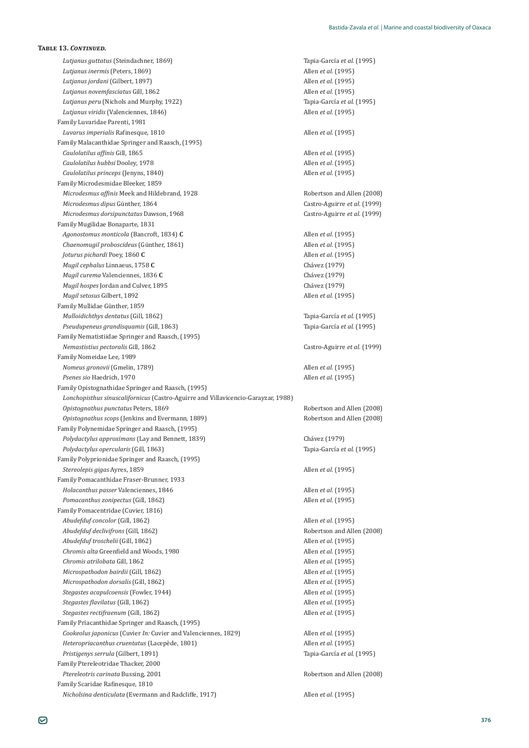**Table 13. *Continued.***

| | |
|---|---|
| *Lutjanus guttatus* (Steindachner, 1869) | Tapia-García *et al.* (1995) |
| *Lutjanus inermis* (Peters, 1869) | Allen *et al.* (1995) |
| *Lutjanus jordani* (Gilbert, 1897) | Allen *et al.* (1995) |
| *Lutjanus novemfasciatus* Gill, 1862 | Allen *et al.* (1995) |
| *Lutjanus peru* (Nichols and Murphy, 1922) | Tapia-García *et al.* (1995) |
| *Lutjanus viridis* (Valenciennes, 1846) | Allen *et al.* (1995) |
| Family Luvaridae Parenti, 1981 | |
| *Luvarus imperialis* Rafinesque, 1810 | Allen *et al.* (1995) |
| Family Malacanthidae Springer and Raasch, (1995) | |
| *Caulolatilus affinis* Gill, 1865 | Allen *et al.* (1995) |
| *Caulolatilus hubbsi* Dooley, 1978 | Allen *et al.* (1995) |
| *Caulolatilus princeps* (Jenyns, 1840) | Allen *et al.* (1995) |
| Family Microdesmidae Bleeker, 1859 | |
| *Microdesmus affinis* Meek and Hildebrand, 1928 | Robertson and Allen (2008) |
| *Microdesmus dipus* Günther, 1864 | Castro-Aguirre *et al.* (1999) |
| *Microdesmus dorsipunctatus* Dawson, 1968 | Castro-Aguirre *et al.* (1999) |
| Family Mugilidae Bonaparte, 1831 | |
| *Agonostomus monticola* (Bancroft, 1834) **C** | Allen *et al.* (1995) |
| *Chaenomugil proboscideus* (Günther, 1861) | Allen *et al.* (1995) |
| *Joturus pichardi* Poey, 1860 **C** | Allen *et al.* (1995) |
| *Mugil cephalus* Linnaeus, 1758 **C** | Chávez (1979) |
| *Mugil curema* Valenciennes, 1836 **C** | Chávez (1979) |
| *Mugil hospes* Jordan and Culver, 1895 | Chávez (1979) |
| *Mugil setosus* Gilbert, 1892 | Allen *et al.* (1995) |
| Family Mullidae Günther, 1859 | |
| *Mulloidichthys dentatus* (Gill, 1862) | Tapia-García *et al.* (1995) |
| *Pseudupeneus grandisquamis* (Gill, 1863) | Tapia-García *et al.* (1995) |
| Family Nematistiidae Springer and Raasch, (1995) | |
| *Nemastistius pectoralis* Gill, 1862 | Castro-Aguirre *et al.* (1999) |
| Family Nomeidae Lee, 1989 | |
| *Nomeus gronovii* (Gmelin, 1789) | Allen *et al.* (1995) |
| *Psenes sio* Haedrich, 1970 | Allen *et al.* (1995) |
| Family Opistognathidae Springer and Raasch, (1995) | |
| *Lonchopisthus sinuscalifornicus* (Castro-Aguirre and Villavicencio-Garayzar, 1988) | |
| *Opistognathus punctatus* Peters, 1869 | Robertson and Allen (2008) |
| *Opistognathus scops* (Jenkins and Evermann, 1889) | Robertson and Allen (2008) |
| Family Polynemidae Springer and Raasch, (1995) | |
| *Polydactylus approximans* (Lay and Bennett, 1839) | Chávez (1979) |
| *Polydactylus opercularis* (Gill, 1863) | Tapia-García *et al.* (1995) |
| Family Polyprionidae Springer and Raasch, (1995) | |
| *Stereolepis gigas* Ayres, 1859 | Allen *et al.* (1995) |
| Family Pomacanthidae Fraser-Brunner, 1933 | |
| *Holacanthus passer* Valenciennes, 1846 | Allen *et al.* (1995) |
| *Pomacanthus zonipectus* (Gill, 1862) | Allen *et al.* (1995) |
| Family Pomacentridae (Cuvier, 1816) | |
| *Abudefduf concolor* (Gill, 1862) | Allen *et al.* (1995) |
| *Abudefduf declivifrons* (Gill, 1862) | Robertson and Allen (2008) |
| *Abudefduf troschelii* (Gill, 1862) | Allen *et al.* (1995) |
| *Chromis alta* Greenfield and Woods, 1980 | Allen *et al.* (1995) |
| *Chromis atrilobata* Gill, 1862 | Allen *et al.* (1995) |
| *Microspathodon bairdii* (Gill, 1862) | Allen *et al.* (1995) |
| *Microspathodon dorsalis* (Gill, 1862) | Allen *et al.* (1995) |
| *Stegastes acapulcoensis* (Fowler, 1944) | Allen *et al.* (1995) |
| *Stegastes flavilatus* (Gill, 1862) | Allen *et al.* (1995) |
| *Stegastes rectifraenum* (Gill, 1862) | Allen *et al.* (1995) |
| Family Priacanthidae Springer and Raasch, (1995) | |
| *Cookeolus japonicus* (Cuvier *In:* Cuvier and Valenciennes, 1829) | Allen *et al.* (1995) |
| *Heteropriacanthus cruentatus* (Lacepède, 1801) | Allen *et al.* (1995) |
| *Pristigenys serrula* (Gilbert, 1891) | Tapia-García *et al.* (1995) |
| Family Ptereleotridae Thacker, 2000 | |
| *Ptereleotris carinata* Bussing, 2001 | Robertson and Allen (2008) |
| Family Scaridae Rafinesque, 1810 | |
| *Nicholsina denticulata* (Evermann and Radcliffe, 1917) | Allen *et al.* (1995) |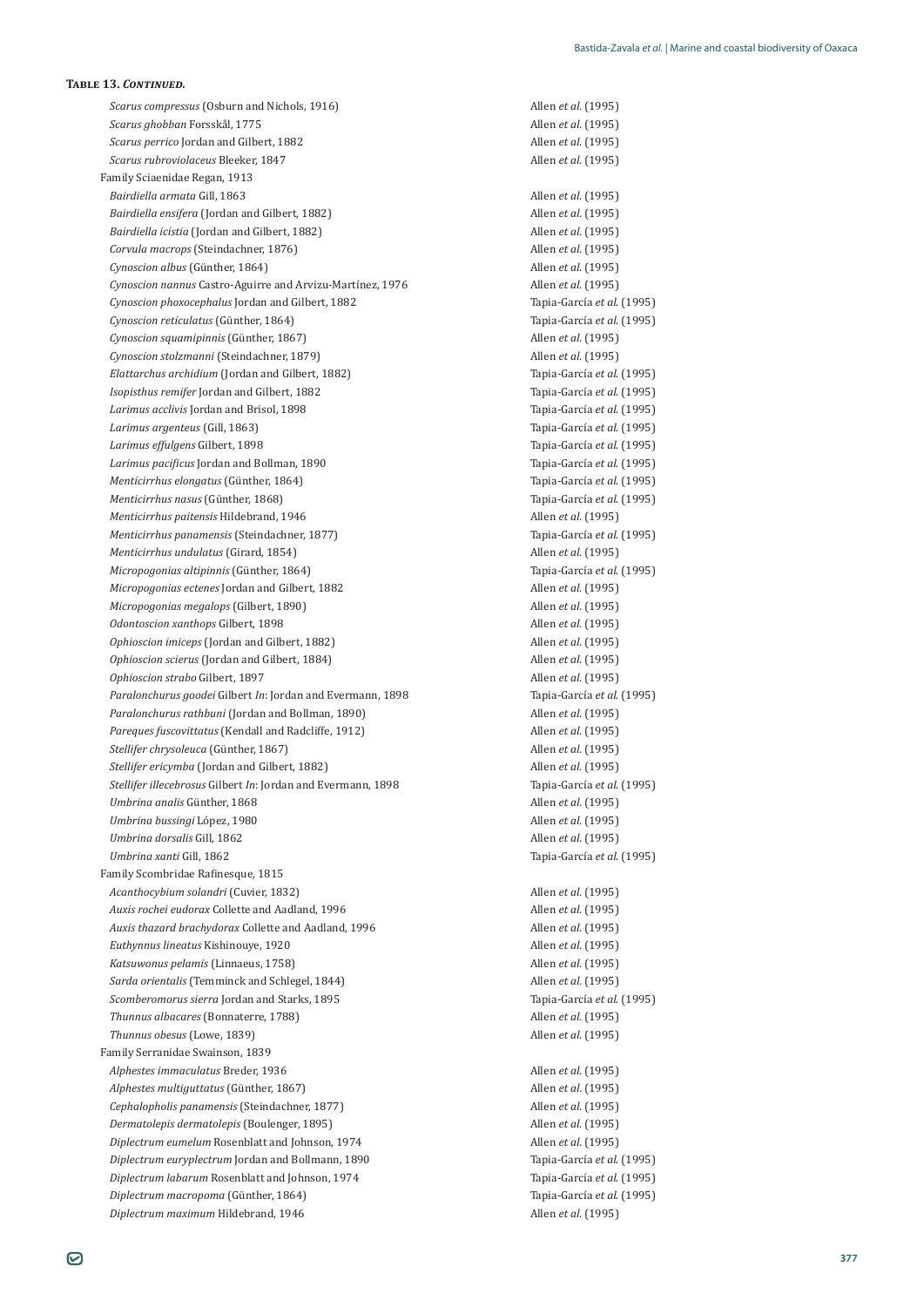**Table 13. *Continued.***

| | |
|---|---|
| *Scarus compressus* (Osburn and Nichols, 1916) | Allen *et al.* (1995) |
| *Scarus ghobban* Forsskål, 1775 | Allen *et al.* (1995) |
| *Scarus perrico* Jordan and Gilbert, 1882 | Allen *et al.* (1995) |
| *Scarus rubroviolaceus* Bleeker, 1847 | Allen *et al.* (1995) |
| Family Sciaenidae Regan, 1913 | |
| *Bairdiella armata* Gill, 1863 | Allen *et al.* (1995) |
| *Bairdiella ensifera* (Jordan and Gilbert, 1882) | Allen *et al.* (1995) |
| *Bairdiella icistia* (Jordan and Gilbert, 1882) | Allen *et al.* (1995) |
| *Corvula macrops* (Steindachner, 1876) | Allen *et al.* (1995) |
| *Cynoscion albus* (Günther, 1864) | Allen *et al.* (1995) |
| *Cynoscion nannus* Castro-Aguirre and Arvizu-Martínez, 1976 | Allen *et al.* (1995) |
| *Cynoscion phoxocephalus* Jordan and Gilbert, 1882 | Tapia-García *et al.* (1995) |
| *Cynoscion reticulatus* (Günther, 1864) | Tapia-García *et al.* (1995) |
| *Cynoscion squamipinnis* (Günther, 1867) | Allen *et al.* (1995) |
| *Cynoscion stolzmanni* (Steindachner, 1879) | Allen *et al.* (1995) |
| *Elattarchus archidium* (Jordan and Gilbert, 1882) | Tapia-García *et al.* (1995) |
| *Isopisthus remifer* Jordan and Gilbert, 1882 | Tapia-García *et al.* (1995) |
| *Larimus acclivis* Jordan and Brisol, 1898 | Tapia-García *et al.* (1995) |
| *Larimus argenteus* (Gill, 1863) | Tapia-García *et al.* (1995) |
| *Larimus effulgens* Gilbert, 1898 | Tapia-García *et al.* (1995) |
| *Larimus pacificus* Jordan and Bollman, 1890 | Tapia-García *et al.* (1995) |
| *Menticirrhus elongatus* (Günther, 1864) | Tapia-García *et al.* (1995) |
| *Menticirrhus nasus* (Günther, 1868) | Tapia-García *et al.* (1995) |
| *Menticirrhus paitensis* Hildebrand, 1946 | Allen *et al.* (1995) |
| *Menticirrhus panamensis* (Steindachner, 1877) | Tapia-García *et al.* (1995) |
| *Menticirrhus undulatus* (Girard, 1854) | Allen *et al.* (1995) |
| *Micropogonias altipinnis* (Günther, 1864) | Tapia-García *et al.* (1995) |
| *Micropogonias ectenes* Jordan and Gilbert, 1882 | Allen *et al.* (1995) |
| *Micropogonias megalops* (Gilbert, 1890) | Allen *et al.* (1995) |
| *Odontoscion xanthops* Gilbert, 1898 | Allen *et al.* (1995) |
| *Ophioscion imiceps* (Jordan and Gilbert, 1882) | Allen *et al.* (1995) |
| *Ophioscion scierus* (Jordan and Gilbert, 1884) | Allen *et al.* (1995) |
| *Ophioscion strabo* Gilbert, 1897 | Allen *et al.* (1995) |
| *Paralonchurus goodei* Gilbert *In*: Jordan and Evermann, 1898 | Tapia-García *et al.* (1995) |
| *Paralonchurus rathbuni* (Jordan and Bollman, 1890) | Allen *et al.* (1995) |
| *Pareques fuscovittatus* (Kendall and Radcliffe, 1912) | Allen *et al.* (1995) |
| *Stellifer chrysoleuca* (Günther, 1867) | Allen *et al.* (1995) |
| *Stellifer ericymba* (Jordan and Gilbert, 1882) | Allen *et al.* (1995) |
| *Stellifer illecebrosus* Gilbert *In*: Jordan and Evermann, 1898 | Tapia-García *et al.* (1995) |
| *Umbrina analis* Günther, 1868 | Allen *et al.* (1995) |
| *Umbrina bussingi* López, 1980 | Allen *et al.* (1995) |
| *Umbrina dorsalis* Gill, 1862 | Allen *et al.* (1995) |
| *Umbrina xanti* Gill, 1862 | Tapia-García *et al.* (1995) |
| Family Scombridae Rafinesque, 1815 | |
| *Acanthocybium solandri* (Cuvier, 1832) | Allen *et al.* (1995) |
| *Auxis rochei eudorax* Collette and Aadland, 1996 | Allen *et al.* (1995) |
| *Auxis thazard brachydorax* Collette and Aadland, 1996 | Allen *et al.* (1995) |
| *Euthynnus lineatus* Kishinouye, 1920 | Allen *et al.* (1995) |
| *Katsuwonus pelamis* (Linnaeus, 1758) | Allen *et al.* (1995) |
| *Sarda orientalis* (Temminck and Schlegel, 1844) | Allen *et al.* (1995) |
| *Scomberomorus sierra* Jordan and Starks, 1895 | Tapia-García *et al.* (1995) |
| *Thunnus albacares* (Bonnaterre, 1788) | Allen *et al.* (1995) |
| *Thunnus obesus* (Lowe, 1839) | Allen *et al.* (1995) |
| Family Serranidae Swainson, 1839 | |
| *Alphestes immaculatus* Breder, 1936 | Allen *et al.* (1995) |
| *Alphestes multiguttatus* (Günther, 1867) | Allen *et al.* (1995) |
| *Cephalopholis panamensis* (Steindachner, 1877) | Allen *et al.* (1995) |
| *Dermatolepis dermatolepis* (Boulenger, 1895) | Allen *et al.* (1995) |
| *Diplectrum eumelum* Rosenblatt and Johnson, 1974 | Allen *et al.* (1995) |
| *Diplectrum euryplectrum* Jordan and Bollmann, 1890 | Tapia-García *et al.* (1995) |
| *Diplectrum labarum* Rosenblatt and Johnson, 1974 | Tapia-García *et al.* (1995) |
| *Diplectrum macropoma* (Günther, 1864) | Tapia-García *et al.* (1995) |
| *Diplectrum maximum* Hildebrand, 1946 | Allen *et al.* (1995) |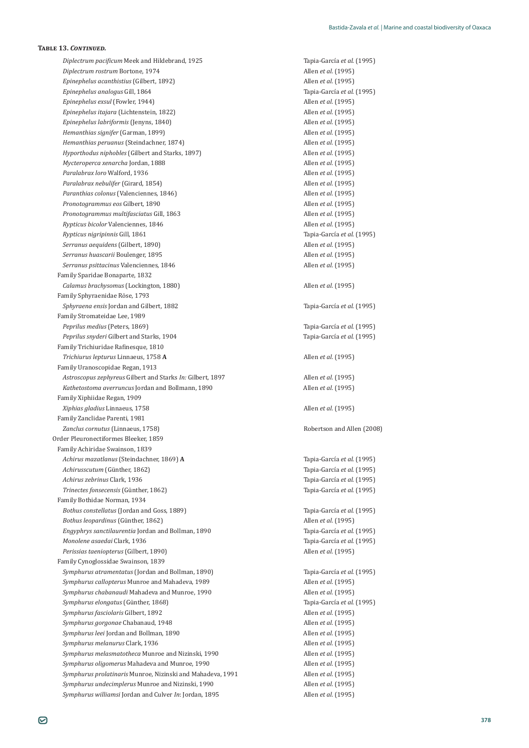**Table 13. *Continued.***

| Taxon | Reference |
|---|---|
| *Diplectrum pacificum* Meek and Hildebrand, 1925 | Tapia-García *et al.* (1995) |
| *Diplectrum rostrum* Bortone, 1974 | Allen *et al.* (1995) |
| *Epinephelus acanthistius* (Gilbert, 1892) | Allen *et al.* (1995) |
| *Epinephelus analogus* Gill, 1864 | Tapia-García *et al.* (1995) |
| *Epinephelus exsul* (Fowler, 1944) | Allen *et al.* (1995) |
| *Epinephelus itajara* (Lichtenstein, 1822) | Allen *et al.* (1995) |
| *Epinephelus labriformis* (Jenyns, 1840) | Allen *et al.* (1995) |
| *Hemanthias signifer* (Garman, 1899) | Allen *et al.* (1995) |
| *Hemanthias peruanus* (Steindachner, 1874) | Allen *et al.* (1995) |
| *Hyporthodus niphobles* (Gilbert and Starks, 1897) | Allen *et al.* (1995) |
| *Mycteroperca xenarcha* Jordan, 1888 | Allen *et al.* (1995) |
| *Paralabrax loro* Walford, 1936 | Allen *et al.* (1995) |
| *Paralabrax nebulifer* (Girard, 1854) | Allen *et al.* (1995) |
| *Paranthias colonus* (Valenciennes, 1846) | Allen *et al.* (1995) |
| *Pronotogrammus eos* Gilbert, 1890 | Allen *et al.* (1995) |
| *Pronotogrammus multifasciatus* Gill, 1863 | Allen *et al.* (1995) |
| *Rypticus bicolor* Valenciennes, 1846 | Allen *et al.* (1995) |
| *Rypticus nigripinnis* Gill, 1861 | Tapia-García *et al.* (1995) |
| *Serranus aequidens* (Gilbert, 1890) | Allen *et al.* (1995) |
| *Serranus huascarii* Boulenger, 1895 | Allen *et al.* (1995) |
| *Serranus psittacinus* Valenciennes, 1846 | Allen *et al.* (1995) |
| Family Sparidae Bonaparte, 1832 | |
| *Calamus brachysomus* (Lockington, 1880) | Allen *et al.* (1995) |
| Family Sphyraenidae Röse, 1793 | |
| *Sphyraena ensis* Jordan and Gilbert, 1882 | Tapia-García *et al.* (1995) |
| Family Stromateidae Lee, 1989 | |
| *Peprilus medius* (Peters, 1869) | Tapia-García *et al.* (1995) |
| *Peprilus snyderi* Gilbert and Starks, 1904 | Tapia-García *et al.* (1995) |
| Family Trichiuridae Rafinesque, 1810 | |
| *Trichiurus lepturus* Linnaeus, 1758 **A** | Allen *et al.* (1995) |
| Family Uranoscopidae Regan, 1913 | |
| *Astroscopus zephyreus* Gilbert and Starks *In:* Gilbert, 1897 | Allen *et al.* (1995) |
| *Kathetostoma averruncus* Jordan and Bollmann, 1890 | Allen *et al.* (1995) |
| Family Xiphiidae Regan, 1909 | |
| *Xiphias gladius* Linnaeus, 1758 | Allen *et al.* (1995) |
| Family Zanclidae Parenti, 1981 | |
| *Zanclus cornutus* (Linnaeus, 1758) | Robertson and Allen (2008) |
| Order Pleuronectiformes Bleeker, 1859 | |
| Family Achiridae Swainson, 1839 | |
| *Achirus mazatlanus* (Steindachner, 1869) **A** | Tapia-García *et al.* (1995) |
| *Achirusscutum* (Günther, 1862) | Tapia-García *et al.* (1995) |
| *Achirus zebrinus* Clark, 1936 | Tapia-García *et al.* (1995) |
| *Trinectes fonsecensis* (Günther, 1862) | Tapia-García *et al.* (1995) |
| Family Bothidae Norman, 1934 | |
| *Bothus constellatus* (Jordan and Goss, 1889) | Tapia-García *et al.* (1995) |
| *Bothus leopardinus* (Günther, 1862) | Allen *et al.* (1995) |
| *Engyphrys sanctilaurentia* Jordan and Bollman, 1890 | Tapia-García *et al.* (1995) |
| *Monolene asaedai* Clark, 1936 | Tapia-García *et al.* (1995) |
| *Perissias taeniopterus* (Gilbert, 1890) | Allen *et al.* (1995) |
| Family Cynoglossidae Swainson, 1839 | |
| *Symphurus atramentatus* (Jordan and Bollman, 1890) | Tapia-García *et al.* (1995) |
| *Symphurus callopterus* Munroe and Mahadeva, 1989 | Allen *et al.* (1995) |
| *Symphurus chabanaudi* Mahadeva and Munroe, 1990 | Allen *et al.* (1995) |
| *Symphurus elongatus* (Günther, 1868) | Tapia-García *et al.* (1995) |
| *Symphurus fasciolaris* Gilbert, 1892 | Allen *et al.* (1995) |
| *Symphurus gorgonae* Chabanaud, 1948 | Allen *et al.* (1995) |
| *Symphurus leei* Jordan and Bollman, 1890 | Allen *et al.* (1995) |
| *Symphurus melanurus* Clark, 1936 | Allen *et al.* (1995) |
| *Symphurus melasmatotheca* Munroe and Nizinski, 1990 | Allen *et al.* (1995) |
| *Symphurus oligomerus* Mahadeva and Munroe, 1990 | Allen *et al.* (1995) |
| *Symphurus prolatinaris* Munroe, Nizinski and Mahadeva, 1991 | Allen *et al.* (1995) |
| *Symphurus undecimplerus* Munroe and Nizinski, 1990 | Allen *et al.* (1995) |
| *Symphurus williamsi* Jordan and Culver *In*: Jordan, 1895 | Allen *et al.* (1995) |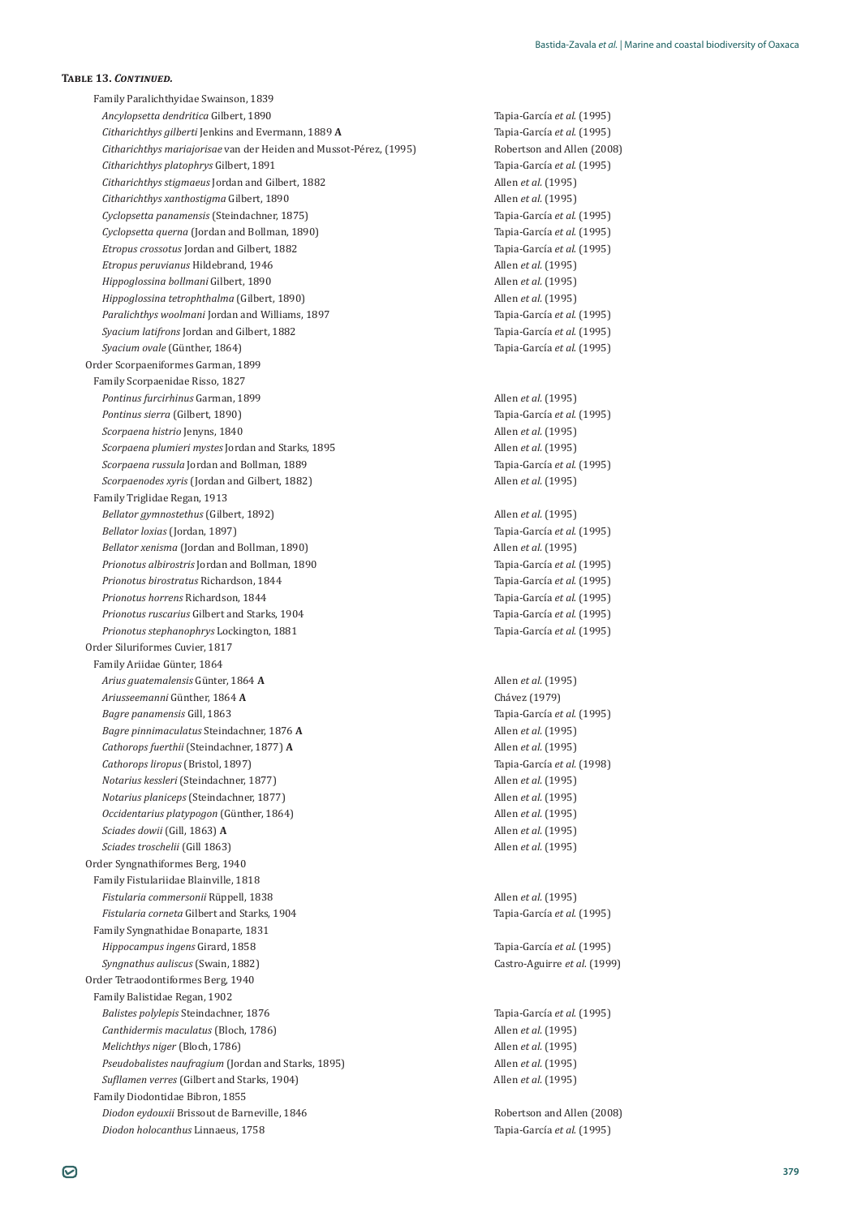**Table 13. *Continued.***

| Taxon | Reference |
|---|---|
| Family Paralichthyidae Swainson, 1839 | |
| *Ancylopsetta dendritica* Gilbert, 1890 | Tapia-García *et al.* (1995) |
| *Citharichthys gilberti* Jenkins and Evermann, 1889 **A** | Tapia-García *et al.* (1995) |
| *Citharichthys mariajorisae* van der Heiden and Mussot-Pérez, (1995) | Robertson and Allen (2008) |
| *Citharichthys platophrys* Gilbert, 1891 | Tapia-García *et al.* (1995) |
| *Citharichthys stigmaeus* Jordan and Gilbert, 1882 | Allen *et al.* (1995) |
| *Citharichthys xanthostigma* Gilbert, 1890 | Allen *et al.* (1995) |
| *Cyclopsetta panamensis* (Steindachner, 1875) | Tapia-García *et al.* (1995) |
| *Cyclopsetta querna* (Jordan and Bollman, 1890) | Tapia-García *et al.* (1995) |
| *Etropus crossotus* Jordan and Gilbert, 1882 | Tapia-García *et al.* (1995) |
| *Etropus peruvianus* Hildebrand, 1946 | Allen *et al.* (1995) |
| *Hippoglossina bollmani* Gilbert, 1890 | Allen *et al.* (1995) |
| *Hippoglossina tetrophthalma* (Gilbert, 1890) | Allen *et al.* (1995) |
| *Paralichthys woolmani* Jordan and Williams, 1897 | Tapia-García *et al.* (1995) |
| *Syacium latifrons* Jordan and Gilbert, 1882 | Tapia-García *et al.* (1995) |
| *Syacium ovale* (Günther, 1864) | Tapia-García *et al.* (1995) |
| Order Scorpaeniformes Garman, 1899 | |
| Family Scorpaenidae Risso, 1827 | |
| *Pontinus furcirhinus* Garman, 1899 | Allen *et al.* (1995) |
| *Pontinus sierra* (Gilbert, 1890) | Tapia-García *et al.* (1995) |
| *Scorpaena histrio* Jenyns, 1840 | Allen *et al.* (1995) |
| *Scorpaena plumieri mystes* Jordan and Starks, 1895 | Allen *et al.* (1995) |
| *Scorpaena russula* Jordan and Bollman, 1889 | Tapia-García *et al.* (1995) |
| *Scorpaenodes xyris* (Jordan and Gilbert, 1882) | Allen *et al.* (1995) |
| Family Triglidae Regan, 1913 | |
| *Bellator gymnostethus* (Gilbert, 1892) | Allen *et al.* (1995) |
| *Bellator loxias* (Jordan, 1897) | Tapia-García *et al.* (1995) |
| *Bellator xenisma* (Jordan and Bollman, 1890) | Allen *et al.* (1995) |
| *Prionotus albirostris* Jordan and Bollman, 1890 | Tapia-García *et al.* (1995) |
| *Prionotus birostratus* Richardson, 1844 | Tapia-García *et al.* (1995) |
| *Prionotus horrens* Richardson, 1844 | Tapia-García *et al.* (1995) |
| *Prionotus ruscarius* Gilbert and Starks, 1904 | Tapia-García *et al.* (1995) |
| *Prionotus stephanophrys* Lockington, 1881 | Tapia-García *et al.* (1995) |
| Order Siluriformes Cuvier, 1817 | |
| Family Ariidae Günter, 1864 | |
| *Arius guatemalensis* Günter, 1864 **A** | Allen *et al.* (1995) |
| *Ariusseemanni* Günther, 1864 **A** | Chávez (1979) |
| *Bagre panamensis* Gill, 1863 | Tapia-García *et al.* (1995) |
| *Bagre pinnimaculatus* Steindachner, 1876 **A** | Allen *et al.* (1995) |
| *Cathorops fuerthii* (Steindachner, 1877) **A** | Allen *et al.* (1995) |
| *Cathorops liropus* (Bristol, 1897) | Tapia-García *et al.* (1998) |
| *Notarius kessleri* (Steindachner, 1877) | Allen *et al.* (1995) |
| *Notarius planiceps* (Steindachner, 1877) | Allen *et al.* (1995) |
| *Occidentarius platypogon* (Günther, 1864) | Allen *et al.* (1995) |
| *Sciades dowii* (Gill, 1863) **A** | Allen *et al.* (1995) |
| *Sciades troschelii* (Gill 1863) | Allen *et al.* (1995) |
| Order Syngnathiformes Berg, 1940 | |
| Family Fistulariidae Blainville, 1818 | |
| *Fistularia commersonii* Rüppell, 1838 | Allen *et al.* (1995) |
| *Fistularia corneta* Gilbert and Starks, 1904 | Tapia-García *et al.* (1995) |
| Family Syngnathidae Bonaparte, 1831 | |
| *Hippocampus ingens* Girard, 1858 | Tapia-García *et al.* (1995) |
| *Syngnathus auliscus* (Swain, 1882) | Castro-Aguirre *et al.* (1999) |
| Order Tetraodontiformes Berg, 1940 | |
| Family Balistidae Regan, 1902 | |
| *Balistes polylepis* Steindachner, 1876 | Tapia-García *et al.* (1995) |
| *Canthidermis maculatus* (Bloch, 1786) | Allen *et al.* (1995) |
| *Melichthys niger* (Bloch, 1786) | Allen *et al.* (1995) |
| *Pseudobalistes naufragium* (Jordan and Starks, 1895) | Allen *et al.* (1995) |
| *Sufflamen verres* (Gilbert and Starks, 1904) | Allen *et al.* (1995) |
| Family Diodontidae Bibron, 1855 | |
| *Diodon eydouxii* Brissout de Barneville, 1846 | Robertson and Allen (2008) |
| *Diodon holocanthus* Linnaeus, 1758 | Tapia-García *et al.* (1995) |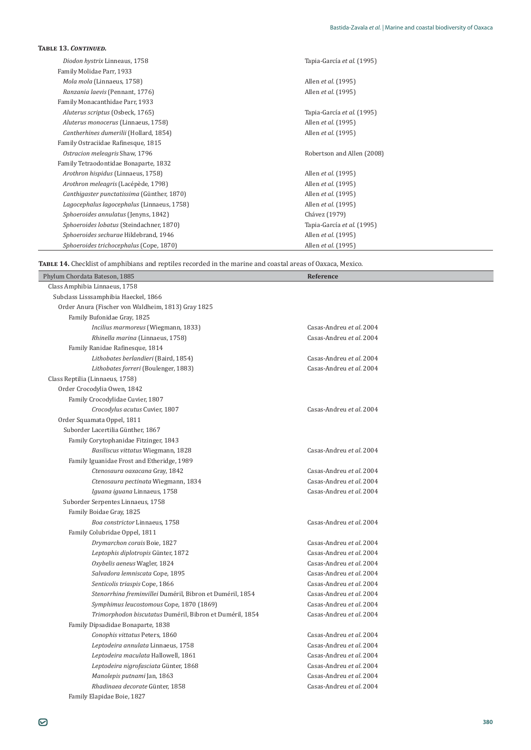**Table 13. *Continued.***

| | |
|---|---|
| *Diodon hystrix* Linneaus, 1758 | Tapia-García *et al.* (1995) |
| Family Molidae Parr, 1933 | |
| *Mola mola* (Linnaeus, 1758) | Allen *et al.* (1995) |
| *Ranzania laevis* (Pennant, 1776) | Allen *et al.* (1995) |
| Family Monacanthidae Parr, 1933 | |
| *Aluterus scriptus* (Osbeck, 1765) | Tapia-García *et al.* (1995) |
| *Aluterus monocerus* (Linnaeus, 1758) | Allen *et al.* (1995) |
| *Cantherhines dumerilii* (Hollard, 1854) | Allen *et al.* (1995) |
| Family Ostraciidae Rafinesque, 1815 | |
| *Ostracion meleagris* Shaw, 1796 | Robertson and Allen (2008) |
| Family Tetraodontidae Bonaparte, 1832 | |
| *Arothron hispidus* (Linnaeus, 1758) | Allen *et al.* (1995) |
| *Arothron meleagris* (Lacépède, 1798) | Allen *et al.* (1995) |
| *Canthigaster punctatissima* (Günther, 1870) | Allen *et al.* (1995) |
| *Lagocephalus lagocephalus* (Linnaeus, 1758) | Allen *et al.* (1995) |
| *Sphoeroides annulatus* (Jenyns, 1842) | Chávez (1979) |
| *Sphoeroides lobatus* (Steindachner, 1870) | Tapia-García *et al.* (1995) |
| *Sphoeroides sechurae* Hildebrand, 1946 | Allen *et al.* (1995) |
| *Sphoeroides trichocephalus* (Cope, 1870) | Allen *et al.* (1995) |

**Table 14.** Checklist of amphibians and reptiles recorded in the marine and coastal areas of Oaxaca, Mexico.

| Phylum Chordata Bateson, 1885 | Reference |
|---|---|
| Class Amphibia Linnaeus, 1758 | |
| Subclass Lisssamphibia Haeckel, 1866 | |
| Order Anura (Fischer von Waldheim, 1813) Gray 1825 | |
| Family Bufonidae Gray, 1825 | |
| *Incilius marmoreus* (Wiegmann, 1833) | Casas-Andreu *et al.* 2004 |
| *Rhinella marina* (Linnaeus, 1758) | Casas-Andreu *et al.* 2004 |
| Family Ranidae Rafinesque, 1814 | |
| *Lithobates berlandieri* (Baird, 1854) | Casas-Andreu *et al.* 2004 |
| *Lithobates forreri* (Boulenger, 1883) | Casas-Andreu *et al.* 2004 |
| Class Reptilia (Linnaeus, 1758) | |
| Order Crocodylia Owen, 1842 | |
| Family Crocodylidae Cuvier, 1807 | |
| *Crocodylus acutus* Cuvier, 1807 | Casas-Andreu *et al.* 2004 |
| Order Squamata Oppel, 1811 | |
| Suborder Lacertilia Günther, 1867 | |
| Family Corytophanidae Fitzinger, 1843 | |
| *Basiliscus vittatus* Wiegmann, 1828 | Casas-Andreu *et al.* 2004 |
| Family Iguanidae Frost and Etheridge, 1989 | |
| *Ctenosaura oaxacana* Gray, 1842 | Casas-Andreu *et al.* 2004 |
| *Ctenosaura pectinata* Wiegmann, 1834 | Casas-Andreu *et al.* 2004 |
| *Iguana iguana* Linnaeus, 1758 | Casas-Andreu *et al.* 2004 |
| Suborder Serpentes Linnaeus, 1758 | |
| Family Boidae Gray, 1825 | |
| *Boa constrictor* Linnaeus, 1758 | Casas-Andreu *et al.* 2004 |
| Family Colubridae Oppel, 1811 | |
| *Drymarchon corais* Boie, 1827 | Casas-Andreu *et al.* 2004 |
| *Leptophis diplotropis* Günter, 1872 | Casas-Andreu *et al.* 2004 |
| *Oxybelis aeneus* Wagler, 1824 | Casas-Andreu *et al.* 2004 |
| *Salvadora lemniscata* Cope, 1895 | Casas-Andreu *et al.* 2004 |
| *Senticolis triaspis* Cope, 1866 | Casas-Andreu *et al.* 2004 |
| *Stenorrhina freminvillei* Duméril, Bibron et Duméril, 1854 | Casas-Andreu *et al.* 2004 |
| *Symphimus leucostomous* Cope, 1870 (1869) | Casas-Andreu *et al.* 2004 |
| *Trimorphodon biscutatus* Duméril, Bibron et Duméril, 1854 | Casas-Andreu *et al.* 2004 |
| Family Dipsadidae Bonaparte, 1838 | |
| *Conophis vittatus* Peters, 1860 | Casas-Andreu *et al.* 2004 |
| *Leptodeira annulata* Linnaeus, 1758 | Casas-Andreu *et al.* 2004 |
| *Leptodeira maculata* Hallowell, 1861 | Casas-Andreu *et al.* 2004 |
| *Leptodeira nigrofasciata* Günter, 1868 | Casas-Andreu *et al.* 2004 |
| *Manolepis putnami* Jan, 1863 | Casas-Andreu *et al.* 2004 |
| *Rhadinaea decorate* Günter, 1858 | Casas-Andreu *et al.* 2004 |
| Family Elapidae Boie, 1827 | |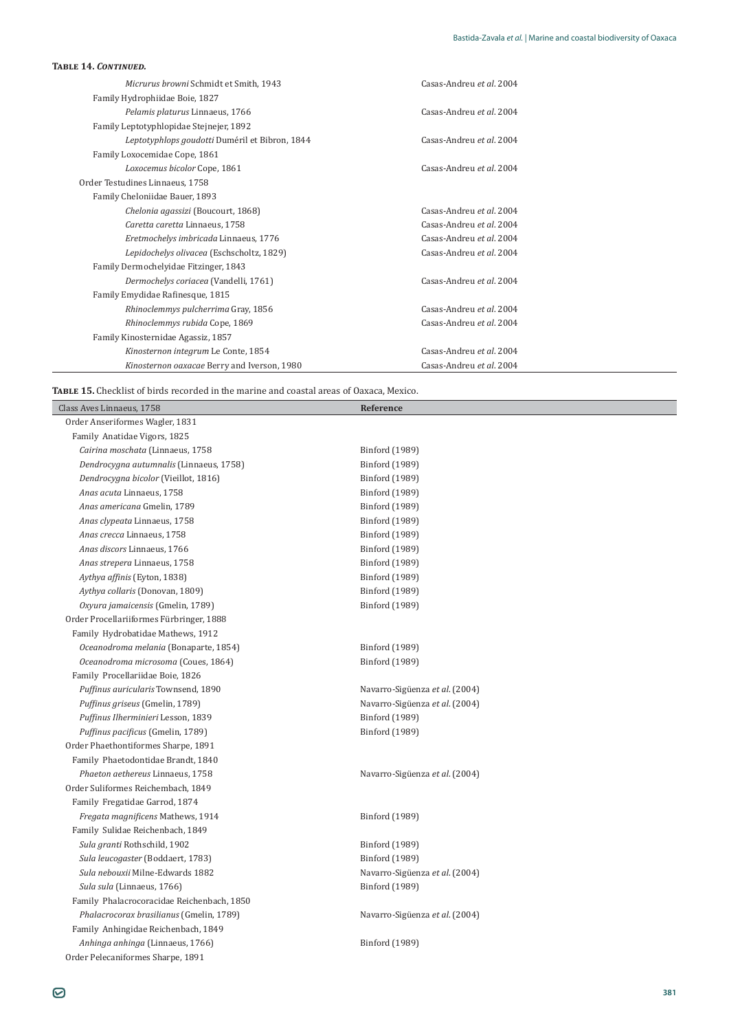**Table 14. *Continued.***

| | |
|---|---|
| *Micrurus browni* Schmidt et Smith, 1943 | Casas-Andreu *et al*. 2004 |
| Family Hydrophiidae Boie, 1827 | |
| *Pelamis platurus* Linnaeus, 1766 | Casas-Andreu *et al*. 2004 |
| Family Leptotyphlopidae Stejnejer, 1892 | |
| *Leptotyphlops goudotti* Duméril et Bibron, 1844 | Casas-Andreu *et al*. 2004 |
| Family Loxocemidae Cope, 1861 | |
| *Loxocemus bicolor* Cope, 1861 | Casas-Andreu *et al*. 2004 |
| Order Testudines Linnaeus, 1758 | |
| Family Cheloniidae Bauer, 1893 | |
| *Chelonia agassizi* (Boucourt, 1868) | Casas-Andreu *et al*. 2004 |
| *Caretta caretta* Linnaeus, 1758 | Casas-Andreu *et al*. 2004 |
| *Eretmochelys imbricada* Linnaeus, 1776 | Casas-Andreu *et al*. 2004 |
| *Lepidochelys olivacea* (Eschscholtz, 1829) | Casas-Andreu *et al*. 2004 |
| Family Dermochelyidae Fitzinger, 1843 | |
| *Dermochelys coriacea* (Vandelli, 1761) | Casas-Andreu *et al*. 2004 |
| Family Emydidae Rafinesque, 1815 | |
| *Rhinoclemmys pulcherrima* Gray, 1856 | Casas-Andreu *et al*. 2004 |
| *Rhinoclemmys rubida* Cope, 1869 | Casas-Andreu *et al*. 2004 |
| Family Kinosternidae Agassiz, 1857 | |
| *Kinosternon integrum* Le Conte, 1854 | Casas-Andreu *et al*. 2004 |
| *Kinosternon oaxacae* Berry and Iverson, 1980 | Casas-Andreu *et al*. 2004 |

**Table 15.** Checklist of birds recorded in the marine and coastal areas of Oaxaca, Mexico.

| Class Aves Linnaeus, 1758 | **Reference** |
|---|---|
| Order Anseriformes Wagler, 1831 | |
| Family Anatidae Vigors, 1825 | |
| *Cairina moschata* (Linnaeus, 1758 | Binford (1989) |
| *Dendrocygna autumnalis* (Linnaeus, 1758) | Binford (1989) |
| *Dendrocygna bicolor* (Vieillot, 1816) | Binford (1989) |
| *Anas acuta* Linnaeus, 1758 | Binford (1989) |
| *Anas americana* Gmelin, 1789 | Binford (1989) |
| *Anas clypeata* Linnaeus, 1758 | Binford (1989) |
| *Anas crecca* Linnaeus, 1758 | Binford (1989) |
| *Anas discors* Linnaeus, 1766 | Binford (1989) |
| *Anas strepera* Linnaeus, 1758 | Binford (1989) |
| *Aythya affinis* (Eyton, 1838) | Binford (1989) |
| *Aythya collaris* (Donovan, 1809) | Binford (1989) |
| *Oxyura jamaicensis* (Gmelin, 1789) | Binford (1989) |
| Order Procellariiformes Fürbringer, 1888 | |
| Family Hydrobatidae Mathews, 1912 | |
| *Oceanodroma melania* (Bonaparte, 1854) | Binford (1989) |
| *Oceanodroma microsoma* (Coues, 1864) | Binford (1989) |
| Family Procellariidae Boie, 1826 | |
| *Puffinus auricularis* Townsend, 1890 | Navarro-Sigüenza *et al*. (2004) |
| *Puffinus griseus* (Gmelin, 1789) | Navarro-Sigüenza *et al*. (2004) |
| *Puffinus lherminieri* Lesson, 1839 | Binford (1989) |
| *Puffinus pacificus* (Gmelin, 1789) | Binford (1989) |
| Order Phaethontiformes Sharpe, 1891 | |
| Family Phaetodontidae Brandt, 1840 | |
| *Phaeton aethereus* Linnaeus, 1758 | Navarro-Sigüenza *et al*. (2004) |
| Order Suliformes Reichembach, 1849 | |
| Family Fregatidae Garrod, 1874 | |
| *Fregata magnificens* Mathews, 1914 | Binford (1989) |
| Family Sulidae Reichenbach, 1849 | |
| *Sula granti* Rothschild, 1902 | Binford (1989) |
| *Sula leucogaster* (Boddaert, 1783) | Binford (1989) |
| *Sula nebouxii* Milne-Edwards 1882 | Navarro-Sigüenza *et al*. (2004) |
| *Sula sula* (Linnaeus, 1766) | Binford (1989) |
| Family Phalacrocoracidae Reichenbach, 1850 | |
| *Phalacrocorax brasilianus* (Gmelin, 1789) | Navarro-Sigüenza *et al*. (2004) |
| Family Anhingidae Reichenbach, 1849 | |
| *Anhinga anhinga* (Linnaeus, 1766) | Binford (1989) |
| Order Pelecaniformes Sharpe, 1891 | |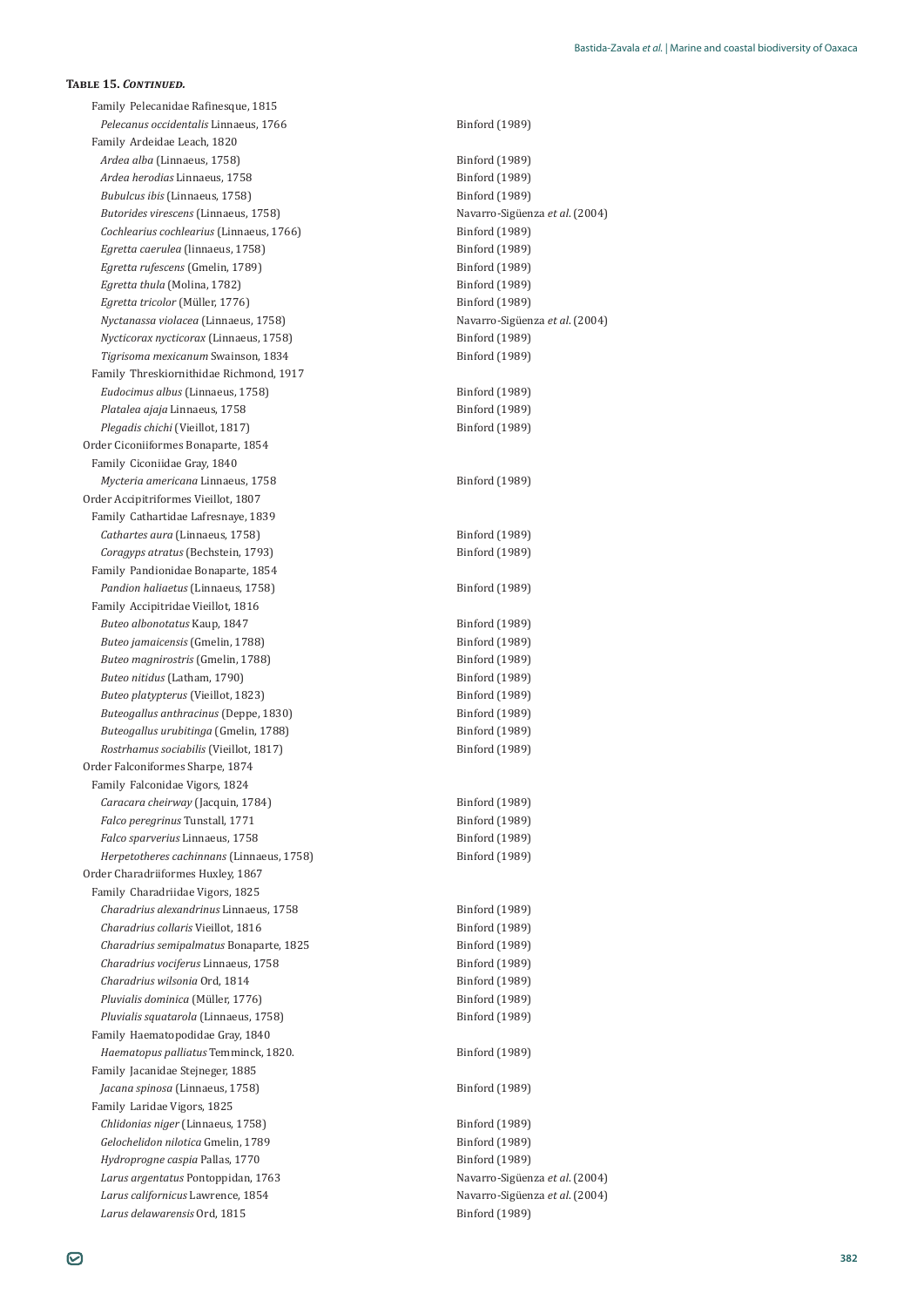**Table 15. *Continued.***

| | |
|---|---|
| Family Pelecanidae Rafinesque, 1815 | |
| *Pelecanus occidentalis* Linnaeus, 1766 | Binford (1989) |
| Family Ardeidae Leach, 1820 | |
| *Ardea alba* (Linnaeus, 1758) | Binford (1989) |
| *Ardea herodias* Linnaeus, 1758 | Binford (1989) |
| *Bubulcus ibis* (Linnaeus, 1758) | Binford (1989) |
| *Butorides virescens* (Linnaeus, 1758) | Navarro-Sigüenza *et al.* (2004) |
| *Cochlearius cochlearius* (Linnaeus, 1766) | Binford (1989) |
| *Egretta caerulea* (linnaeus, 1758) | Binford (1989) |
| *Egretta rufescens* (Gmelin, 1789) | Binford (1989) |
| *Egretta thula* (Molina, 1782) | Binford (1989) |
| *Egretta tricolor* (Müller, 1776) | Binford (1989) |
| *Nyctanassa violacea* (Linnaeus, 1758) | Navarro-Sigüenza *et al.* (2004) |
| *Nycticorax nycticorax* (Linnaeus, 1758) | Binford (1989) |
| *Tigrisoma mexicanum* Swainson, 1834 | Binford (1989) |
| Family Threskiornithidae Richmond, 1917 | |
| *Eudocimus albus* (Linnaeus, 1758) | Binford (1989) |
| *Platalea ajaja* Linnaeus, 1758 | Binford (1989) |
| *Plegadis chichi* (Vieillot, 1817) | Binford (1989) |
| Order Ciconiiformes Bonaparte, 1854 | |
| Family Ciconiidae Gray, 1840 | |
| *Mycteria americana* Linnaeus, 1758 | Binford (1989) |
| Order Accipitriformes Vieillot, 1807 | |
| Family Cathartidae Lafresnaye, 1839 | |
| *Cathartes aura* (Linnaeus, 1758) | Binford (1989) |
| *Coragyps atratus* (Bechstein, 1793) | Binford (1989) |
| Family Pandionidae Bonaparte, 1854 | |
| *Pandion haliaetus* (Linnaeus, 1758) | Binford (1989) |
| Family Accipitridae Vieillot, 1816 | |
| *Buteo albonotatus* Kaup, 1847 | Binford (1989) |
| *Buteo jamaicensis* (Gmelin, 1788) | Binford (1989) |
| *Buteo magnirostris* (Gmelin, 1788) | Binford (1989) |
| *Buteo nitidus* (Latham, 1790) | Binford (1989) |
| *Buteo platypterus* (Vieillot, 1823) | Binford (1989) |
| *Buteogallus anthracinus* (Deppe, 1830) | Binford (1989) |
| *Buteogallus urubitinga* (Gmelin, 1788) | Binford (1989) |
| *Rostrhamus sociabilis* (Vieillot, 1817) | Binford (1989) |
| Order Falconiformes Sharpe, 1874 | |
| Family Falconidae Vigors, 1824 | |
| *Caracara cheirway* (Jacquin, 1784) | Binford (1989) |
| *Falco peregrinus* Tunstall, 1771 | Binford (1989) |
| *Falco sparverius* Linnaeus, 1758 | Binford (1989) |
| *Herpetotheres cachinnans* (Linnaeus, 1758) | Binford (1989) |
| Order Charadriiformes Huxley, 1867 | |
| Family Charadriidae Vigors, 1825 | |
| *Charadrius alexandrinus* Linnaeus, 1758 | Binford (1989) |
| *Charadrius collaris* Vieillot, 1816 | Binford (1989) |
| *Charadrius semipalmatus* Bonaparte, 1825 | Binford (1989) |
| *Charadrius vociferus* Linnaeus, 1758 | Binford (1989) |
| *Charadrius wilsonia* Ord, 1814 | Binford (1989) |
| *Pluvialis dominica* (Müller, 1776) | Binford (1989) |
| *Pluvialis squatarola* (Linnaeus, 1758) | Binford (1989) |
| Family Haematopodidae Gray, 1840 | |
| *Haematopus palliatus* Temminck, 1820. | Binford (1989) |
| Family Jacanidae Stejneger, 1885 | |
| *Jacana spinosa* (Linnaeus, 1758) | Binford (1989) |
| Family Laridae Vigors, 1825 | |
| *Chlidonias niger* (Linnaeus, 1758) | Binford (1989) |
| *Gelochelidon nilotica* Gmelin, 1789 | Binford (1989) |
| *Hydroprogne caspia* Pallas, 1770 | Binford (1989) |
| *Larus argentatus* Pontoppidan, 1763 | Navarro-Sigüenza *et al.* (2004) |
| *Larus californicus* Lawrence, 1854 | Navarro-Sigüenza *et al.* (2004) |
| *Larus delawarensis* Ord, 1815 | Binford (1989) |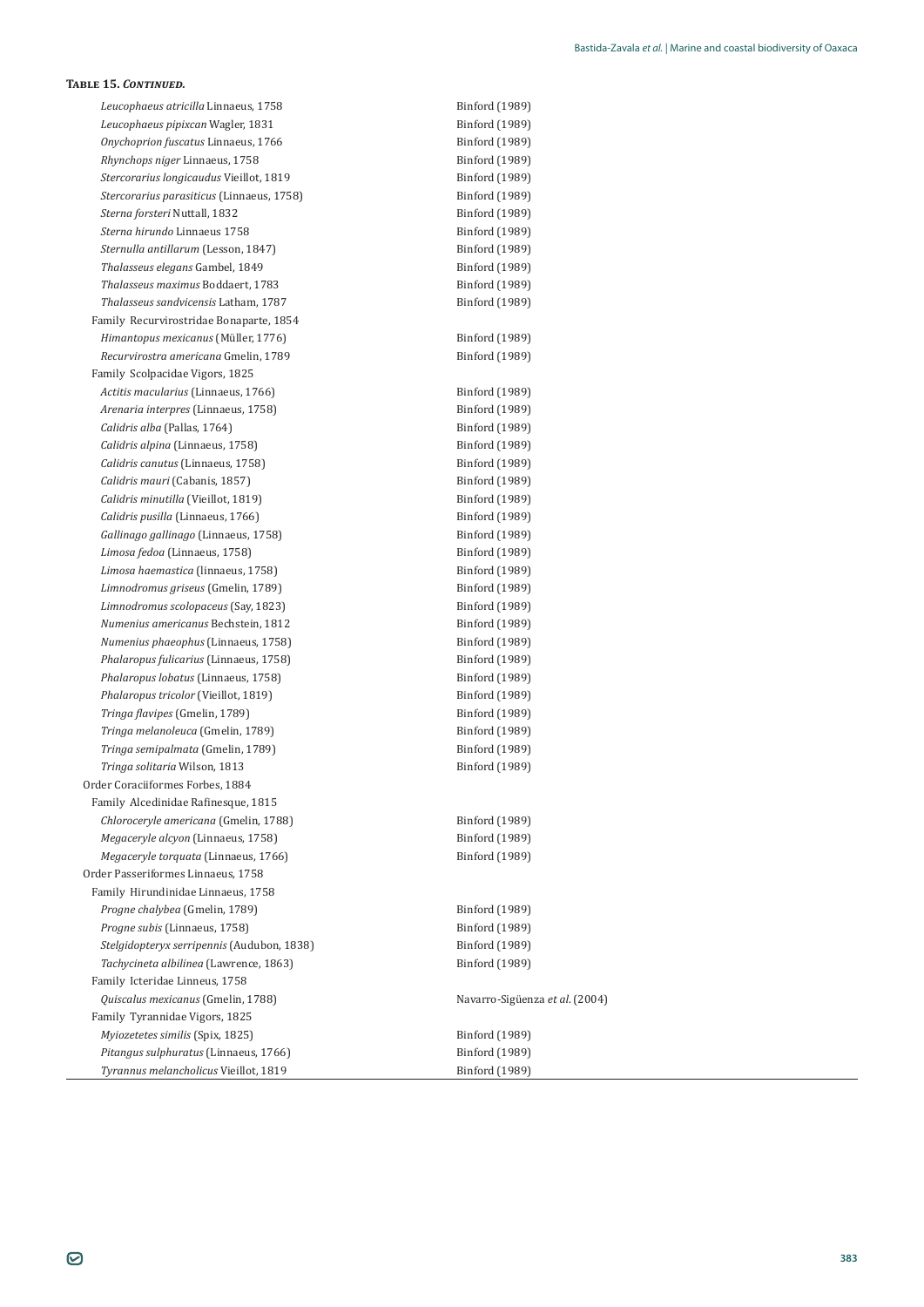**Table 15. *Continued.***

| | |
|---|---|
| *Leucophaeus atricilla* Linnaeus, 1758 | Binford (1989) |
| *Leucophaeus pipixcan* Wagler, 1831 | Binford (1989) |
| *Onychoprion fuscatus* Linnaeus, 1766 | Binford (1989) |
| *Rhynchops niger* Linnaeus, 1758 | Binford (1989) |
| *Stercorarius longicaudus* Vieillot, 1819 | Binford (1989) |
| *Stercorarius parasiticus* (Linnaeus, 1758) | Binford (1989) |
| *Sterna forsteri* Nuttall, 1832 | Binford (1989) |
| *Sterna hirundo* Linnaeus 1758 | Binford (1989) |
| *Sternulla antillarum* (Lesson, 1847) | Binford (1989) |
| *Thalasseus elegans* Gambel, 1849 | Binford (1989) |
| *Thalasseus maximus* Boddaert, 1783 | Binford (1989) |
| *Thalasseus sandvicensis* Latham, 1787 | Binford (1989) |
| Family Recurvirostridae Bonaparte, 1854 | |
| *Himantopus mexicanus* (Müller, 1776) | Binford (1989) |
| *Recurvirostra americana* Gmelin, 1789 | Binford (1989) |
| Family Scolpacidae Vigors, 1825 | |
| *Actitis macularius* (Linnaeus, 1766) | Binford (1989) |
| *Arenaria interpres* (Linnaeus, 1758) | Binford (1989) |
| *Calidris alba* (Pallas, 1764) | Binford (1989) |
| *Calidris alpina* (Linnaeus, 1758) | Binford (1989) |
| *Calidris canutus* (Linnaeus, 1758) | Binford (1989) |
| *Calidris mauri* (Cabanis, 1857) | Binford (1989) |
| *Calidris minutilla* (Vieillot, 1819) | Binford (1989) |
| *Calidris pusilla* (Linnaeus, 1766) | Binford (1989) |
| *Gallinago gallinago* (Linnaeus, 1758) | Binford (1989) |
| *Limosa fedoa* (Linnaeus, 1758) | Binford (1989) |
| *Limosa haemastica* (linnaeus, 1758) | Binford (1989) |
| *Limnodromus griseus* (Gmelin, 1789) | Binford (1989) |
| *Limnodromus scolopaceus* (Say, 1823) | Binford (1989) |
| *Numenius americanus* Bechstein, 1812 | Binford (1989) |
| *Numenius phaeophus* (Linnaeus, 1758) | Binford (1989) |
| *Phalaropus fulicarius* (Linnaeus, 1758) | Binford (1989) |
| *Phalaropus lobatus* (Linnaeus, 1758) | Binford (1989) |
| *Phalaropus tricolor* (Vieillot, 1819) | Binford (1989) |
| *Tringa flavipes* (Gmelin, 1789) | Binford (1989) |
| *Tringa melanoleuca* (Gmelin, 1789) | Binford (1989) |
| *Tringa semipalmata* (Gmelin, 1789) | Binford (1989) |
| *Tringa solitaria* Wilson, 1813 | Binford (1989) |
| Order Coraciiformes Forbes, 1884 | |
| Family Alcedinidae Rafinesque, 1815 | |
| *Chloroceryle americana* (Gmelin, 1788) | Binford (1989) |
| *Megaceryle alcyon* (Linnaeus, 1758) | Binford (1989) |
| *Megaceryle torquata* (Linnaeus, 1766) | Binford (1989) |
| Order Passeriformes Linnaeus, 1758 | |
| Family Hirundinidae Linnaeus, 1758 | |
| *Progne chalybea* (Gmelin, 1789) | Binford (1989) |
| *Progne subis* (Linnaeus, 1758) | Binford (1989) |
| *Stelgidopteryx serripennis* (Audubon, 1838) | Binford (1989) |
| *Tachycineta albilinea* (Lawrence, 1863) | Binford (1989) |
| Family Icteridae Linneus, 1758 | |
| *Quiscalus mexicanus* (Gmelin, 1788) | Navarro-Sigüenza *et al.* (2004) |
| Family Tyrannidae Vigors, 1825 | |
| *Myiozetetes similis* (Spix, 1825) | Binford (1989) |
| *Pitangus sulphuratus* (Linnaeus, 1766) | Binford (1989) |
| *Tyrannus melancholicus* Vieillot, 1819 | Binford (1989) |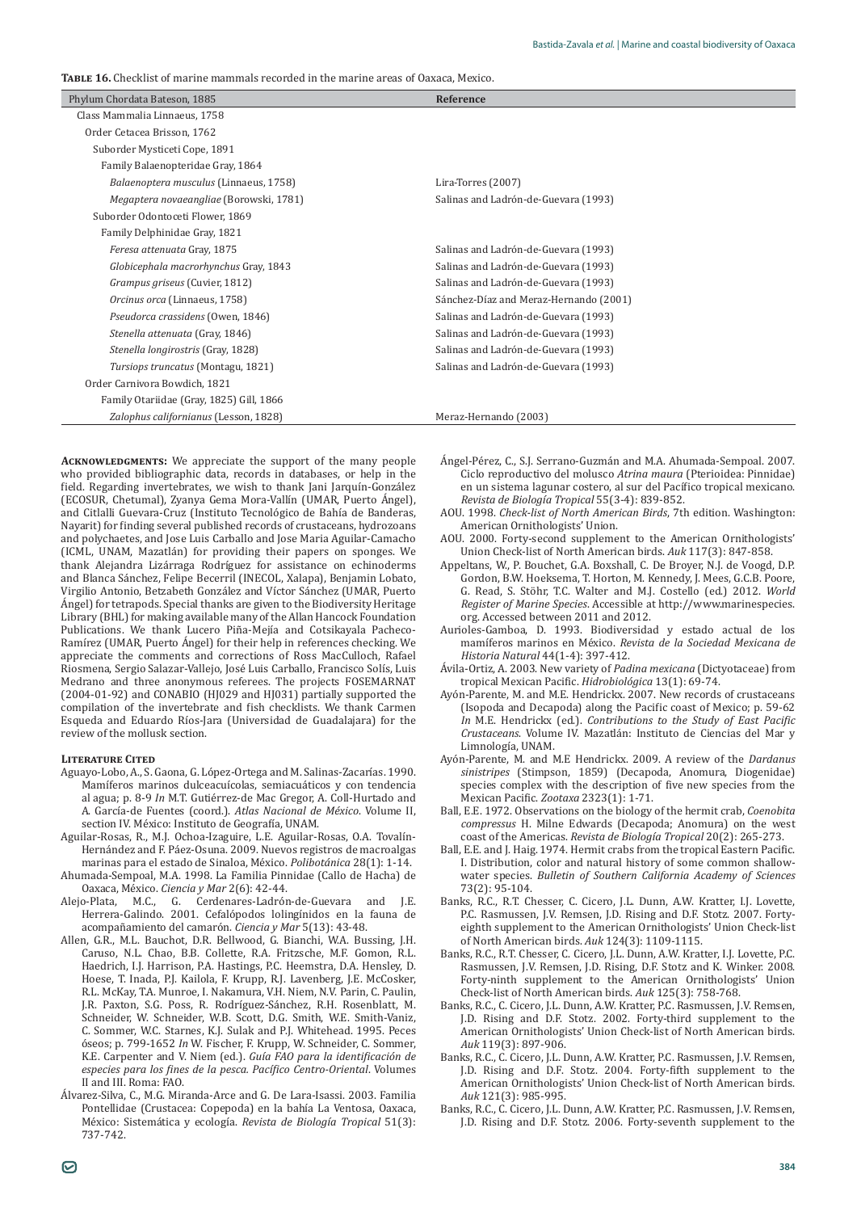**Table 16.** Checklist of marine mammals recorded in the marine areas of Oaxaca, Mexico.

| Phylum Chordata Bateson, 1885 | Reference |
|---|---|
| Class Mammalia Linnaeus, 1758 | |
| Order Cetacea Brisson, 1762 | |
| Suborder Mysticeti Cope, 1891 | |
| Family Balaenopteridae Gray, 1864 | |
| *Balaenoptera musculus* (Linnaeus, 1758) | Lira-Torres (2007) |
| *Megaptera novaeangliae* (Borowski, 1781) | Salinas and Ladrón-de-Guevara (1993) |
| Suborder Odontoceti Flower, 1869 | |
| Family Delphinidae Gray, 1821 | |
| *Feresa attenuata* Gray, 1875 | Salinas and Ladrón-de-Guevara (1993) |
| *Globicephala macrorhynchus* Gray, 1843 | Salinas and Ladrón-de-Guevara (1993) |
| *Grampus griseus* (Cuvier, 1812) | Salinas and Ladrón-de-Guevara (1993) |
| *Orcinus orca* (Linnaeus, 1758) | Sánchez-Díaz and Meraz-Hernando (2001) |
| *Pseudorca crassidens* (Owen, 1846) | Salinas and Ladrón-de-Guevara (1993) |
| *Stenella attenuata* (Gray, 1846) | Salinas and Ladrón-de-Guevara (1993) |
| *Stenella longirostris* (Gray, 1828) | Salinas and Ladrón-de-Guevara (1993) |
| *Tursiops truncatus* (Montagu, 1821) | Salinas and Ladrón-de-Guevara (1993) |
| Order Carnivora Bowdich, 1821 | |
| Family Otariidae (Gray, 1825) Gill, 1866 | |
| *Zalophus californianus* (Lesson, 1828) | Meraz-Hernando (2003) |

**Acknowledgments:** We appreciate the support of the many people who provided bibliographic data, records in databases, or help in the field. Regarding invertebrates, we wish to thank Jani Jarquín-González (ECOSUR, Chetumal), Zyanya Gema Mora-Vallín (UMAR, Puerto Ángel), and Citlalli Guevara-Cruz (Instituto Tecnológico de Bahía de Banderas, Nayarit) for finding several published records of crustaceans, hydrozoans and polychaetes, and Jose Luis Carballo and Jose Maria Aguilar-Camacho (ICML, UNAM, Mazatlán) for providing their papers on sponges. We thank Alejandra Lizárraga Rodríguez for assistance on echinoderms and Blanca Sánchez, Felipe Becerril (INECOL, Xalapa), Benjamin Lobato, Virgilio Antonio, Betzabeth González and Víctor Sánchez (UMAR, Puerto Ángel) for tetrapods. Special thanks are given to the Biodiversity Heritage Library (BHL) for making available many of the Allan Hancock Foundation Publications. We thank Lucero Piña-Mejía and Cotsikayala Pacheco-Ramírez (UMAR, Puerto Ángel) for their help in references checking. We appreciate the comments and corrections of Ross MacCulloch, Rafael Riosmena, Sergio Salazar-Vallejo, José Luis Carballo, Francisco Solís, Luis Medrano and three anonymous referees. The projects FOSEMARNAT (2004-01-92) and CONABIO (HJ029 and HJ031) partially supported the compilation of the invertebrate and fish checklists. We thank Carmen Esqueda and Eduardo Ríos-Jara (Universidad de Guadalajara) for the review of the mollusk section.

**Literature Cited**

Aguayo-Lobo, A., S. Gaona, G. López-Ortega and M. Salinas-Zacarías. 1990. Mamíferos marinos dulceacuícolas, semiacuáticos y con tendencia al agua; p. 8-9 *In* M.T. Gutiérrez-de Mac Gregor, A. Coll-Hurtado and A. García-de Fuentes (coord.). *Atlas Nacional de México*. Volume II, section IV. México: Instituto de Geografía, UNAM.

Aguilar-Rosas, R., M.J. Ochoa-Izaguire, L.E. Aguilar-Rosas, O.A. Tovalín-Hernández and F. Páez-Osuna. 2009. Nuevos registros de macroalgas marinas para el estado de Sinaloa, México. *Polibotánica* 28(1): 1-14.

Ahumada-Sempoal, M.A. 1998. La Familia Pinnidae (Callo de Hacha) de Oaxaca, México. *Ciencia y Mar* 2(6): 42-44.

Alejo-Plata, M.C., G. Cerdenares-Ladrón-de-Guevara and J.E. Herrera-Galindo. 2001. Cefalópodos lolingínidos en la fauna de acompañamiento del camarón. *Ciencia y Mar* 5(13): 43-48.

Allen, G.R., M.L. Bauchot, D.R. Bellwood, G. Bianchi, W.A. Bussing, J.H. Caruso, N.L. Chao, B.B. Collette, R.A. Fritzsche, M.F. Gomon, R.L. Haedrich, I.J. Harrison, P.A. Hastings, P.C. Heemstra, D.A. Hensley, D. Hoese, T. Inada, P.J. Kailola, F. Krupp, R.J. Lavenberg, J.E. McCosker, R.L. McKay, T.A. Munroe, I. Nakamura, V.H. Niem, N.V. Parin, C. Paulin, J.R. Paxton, S.G. Poss, R. Rodríguez-Sánchez, R.H. Rosenblatt, M. Schneider, W. Schneider, W.B. Scott, D.G. Smith, W.E. Smith-Vaniz, C. Sommer, W.C. Starnes, K.J. Sulak and P.J. Whitehead. 1995. Peces óseos; p. 799-1652 *In* W. Fischer, F. Krupp, W. Schneider, C. Sommer, K.E. Carpenter and V. Niem (ed.). *Guía FAO para la identificación de especies para los fines de la pesca. Pacífico Centro-Oriental*. Volumes II and III. Roma: FAO.

Álvarez-Silva, C., M.G. Miranda-Arce and G. De Lara-Isassi. 2003. Familia Pontellidae (Crustacea: Copepoda) en la bahía La Ventosa, Oaxaca, México: Sistemática y ecología. *Revista de Biología Tropical* 51(3): 737-742.

Ángel-Pérez, C., S.J. Serrano-Guzmán and M.A. Ahumada-Sempoal. 2007. Ciclo reproductivo del molusco *Atrina maura* (Pterioidea: Pinnidae) en un sistema lagunar costero, al sur del Pacífico tropical mexicano. *Revista de Biología Tropical* 55(3-4): 839-852.

AOU. 1998. *Check-list of North American Birds*, 7th edition. Washington: American Ornithologists' Union.

AOU. 2000. Forty-second supplement to the American Ornithologists' Union Check-list of North American birds. *Auk* 117(3): 847-858.

Appeltans, W., P. Bouchet, G.A. Boxshall, C. De Broyer, N.J. de Voogd, D.P. Gordon, B.W. Hoeksema, T. Horton, M. Kennedy, J. Mees, G.C.B. Poore, G. Read, S. Stöhr, T.C. Walter and M.J. Costello (ed.) 2012. *World Register of Marine Species*. Accessible at http://www.marinespecies.org. Accessed between 2011 and 2012.

Aurioles-Gamboa, D. 1993. Biodiversidad y estado actual de los mamíferos marinos en México. *Revista de la Sociedad Mexicana de Historia Natural* 44(1-4): 397-412.

Ávila-Ortiz, A. 2003. New variety of *Padina mexicana* (Dictyotaceae) from tropical Mexican Pacific. *Hidrobiológica* 13(1): 69-74.

Ayón-Parente, M. and M.E. Hendrickx. 2007. New records of crustaceans (Isopoda and Decapoda) along the Pacific coast of Mexico; p. 59-62 *In* M.E. Hendrickx (ed.). *Contributions to the Study of East Pacific Crustaceans*. Volume IV. Mazatlán: Instituto de Ciencias del Mar y Limnología, UNAM.

Ayón-Parente, M. and M.E Hendrickx. 2009. A review of the *Dardanus sinistripes* (Stimpson, 1859) (Decapoda, Anomura, Diogenidae) species complex with the description of five new species from the Mexican Pacific. *Zootaxa* 2323(1): 1-71.

Ball, E.E. 1972. Observations on the biology of the hermit crab, *Coenobita compressus* H. Milne Edwards (Decapoda; Anomura) on the west coast of the Americas. *Revista de Biología Tropical* 20(2): 265-273.

Ball, E.E. and J. Haig. 1974. Hermit crabs from the tropical Eastern Pacific. I. Distribution, color and natural history of some common shallow-water species. *Bulletin of Southern California Academy of Sciences* 73(2): 95-104.

Banks, R.C., R.T. Chesser, C. Cicero, J.L. Dunn, A.W. Kratter, I.J. Lovette, P.C. Rasmussen, J.V. Remsen, J.D. Rising and D.F. Stotz. 2007. Forty-eighth supplement to the American Ornithologists' Union Check-list of North American birds. *Auk* 124(3): 1109-1115.

Banks, R.C., R.T. Chesser, C. Cicero, J.L. Dunn, A.W. Kratter, I.J. Lovette, P.C. Rasmussen, J.V. Remsen, J.D. Rising, D.F. Stotz and K. Winker. 2008. Forty-ninth supplement to the American Ornithologists' Union Check-list of North American birds. *Auk* 125(3): 758-768.

Banks, R.C., C. Cicero, J.L. Dunn, A.W. Kratter, P.C. Rasmussen, J.V. Remsen, J.D. Rising and D.F. Stotz. 2002. Forty-third supplement to the American Ornithologists' Union Check-list of North American birds. *Auk* 119(3): 897-906.

Banks, R.C., C. Cicero, J.L. Dunn, A.W. Kratter, P.C. Rasmussen, J.V. Remsen, J.D. Rising and D.F. Stotz. 2004. Forty-fifth supplement to the American Ornithologists' Union Check-list of North American birds. *Auk* 121(3): 985-995.

Banks, R.C., C. Cicero, J.L. Dunn, A.W. Kratter, P.C. Rasmussen, J.V. Remsen, J.D. Rising and D.F. Stotz. 2006. Forty-seventh supplement to the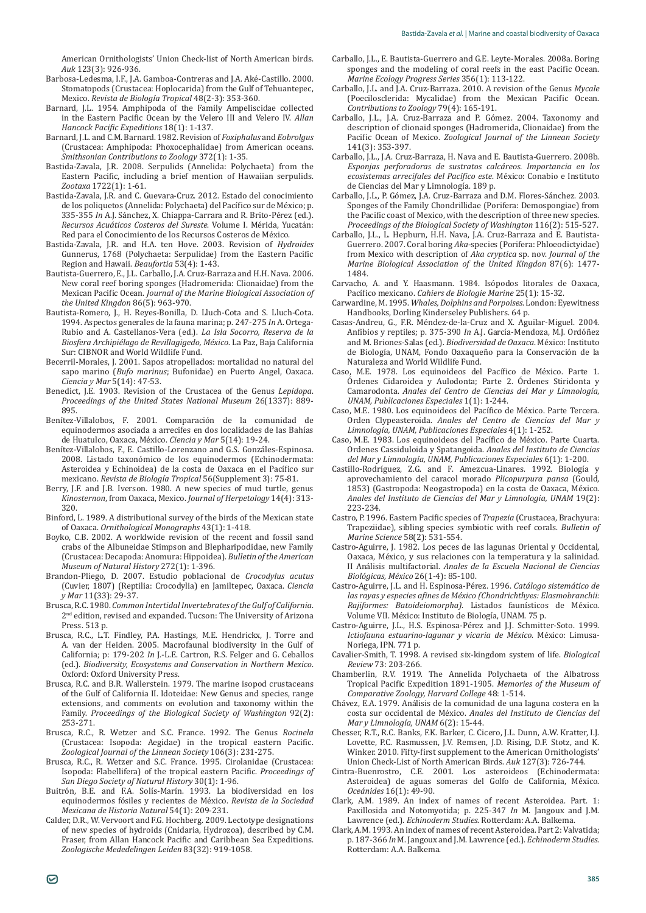American Ornithologists' Union Check-list of North American birds. *Auk* 123(3): 926-936.

Barbosa-Ledesma, I.F., J.A. Gamboa-Contreras and J.A. Aké-Castillo. 2000. Stomatopods (Crustacea: Hoplocarida) from the Gulf of Tehuantepec, Mexico. *Revista de Biología Tropical* 48(2-3): 353-360.

Barnard, J.L. 1954. Amphipoda of the Family Ampeliscidae collected in the Eastern Pacific Ocean by the Velero III and Velero IV. *Allan Hancock Pacific Expeditions* 18(1): 1-137.

Barnard, J.L. and C.M. Barnard. 1982. Revision of *Foxiphalus* and *Eobrolgus* (Crustacea: Amphipoda: Phoxocephalidae) from American oceans. *Smithsonian Contributions to Zoology* 372(1): 1-35.

Bastida-Zavala, J.R. 2008. Serpulids (Annelida: Polychaeta) from the Eastern Pacific, including a brief mention of Hawaiian serpulids. *Zootaxa* 1722(1): 1-61.

Bastida-Zavala, J.R. and C. Guevara-Cruz. 2012. Estado del conocimiento de los poliquetos (Annelida: Polychaeta) del Pacífico sur de México; p. 335-355 *In* A.J. Sánchez, X. Chiappa-Carrara and R. Brito-Pérez (ed.). *Recursos Acuáticos Costeros del Sureste*. Volume I. Mérida, Yucatán: Red para el Conocimiento de los Recursos Costeros de México.

Bastida-Zavala, J.R. and H.A. ten Hove. 2003. Revision of *Hydroides* Gunnerus, 1768 (Polychaeta: Serpulidae) from the Eastern Pacific Region and Hawaii. *Beaufortia* 53(4): 1-43.

Bautista-Guerrero, E., J.L. Carballo, J.A. Cruz-Barraza and H.H. Nava. 2006. New coral reef boring sponges (Hadromerida: Clionaidae) from the Mexican Pacific Ocean. *Journal of the Marine Biological Association of the United Kingdom* 86(5): 963-970.

Bautista-Romero, J., H. Reyes-Bonilla, D. Lluch-Cota and S. Lluch-Cota. 1994. Aspectos generales de la fauna marina; p. 247-275 *In* A. Ortega-Rubio and A. Castellanos-Vera (ed.). *La Isla Socorro, Reserva de la Biosfera Archipiélago de Revillagigedo, México*. La Paz, Baja California Sur: CIBNOR and World Wildlife Fund.

Becerril-Morales, J. 2001. Sapos atropellados: mortalidad no natural del sapo marino (*Bufo marinus*; Bufonidae) en Puerto Angel, Oaxaca. *Ciencia y Mar* 5(14): 47-53.

Benedict, J.E. 1903. Revision of the Crustacea of the Genus *Lepidopa*. *Proceedings of the United States National Museum* 26(1337): 889-895.

Benítez-Villalobos, F. 2001. Comparación de la comunidad de equinodermos asociada a arrecifes en dos localidades de las Bahías de Huatulco, Oaxaca, México. *Ciencia y Mar* 5(14): 19-24.

Benítez-Villalobos, F., E. Castillo-Lorenzano and G.S. Gonzáles-Espinosa. 2008. Listado taxonómico de los equinodermos (Echinodermata: Asteroidea y Echinoidea) de la costa de Oaxaca en el Pacífico sur mexicano. *Revista de Biología Tropical* 56(Supplement 3): 75-81.

Berry, J.F. and J.B. Iverson. 1980. A new species of mud turtle, genus *Kinosternon*, from Oaxaca, Mexico. *Journal of Herpetology* 14(4): 313-320.

Binford, L. 1989. A distributional survey of the birds of the Mexican state of Oaxaca. *Ornithological Monographs* 43(1): 1-418.

Boyko, C.B. 2002. A worldwide revision of the recent and fossil sand crabs of the Albuneidae Stimpson and Blepharipodidae, new Family (Crustacea: Decapoda: Anomura: Hippoidea). *Bulletin of the American Museum of Natural History* 272(1): 1-396.

Brandon-Pliego, D. 2007. Estudio poblacional de *Crocodylus acutus* (Cuvier, 1807) (Reptilia: Crocodylia) en Jamiltepec, Oaxaca. *Ciencia y Mar* 11(33): 29-37.

Brusca, R.C. 1980. *Common Intertidal Invertebrates of the Gulf of California*. 2nd edition, revised and expanded. Tucson: The University of Arizona Press. 513 p.

Brusca, R.C., L.T. Findley, P.A. Hastings, M.E. Hendrickx, J. Torre and A. van der Heiden. 2005. Macrofaunal biodiversity in the Gulf of California; p: 179-202 *In* J.-L.E. Cartron, R.S. Felger and G. Ceballos (ed.). *Biodiversity, Ecosystems and Conservation in Northern Mexico*. Oxford: Oxford University Press.

Brusca, R.C. and B.R. Wallerstein. 1979. The marine isopod crustaceans of the Gulf of California II. Idoteidae: New Genus and species, range extensions, and comments on evolution and taxonomy within the Family. *Proceedings of the Biological Society of Washington* 92(2): 253-271.

Brusca, R.C., R. Wetzer and S.C. France. 1992. The Genus *Rocinela* (Crustacea: Isopoda: Aegidae) in the tropical eastern Pacific. *Zoological Journal of the Linnean Society* 106(3): 231-275.

Brusca, R.C., R. Wetzer and S.C. France. 1995. Cirolanidae (Crustacea: Isopoda: Flabellifera) of the tropical eastern Pacific. *Proceedings of San Diego Society of Natural History* 30(1): 1-96.

Buitrón, B.E. and F.A. Solís-Marín. 1993. La biodiversidad en los equinodermos fósiles y recientes de México. *Revista de la Sociedad Mexicana de Historia Natural* 54(1): 209-231.

Calder, D.R., W. Vervoort and F.G. Hochberg. 2009. Lectotype designations of new species of hydroids (Cnidaria, Hydrozoa), described by C.M. Fraser, from Allan Hancock Pacific and Caribbean Sea Expeditions. *Zoologische Mededelingen Leiden* 83(32): 919-1058.

Carballo, J.L., E. Bautista-Guerrero and G.E. Leyte-Morales. 2008a. Boring sponges and the modeling of coral reefs in the east Pacific Ocean. *Marine Ecology Progress Series* 356(1): 113-122.

Carballo, J.L. and J.A. Cruz-Barraza. 2010. A revision of the Genus *Mycale* (Poecilosclerida: Mycalidae) from the Mexican Pacific Ocean. *Contributions to Zoology* 79(4): 165-191.

Carballo, J.L., J.A. Cruz-Barraza and P. Gómez. 2004. Taxonomy and description of clionaid sponges (Hadromerida, Clionaidae) from the Pacific Ocean of Mexico. *Zoological Journal of the Linnean Society* 141(3): 353-397.

Carballo, J.L., J.A. Cruz-Barraza, H. Nava and E. Bautista-Guerrero. 2008b. *Esponjas perforadoras de sustratos calcáreos. Importancia en los ecosistemas arrecifales del Pacífico este*. México: Conabio e Instituto de Ciencias del Mar y Limnología. 189 p.

Carballo, J.L., P. Gómez, J.A. Cruz-Barraza and D.M. Flores-Sánchez. 2003. Sponges of the Family Chondrillidae (Porifera: Demospongiae) from the Pacific coast of Mexico, with the description of three new species. *Proceedings of the Biological Society of Washington* 116(2): 515-527.

Carballo, J.L., L. Hepburn, H.H. Nava, J.A. Cruz-Barraza and E. Bautista-Guerrero. 2007. Coral boring *Aka*-species (Porifera: Phloeodictyidae) from Mexico with description of *Aka cryptica* sp. nov. *Journal of the Marine Biological Association of the United Kingdom* 87(6): 1477-1484.

Carvacho, A. and Y. Haasmann. 1984. Isópodos litorales de Oaxaca, Pacífico mexicano. *Cahiers de Biologie Marine* 25(1): 15-32.

Carwardine, M. 1995. *Whales, Dolphins and Porpoises*. London: Eyewitness Handbooks, Dorling Kinderseley Publishers. 64 p.

Casas-Andreu, G., F.R. Méndez-de-la-Cruz and X. Aguilar-Miguel. 2004. Anfibios y reptiles; p. 375-390 *In* A.J. García-Mendoza, M.J. Ordóñez and M. Briones-Salas (ed.). *Biodiversidad de Oaxaca*. México: Instituto de Biología, UNAM, Fondo Oaxaqueño para la Conservación de la Naturaleza and World Wildlife Fund.

Caso, M.E. 1978. Los equinoideos del Pacífico de México. Parte 1. Órdenes Cidaroidea y Aulodonta; Parte 2. Órdenes Stiridonta y Camarodonta. *Anales del Centro de Ciencias del Mar y Limnología, UNAM, Publicaciones Especiales* 1(1): 1-244.

Caso, M.E. 1980. Los equinoideos del Pacífico de México. Parte Tercera. Orden Clypeasteroida. *Anales del Centro de Ciencias del Mar y Limnología, UNAM, Publicaciones Especiales* 4(1): 1-252.

Caso, M.E. 1983. Los equinoideos del Pacífico de México. Parte Cuarta. Ordenes Cassiduloida y Spatangoida. *Anales del Instituto de Ciencias del Mar y Limnología, UNAM, Publicaciones Especiales* 6(1): 1-200.

Castillo-Rodríguez, Z.G. and F. Amezcua-Linares. 1992. Biología y aprovechamiento del caracol morado *Plicopurpura pansa* (Gould, 1853) (Gastropoda: Neogastropoda) en la costa de Oaxaca, México. *Anales del Instituto de Ciencias del Mar y Limnologia, UNAM* 19(2): 223-234.

Castro, P. 1996. Eastern Pacific species of *Trapezia* (Crustacea, Brachyura: Trapeziidae), sibling species symbiotic with reef corals. *Bulletin of Marine Science* 58(2): 531-554.

Castro-Aguirre, J. 1982. Los peces de las lagunas Oriental y Occidental, Oaxaca, México, y sus relaciones con la temperatura y la salinidad. II Análisis multifactorial. *Anales de la Escuela Nacional de Ciencias Biológicas, México* 26(1-4): 85-100.

Castro-Aguirre, J.L. and H. Espinosa-Pérez. 1996. *Catálogo sistemático de las rayas y especies afines de México (Chondrichthyes: Elasmobranchii: Rajiformes: Batoideiomorpha)*. Listados faunísticos de México. Volume VII. México: Instituto de Biología, UNAM. 75 p.

Castro-Aguirre, J.L., H.S. Espinosa-Pérez and J.J. Schmitter-Soto. 1999. *Ictiofauna estuarino-lagunar y vicaria de México*. México: Limusa-Noriega, IPN. 771 p.

Cavalier-Smith, T. 1998. A revised six-kingdom system of life. *Biological Review* 73: 203-266.

Chamberlin, R.V. 1919. The Annelida Polychaeta of the Albatross Tropical Pacific Expedition 1891-1905. *Memories of the Museum of Comparative Zoology, Harvard College* 48: 1-514.

Chávez, E.A. 1979. Análisis de la comunidad de una laguna costera en la costa sur occidental de México. *Anales del Instituto de Ciencias del Mar y Limnología, UNAM* 6(2): 15-44.

Chesser, R.T., R.C. Banks, F.K. Barker, C. Cicero, J.L. Dunn, A.W. Kratter, I.J. Lovette, P.C. Rasmussen, J.V. Remsen, J.D. Rising, D.F. Stotz, and K. Winker. 2010. Fifty-first supplement to the American Ornithologists' Union Check-List of North American Birds. *Auk* 127(3): 726-744.

Cintra-Buenrostro, C.E. 2001. Los asteroideos (Echinodermata: Asteroidea) de aguas someras del Golfo de California, México. *Oceánides* 16(1): 49-90.

Clark, A.M. 1989. An index of names of recent Asteroidea. Part. 1: Paxillosida and Notomyotida; p. 225-347 *In* M. Jangoux and J.M. Lawrence (ed.). *Echinoderm Studies*. Rotterdam: A.A. Balkema.

Clark, A.M. 1993. An index of names of recent Asteroidea. Part 2: Valvatida; p. 187-366 *In* M. Jangoux and J.M. Lawrence (ed.). *Echinoderm Studies*. Rotterdam: A.A. Balkema.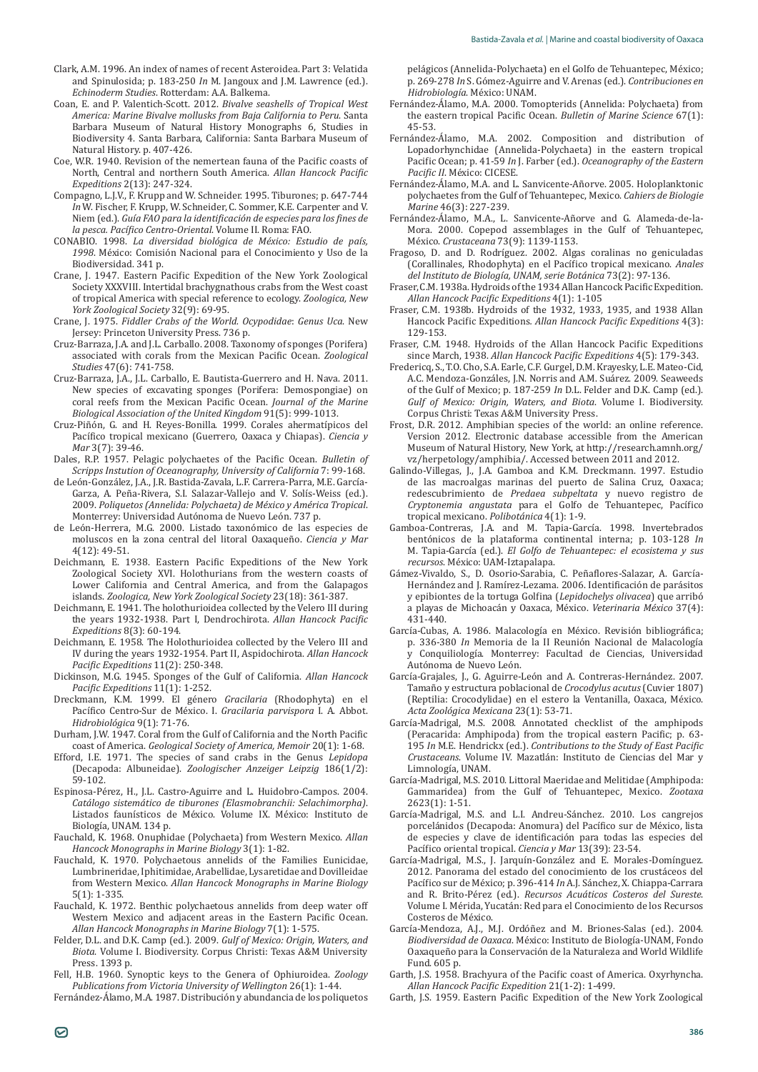Clark, A.M. 1996. An index of names of recent Asteroidea. Part 3: Velatida and Spinulosida; p. 183-250 *In* M. Jangoux and J.M. Lawrence (ed.). *Echinoderm Studies*. Rotterdam: A.A. Balkema.

Coan, E. and P. Valentich-Scott. 2012. *Bivalve seashells of Tropical West America: Marine Bivalve mollusks from Baja California to Peru*. Santa Barbara Museum of Natural History Monographs 6, Studies in Biodiversity 4. Santa Barbara, California: Santa Barbara Museum of Natural History. p. 407-426.

Coe, W.R. 1940. Revision of the nemertean fauna of the Pacific coasts of North, Central and northern South America. *Allan Hancock Pacific Expeditions* 2(13): 247-324.

Compagno, L.J.V., F. Krupp and W. Schneider. 1995. Tiburones; p. 647-744 *In* W. Fischer, F. Krupp, W. Schneider, C. Sommer, K.E. Carpenter and V. Niem (ed.). *Guía FAO para la identificación de especies para los fines de la pesca. Pacífico Centro-Oriental*. Volume II. Roma: FAO.

CONABIO. 1998. *La diversidad biológica de México: Estudio de país, 1998*. México: Comisión Nacional para el Conocimiento y Uso de la Biodiversidad. 341 p.

Crane, J. 1947. Eastern Pacific Expedition of the New York Zoological Society XXXVIII. Intertidal brachygnathous crabs from the West coast of tropical America with special reference to ecology. *Zoologica, New York Zoological Society* 32(9): 69-95.

Crane, J. 1975. *Fiddler Crabs of the World. Ocypodidae*: *Genus Uca*. New Jersey: Princeton University Press. 736 p.

Cruz-Barraza, J.A. and J.L. Carballo. 2008. Taxonomy of sponges (Porifera) associated with corals from the Mexican Pacific Ocean. *Zoological Studies* 47(6): 741-758.

Cruz-Barraza, J.A., J.L. Carballo, E. Bautista-Guerrero and H. Nava. 2011. New species of excavating sponges (Porifera: Demospongiae) on coral reefs from the Mexican Pacific Ocean. *Journal of the Marine Biological Association of the United Kingdom* 91(5): 999-1013.

Cruz-Piñón, G. and H. Reyes-Bonilla. 1999. Corales ahermatípicos del Pacífico tropical mexicano (Guerrero, Oaxaca y Chiapas). *Ciencia y Mar* 3(7): 39-46.

Dales, R.P. 1957. Pelagic polychaetes of the Pacific Ocean. *Bulletin of Scripps Instution of Oceanography, University of California* 7: 99-168.

de León-González, J.A., J.R. Bastida-Zavala, L.F. Carrera-Parra, M.E. García-Garza, A. Peña-Rivera, S.I. Salazar-Vallejo and V. Solís-Weiss (ed.). 2009. *Poliquetos (Annelida: Polychaeta) de México y América Tropical*. Monterrey: Universidad Autónoma de Nuevo León. 737 p.

de León-Herrera, M.G. 2000. Listado taxonómico de las especies de moluscos en la zona central del litoral Oaxaqueño. *Ciencia y Mar* 4(12): 49-51.

Deichmann, E. 1938. Eastern Pacific Expeditions of the New York Zoological Society XVI. Holothurians from the western coasts of Lower California and Central America, and from the Galapagos islands. *Zoologica, New York Zoological Society* 23(18): 361-387.

Deichmann, E. 1941. The holothurioidea collected by the Velero III during the years 1932-1938. Part I, Dendrochirota. *Allan Hancock Pacific Expeditions* 8(3): 60-194.

Deichmann, E. 1958. The Holothurioidea collected by the Velero III and IV during the years 1932-1954. Part II, Aspidochirota. *Allan Hancock Pacific Expeditions* 11(2): 250-348.

Dickinson, M.G. 1945. Sponges of the Gulf of California. *Allan Hancock Pacific Expeditions* 11(1): 1-252.

Dreckmann, K.M. 1999. El género *Gracilaria* (Rhodophyta) en el Pacífico Centro-Sur de México. I. *Gracilaria parvispora* I. A. Abbot. *Hidrobiológica* 9(1): 71-76.

Durham, J.W. 1947. Coral from the Gulf of California and the North Pacific coast of America. *Geological Society of America, Memoir* 20(1): 1-68.

Efford, I.E. 1971. The species of sand crabs in the Genus *Lepidopa* (Decapoda: Albuneidae). *Zoologischer Anzeiger Leipzig* 186(1/2): 59-102.

Espinosa-Pérez, H., J.L. Castro-Aguirre and L. Huidobro-Campos. 2004. *Catálogo sistemático de tiburones (Elasmobranchii: Selachimorpha)*. Listados faunísticos de México. Volume IX. México: Instituto de Biología, UNAM. 134 p.

Fauchald, K. 1968. Onuphidae (Polychaeta) from Western Mexico. *Allan Hancock Monographs in Marine Biology* 3(1): 1-82.

Fauchald, K. 1970. Polychaetous annelids of the Families Eunicidae, Lumbrineridae, Iphitimidae, Arabellidae, Lysaretidae and Dovilleidae from Western Mexico. *Allan Hancock Monographs in Marine Biology* 5(1): 1-335.

Fauchald, K. 1972. Benthic polychaetous annelids from deep water off Western Mexico and adjacent areas in the Eastern Pacific Ocean. *Allan Hancock Monographs in Marine Biology* 7(1): 1-575.

Felder, D.L. and D.K. Camp (ed.). 2009. *Gulf of Mexico: Origin, Waters, and Biota*. Volume I. Biodiversity. Corpus Christi: Texas A&M University Press. 1393 p.

Fell, H.B. 1960. Synoptic keys to the Genera of Ophiuroidea. *Zoology Publications from Victoria University of Wellington* 26(1): 1-44.

Fernández-Álamo, M.A. 1987. Distribución y abundancia de los poliquetos pelágicos (Annelida-Polychaeta) en el Golfo de Tehuantepec, México; p. 269-278 *In* S. Gómez-Aguirre and V. Arenas (ed.). *Contribuciones en Hidrobiología*. México: UNAM.

Fernández-Álamo, M.A. 2000. Tomopterids (Annelida: Polychaeta) from the eastern tropical Pacific Ocean. *Bulletin of Marine Science* 67(1): 45-53.

Fernández-Álamo, M.A. 2002. Composition and distribution of Lopadorhynchidae (Annelida-Polychaeta) in the eastern tropical Pacific Ocean; p. 41-59 *In* J. Farber (ed.). *Oceanography of the Eastern Pacific II*. México: CICESE.

Fernández-Álamo, M.A. and L. Sanvicente-Añorve. 2005. Holoplanktonic polychaetes from the Gulf of Tehuantepec, Mexico. *Cahiers de Biologie Marine* 46(3): 227-239.

Fernández-Álamo, M.A., L. Sanvicente-Añorve and G. Alameda-de-la-Mora. 2000. Copepod assemblages in the Gulf of Tehuantepec, México. *Crustaceana* 73(9): 1139-1153.

Fragoso, D. and D. Rodríguez. 2002. Algas coralinas no geniculadas (Corallinales, Rhodophyta) en el Pacífico tropical mexicano. *Anales del Instituto de Biología, UNAM, serie Botánica* 73(2): 97-136.

Fraser, C.M. 1938a. Hydroids of the 1934 Allan Hancock Pacific Expedition. *Allan Hancock Pacific Expeditions* 4(1): 1-105

Fraser, C.M. 1938b. Hydroids of the 1932, 1933, 1935, and 1938 Allan Hancock Pacific Expeditions. *Allan Hancock Pacific Expeditions* 4(3): 129-153.

Fraser, C.M. 1948. Hydroids of the Allan Hancock Pacific Expeditions since March, 1938. *Allan Hancock Pacific Expeditions* 4(5): 179-343.

Fredericq, S., T.O. Cho, S.A. Earle, C.F. Gurgel, D.M. Krayesky, L.E. Mateo-Cid, A.C. Mendoza-Gonzáles, J.N. Norris and A.M. Suárez. 2009. Seaweeds of the Gulf of Mexico; p. 187-259 *In* D.L. Felder and D.K. Camp (ed.). *Gulf of Mexico: Origin, Waters, and Biota*. Volume I. Biodiversity. Corpus Christi: Texas A&M University Press.

Frost, D.R. 2012. Amphibian species of the world: an online reference. Version 2012. Electronic database accessible from the American Museum of Natural History, New York, at http://research.amnh.org/vz/herpetology/amphibia/. Accessed between 2011 and 2012.

Galindo-Villegas, J., J.A. Gamboa and K.M. Dreckmann. 1997. Estudio de las macroalgas marinas del puerto de Salina Cruz, Oaxaca; redescubrimiento de *Predaea subpeltata* y nuevo registro de *Cryptonemia angustata* para el Golfo de Tehuantepec, Pacífico tropical mexicano. *Polibotánica* 4(1): 1-9.

Gamboa-Contreras, J.A. and M. Tapia-García. 1998. Invertebrados bentónicos de la plataforma continental interna; p. 103-128 *In* M. Tapia-García (ed.). *El Golfo de Tehuantepec: el ecosistema y sus recursos*. México: UAM-Iztapalapa.

Gámez-Vivaldo, S., D. Osorio-Sarabia, C. Peñaflores-Salazar, A. García-Hernández and J. Ramírez-Lezama. 2006. Identificación de parásitos y epibiontes de la tortuga Golfina (*Lepidochelys olivacea*) que arribó a playas de Michoacán y Oaxaca, México. *Veterinaria México* 37(4): 431-440.

García-Cubas, A. 1986. Malacología en México. Revisión bibliográfica; p. 336-380 *In* Memoria de la II Reunión Nacional de Malacología y Conquiliología. Monterrey: Facultad de Ciencias, Universidad Autónoma de Nuevo León.

García-Grajales, J., G. Aguirre-León and A. Contreras-Hernández. 2007. Tamaño y estructura poblacional de *Crocodylus acutus* (Cuvier 1807) (Reptilia: Crocodylidae) en el estero la Ventanilla, Oaxaca, México. *Acta Zoológica Mexicana* 23(1): 53-71.

García-Madrigal, M.S. 2008. Annotated checklist of the amphipods (Peracarida: Amphipoda) from the tropical eastern Pacific; p. 63-195 *In* M.E. Hendrickx (ed.). *Contributions to the Study of East Pacific Crustaceans*. Volume IV. Mazatlán: Instituto de Ciencias del Mar y Limnología, UNAM.

García-Madrigal, M.S. 2010. Littoral Maeridae and Melitidae (Amphipoda: Gammaridea) from the Gulf of Tehuantepec, Mexico. *Zootaxa* 2623(1): 1-51.

García-Madrigal, M.S. and L.I. Andreu-Sánchez. 2010. Los cangrejos porcelánidos (Decapoda: Anomura) del Pacífico sur de México, lista de especies y clave de identificación para todas las especies del Pacífico oriental tropical. *Ciencia y Mar* 13(39): 23-54.

García-Madrigal, M.S., J. Jarquín-González and E. Morales-Domínguez. 2012. Panorama del estado del conocimiento de los crustáceos del Pacífico sur de México; p. 396-414 *In* A.J. Sánchez, X. Chiappa-Carrara and R. Brito-Pérez (ed.). *Recursos Acuáticos Costeros del Sureste*. Volume I. Mérida, Yucatán: Red para el Conocimiento de los Recursos Costeros de México.

García-Mendoza, A.J., M.J. Ordóñez and M. Briones-Salas (ed.). 2004. *Biodiversidad de Oaxaca*. México: Instituto de Biología-UNAM, Fondo Oaxaqueño para la Conservación de la Naturaleza and World Wildlife Fund. 605 p.

Garth, J.S. 1958. Brachyura of the Pacific coast of America. Oxyrhyncha. *Allan Hancock Pacific Expedition* 21(1-2): 1-499.

Garth, J.S. 1959. Eastern Pacific Expedition of the New York Zoological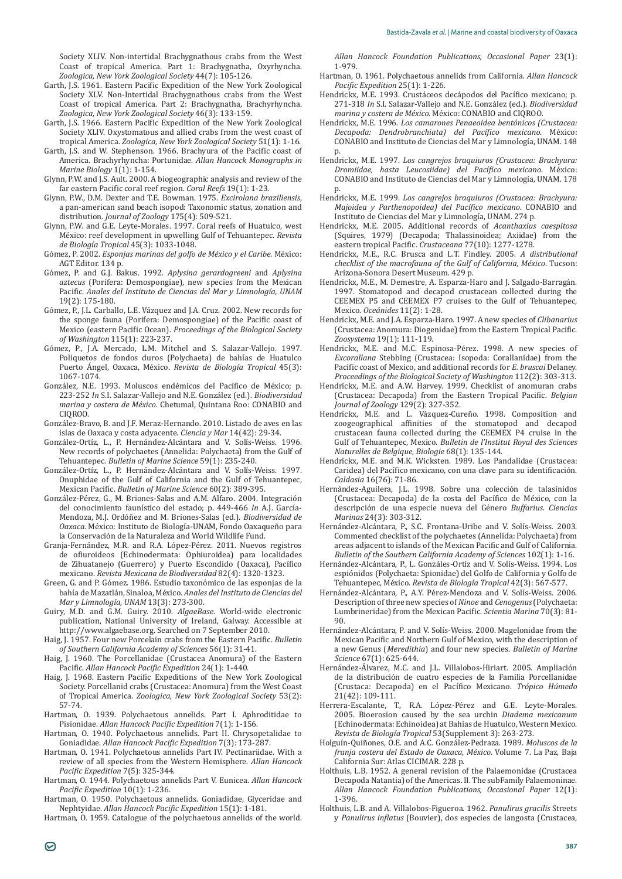Society XLIV. Non-intertidal Brachygnathous crabs from the West Coast of tropical America. Part 1: Brachygnatha, Oxyrhyncha. *Zoologica, New York Zoological Society* 44(7): 105-126.

Garth, J.S. 1961. Eastern Pacific Expedition of the New York Zoological Society XLV. Non-Intertidal Brachygnathous crabs from the West Coast of tropical America. Part 2: Brachygnatha, Brachyrhyncha. *Zoologica, New York Zoological Society* 46(3): 133-159.

Garth, J.S. 1966. Eastern Pacific Expedition of the New York Zoological Society XLIV. Oxystomatous and allied crabs from the west coast of tropical America. *Zoologica, New York Zoological Society* 51(1): 1-16.

Garth, J.S. and W. Stephenson. 1966. Brachyura of the Pacific coast of America. Brachyrhyncha: Portunidae. *Allan Hancock Monographs in Marine Biology* 1(1): 1-154.

Glynn, P.W. and J.S. Ault. 2000. A biogeographic analysis and review of the far eastern Pacific coral reef region. *Coral Reefs* 19(1): 1-23.

Glynn, P.W., D.M. Dexter and T.E. Bowman. 1975. *Excirolana braziliensis*, a pan-american sand beach isopod: Taxonomic status, zonation and distribution. *Journal of Zoology* 175(4): 509-521.

Glynn, P.W. and G.E. Leyte-Morales. 1997. Coral reefs of Huatulco, west México: reef development in upwelling Gulf of Tehuantepec. *Revista de Biología Tropical* 45(3): 1033-1048.

Gómez, P. 2002. *Esponjas marinas del golfo de México y el Caribe*. México: AGT Editor. 134 p.

Gómez, P. and G.J. Bakus. 1992. *Aplysina gerardogreeni* and *Aplysina aztecus* (Porifera: Demospongiae), new species from the Mexican Pacific. *Anales del Instituto de Ciencias del Mar y Limnología, UNAM* 19(2): 175-180.

Gómez, P., J.L. Carballo, L.E. Vázquez and J.A. Cruz. 2002. New records for the sponge fauna (Porifera: Demospongiae) of the Pacific coast of Mexico (eastern Pacific Ocean). *Proceedings of the Biological Society of Washington* 115(1): 223-237.

Gómez, P., J.A. Mercado, L.M. Mitchel and S. Salazar-Vallejo. 1997. Poliquetos de fondos duros (Polychaeta) de bahías de Huatulco Puerto Ángel, Oaxaca, México. *Revista de Biología Tropical* 45(3): 1067-1074.

González, N.E. 1993. Moluscos endémicos del Pacífico de México; p. 223-252 *In* S.I. Salazar-Vallejo and N.E. González (ed.). *Biodiversidad marina y costera de México*. Chetumal, Quintana Roo: CONABIO and CIQROO.

González-Bravo, B. and J.F. Meraz-Hernando. 2010. Listado de aves en las islas de Oaxaca y costa adyacente. *Ciencia y Mar* 14(42): 29-34.

González-Ortíz, L., P. Hernández-Alcántara and V. Solís-Weiss. 1996. New records of polychaetes (Annelida: Polychaeta) from the Gulf of Tehuantepec. *Bulletin of Marine Science* 59(1): 235-240.

González-Ortíz, L., P. Hernández-Alcántara and V. Solís-Weiss. 1997. Onuphidae of the Gulf of California and the Gulf of Tehuantepec, Mexican Pacific. *Bulletin of Marine Science* 60(2): 389-395.

González-Pérez, G., M. Briones-Salas and A.M. Alfaro. 2004. Integración del conocimiento faunístico del estado; p. 449-466 *In* A.J. García-Mendoza, M.J. Ordóñez and M. Briones-Salas (ed.). *Biodiversidad de Oaxaca*. México: Instituto de Biología-UNAM, Fondo Oaxaqueño para la Conservación de la Naturaleza and World Wildlife Fund.

Granja-Fernández, M.R. and R.A. López-Pérez. 2011. Nuevos registros de ofiuroideos (Echinodermata: Ophiuroidea) para localidades de Zihuatanejo (Guerrero) y Puerto Escondido (Oaxaca), Pacífico mexicano. *Revista Mexicana de Biodiversidad* 82(4): 1320-1323.

Green, G. and P. Gómez. 1986. Estudio taxonómico de las esponjas de la bahía de Mazatlán, Sinaloa, México. *Anales del Instituto de Ciencias del Mar y Limnología, UNAM* 13(3): 273-300.

Guiry, M.D. and G.M. Guiry. 2010. *AlgaeBase*. World-wide electronic publication, National University of Ireland, Galway. Accessible at http://www.algaebase.org. Searched on 7 September 2010.

Haig, J. 1957. Four new Porcelain crabs from the Eastern Pacific. *Bulletin of Southern California Academy of Sciences* 56(1): 31-41.

Haig, J. 1960. The Porcellanidae (Crustacea Anomura) of the Eastern Pacific. *Allan Hancock Pacific Expedition* 24(1): 1-440.

Haig, J. 1968. Eastern Pacific Expeditions of the New York Zoological Society. Porcellanid crabs (Crustacea: Anomura) from the West Coast of Tropical America. *Zoologica, New York Zoological Society* 53(2): 57-74.

Hartman, O. 1939. Polychaetous annelids. Part I. Aphroditidae to Pisionidae. *Allan Hancock Pacific Expedition* 7(1): 1-156.

Hartman, O. 1940. Polychaetous annelids. Part II. Chrysopetalidae to Goniadidae. *Allan Hancock Pacific Expedition* 7(3): 173-287.

Hartman, O. 1941. Polychaetous annelids Part IV. Pectinariidae. With a review of all species from the Western Hemisphere. *Allan Hancock Pacific Expedition* 7(5): 325-344.

Hartman, O. 1944. Polychaetous annelids Part V. Eunicea. *Allan Hancock Pacific Expedition* 10(1): 1-236.

Hartman, O. 1950. Polychaetous annelids. Goniadidae, Glyceridae and Nephtyidae. *Allan Hancock Pacific Expedition* 15(1): 1-181.

Hartman, O. 1959. Catalogue of the polychaetous annelids of the world. *Allan Hancock Foundation Publications, Occasional Paper* 23(1): 1-979.

Hartman, O. 1961. Polychaetous annelids from California. *Allan Hancock Pacific Expedition* 25(1): 1-226.

Hendrickx, M.E. 1993. Crustáceos decápodos del Pacífico mexicano; p. 271-318 *In* S.I. Salazar-Vallejo and N.E. González (ed.). *Biodiversidad marina y costera de México*. México: CONABIO and CIQROO.

Hendrickx, M.E. 1996. *Los camarones Penaeoidea bentónicos (Crustacea: Decapoda: Dendrobranchiata) del Pacífico mexicano*. México: CONABIO and Instituto de Ciencias del Mar y Limnología, UNAM. 148 p.

Hendrickx, M.E. 1997. *Los cangrejos braquiuros (Crustacea: Brachyura: Dromiidae, hasta Leucosiidae) del Pacífico mexicano*. México: CONABIO and Instituto de Ciencias del Mar y Limnología, UNAM. 178 p.

Hendrickx, M.E. 1999. *Los cangrejos braquiuros (Crustacea: Brachyura: Majoidea y Parthenopoidea) del Pacífico mexicano*. CONABIO and Instituto de Ciencias del Mar y Limnología, UNAM. 274 p.

Hendrickx, M.E. 2005. Additional records of *Acanthaxius caespitosa* (Squires, 1979) (Decapoda; Thalassinoidea; Axiidae) from the eastern tropical Pacific. *Crustaceana* 77(10): 1277-1278.

Hendrickx, M.E., R.C. Brusca and L.T. Findley. 2005. *A distributional checklist of the macrofauna of the Gulf of California, México*. Tucson: Arizona-Sonora Desert Museum. 429 p.

Hendrickx, M.E., M. Demestre, A. Esparza-Haro and J. Salgado-Barragán. 1997. Stomatopod and decapod crustacean collected during the CEEMEX P5 and CEEMEX P7 cruises to the Gulf of Tehuantepec, Mexico. *Oceánides* 11(2): 1-28.

Hendrickx, M.E. and J.A. Esparza-Haro. 1997. A new species of *Clibanarius* (Crustacea: Anomura: Diogenidae) from the Eastern Tropical Pacific. *Zoosystema* 19(1): 111-119.

Hendrickx, M.E. and M.C. Espinosa-Pérez. 1998. A new species of *Excorallana* Stebbing (Crustacea: Isopoda: Corallanidae) from the Pacific coast of Mexico, and additional records for *E. bruscai* Delaney. *Proceedings of the Biological Society of Washington* 112(2): 303-313.

Hendrickx, M.E. and A.W. Harvey. 1999. Checklist of anomuran crabs (Crustacea: Decapoda) from the Eastern Tropical Pacific. *Belgian Journal of Zoology* 129(2): 327-352.

Hendrickx, M.E. and L. Vázquez-Cureño. 1998. Composition and zoogeographical affinities of the stomatopod and decapod crustacean fauna collected during the CEEMEX P4 cruise in the Gulf of Tehuantepec, Mexico. *Bulletin de l'Institut Royal des Sciences Naturelles de Belgique, Biologie* 68(1): 135-144.

Hendrickx, M.E. and M.K. Wicksten. 1989. Los Pandalidae (Crustacea: Caridea) del Pacífico mexicano, con una clave para su identificación. *Caldasia* 16(76): 71-86.

Hernández-Aguilera, J.L. 1998. Sobre una colección de talasínidos (Crustacea: Decapoda) de la costa del Pacífico de México, con la descripción de una especie nueva del Género *Buffarius*. *Ciencias Marinas* 24(3): 303-312.

Hernández-Alcántara, P., S.C. Frontana-Uribe and V. Solís-Weiss. 2003. Commented checklist of the polychaetes (Annelida: Polychaeta) from areas adjacent to islands of the Mexican Pacific and Gulf of California. *Bulletin of the Southern California Academy of Sciences* 102(1): 1-16.

Hernández-Alcántara, P., L. Gonzáles-Ortíz and V. Solís-Weiss. 1994. Los espiónidos (Polychaeta: Spionidae) del Golfo de California y Golfo de Tehuantepec, México. *Revista de Biología Tropical* 42(3): 567-577.

Hernández-Alcántara, P., A.Y. Pérez-Mendoza and V. Solís-Weiss. 2006. Description of three new species of *Ninoe* and *Cenogenus* (Polychaeta: Lumbrineridae) from the Mexican Pacific. *Scientia Marina* 70(3): 81-90.

Hernández-Alcántara, P. and V. Solís-Weiss. 2000. Magelonidae from the Mexican Pacific and Northern Gulf of Mexico, with the description of a new Genus (*Meredithia*) and four new species. *Bulletin of Marine Science* 67(1): 625-644.

Hernández-Álvarez, M.C. and J.L. Villalobos-Hiriart. 2005. Ampliación de la distribución de cuatro especies de la Familia Porcellanidae (Crustaca: Decapoda) en el Pacífico Mexicano. *Trópico Húmedo* 21(42): 109-111.

Herrera-Escalante, T., R.A. López-Pérez and G.E. Leyte-Morales. 2005. Bioerosion caused by the sea urchin *Diadema mexicanum* (Echinodermata: Echinoidea) at Bahías de Huatulco, Western Mexico. *Revista de Biología Tropical* 53(Supplement 3): 263-273.

Holguín-Quiñones, O.E. and A.C. González-Pedraza. 1989. *Moluscos de la franja costera del Estado de Oaxaca, México*. Volume 7. La Paz, Baja California Sur: Atlas CICIMAR. 228 p.

Holthuis, L.B. 1952. A general revision of the Palaemonidae (Crustacea Decapoda Natantia) of the Americas. II. The subFamily Palaemoninae. *Allan Hancock Foundation Publications, Occasional Paper* 12(1): 1-396.

Holthuis, L.B. and A. Villalobos-Figueroa. 1962. *Panulirus gracilis* Streets y *Panulirus inflatus* (Bouvier), dos especies de langosta (Crustacea,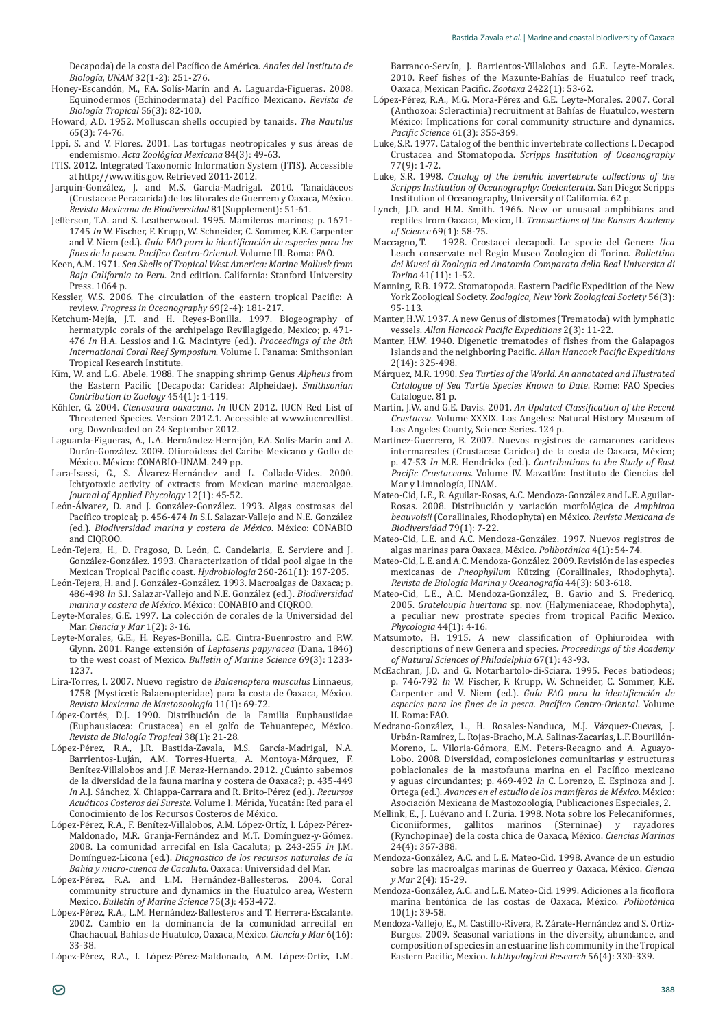Decapoda) de la costa del Pacífico de América. *Anales del Instituto de Biología, UNAM* 32(1-2): 251-276.

Honey-Escandón, M., F.A. Solís-Marín and A. Laguarda-Figueras. 2008. Equinodermos (Echinodermata) del Pacífico Mexicano. *Revista de Biología Tropical* 56(3): 82-100.

Howard, A.D. 1952. Molluscan shells occupied by tanaids. *The Nautilus* 65(3): 74-76.

Ippi, S. and V. Flores. 2001. Las tortugas neotropicales y sus áreas de endemismo. *Acta Zoológica Mexicana* 84(3): 49-63.

ITIS. 2012. Integrated Taxonomic Information System (ITIS). Accessible at http://www.itis.gov. Retrieved 2011-2012.

Jarquín-González, J. and M.S. García-Madrigal. 2010. Tanaidáceos (Crustacea: Peracarida) de los litorales de Guerrero y Oaxaca, México. *Revista Mexicana de Biodiversidad* 81(Supplement): 51-61.

Jefferson, T.A. and S. Leatherwood. 1995. Mamíferos marinos; p. 1671-1745 *In* W. Fischer, F. Krupp, W. Schneider, C. Sommer, K.E. Carpenter and V. Niem (ed.). *Guía FAO para la identificación de especies para los fines de la pesca. Pacífico Centro-Oriental*. Volume III. Roma: FAO.

Keen, A.M. 1971. *Sea Shells of Tropical West America: Marine Mollusk from Baja California to Peru*. 2nd edition. California: Stanford University Press. 1064 p.

Kessler, W.S. 2006. The circulation of the eastern tropical Pacific: A review. *Progress in Oceanography* 69(2-4): 181-217.

Ketchum-Mejía, J.T. and H. Reyes-Bonilla. 1997. Biogeography of hermatypic corals of the archipelago Revillagigedo, Mexico; p. 471-476 *In* H.A. Lessios and I.G. Macintyre (ed.). *Proceedings of the 8th International Coral Reef Symposium*. Volume I. Panama: Smithsonian Tropical Research Institute.

Kim, W. and L.G. Abele. 1988. The snapping shrimp Genus *Alpheus* from the Eastern Pacific (Decapoda: Caridea: Alpheidae). *Smithsonian Contribution to Zoology* 454(1): 1-119.

Köhler, G. 2004. *Ctenosaura oaxacana*. *In* IUCN 2012. IUCN Red List of Threatened Species. Version 2012.1. Accessible at www.iucnredlist.org. Downloaded on 24 September 2012.

Laguarda-Figueras, A., L.A. Hernández-Herrejón, F.A. Solís-Marín and A. Durán-González. 2009. Ofiuroideos del Caribe Mexicano y Golfo de México. México: CONABIO-UNAM. 249 pp.

Lara-Isassi, G., S. Álvarez-Hernández and L. Collado-Vides. 2000. Ichtyotoxic activity of extracts from Mexican marine macroalgae. *Journal of Applied Phycology* 12(1): 45-52.

León-Álvarez, D. and J. González-González. 1993. Algas costrosas del Pacífico tropical; p. 456-474 *In* S.I. Salazar-Vallejo and N.E. González (ed.). *Biodiversidad marina y costera de México*. México: CONABIO and CIQROO.

León-Tejera, H., D. Fragoso, D. León, C. Candelaria, E. Serviere and J. González-González. 1993. Characterization of tidal pool algae in the Mexican Tropical Pacific coast. *Hydrobiologia* 260-261(1): 197-205.

León-Tejera, H. and J. González-González. 1993. Macroalgas de Oaxaca; p. 486-498 *In* S.I. Salazar-Vallejo and N.E. González (ed.). *Biodiversidad marina y costera de México*. México: CONABIO and CIQROO.

Leyte-Morales, G.E. 1997. La colección de corales de la Universidad del Mar. *Ciencia y Mar* 1(2): 3-16.

Leyte-Morales, G.E., H. Reyes-Bonilla, C.E. Cintra-Buenrostro and P.W. Glynn. 2001. Range extensión of *Leptoseris papyracea* (Dana, 1846) to the west coast of Mexico. *Bulletin of Marine Science* 69(3): 1233-1237.

Lira-Torres, I. 2007. Nuevo registro de *Balaenoptera musculus* Linnaeus, 1758 (Mysticeti: Balaenopteridae) para la costa de Oaxaca, México. *Revista Mexicana de Mastozoología* 11(1): 69-72.

López-Cortés, D.J. 1990. Distribución de la Familia Euphausiidae (Euphausiacea: Crustacea) en el golfo de Tehuantepec, México. *Revista de Biología Tropical* 38(1): 21-28.

López-Pérez, R.A., J.R. Bastida-Zavala, M.S. García-Madrigal, N.A. Barrientos-Luján, A.M. Torres-Huerta, A. Montoya-Márquez, F. Benítez-Villalobos and J.F. Meraz-Hernando. 2012. ¿Cuánto sabemos de la diversidad de la fauna marina y costera de Oaxaca?; p. 435-449 *In* A.J. Sánchez, X. Chiappa-Carrara and R. Brito-Pérez (ed.). *Recursos Acuáticos Costeros del Sureste*. Volume I. Mérida, Yucatán: Red para el Conocimiento de los Recursos Costeros de México.

López-Pérez, R.A., F. Benítez-Villalobos, A.M. López-Ortíz, I. López-Pérez-Maldonado, M.R. Granja-Fernández and M.T. Domínguez-y-Gómez. 2008. La comunidad arrecifal en Isla Cacaluta; p. 243-255 *In* J.M. Domínguez-Licona (ed.). *Diagnostico de los recursos naturales de la Bahia y micro-cuenca de Cacaluta*. Oaxaca: Universidad del Mar.

López-Pérez, R.A and L.M. Hernández-Ballesteros. 2004. Coral community structure and dynamics in the Huatulco area, Western Mexico. *Bulletin of Marine Science* 75(3): 453-472.

López-Pérez, R.A., L.M. Hernández-Ballesteros and T. Herrera-Escalante. 2002. Cambio en la dominancia de la comunidad arrecifal en Chachacual, Bahías de Huatulco, Oaxaca, México. *Ciencia y Mar* 6(16): 33-38.

López-Pérez, R.A., I. López-Pérez-Maldonado, A.M. López-Ortiz, L.M. Barranco-Servín, J. Barrientos-Villalobos and G.E. Leyte-Morales. 2010. Reef fishes of the Mazunte-Bahías de Huatulco reef track, Oaxaca, Mexican Pacific. *Zootaxa* 2422(1): 53-62.

López-Pérez, R.A., M.G. Mora-Pérez and G.E. Leyte-Morales. 2007. Coral (Anthozoa: Scleractinia) recruitment at Bahías de Huatulco, western México: Implications for coral community structure and dynamics. *Pacific Science* 61(3): 355-369.

Luke, S.R. 1977. Catalog of the benthic invertebrate collections I. Decapod Crustacea and Stomatopoda. *Scripps Institution of Oceanography* 77(9): 1-72.

Luke, S.R. 1998. *Catalog of the benthic invertebrate collections of the Scripps Institution of Oceanography: Coelenterata*. San Diego: Scripps Institution of Oceanography, University of California. 62 p.

Lynch, J.D. and H.M. Smith. 1966. New or unusual amphibians and reptiles from Oaxaca, Mexico, II. *Transactions of the Kansas Academy of Science* 69(1): 58-75.

Maccagno, T. 1928. Crostacei decapodi. Le specie del Genere *Uca* Leach conservate nel Regio Museo Zoologico di Torino. *Bollettino dei Musei di Zoologia ed Anatomia Comparata della Real Universita di Torino* 41(11): 1-52.

Manning, R.B. 1972. Stomatopoda. Eastern Pacific Expedition of the New York Zoological Society. *Zoologica, New York Zoological Society* 56(3): 95-113.

Manter, H.W. 1937. A new Genus of distomes (Trematoda) with lymphatic vessels. *Allan Hancock Pacific Expeditions* 2(3): 11-22.

Manter, H.W. 1940. Digenetic trematodes of fishes from the Galapagos Islands and the neighboring Pacific. *Allan Hancock Pacific Expeditions* 2(14): 325-498.

Márquez, M.R. 1990. *Sea Turtles of the World. An annotated and Illustrated Catalogue of Sea Turtle Species Known to Date*. Rome: FAO Species Catalogue. 81 p.

Martin, J.W. and G.E. Davis. 2001. *An Updated Classification of the Recent Crustacea*. Volume XXXIX. Los Angeles: Natural History Museum of Los Angeles County, Science Series. 124 p.

Martínez-Guerrero, B. 2007. Nuevos registros de camarones carideos intermareales (Crustacea: Caridea) de la costa de Oaxaca, México; p. 47-53 *In* M.E. Hendrickx (ed.). *Contributions to the Study of East Pacific Crustaceans*. Volume IV. Mazatlán: Instituto de Ciencias del Mar y Limnología, UNAM.

Mateo-Cid, L.E., R. Aguilar-Rosas, A.C. Mendoza-González and L.E. Aguilar-Rosas. 2008. Distribución y variación morfológica de *Amphiroa beauvoisii* (Corallinales, Rhodophyta) en México. *Revista Mexicana de Biodiversidad* 79(1): 7-22.

Mateo-Cid, L.E. and A.C. Mendoza-González. 1997. Nuevos registros de algas marinas para Oaxaca, México. *Polibotánica* 4(1): 54-74.

Mateo-Cid, L.E. and A.C. Mendoza-González. 2009. Revisión de las especies mexicanas de *Pneophyllum* Kützing (Corallinales, Rhodophyta). *Revista de Biología Marina y Oceanografía* 44(3): 603-618.

Mateo-Cid, L.E., A.C. Mendoza-González, B. Gavio and S. Fredericq. 2005. *Grateloupia huertana* sp. nov. (Halymeniaceae, Rhodophyta), a peculiar new prostrate species from tropical Pacific Mexico. *Phycologia* 44(1): 4-16.

Matsumoto, H. 1915. A new classification of Ophiuroidea with descriptions of new Genera and species. *Proceedings of the Academy of Natural Sciences of Philadelphia* 67(1): 43-93.

McEachran, J.D. and G. Notarbartolo-di-Sciara. 1995. Peces batiodeos; p. 746-792 *In* W. Fischer, F. Krupp, W. Schneider, C. Sommer, K.E. Carpenter and V. Niem (ed.). *Guía FAO para la identificación de especies para los fines de la pesca. Pacífico Centro-Oriental*. Volume II. Roma: FAO.

Medrano-González, L., H. Rosales-Nanduca, M.J. Vázquez-Cuevas, J. Urbán-Ramírez, L. Rojas-Bracho, M.A. Salinas-Zacarías, L.F. Bourillón-Moreno, L. Viloria-Gómora, E.M. Peters-Recagno and A. Aguayo-Lobo. 2008. Diversidad, composiciones comunitarias y estructuras poblacionales de la mastofauna marina en el Pacífico mexicano y aguas circundantes; p. 469-492 *In* C. Lorenzo, E. Espinoza and J. Ortega (ed.). *Avances en el estudio de los mamíferos de México*. México: Asociación Mexicana de Mastozoología, Publicaciones Especiales, 2.

Mellink, E., J. Luévano and I. Zuria. 1998. Nota sobre los Pelecaniformes, Ciconiiformes, gallitos marinos (Sterninae) y rayadores (Rynchopinae) de la costa chica de Oaxaca, México. *Ciencias Marinas* 24(4): 367-388.

Mendoza-González, A.C. and L.E. Mateo-Cid. 1998. Avance de un estudio sobre las macroalgas marinas de Guerrero y Oaxaca, México. *Ciencia y Mar* 2(4): 15-29.

Mendoza-González, A.C. and L.E. Mateo-Cid. 1999. Adiciones a la ficoflora marina bentónica de las costas de Oaxaca, México. *Polibotánica* 10(1): 39-58.

Mendoza-Vallejo, E., M. Castillo-Rivera, R. Zárate-Hernández and S. Ortiz-Burgos. 2009. Seasonal variations in the diversity, abundance, and composition of species in an estuarine fish community in the Tropical Eastern Pacific, Mexico. *Ichthyological Research* 56(4): 330-339.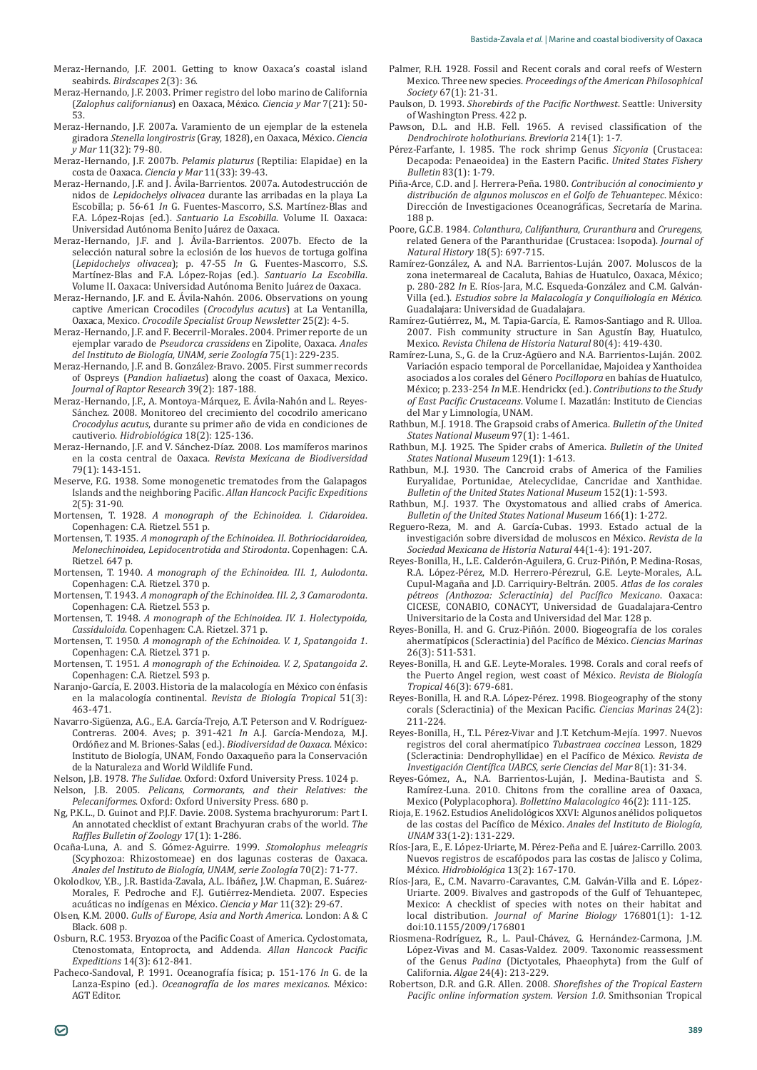Meraz-Hernando, J.F. 2001. Getting to know Oaxaca's coastal island seabirds. *Birdscapes* 2(3): 36.

Meraz-Hernando, J.F. 2003. Primer registro del lobo marino de California (*Zalophus californianus*) en Oaxaca, México. *Ciencia y Mar* 7(21): 50-53.

Meraz-Hernando, J.F. 2007a. Varamiento de un ejemplar de la estenela giradora *Stenella longirostris* (Gray, 1828), en Oaxaca, México. *Ciencia y Mar* 11(32): 79-80.

Meraz-Hernando, J.F. 2007b. *Pelamis platurus* (Reptilia: Elapidae) en la costa de Oaxaca. *Ciencia y Mar* 11(33): 39-43.

Meraz-Hernando, J.F. and J. Ávila-Barrientos. 2007a. Autodestrucción de nidos de *Lepidochelys olivacea* durante las arribadas en la playa La Escobilla; p. 56-61 *In* G. Fuentes-Mascorro, S.S. Martínez-Blas and F.A. López-Rojas (ed.). *Santuario La Escobilla*. Volume II. Oaxaca: Universidad Autónoma Benito Juárez de Oaxaca.

Meraz-Hernando, J.F. and J. Ávila-Barrientos. 2007b. Efecto de la selección natural sobre la eclosión de los huevos de tortuga golfina (*Lepidochelys olivacea*); p. 47-55 *In* G. Fuentes-Mascorro, S.S. Martínez-Blas and F.A. López-Rojas (ed.). *Santuario La Escobilla*. Volume II. Oaxaca: Universidad Autónoma Benito Juárez de Oaxaca.

Meraz-Hernando, J.F. and E. Ávila-Nahón. 2006. Observations on young captive American Crocodiles (*Crocodylus acutus*) at La Ventanilla, Oaxaca, Mexico. *Crocodile Specialist Group Newsletter* 25(2): 4-5.

Meraz-Hernando, J.F. and F. Becerril-Morales. 2004. Primer reporte de un ejemplar varado de *Pseudorca crassidens* en Zipolite, Oaxaca. *Anales del Instituto de Biología, UNAM, serie Zoología* 75(1): 229-235.

Meraz-Hernando, J.F. and B. González-Bravo. 2005. First summer records of Ospreys (*Pandion haliaetus*) along the coast of Oaxaca, Mexico. *Journal of Raptor Research* 39(2): 187-188.

Meraz-Hernando, J.F., A. Montoya-Márquez, E. Ávila-Nahón and L. Reyes-Sánchez. 2008. Monitoreo del crecimiento del cocodrilo americano *Crocodylus acutus*, durante su primer año de vida en condiciones de cautiverio. *Hidrobiológica* 18(2): 125-136.

Meraz-Hernando, J.F. and V. Sánchez-Díaz. 2008. Los mamíferos marinos en la costa central de Oaxaca. *Revista Mexicana de Biodiversidad* 79(1): 143-151.

Meserve, F.G. 1938. Some monogenetic trematodes from the Galapagos Islands and the neighboring Pacific. *Allan Hancock Pacific Expeditions* 2(5): 31-90.

Mortensen, T. 1928. *A monograph of the Echinoidea. I. Cidaroidea*. Copenhagen: C.A. Rietzel. 551 p.

Mortensen, T. 1935. *A monograph of the Echinoidea. II. Bothriocidaroidea, Melonechinoidea, Lepidocentrotida and Stirodonta*. Copenhagen: C.A. Rietzel. 647 p.

Mortensen, T. 1940. *A monograph of the Echinoidea. III. 1, Aulodonta*. Copenhagen: C.A. Rietzel. 370 p.

Mortensen, T. 1943. *A monograph of the Echinoidea. III. 2, 3 Camarodonta*. Copenhagen: C.A. Rietzel. 553 p.

Mortensen, T. 1948. *A monograph of the Echinoidea. IV. 1. Holectypoida, Cassiduloida*. Copenhagen: C.A. Rietzel. 371 p.

Mortensen, T. 1950. *A monograph of the Echinoidea. V. 1, Spatangoida 1*. Copenhagen: C.A. Rietzel. 371 p.

Mortensen, T. 1951. *A monograph of the Echinoidea. V. 2, Spatangoida 2*. Copenhagen: C.A. Rietzel. 593 p.

Naranjo-García, E. 2003. Historia de la malacología en México con énfasis en la malacología continental. *Revista de Biología Tropical* 51(3): 463-471.

Navarro-Sigüenza, A.G., E.A. García-Trejo, A.T. Peterson and V. Rodríguez-Contreras. 2004. Aves; p. 391-421 *In* A.J. García-Mendoza, M.J. Ordóñez and M. Briones-Salas (ed.). *Biodiversidad de Oaxaca*. México: Instituto de Biología, UNAM, Fondo Oaxaqueño para la Conservación de la Naturaleza and World Wildlife Fund.

Nelson, J.B. 1978. *The Sulidae*. Oxford: Oxford University Press. 1024 p.

Nelson, J.B. 2005. *Pelicans, Cormorants, and their Relatives: the Pelecaniformes*. Oxford: Oxford University Press. 680 p.

Ng, P.K.L., D. Guinot and P.J.F. Davie. 2008. Systema brachyurorum: Part I. An annotated checklist of extant Brachyuran crabs of the world. *The Raffles Bulletin of Zoology* 17(1): 1-286.

Ocaña-Luna, A. and S. Gómez-Aguirre. 1999. *Stomolophus meleagris* (Scyphozoa: Rhizostomeae) en dos lagunas costeras de Oaxaca. *Anales del Instituto de Biología, UNAM, serie Zoología* 70(2): 71-77.

Okolodkov, Y.B., J.R. Bastida-Zavala, A.L. Ibáñez, J.W. Chapman, E. Suárez-Morales, F. Pedroche and F.J. Gutiérrez-Mendieta. 2007. Especies acuáticas no indígenas en México. *Ciencia y Mar* 11(32): 29-67.

Olsen, K.M. 2000. *Gulls of Europe, Asia and North America*. London: A & C Black. 608 p.

Osburn, R.C. 1953. Bryozoa of the Pacific Coast of America. Cyclostomata, Ctenostomata, Entoprocta, and Addenda. *Allan Hancock Pacific Expeditions* 14(3): 612-841.

Pacheco-Sandoval, P. 1991. Oceanografía física; p. 151-176 *In* G. de la Lanza-Espino (ed.). *Oceanografía de los mares mexicanos*. México: AGT Editor.

Palmer, R.H. 1928. Fossil and Recent corals and coral reefs of Western Mexico. Three new species. *Proceedings of the American Philosophical Society* 67(1): 21-31.

Paulson, D. 1993. *Shorebirds of the Pacific Northwest*. Seattle: University of Washington Press. 422 p.

Pawson, D.L. and H.B. Fell. 1965. A revised classification of the *Dendrochirote holothurians*. *Brevioria* 214(1): 1-7.

Pérez-Farfante, I. 1985. The rock shrimp Genus *Sicyonia* (Crustacea: Decapoda: Penaeoidea) in the Eastern Pacific. *United States Fishery Bulletin* 83(1): 1-79.

Piña-Arce, C.D. and J. Herrera-Peña. 1980. *Contribución al conocimiento y distribución de algunos moluscos en el Golfo de Tehuantepec*. México: Dirección de Investigaciones Oceanográficas, Secretaría de Marina. 188 p.

Poore, G.C.B. 1984. *Colanthura*, *Califanthura*, *Cruranthura* and *Cruregens*, related Genera of the Paranthuridae (Crustacea: Isopoda). *Journal of Natural History* 18(5): 697-715.

Ramírez-González, A. and N.A. Barrientos-Luján. 2007. Moluscos de la zona inetermareal de Cacaluta, Bahias de Huatulco, Oaxaca, México; p. 280-282 *In* E. Ríos-Jara, M.C. Esqueda-González and C.M. Galván-Villa (ed.). *Estudios sobre la Malacología y Conquiliología en México*. Guadalajara: Universidad de Guadalajara.

Ramírez-Gutiérrez, M., M. Tapia-García, E. Ramos-Santiago and R. Ulloa. 2007. Fish community structure in San Agustín Bay, Huatulco, Mexico. *Revista Chilena de Historia Natural* 80(4): 419-430.

Ramírez-Luna, S., G. de la Cruz-Agüero and N.A. Barrientos-Luján. 2002. Variación espacio temporal de Porcellanidae, Majoidea y Xanthoidea asociados a los corales del Género *Pocillopora* en bahías de Huatulco, México; p. 233-254 *In* M.E. Hendrickx (ed.). *Contributions to the Study of East Pacific Crustaceans*. Volume I. Mazatlán: Instituto de Ciencias del Mar y Limnología, UNAM.

Rathbun, M.J. 1918. The Grapsoid crabs of America. *Bulletin of the United States National Museum* 97(1): 1-461.

Rathbun, M.J. 1925. The Spider crabs of America. *Bulletin of the United States National Museum* 129(1): 1-613.

Rathbun, M.J. 1930. The Cancroid crabs of America of the Families Euryalidae, Portunidae, Atelecyclidae, Cancridae and Xanthidae. *Bulletin of the United States National Museum* 152(1): 1-593.

Rathbun, M.J. 1937. The Oxystomatous and allied crabs of America. *Bulletin of the United States National Museum* 166(1): 1-272.

Reguero-Reza, M. and A. García-Cubas. 1993. Estado actual de la investigación sobre diversidad de moluscos en México. *Revista de la Sociedad Mexicana de Historia Natural* 44(1-4): 191-207.

Reyes-Bonilla, H., L.E. Calderón-Aguilera, G. Cruz-Piñón, P. Medina-Rosas, R.A. López-Pérez, M.D. Herrero-Pérezrul, G.E. Leyte-Morales, A.L. Cupul-Magaña and J.D. Carriquiry-Beltrán. 2005. *Atlas de los corales pétreos (Anthozoa: Scleractinia) del Pacífico Mexicano*. Oaxaca: CICESE, CONABIO, CONACYT, Universidad de Guadalajara-Centro Universitario de la Costa and Universidad del Mar. 128 p.

Reyes-Bonilla, H. and G. Cruz-Piñón. 2000. Biogeografía de los corales ahermatípicos (Scleractinia) del Pacífico de México. *Ciencias Marinas* 26(3): 511-531.

Reyes-Bonilla, H. and G.E. Leyte-Morales. 1998. Corals and coral reefs of the Puerto Angel region, west coast of México. *Revista de Biología Tropical* 46(3): 679-681.

Reyes-Bonilla, H. and R.A. López-Pérez. 1998. Biogeography of the stony corals (Scleractinia) of the Mexican Pacific. *Ciencias Marinas* 24(2): 211-224.

Reyes-Bonilla, H., T.L. Pérez-Vivar and J.T. Ketchum-Mejía. 1997. Nuevos registros del coral ahermatípico *Tubastraea coccinea* Lesson, 1829 (Scleractinia: Dendrophylliidae) en el Pacífico de México. *Revista de Investigación Científica UABCS, serie Ciencias del Mar* 8(1): 31-34.

Reyes-Gómez, A., N.A. Barrientos-Luján, J. Medina-Bautista and S. Ramírez-Luna. 2010. Chitons from the coralline area of Oaxaca, Mexico (Polyplacophora). *Bollettino Malacologico* 46(2): 111-125.

Rioja, E. 1962. Estudios Anelidológicos XXVI: Algunos anélidos poliquetos de las costas del Pacífico de México. *Anales del Instituto de Biología, UNAM* 33(1-2): 131-229.

Ríos-Jara, E., E. López-Uriarte, M. Pérez-Peña and E. Juárez-Carrillo. 2003. Nuevos registros de escafópodos para las costas de Jalisco y Colima, México. *Hidrobiológica* 13(2): 167-170.

Ríos-Jara, E., C.M. Navarro-Caravantes, C.M. Galván-Villa and E. López-Uriarte. 2009. Bivalves and gastropods of the Gulf of Tehuantepec, Mexico: A checklist of species with notes on their habitat and local distribution. *Journal of Marine Biology* 176801(1): 1-12. doi:10.1155/2009/176801

Riosmena-Rodríguez, R., L. Paul-Chávez, G. Hernández-Carmona, J.M. López-Vivas and M. Casas-Valdez. 2009. Taxonomic reassessment of the Genus *Padina* (Dictyotales, Phaeophyta) from the Gulf of California. *Algae* 24(4): 213-229.

Robertson, D.R. and G.R. Allen. 2008. *Shorefishes of the Tropical Eastern Pacific online information system. Version 1.0*. Smithsonian Tropical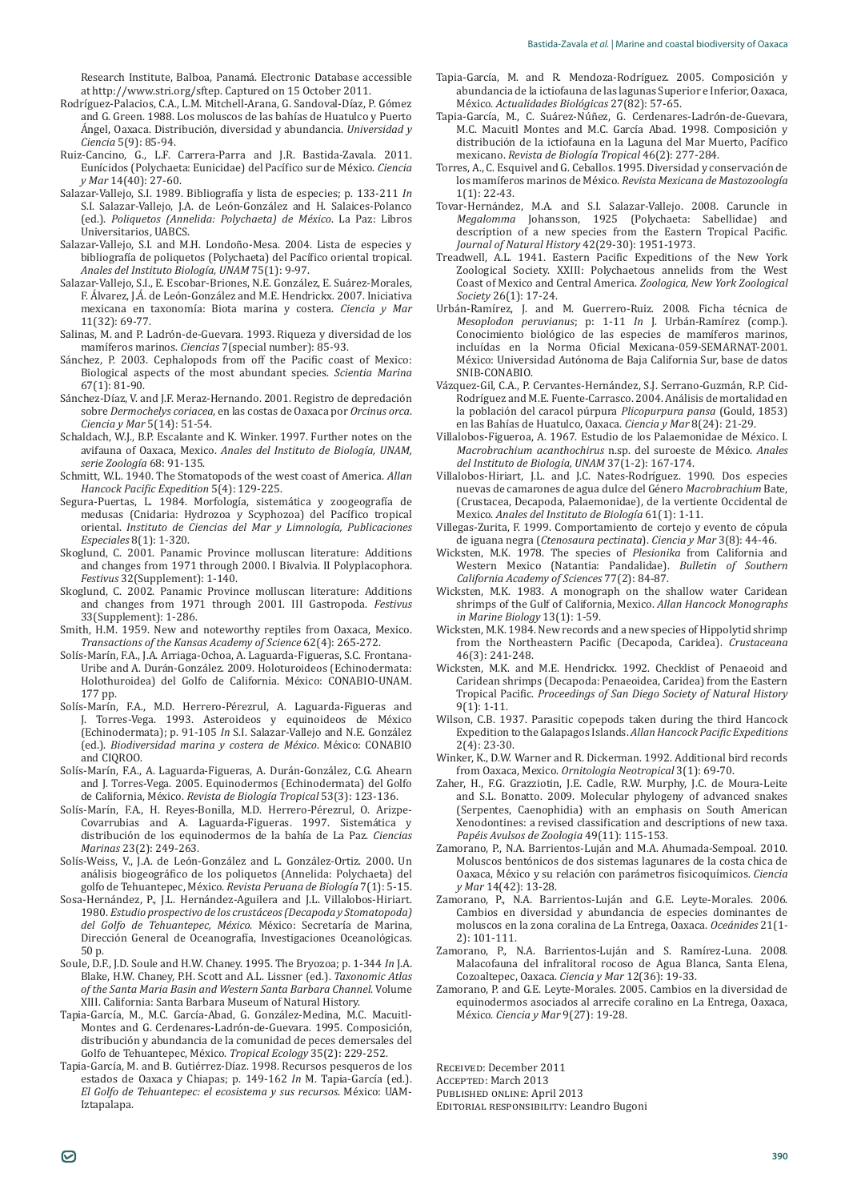Research Institute, Balboa, Panamá. Electronic Database accessible at http://www.stri.org/sftep. Captured on 15 October 2011.

Rodríguez-Palacios, C.A., L.M. Mitchell-Arana, G. Sandoval-Díaz, P. Gómez and G. Green. 1988. Los moluscos de las bahías de Huatulco y Puerto Ángel, Oaxaca. Distribución, diversidad y abundancia. *Universidad y Ciencia* 5(9): 85-94.

Ruiz-Cancino, G., L.F. Carrera-Parra and J.R. Bastida-Zavala. 2011. Eunícidos (Polychaeta: Eunicidae) del Pacífico sur de México. *Ciencia y Mar* 14(40): 27-60.

Salazar-Vallejo, S.I. 1989. Bibliografía y lista de especies; p. 133-211 *In* S.I. Salazar-Vallejo, J.A. de León-González and H. Salaices-Polanco (ed.). *Poliquetos (Annelida: Polychaeta) de México*. La Paz: Libros Universitarios, UABCS.

Salazar-Vallejo, S.I. and M.H. Londoño-Mesa. 2004. Lista de especies y bibliografía de poliquetos (Polychaeta) del Pacífico oriental tropical. *Anales del Instituto Biología, UNAM* 75(1): 9-97.

Salazar-Vallejo, S.I., E. Escobar-Briones, N.E. González, E. Suárez-Morales, F. Álvarez, J.Á. de León-González and M.E. Hendrickx. 2007. Iniciativa mexicana en taxonomía: Biota marina y costera. *Ciencia y Mar* 11(32): 69-77.

Salinas, M. and P. Ladrón-de-Guevara. 1993. Riqueza y diversidad de los mamíferos marinos. *Ciencias* 7(special number): 85-93.

Sánchez, P. 2003. Cephalopods from off the Pacific coast of Mexico: Biological aspects of the most abundant species. *Scientia Marina* 67(1): 81-90.

Sánchez-Díaz, V. and J.F. Meraz-Hernando. 2001. Registro de depredación sobre *Dermochelys coriacea*, en las costas de Oaxaca por *Orcinus orca*. *Ciencia y Mar* 5(14): 51-54.

Schaldach, W.J., B.P. Escalante and K. Winker. 1997. Further notes on the avifauna of Oaxaca, Mexico. *Anales del Instituto de Biología, UNAM, serie Zoología* 68: 91-135.

Schmitt, W.L. 1940. The Stomatopods of the west coast of America. *Allan Hancock Pacific Expedition* 5(4): 129-225.

Segura-Puertas, L. 1984. Morfología, sistemática y zoogeografía de medusas (Cnidaria: Hydrozoa y Scyphozoa) del Pacífico tropical oriental. *Instituto de Ciencias del Mar y Limnología, Publicaciones Especiales* 8(1): 1-320.

Skoglund, C. 2001. Panamic Province molluscan literature: Additions and changes from 1971 through 2000. I Bivalvia. II Polyplacophora. *Festivus* 32(Supplement): 1-140.

Skoglund, C. 2002. Panamic Province molluscan literature: Additions and changes from 1971 through 2001. III Gastropoda. *Festivus* 33(Supplement): 1-286.

Smith, H.M. 1959. New and noteworthy reptiles from Oaxaca, Mexico. *Transactions of the Kansas Academy of Science* 62(4): 265-272.

Solís-Marín, F.A., J.A. Arriaga-Ochoa, A. Laguarda-Figueras, S.C. Frontana-Uribe and A. Durán-González. 2009. Holoturoideos (Echinodermata: Holothuroidea) del Golfo de California. México: CONABIO-UNAM. 177 pp.

Solís-Marín, F.A., M.D. Herrero-Pérezrul, A. Laguarda-Figueras and J. Torres-Vega. 1993. Asteroideos y equinoideos de México (Echinodermata); p. 91-105 *In* S.I. Salazar-Vallejo and N.E. González (ed.). *Biodiversidad marina y costera de México*. México: CONABIO and CIQROO.

Solís-Marín, F.A., A. Laguarda-Figueras, A. Durán-González, C.G. Ahearn and J. Torres-Vega. 2005. Equinodermos (Echinodermata) del Golfo de California, México. *Revista de Biología Tropical* 53(3): 123-136.

Solís-Marín, F.A., H. Reyes-Bonilla, M.D. Herrero-Pérezrul, O. Arizpe-Covarrubias and A. Laguarda-Figueras. 1997. Sistemática y distribución de los equinodermos de la bahía de La Paz. *Ciencias Marinas* 23(2): 249-263.

Solís-Weiss, V., J.A. de León-González and L. González-Ortiz. 2000. Un análisis biogeográfico de los poliquetos (Annelida: Polychaeta) del golfo de Tehuantepec, México. *Revista Peruana de Biología* 7(1): 5-15.

Sosa-Hernández, P., J.L. Hernández-Aguilera and J.L. Villalobos-Hiriart. 1980. *Estudio prospectivo de los crustáceos (Decapoda y Stomatopoda) del Golfo de Tehuantepec, México*. México: Secretaría de Marina, Dirección General de Oceanografía, Investigaciones Oceanológicas. 50 p.

Soule, D.F., J.D. Soule and H.W. Chaney. 1995. The Bryozoa; p. 1-344 *In* J.A. Blake, H.W. Chaney, P.H. Scott and A.L. Lissner (ed.). *Taxonomic Atlas of the Santa Maria Basin and Western Santa Barbara Channel*. Volume XIII. California: Santa Barbara Museum of Natural History.

Tapia-García, M., M.C. García-Abad, G. González-Medina, M.C. Macuitl-Montes and G. Cerdenares-Ladrón-de-Guevara. 1995. Composición, distribución y abundancia de la comunidad de peces demersales del Golfo de Tehuantepec, México. *Tropical Ecology* 35(2): 229-252.

Tapia-García, M. and B. Gutiérrez-Díaz. 1998. Recursos pesqueros de los estados de Oaxaca y Chiapas; p. 149-162 *In* M. Tapia-García (ed.). *El Golfo de Tehuantepec: el ecosistema y sus recursos*. México: UAM-Iztapalapa.

Tapia-García, M. and R. Mendoza-Rodríguez. 2005. Composición y abundancia de la ictiofauna de las lagunas Superior e Inferior, Oaxaca, México. *Actualidades Biológicas* 27(82): 57-65.

Tapia-García, M., C. Suárez-Núñez, G. Cerdenares-Ladrón-de-Guevara, M.C. Macuitl Montes and M.C. García Abad. 1998. Composición y distribución de la ictiofauna en la Laguna del Mar Muerto, Pacífico mexicano. *Revista de Biología Tropical* 46(2): 277-284.

Torres, A., C. Esquivel and G. Ceballos. 1995. Diversidad y conservación de los mamíferos marinos de México. *Revista Mexicana de Mastozoología* 1(1): 22-43.

Tovar-Hernández, M.A. and S.I. Salazar-Vallejo. 2008. Caruncle in *Megalomma* Johansson, 1925 (Polychaeta: Sabellidae) and description of a new species from the Eastern Tropical Pacific. *Journal of Natural History* 42(29-30): 1951-1973.

Treadwell, A.L. 1941. Eastern Pacific Expeditions of the New York Zoological Society. XXIII: Polychaetous annelids from the West Coast of Mexico and Central America. *Zoologica, New York Zoological Society* 26(1): 17-24.

Urbán-Ramírez, J. and M. Guerrero-Ruiz. 2008. Ficha técnica de *Mesoplodon peruvianus*; p: 1-11 *In* J. Urbán-Ramírez (comp.). Conocimiento biológico de las especies de mamíferos marinos, incluídas en la Norma Oficial Mexicana-059-SEMARNAT-2001. México: Universidad Autónoma de Baja California Sur, base de datos SNIB-CONABIO.

Vázquez-Gil, C.A., P. Cervantes-Hernández, S.J. Serrano-Guzmán, R.P. Cid-Rodríguez and M.E. Fuente-Carrasco. 2004. Análisis de mortalidad en la población del caracol púrpura *Plicopurpura pansa* (Gould, 1853) en las Bahías de Huatulco, Oaxaca. *Ciencia y Mar* 8(24): 21-29.

Villalobos-Figueroa, A. 1967. Estudio de los Palaemonidae de México. I. *Macrobrachium acanthochirus* n.sp. del suroeste de México. *Anales del Instituto de Biología, UNAM* 37(1-2): 167-174.

Villalobos-Hiriart, J.L. and J.C. Nates-Rodríguez. 1990. Dos especies nuevas de camarones de agua dulce del Género *Macrobrachium* Bate, (Crustacea, Decapoda, Palaemonidae), de la vertiente Occidental de Mexico. *Anales del Instituto de Biología* 61(1): 1-11.

Villegas-Zurita, F. 1999. Comportamiento de cortejo y evento de cópula de iguana negra (*Ctenosaura pectinata*). *Ciencia y Mar* 3(8): 44-46.

Wicksten, M.K. 1978. The species of *Plesionika* from California and Western Mexico (Natantia: Pandalidae). *Bulletin of Southern California Academy of Sciences* 77(2): 84-87.

Wicksten, M.K. 1983. A monograph on the shallow water Caridean shrimps of the Gulf of California, Mexico. *Allan Hancock Monographs in Marine Biology* 13(1): 1-59.

Wicksten, M.K. 1984. New records and a new species of Hippolytid shrimp from the Northeastern Pacific (Decapoda, Caridea). *Crustaceana* 46(3): 241-248.

Wicksten, M.K. and M.E. Hendrickx. 1992. Checklist of Penaeoid and Caridean shrimps (Decapoda: Penaeoidea, Caridea) from the Eastern Tropical Pacific. *Proceedings of San Diego Society of Natural History* 9(1): 1-11.

Wilson, C.B. 1937. Parasitic copepods taken during the third Hancock Expedition to the Galapagos Islands. *Allan Hancock Pacific Expeditions* 2(4): 23-30.

Winker, K., D.W. Warner and R. Dickerman. 1992. Additional bird records from Oaxaca, Mexico. *Ornitologia Neotropical* 3(1): 69-70.

Zaher, H., F.G. Grazziotin, J.E. Cadle, R.W. Murphy, J.C. de Moura-Leite and S.L. Bonatto. 2009. Molecular phylogeny of advanced snakes (Serpentes, Caenophidia) with an emphasis on South American Xenodontines: a revised classification and descriptions of new taxa. *Papéis Avulsos de Zoologia* 49(11): 115-153.

Zamorano, P., N.A. Barrientos-Luján and M.A. Ahumada-Sempoal. 2010. Moluscos bentónicos de dos sistemas lagunares de la costa chica de Oaxaca, México y su relación con parámetros fisicoquímicos. *Ciencia y Mar* 14(42): 13-28.

Zamorano, P., N.A. Barrientos-Luján and G.E. Leyte-Morales. 2006. Cambios en diversidad y abundancia de especies dominantes de moluscos en la zona coralina de La Entrega, Oaxaca. *Oceánides* 21(1-2): 101-111.

Zamorano, P., N.A. Barrientos-Luján and S. Ramírez-Luna. 2008. Malacofauna del infralitoral rocoso de Agua Blanca, Santa Elena, Cozoaltepec, Oaxaca. *Ciencia y Mar* 12(36): 19-33.

Zamorano, P. and G.E. Leyte-Morales. 2005. Cambios en la diversidad de equinodermos asociados al arrecife coralino en La Entrega, Oaxaca, México. *Ciencia y Mar* 9(27): 19-28.

Received: December 2011
Accepted: March 2013
Published online: April 2013
Editorial responsibility: Leandro Bugoni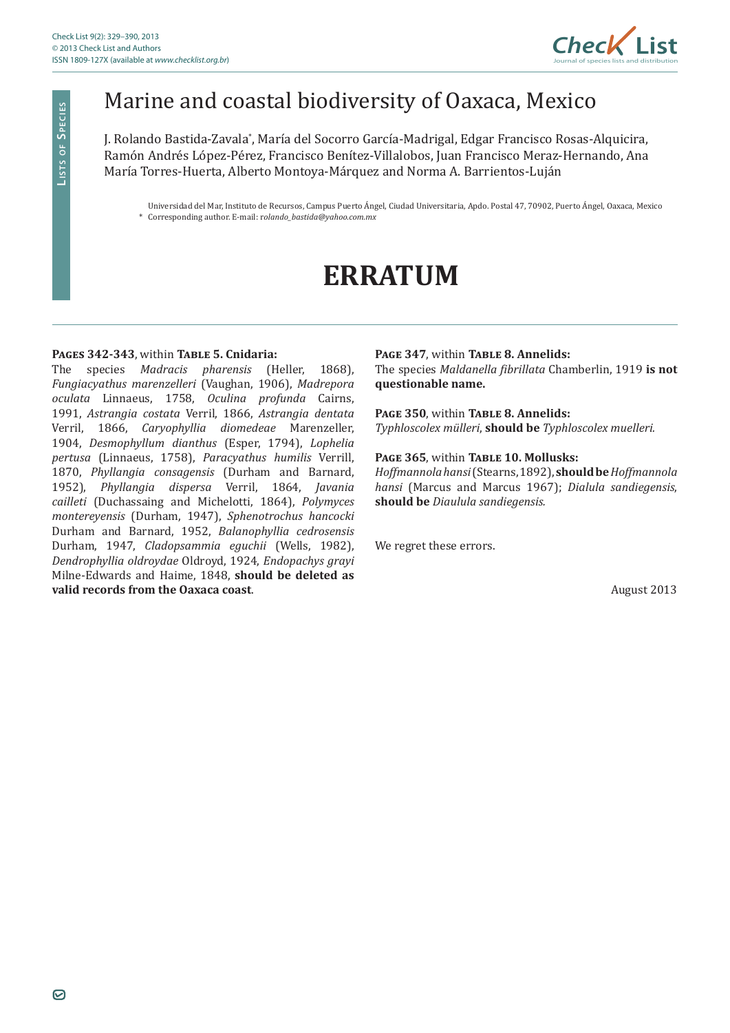Lists of Species

# Marine and coastal biodiversity of Oaxaca, Mexico

J. Rolando Bastida-Zavala*, María del Socorro García-Madrigal, Edgar Francisco Rosas-Alquicira, Ramón Andrés López-Pérez, Francisco Benítez-Villalobos, Juan Francisco Meraz-Hernando, Ana María Torres-Huerta, Alberto Montoya-Márquez and Norma A. Barrientos-Luján

Universidad del Mar, Instituto de Recursos, Campus Puerto Ángel, Ciudad Universitaria, Apdo. Postal 47, 70902, Puerto Ángel, Oaxaca, Mexico
\* Corresponding author. E-mail: *rolando_bastida@yahoo.com.mx*

# ERRATUM

**Pages 342-343**, within **Table 5. Cnidaria:**
The species *Madracis pharensis* (Heller, 1868), *Fungiacyathus marenzelleri* (Vaughan, 1906), *Madrepora oculata* Linnaeus, 1758, *Oculina profunda* Cairns, 1991, *Astrangia costata* Verril, 1866, *Astrangia dentata* Verril, 1866, *Caryophyllia diomedeae* Marenzeller, 1904, *Desmophyllum dianthus* (Esper, 1794), *Lophelia pertusa* (Linnaeus, 1758), *Paracyathus humilis* Verrill, 1870, *Phyllangia consagensis* (Durham and Barnard, 1952), *Phyllangia dispersa* Verril, 1864, *Javania cailleti* (Duchassaing and Michelotti, 1864), *Polymyces montereyensis* (Durham, 1947), *Sphenotrochus hancocki* Durham and Barnard, 1952, *Balanophyllia cedrosensis* Durham, 1947, *Cladopsammia eguchii* (Wells, 1982), *Dendrophyllia oldroydae* Oldroyd, 1924, *Endopachys grayi* Milne-Edwards and Haime, 1848, **should be deleted as valid records from the Oaxaca coast**.

**Page 347**, within **Table 8. Annelids:**
The species *Maldanella fibrillata* Chamberlin, 1919 **is not questionable name.**

**Page 350**, within **Table 8. Annelids:**
*Typhloscolex mülleri*, **should be** *Typhloscolex muelleri.*

**Page 365**, within **Table 10. Mollusks:**
*Hoffmannola hansi* (Stearns, 1892), **should be** *Hoffmannola hansi* (Marcus and Marcus 1967); *Dialula sandiegensis*, **should be** *Diaulula sandiegensis.*

We regret these errors.

August 2013